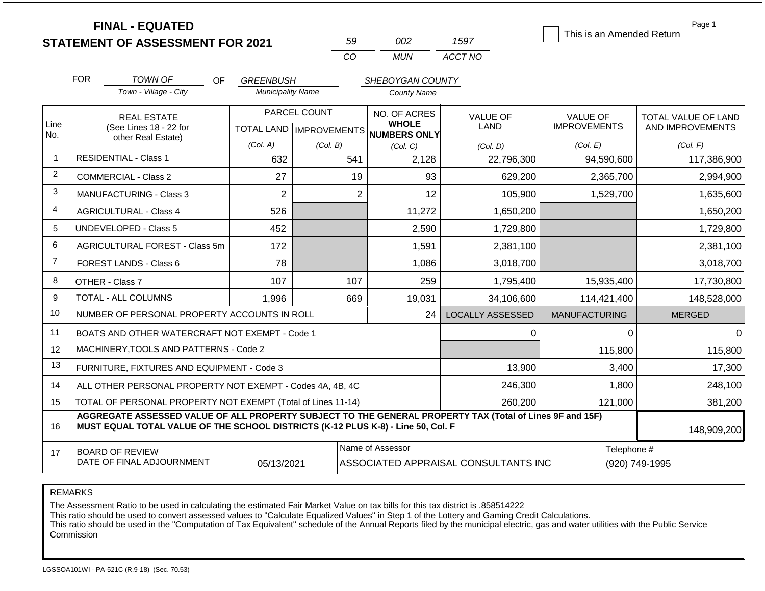# FINAL - EQUATED
## STATEMENT OF ASSESSMENT FOR 2021

| 59 | 002 | 1597 |
|---|---|---|
| CO | MUN | ACCT NO |

☐ This is an Amended Return

FOR *TOWN OF* (Town - Village - City) OF *GREENBUSH* (Municipality Name) *SHEBOYGAN COUNTY* (County Name)

| Line No. | REAL ESTATE (See Lines 18 - 22 for other Real Estate) | PARCEL COUNT TOTAL LAND (Col. A) | PARCEL COUNT IMPROVEMENTS (Col. B) | NO. OF ACRES WHOLE NUMBERS ONLY (Col. C) | VALUE OF LAND (Col. D) | VALUE OF IMPROVEMENTS (Col. E) | TOTAL VALUE OF LAND AND IMPROVEMENTS (Col. F) |
|---|---|---|---|---|---|---|---|
| 1 | RESIDENTIAL - Class 1 | 632 | 541 | 2,128 | 22,796,300 | 94,590,600 | 117,386,900 |
| 2 | COMMERCIAL - Class 2 | 27 | 19 | 93 | 629,200 | 2,365,700 | 2,994,900 |
| 3 | MANUFACTURING - Class 3 | 2 | 2 | 12 | 105,900 | 1,529,700 | 1,635,600 |
| 4 | AGRICULTURAL - Class 4 | 526 | | 11,272 | 1,650,200 | | 1,650,200 |
| 5 | UNDEVELOPED - Class 5 | 452 | | 2,590 | 1,729,800 | | 1,729,800 |
| 6 | AGRICULTURAL FOREST - Class 5m | 172 | | 1,591 | 2,381,100 | | 2,381,100 |
| 7 | FOREST LANDS - Class 6 | 78 | | 1,086 | 3,018,700 | | 3,018,700 |
| 8 | OTHER - Class 7 | 107 | 107 | 259 | 1,795,400 | 15,935,400 | 17,730,800 |
| 9 | TOTAL - ALL COLUMNS | 1,996 | 669 | 19,031 | 34,106,600 | 114,421,400 | 148,528,000 |
| 10 | NUMBER OF PERSONAL PROPERTY ACCOUNTS IN ROLL | | | 24 | LOCALLY ASSESSED | MANUFACTURING | MERGED |
| 11 | BOATS AND OTHER WATERCRAFT NOT EXEMPT - Code 1 | | | | 0 | 0 | 0 |
| 12 | MACHINERY,TOOLS AND PATTERNS - Code 2 | | | | | 115,800 | 115,800 |
| 13 | FURNITURE, FIXTURES AND EQUIPMENT - Code 3 | | | | 13,900 | 3,400 | 17,300 |
| 14 | ALL OTHER PERSONAL PROPERTY NOT EXEMPT - Codes 4A, 4B, 4C | | | | 246,300 | 1,800 | 248,100 |
| 15 | TOTAL OF PERSONAL PROPERTY NOT EXEMPT (Total of Lines 11-14) | | | | 260,200 | 121,000 | 381,200 |
| 16 | **AGGREGATE ASSESSED VALUE OF ALL PROPERTY SUBJECT TO THE GENERAL PROPERTY TAX (Total of Lines 9F and 15F) MUST EQUAL TOTAL VALUE OF THE SCHOOL DISTRICTS (K-12 PLUS K-8) - Line 50, Col. F** | | | | | | 148,909,200 |
| 17 | BOARD OF REVIEW DATE OF FINAL ADJOURNMENT | 05/13/2021 | Name of Assessor | ASSOCIATED APPRAISAL CONSULTANTS INC | | Telephone # | (920) 749-1995 |

REMARKS

The Assessment Ratio to be used in calculating the estimated Fair Market Value on tax bills for this tax district is .858514222
This ratio should be used to convert assessed values to "Calculate Equalized Values" in Step 1 of the Lottery and Gaming Credit Calculations.
This ratio should be used in the "Computation of Tax Equivalent" schedule of the Annual Reports filed by the municipal electric, gas and water utilities with the Public Service Commission

LGSSOA101WI - PA-521C (R.9-18) (Sec. 70.53)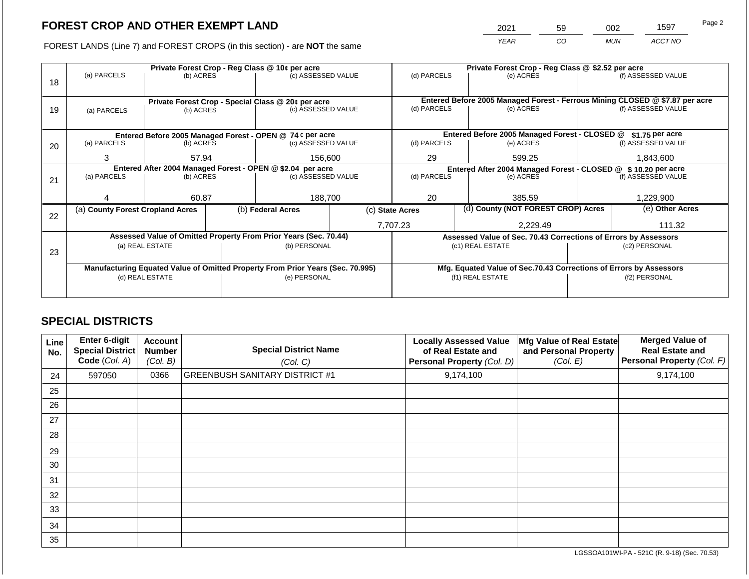# FOREST CROP AND OTHER EXEMPT LAND

| 2021 | 59 | 002 | 1597 |
| --- | --- | --- | --- |
| YEAR | CO | MUN | ACCT NO |

FOREST LANDS (Line 7) and FOREST CROPS (in this section) - are **NOT** the same

| Line | Private Forest Crop - Reg Class @ 10¢ per acre | | | Private Forest Crop - Reg Class @ $2.52 per acre | | |
| --- | --- | --- | --- | --- | --- | --- |
| 18 | (a) PARCELS | (b) ACRES | (c) ASSESSED VALUE | (d) PARCELS | (e) ACRES | (f) ASSESSED VALUE |
| | | | | | | |
| | **Private Forest Crop - Special Class @ 20¢ per acre** | | | **Entered Before 2005 Managed Forest - Ferrous Mining CLOSED @ $7.87 per acre** | | |
| 19 | (a) PARCELS | (b) ACRES | (c) ASSESSED VALUE | (d) PARCELS | (e) ACRES | (f) ASSESSED VALUE |
| | | | | | | |
| | **Entered Before 2005 Managed Forest - OPEN @ 74 ¢ per acre** | | | **Entered Before 2005 Managed Forest - CLOSED @ $1.75 per acre** | | |
| 20 | (a) PARCELS | (b) ACRES | (c) ASSESSED VALUE | (d) PARCELS | (e) ACRES | (f) ASSESSED VALUE |
| | 3 | 57.94 | 156,600 | 29 | 599.25 | 1,843,600 |
| | **Entered After 2004 Managed Forest - OPEN @ $2.04 per acre** | | | **Entered After 2004 Managed Forest - CLOSED @ $ 10.20 per acre** | | |
| 21 | (a) PARCELS | (b) ACRES | (c) ASSESSED VALUE | (d) PARCELS | (e) ACRES | (f) ASSESSED VALUE |
| | 4 | 60.87 | 188,700 | 20 | 385.59 | 1,229,900 |

| Line | (a) County Forest Cropland Acres | (b) Federal Acres | (c) State Acres | (d) County (NOT FOREST CROP) Acres | (e) Other Acres |
| --- | --- | --- | --- | --- | --- |
| 22 | | | 7,707.23 | 2,229.49 | 111.32 |

| Line | Assessed Value of Omitted Property From Prior Years (Sec. 70.44) | | Assessed Value of Sec. 70.43 Corrections of Errors by Assessors | |
| --- | --- | --- | --- | --- |
| 23 | (a) REAL ESTATE | (b) PERSONAL | (c1) REAL ESTATE | (c2) PERSONAL |
| | | | | |
| | **Manufacturing Equated Value of Omitted Property From Prior Years (Sec. 70.995)** | | **Mfg. Equated Value of Sec.70.43 Corrections of Errors by Assessors** | |
| | (d) REAL ESTATE | (e) PERSONAL | (f1) REAL ESTATE | (f2) PERSONAL |
| | | | | |

## SPECIAL DISTRICTS

| Line No. | Enter 6-digit Special District Code (Col. A) | Account Number (Col. B) | Special District Name (Col. C) | Locally Assessed Value of Real Estate and Personal Property (Col. D) | Mfg Value of Real Estate and Personal Property (Col. E) | Merged Value of Real Estate and Personal Property (Col. F) |
| --- | --- | --- | --- | --- | --- | --- |
| 24 | 597050 | 0366 | GREENBUSH SANITARY DISTRICT #1 | 9,174,100 | | 9,174,100 |
| 25 | | | | | | |
| 26 | | | | | | |
| 27 | | | | | | |
| 28 | | | | | | |
| 29 | | | | | | |
| 30 | | | | | | |
| 31 | | | | | | |
| 32 | | | | | | |
| 33 | | | | | | |
| 34 | | | | | | |
| 35 | | | | | | |

LGSSOA101WI-PA - 521C (R. 9-18) (Sec. 70.53)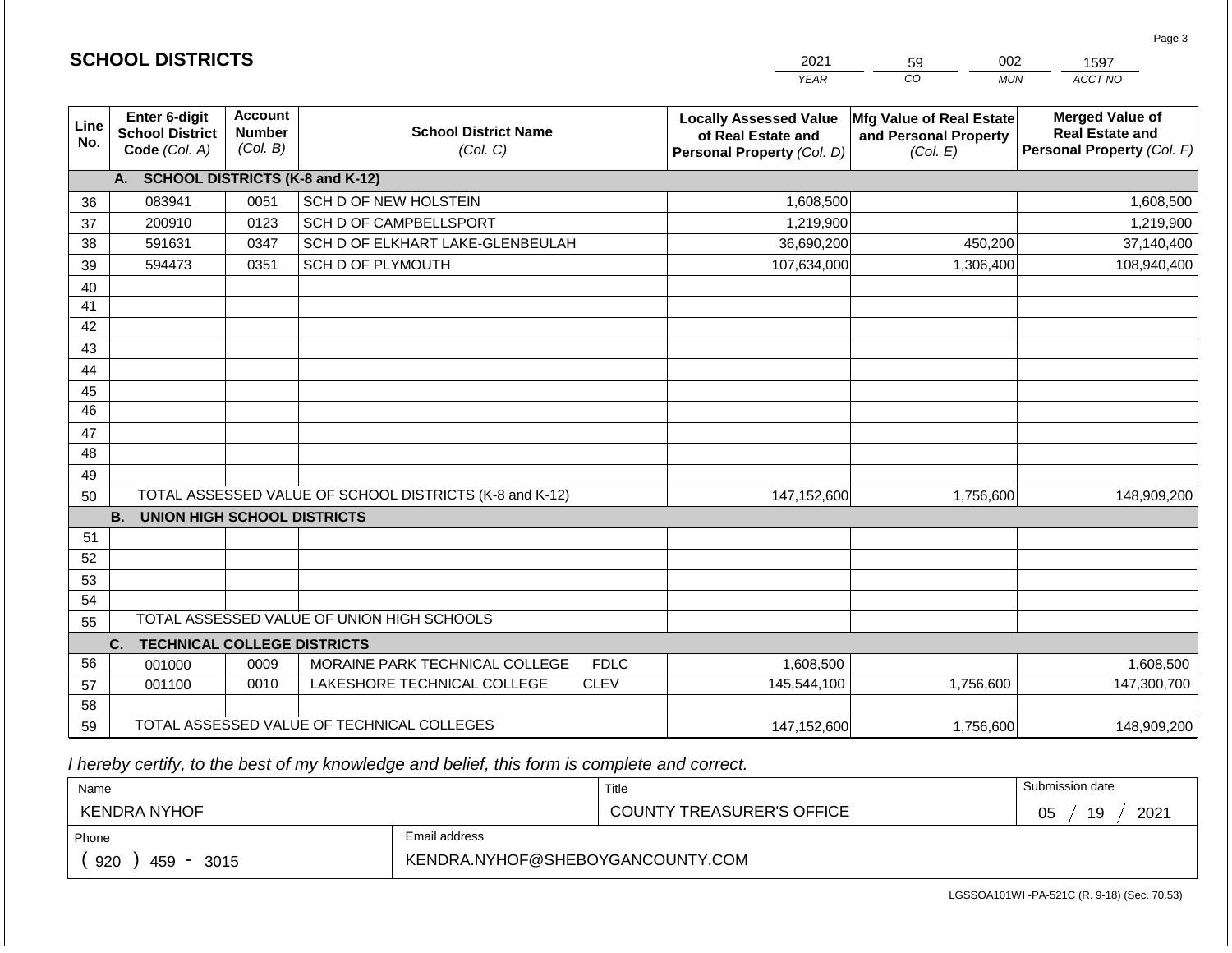## SCHOOL DISTRICTS

| 2021 | 59 | 002 | 1597 |
|---|---|---|---|
| *YEAR* | *CO* | *MUN* | *ACCT NO* |

| Line No. | Enter 6-digit School District Code *(Col. A)* | Account Number *(Col. B)* | School District Name *(Col. C)* | Locally Assessed Value of Real Estate and Personal Property *(Col. D)* | Mfg Value of Real Estate and Personal Property *(Col. E)* | Merged Value of Real Estate and Personal Property *(Col. F)* |
|---|---|---|---|---|---|---|
| | **A. SCHOOL DISTRICTS (K-8 and K-12)** | | | | | |
| 36 | 083941 | 0051 | SCH D OF NEW HOLSTEIN | 1,608,500 | | 1,608,500 |
| 37 | 200910 | 0123 | SCH D OF CAMPBELLSPORT | 1,219,900 | | 1,219,900 |
| 38 | 591631 | 0347 | SCH D OF ELKHART LAKE-GLENBEULAH | 36,690,200 | 450,200 | 37,140,400 |
| 39 | 594473 | 0351 | SCH D OF PLYMOUTH | 107,634,000 | 1,306,400 | 108,940,400 |
| 40 | | | | | | |
| 41 | | | | | | |
| 42 | | | | | | |
| 43 | | | | | | |
| 44 | | | | | | |
| 45 | | | | | | |
| 46 | | | | | | |
| 47 | | | | | | |
| 48 | | | | | | |
| 49 | | | | | | |
| 50 | TOTAL ASSESSED VALUE OF SCHOOL DISTRICTS (K-8 and K-12) | | | 147,152,600 | 1,756,600 | 148,909,200 |
| | **B. UNION HIGH SCHOOL DISTRICTS** | | | | | |
| 51 | | | | | | |
| 52 | | | | | | |
| 53 | | | | | | |
| 54 | | | | | | |
| 55 | TOTAL ASSESSED VALUE OF UNION HIGH SCHOOLS | | | | | |
| | **C. TECHNICAL COLLEGE DISTRICTS** | | | | | |
| 56 | 001000 | 0009 | MORAINE PARK TECHNICAL COLLEGE FDLC | 1,608,500 | | 1,608,500 |
| 57 | 001100 | 0010 | LAKESHORE TECHNICAL COLLEGE CLEV | 145,544,100 | 1,756,600 | 147,300,700 |
| 58 | | | | | | |
| 59 | TOTAL ASSESSED VALUE OF TECHNICAL COLLEGES | | | 147,152,600 | 1,756,600 | 148,909,200 |

*I hereby certify, to the best of my knowledge and belief, this form is complete and correct.*

| Name | Title | Submission date |
|---|---|---|
| KENDRA NYHOF | COUNTY TREASURER'S OFFICE | 05 / 19 / 2021 |
| **Phone** | **Email address** | |
| ( 920 ) 459 - 3015 | KENDRA.NYHOF@SHEBOYGANCOUNTY.COM | |

LGSSOA101WI -PA-521C (R. 9-18) (Sec. 70.53)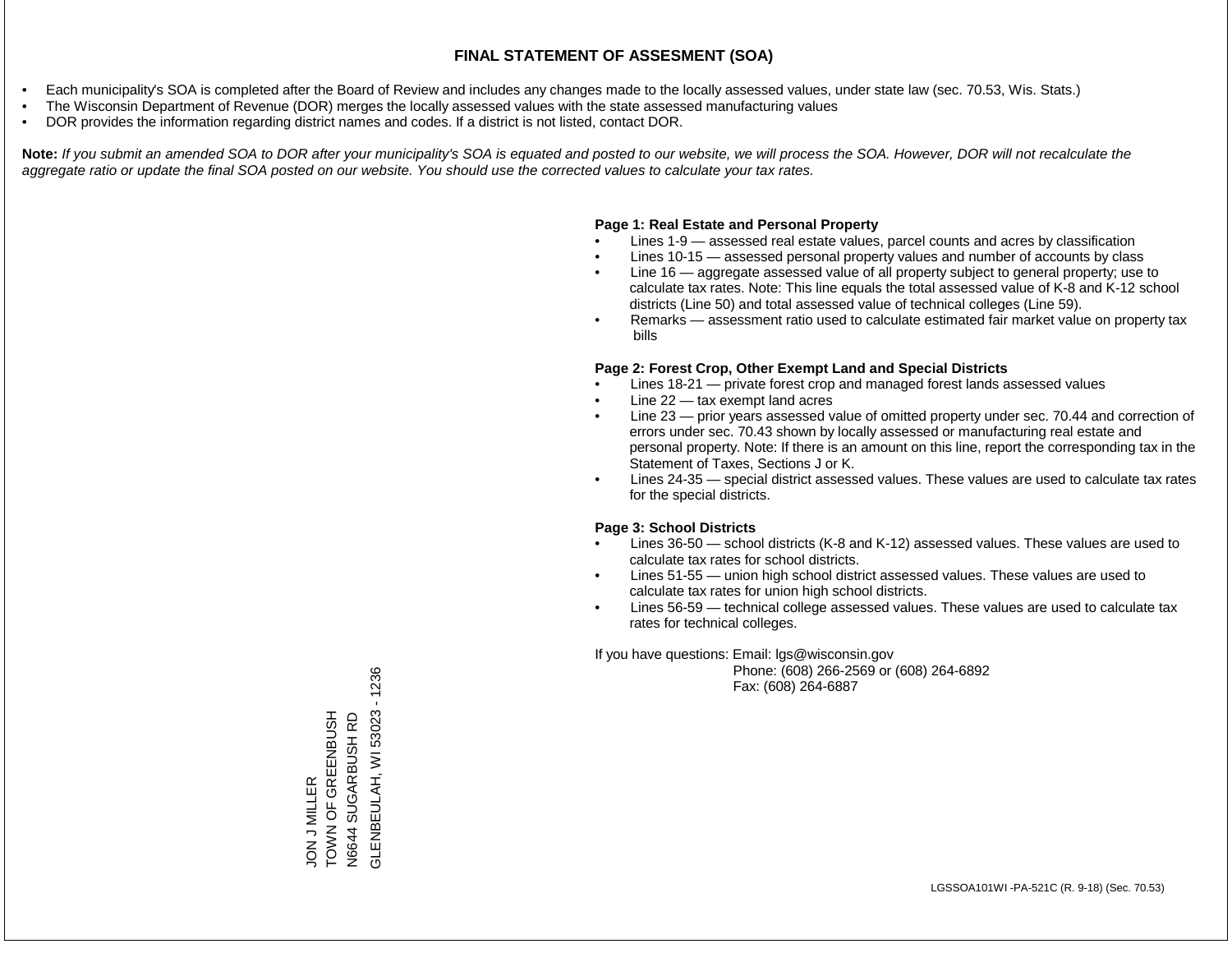# FINAL STATEMENT OF ASSESMENT (SOA)

- Each municipality's SOA is completed after the Board of Review and includes any changes made to the locally assessed values, under state law (sec. 70.53, Wis. Stats.)
- The Wisconsin Department of Revenue (DOR) merges the locally assessed values with the state assessed manufacturing values
- DOR provides the information regarding district names and codes. If a district is not listed, contact DOR.

**Note:** *If you submit an amended SOA to DOR after your municipality's SOA is equated and posted to our website, we will process the SOA. However, DOR will not recalculate the aggregate ratio or update the final SOA posted on our website. You should use the corrected values to calculate your tax rates.*

**Page 1: Real Estate and Personal Property**

- Lines 1-9 — assessed real estate values, parcel counts and acres by classification
- Lines 10-15 — assessed personal property values and number of accounts by class
- Line 16 — aggregate assessed value of all property subject to general property; use to calculate tax rates. Note: This line equals the total assessed value of K-8 and K-12 school districts (Line 50) and total assessed value of technical colleges (Line 59).
- Remarks — assessment ratio used to calculate estimated fair market value on property tax bills

**Page 2: Forest Crop, Other Exempt Land and Special Districts**

- Lines 18-21 — private forest crop and managed forest lands assessed values
- Line 22 — tax exempt land acres
- Line 23 — prior years assessed value of omitted property under sec. 70.44 and correction of errors under sec. 70.43 shown by locally assessed or manufacturing real estate and personal property. Note: If there is an amount on this line, report the corresponding tax in the Statement of Taxes, Sections J or K.
- Lines 24-35 — special district assessed values. These values are used to calculate tax rates for the special districts.

**Page 3: School Districts**

- Lines 36-50 — school districts (K-8 and K-12) assessed values. These values are used to calculate tax rates for school districts.
- Lines 51-55 — union high school district assessed values. These values are used to calculate tax rates for union high school districts.
- Lines 56-59 — technical college assessed values. These values are used to calculate tax rates for technical colleges.

If you have questions: Email: lgs@wisconsin.gov
Phone: (608) 266-2569 or (608) 264-6892
Fax: (608) 264-6887

JON J MILLER
TOWN OF GREENBUSH
N6644 SUGARBUSH RD
GLENBEULAH, WI 53023 - 1236

LGSSOA101WI -PA-521C (R. 9-18) (Sec. 70.53)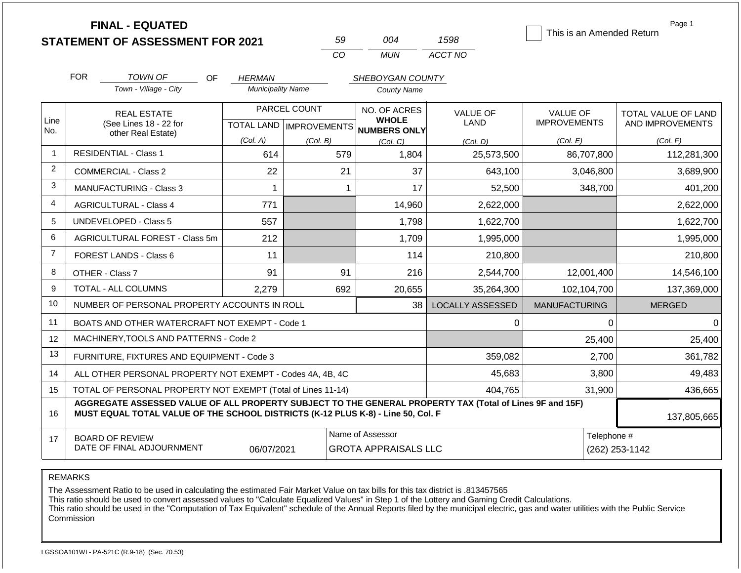# FINAL - EQUATED
## STATEMENT OF ASSESSMENT FOR 2021

| 59 | 004 | 1598 |
|---|---|---|
| CO | MUN | ACCT NO |

This is an Amended Return

FOR TOWN OF (Town - Village - City) OF HERMAN (Municipality Name) SHEBOYGAN COUNTY (County Name)

| Line No. | REAL ESTATE (See Lines 18 - 22 for other Real Estate) | PARCEL COUNT TOTAL LAND (Col. A) | PARCEL COUNT IMPROVEMENTS (Col. B) | NO. OF ACRES WHOLE NUMBERS ONLY (Col. C) | VALUE OF LAND (Col. D) | VALUE OF IMPROVEMENTS (Col. E) | TOTAL VALUE OF LAND AND IMPROVEMENTS (Col. F) |
|---|---|---|---|---|---|---|---|
| 1 | RESIDENTIAL - Class 1 | 614 | 579 | 1,804 | 25,573,500 | 86,707,800 | 112,281,300 |
| 2 | COMMERCIAL - Class 2 | 22 | 21 | 37 | 643,100 | 3,046,800 | 3,689,900 |
| 3 | MANUFACTURING - Class 3 | 1 | 1 | 17 | 52,500 | 348,700 | 401,200 |
| 4 | AGRICULTURAL - Class 4 | 771 | | 14,960 | 2,622,000 | | 2,622,000 |
| 5 | UNDEVELOPED - Class 5 | 557 | | 1,798 | 1,622,700 | | 1,622,700 |
| 6 | AGRICULTURAL FOREST - Class 5m | 212 | | 1,709 | 1,995,000 | | 1,995,000 |
| 7 | FOREST LANDS - Class 6 | 11 | | 114 | 210,800 | | 210,800 |
| 8 | OTHER - Class 7 | 91 | 91 | 216 | 2,544,700 | 12,001,400 | 14,546,100 |
| 9 | TOTAL - ALL COLUMNS | 2,279 | 692 | 20,655 | 35,264,300 | 102,104,700 | 137,369,000 |
| 10 | NUMBER OF PERSONAL PROPERTY ACCOUNTS IN ROLL | | | 38 | LOCALLY ASSESSED | MANUFACTURING | MERGED |
| 11 | BOATS AND OTHER WATERCRAFT NOT EXEMPT - Code 1 | | | | 0 | 0 | 0 |
| 12 | MACHINERY,TOOLS AND PATTERNS - Code 2 | | | | | 25,400 | 25,400 |
| 13 | FURNITURE, FIXTURES AND EQUIPMENT - Code 3 | | | | 359,082 | 2,700 | 361,782 |
| 14 | ALL OTHER PERSONAL PROPERTY NOT EXEMPT - Codes 4A, 4B, 4C | | | | 45,683 | 3,800 | 49,483 |
| 15 | TOTAL OF PERSONAL PROPERTY NOT EXEMPT (Total of Lines 11-14) | | | | 404,765 | 31,900 | 436,665 |
| 16 | **AGGREGATE ASSESSED VALUE OF ALL PROPERTY SUBJECT TO THE GENERAL PROPERTY TAX (Total of Lines 9F and 15F) MUST EQUAL TOTAL VALUE OF THE SCHOOL DISTRICTS (K-12 PLUS K-8) - Line 50, Col. F** | | | | | | 137,805,665 |
| 17 | BOARD OF REVIEW DATE OF FINAL ADJOURNMENT | 06/07/2021 | | Name of Assessor: GROTA APPRAISALS LLC | | | Telephone #: (262) 253-1142 |

REMARKS

The Assessment Ratio to be used in calculating the estimated Fair Market Value on tax bills for this tax district is .813457565
This ratio should be used to convert assessed values to "Calculate Equalized Values" in Step 1 of the Lottery and Gaming Credit Calculations.
This ratio should be used in the "Computation of Tax Equivalent" schedule of the Annual Reports filed by the municipal electric, gas and water utilities with the Public Service Commission

LGSSOA101WI - PA-521C (R.9-18) (Sec. 70.53)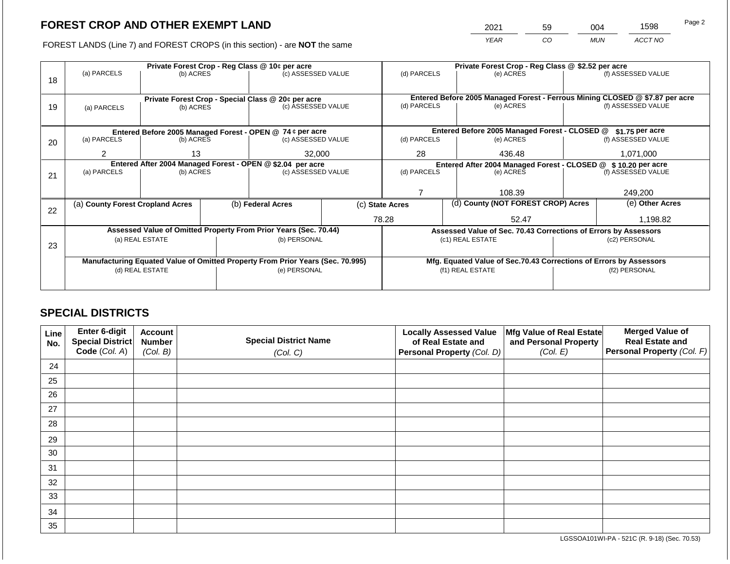## FOREST CROP AND OTHER EXEMPT LAND

FOREST LANDS (Line 7) and FOREST CROPS (in this section) - are **NOT** the same

| YEAR | CO | MUN | ACCT NO |
|---|---|---|---|
| 2021 | 59 | 004 | 1598 |

| Line | Private Forest Crop - Reg Class @ 10¢ per acre | | | Private Forest Crop - Reg Class @ $2.52 per acre | | |
|---|---|---|---|---|---|---|
| | (a) PARCELS | (b) ACRES | (c) ASSESSED VALUE | (d) PARCELS | (e) ACRES | (f) ASSESSED VALUE |
| 18 | | | | | | |
| | **Private Forest Crop - Special Class @ 20¢ per acre** | | | **Entered Before 2005 Managed Forest - Ferrous Mining CLOSED @ $7.87 per acre** | | |
| | (a) PARCELS | (b) ACRES | (c) ASSESSED VALUE | (d) PARCELS | (e) ACRES | (f) ASSESSED VALUE |
| 19 | | | | | | |
| | **Entered Before 2005 Managed Forest - OPEN @ 74 ¢ per acre** | | | **Entered Before 2005 Managed Forest - CLOSED @ $1.75 per acre** | | |
| | (a) PARCELS | (b) ACRES | (c) ASSESSED VALUE | (d) PARCELS | (e) ACRES | (f) ASSESSED VALUE |
| 20 | 2 | 13 | 32,000 | 28 | 436.48 | 1,071,000 |
| | **Entered After 2004 Managed Forest - OPEN @ $2.04 per acre** | | | **Entered After 2004 Managed Forest - CLOSED @ $ 10.20 per acre** | | |
| | (a) PARCELS | (b) ACRES | (c) ASSESSED VALUE | (d) PARCELS | (e) ACRES | (f) ASSESSED VALUE |
| 21 | | | | 7 | 108.39 | 249,200 |

| Line | (a) County Forest Cropland Acres | (b) Federal Acres | (c) State Acres | (d) County (NOT FOREST CROP) Acres | (e) Other Acres |
|---|---|---|---|---|---|
| 22 | | | 78.28 | 52.47 | 1,198.82 |

| Line | Assessed Value of Omitted Property From Prior Years (Sec. 70.44) | | Assessed Value of Sec. 70.43 Corrections of Errors by Assessors | |
|---|---|---|---|---|
| | (a) REAL ESTATE | (b) PERSONAL | (c1) REAL ESTATE | (c2) PERSONAL |
| 23 | | | | |
| | **Manufacturing Equated Value of Omitted Property From Prior Years (Sec. 70.995)** | | **Mfg. Equated Value of Sec.70.43 Corrections of Errors by Assessors** | |
| | (d) REAL ESTATE | (e) PERSONAL | (f1) REAL ESTATE | (f2) PERSONAL |
| | | | | |

## SPECIAL DISTRICTS

| Line No. | Enter 6-digit Special District Code (Col. A) | Account Number (Col. B) | Special District Name (Col. C) | Locally Assessed Value of Real Estate and Personal Property (Col. D) | Mfg Value of Real Estate and Personal Property (Col. E) | Merged Value of Real Estate and Personal Property (Col. F) |
|---|---|---|---|---|---|---|
| 24 | | | | | | |
| 25 | | | | | | |
| 26 | | | | | | |
| 27 | | | | | | |
| 28 | | | | | | |
| 29 | | | | | | |
| 30 | | | | | | |
| 31 | | | | | | |
| 32 | | | | | | |
| 33 | | | | | | |
| 34 | | | | | | |
| 35 | | | | | | |

LGSSOA101WI-PA - 521C (R. 9-18) (Sec. 70.53)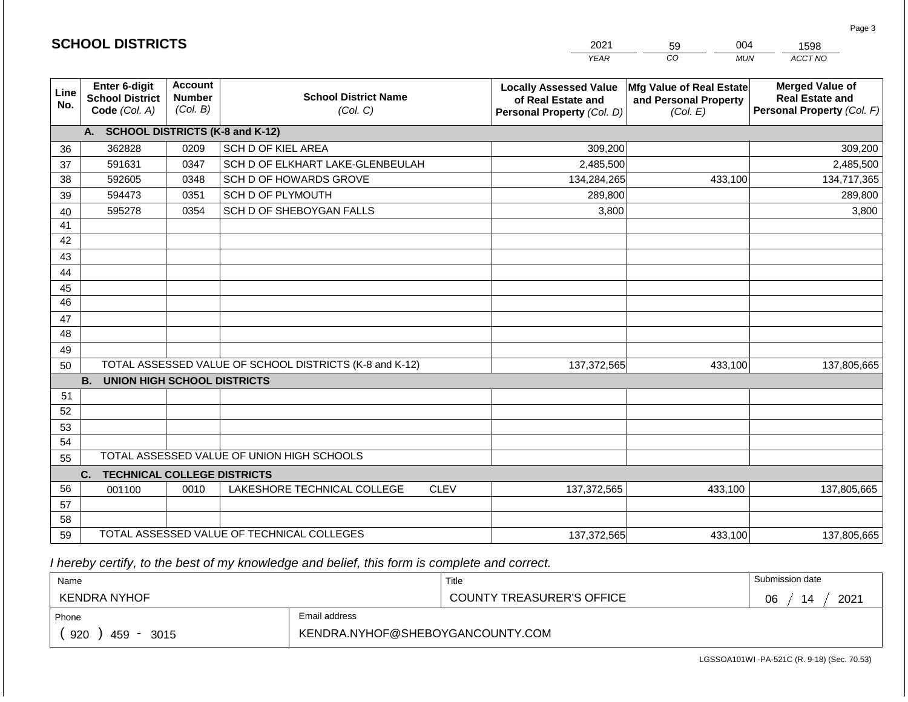# SCHOOL DISTRICTS

| YEAR | CO | MUN | ACCT NO |
|---|---|---|---|
| 2021 | 59 | 004 | 1598 |

| Line No. | Enter 6-digit School District Code *(Col. A)* | Account Number *(Col. B)* | School District Name *(Col. C)* | Locally Assessed Value of Real Estate and Personal Property *(Col. D)* | Mfg Value of Real Estate and Personal Property *(Col. E)* | Merged Value of Real Estate and Personal Property *(Col. F)* |
|---|---|---|---|---|---|---|
| | **A. SCHOOL DISTRICTS (K-8 and K-12)** | | | | | |
| 36 | 362828 | 0209 | SCH D OF KIEL AREA | 309,200 | | 309,200 |
| 37 | 591631 | 0347 | SCH D OF ELKHART LAKE-GLENBEULAH | 2,485,500 | | 2,485,500 |
| 38 | 592605 | 0348 | SCH D OF HOWARDS GROVE | 134,284,265 | 433,100 | 134,717,365 |
| 39 | 594473 | 0351 | SCH D OF PLYMOUTH | 289,800 | | 289,800 |
| 40 | 595278 | 0354 | SCH D OF SHEBOYGAN FALLS | 3,800 | | 3,800 |
| 41 | | | | | | |
| 42 | | | | | | |
| 43 | | | | | | |
| 44 | | | | | | |
| 45 | | | | | | |
| 46 | | | | | | |
| 47 | | | | | | |
| 48 | | | | | | |
| 49 | | | | | | |
| 50 | TOTAL ASSESSED VALUE OF SCHOOL DISTRICTS (K-8 and K-12) | | | 137,372,565 | 433,100 | 137,805,665 |
| | **B. UNION HIGH SCHOOL DISTRICTS** | | | | | |
| 51 | | | | | | |
| 52 | | | | | | |
| 53 | | | | | | |
| 54 | | | | | | |
| 55 | TOTAL ASSESSED VALUE OF UNION HIGH SCHOOLS | | | | | |
| | **C. TECHNICAL COLLEGE DISTRICTS** | | | | | |
| 56 | 001100 | 0010 | LAKESHORE TECHNICAL COLLEGE CLEV | 137,372,565 | 433,100 | 137,805,665 |
| 57 | | | | | | |
| 58 | | | | | | |
| 59 | TOTAL ASSESSED VALUE OF TECHNICAL COLLEGES | | | 137,372,565 | 433,100 | 137,805,665 |

*I hereby certify, to the best of my knowledge and belief, this form is complete and correct.*

| Name | Title | Submission date |
|---|---|---|
| KENDRA NYHOF | COUNTY TREASURER'S OFFICE | 06 / 14 / 2021 |

| Phone | Email address |
|---|---|
| ( 920 ) 459 - 3015 | KENDRA.NYHOF@SHEBOYGANCOUNTY.COM |

LGSSOA101WI -PA-521C (R. 9-18) (Sec. 70.53)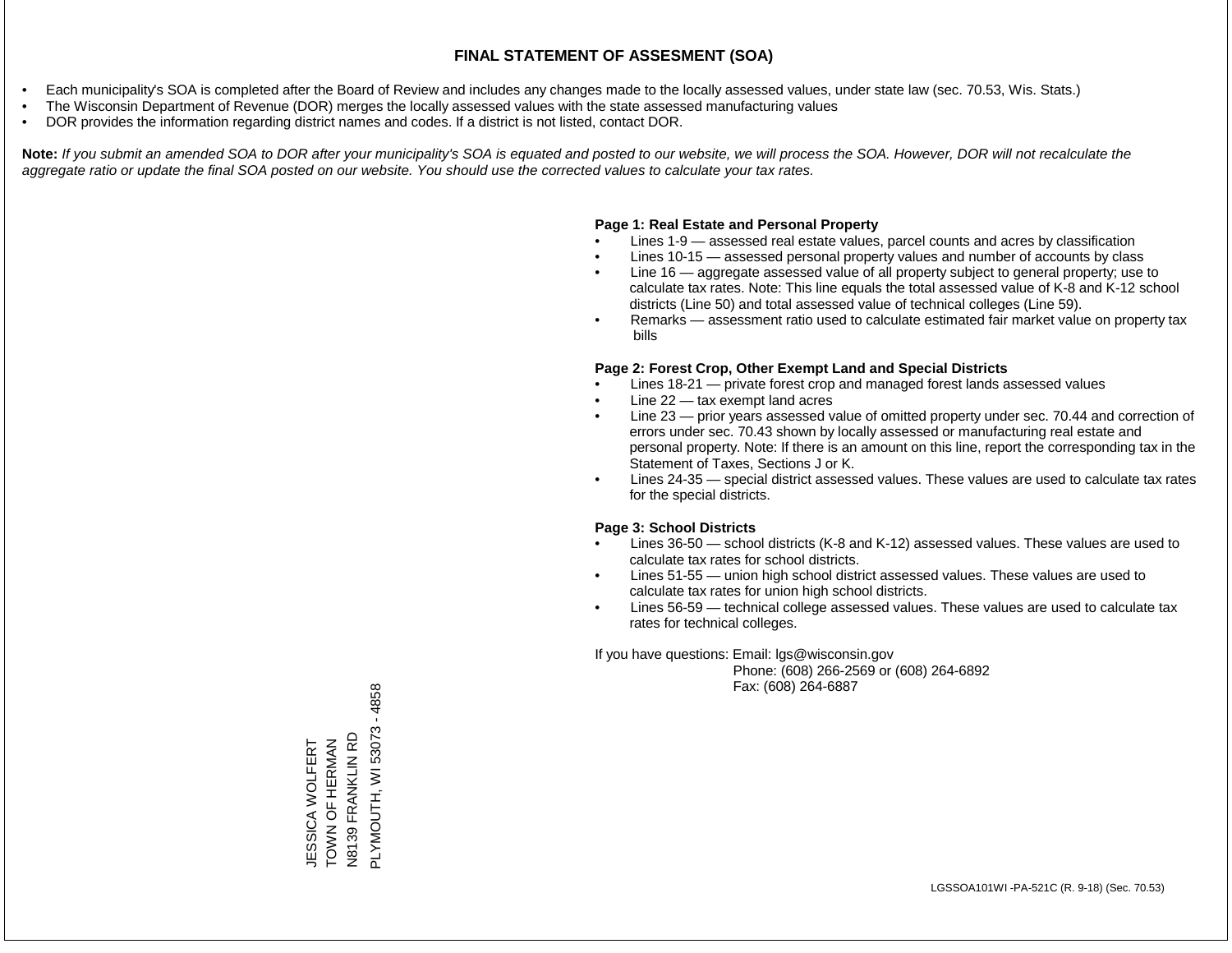# FINAL STATEMENT OF ASSESMENT (SOA)

- Each municipality's SOA is completed after the Board of Review and includes any changes made to the locally assessed values, under state law (sec. 70.53, Wis. Stats.)
- The Wisconsin Department of Revenue (DOR) merges the locally assessed values with the state assessed manufacturing values
- DOR provides the information regarding district names and codes. If a district is not listed, contact DOR.

**Note:** *If you submit an amended SOA to DOR after your municipality's SOA is equated and posted to our website, we will process the SOA. However, DOR will not recalculate the aggregate ratio or update the final SOA posted on our website. You should use the corrected values to calculate your tax rates.*

**Page 1: Real Estate and Personal Property**

- Lines 1-9 — assessed real estate values, parcel counts and acres by classification
- Lines 10-15 — assessed personal property values and number of accounts by class
- Line 16 — aggregate assessed value of all property subject to general property; use to calculate tax rates. Note: This line equals the total assessed value of K-8 and K-12 school districts (Line 50) and total assessed value of technical colleges (Line 59).
- Remarks — assessment ratio used to calculate estimated fair market value on property tax bills

**Page 2: Forest Crop, Other Exempt Land and Special Districts**

- Lines 18-21 — private forest crop and managed forest lands assessed values
- Line 22 — tax exempt land acres
- Line 23 — prior years assessed value of omitted property under sec. 70.44 and correction of errors under sec. 70.43 shown by locally assessed or manufacturing real estate and personal property. Note: If there is an amount on this line, report the corresponding tax in the Statement of Taxes, Sections J or K.
- Lines 24-35 — special district assessed values. These values are used to calculate tax rates for the special districts.

**Page 3: School Districts**

- Lines 36-50 — school districts (K-8 and K-12) assessed values. These values are used to calculate tax rates for school districts.
- Lines 51-55 — union high school district assessed values. These values are used to calculate tax rates for union high school districts.
- Lines 56-59 — technical college assessed values. These values are used to calculate tax rates for technical colleges.

If you have questions: Email: lgs@wisconsin.gov
Phone: (608) 266-2569 or (608) 264-6892
Fax: (608) 264-6887

JESSICA WOLFERT
TOWN OF HERMAN
N8139 FRANKLIN RD
PLYMOUTH, WI 53073 - 4858

LGSSOA101WI -PA-521C (R. 9-18) (Sec. 70.53)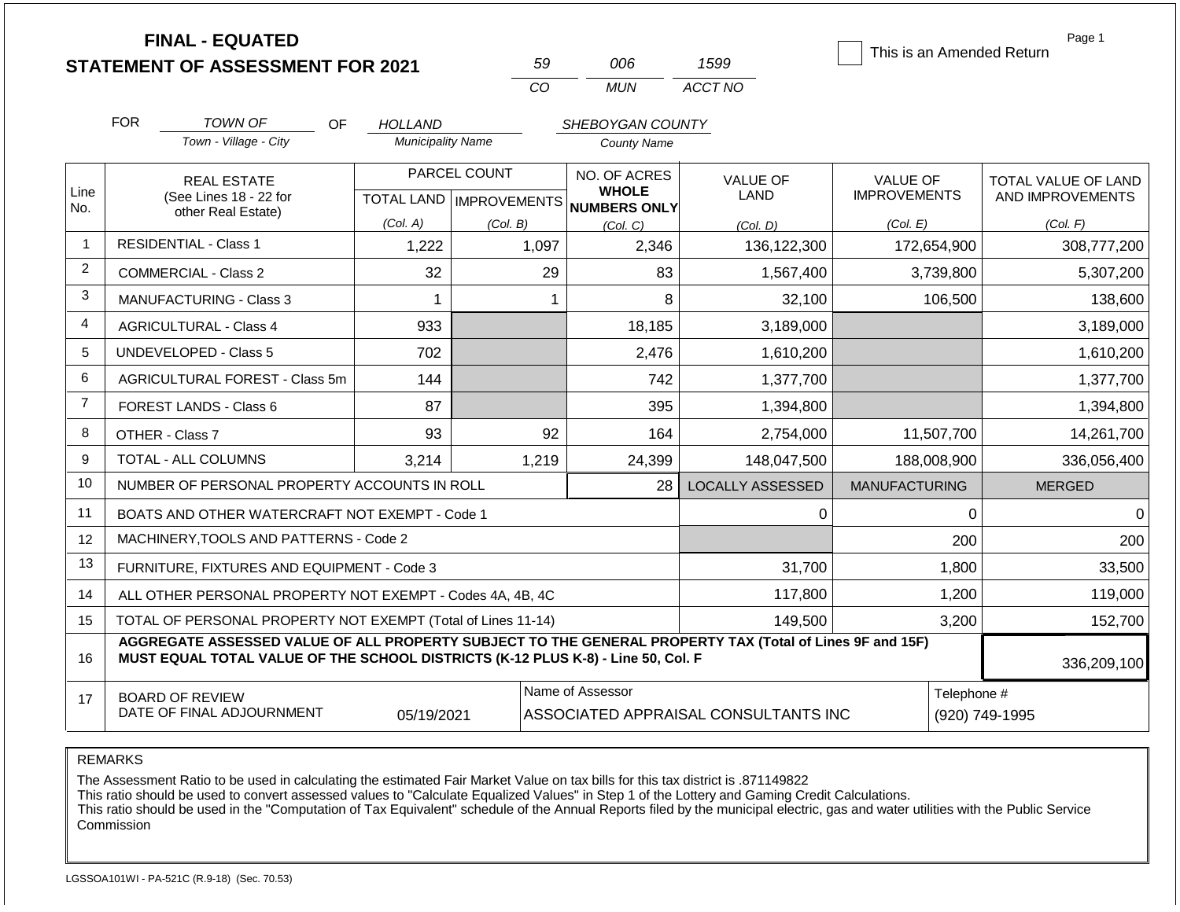# FINAL - EQUATED
## STATEMENT OF ASSESSMENT FOR 2021

| 59 | 006 | 1599 |
|---|---|---|
| CO | MUN | ACCT NO |

☐ This is an Amended Return

FOR *TOWN OF* (Town - Village - City) OF *HOLLAND* (Municipality Name) *SHEBOYGAN COUNTY* (County Name)

| Line No. | REAL ESTATE (See Lines 18 - 22 for other Real Estate) | PARCEL COUNT TOTAL LAND (Col. A) | PARCEL COUNT IMPROVEMENTS (Col. B) | NO. OF ACRES WHOLE NUMBERS ONLY (Col. C) | VALUE OF LAND (Col. D) | VALUE OF IMPROVEMENTS (Col. E) | TOTAL VALUE OF LAND AND IMPROVEMENTS (Col. F) |
|---|---|---|---|---|---|---|---|
| 1 | RESIDENTIAL - Class 1 | 1,222 | 1,097 | 2,346 | 136,122,300 | 172,654,900 | 308,777,200 |
| 2 | COMMERCIAL - Class 2 | 32 | 29 | 83 | 1,567,400 | 3,739,800 | 5,307,200 |
| 3 | MANUFACTURING - Class 3 | 1 | 1 | 8 | 32,100 | 106,500 | 138,600 |
| 4 | AGRICULTURAL - Class 4 | 933 | | 18,185 | 3,189,000 | | 3,189,000 |
| 5 | UNDEVELOPED - Class 5 | 702 | | 2,476 | 1,610,200 | | 1,610,200 |
| 6 | AGRICULTURAL FOREST - Class 5m | 144 | | 742 | 1,377,700 | | 1,377,700 |
| 7 | FOREST LANDS - Class 6 | 87 | | 395 | 1,394,800 | | 1,394,800 |
| 8 | OTHER - Class 7 | 93 | 92 | 164 | 2,754,000 | 11,507,700 | 14,261,700 |
| 9 | TOTAL - ALL COLUMNS | 3,214 | 1,219 | 24,399 | 148,047,500 | 188,008,900 | 336,056,400 |
| 10 | NUMBER OF PERSONAL PROPERTY ACCOUNTS IN ROLL | | | 28 | LOCALLY ASSESSED | MANUFACTURING | MERGED |
| 11 | BOATS AND OTHER WATERCRAFT NOT EXEMPT - Code 1 | | | | 0 | 0 | 0 |
| 12 | MACHINERY,TOOLS AND PATTERNS - Code 2 | | | | | 200 | 200 |
| 13 | FURNITURE, FIXTURES AND EQUIPMENT - Code 3 | | | | 31,700 | 1,800 | 33,500 |
| 14 | ALL OTHER PERSONAL PROPERTY NOT EXEMPT - Codes 4A, 4B, 4C | | | | 117,800 | 1,200 | 119,000 |
| 15 | TOTAL OF PERSONAL PROPERTY NOT EXEMPT (Total of Lines 11-14) | | | | 149,500 | 3,200 | 152,700 |
| 16 | **AGGREGATE ASSESSED VALUE OF ALL PROPERTY SUBJECT TO THE GENERAL PROPERTY TAX (Total of Lines 9F and 15F) MUST EQUAL TOTAL VALUE OF THE SCHOOL DISTRICTS (K-12 PLUS K-8) - Line 50, Col. F** | | | | | | 336,209,100 |
| 17 | BOARD OF REVIEW DATE OF FINAL ADJOURNMENT | 05/19/2021 | | Name of Assessor: ASSOCIATED APPRAISAL CONSULTANTS INC | | | Telephone #: (920) 749-1995 |

REMARKS

The Assessment Ratio to be used in calculating the estimated Fair Market Value on tax bills for this tax district is .871149822
This ratio should be used to convert assessed values to "Calculate Equalized Values" in Step 1 of the Lottery and Gaming Credit Calculations.
This ratio should be used in the "Computation of Tax Equivalent" schedule of the Annual Reports filed by the municipal electric, gas and water utilities with the Public Service Commission

LGSSOA101WI - PA-521C (R.9-18) (Sec. 70.53)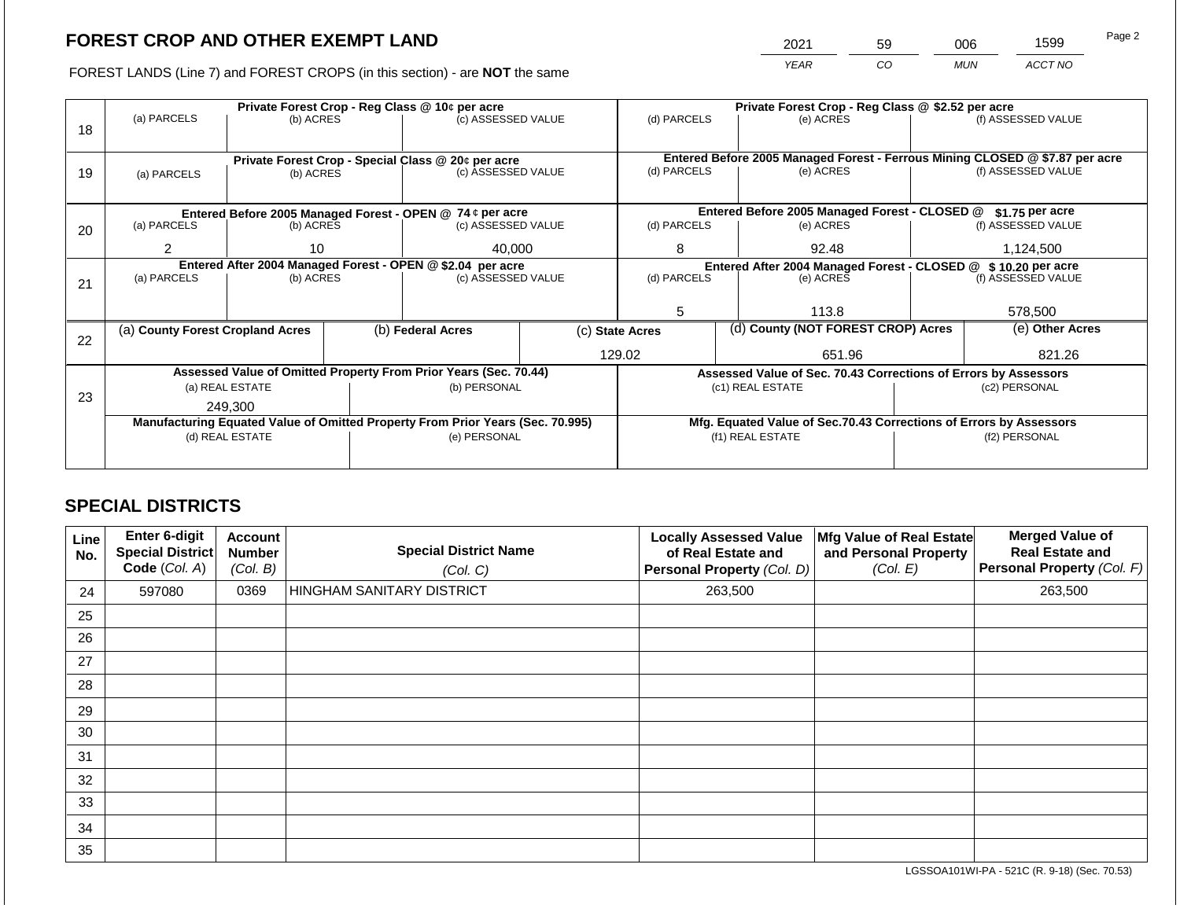## FOREST CROP AND OTHER EXEMPT LAND

| 2021 | 59 | 006 | 1599 |
|---|---|---|---|
| *YEAR* | *CO* | *MUN* | *ACCT NO* |

FOREST LANDS (Line 7) and FOREST CROPS (in this section) - are **NOT** the same

| Line | Private Forest Crop - Reg Class @ 10¢ per acre | | | Private Forest Crop - Reg Class @ $2.52 per acre | | |
|---|---|---|---|---|---|---|
| 18 | (a) PARCELS | (b) ACRES | (c) ASSESSED VALUE | (d) PARCELS | (e) ACRES | (f) ASSESSED VALUE |
| | | | | | | |
| | **Private Forest Crop - Special Class @ 20¢ per acre** | | | **Entered Before 2005 Managed Forest - Ferrous Mining CLOSED @ $7.87 per acre** | | |
| 19 | (a) PARCELS | (b) ACRES | (c) ASSESSED VALUE | (d) PARCELS | (e) ACRES | (f) ASSESSED VALUE |
| | | | | | | |
| | **Entered Before 2005 Managed Forest - OPEN @ 74 ¢ per acre** | | | **Entered Before 2005 Managed Forest - CLOSED @ $1.75 per acre** | | |
| 20 | (a) PARCELS | (b) ACRES | (c) ASSESSED VALUE | (d) PARCELS | (e) ACRES | (f) ASSESSED VALUE |
| | 2 | 10 | 40,000 | 8 | 92.48 | 1,124,500 |
| | **Entered After 2004 Managed Forest - OPEN @ $2.04 per acre** | | | **Entered After 2004 Managed Forest - CLOSED @ $ 10.20 per acre** | | |
| 21 | (a) PARCELS | (b) ACRES | (c) ASSESSED VALUE | (d) PARCELS | (e) ACRES | (f) ASSESSED VALUE |
| | | | | 5 | 113.8 | 578,500 |

| Line | (a) **County Forest Cropland Acres** | (b) **Federal Acres** | (c) **State Acres** | (d) **County (NOT FOREST CROP) Acres** | (e) **Other Acres** |
|---|---|---|---|---|---|
| 22 | | | 129.02 | 651.96 | 821.26 |

| Line | Assessed Value of Omitted Property From Prior Years (Sec. 70.44) | | Assessed Value of Sec. 70.43 Corrections of Errors by Assessors | |
|---|---|---|---|---|
| 23 | (a) REAL ESTATE | (b) PERSONAL | (c1) REAL ESTATE | (c2) PERSONAL |
| | 249,300 | | | |
| | **Manufacturing Equated Value of Omitted Property From Prior Years (Sec. 70.995)** | | **Mfg. Equated Value of Sec.70.43 Corrections of Errors by Assessors** | |
| | (d) REAL ESTATE | (e) PERSONAL | (f1) REAL ESTATE | (f2) PERSONAL |
| | | | | |

## SPECIAL DISTRICTS

| Line No. | Enter 6-digit Special District Code (*Col. A*) | Account Number (*Col. B*) | Special District Name (*Col. C*) | Locally Assessed Value of Real Estate and Personal Property (*Col. D*) | Mfg Value of Real Estate and Personal Property (*Col. E*) | Merged Value of Real Estate and Personal Property (*Col. F*) |
|---|---|---|---|---|---|---|
| 24 | 597080 | 0369 | HINGHAM SANITARY DISTRICT | 263,500 | | 263,500 |
| 25 | | | | | | |
| 26 | | | | | | |
| 27 | | | | | | |
| 28 | | | | | | |
| 29 | | | | | | |
| 30 | | | | | | |
| 31 | | | | | | |
| 32 | | | | | | |
| 33 | | | | | | |
| 34 | | | | | | |
| 35 | | | | | | |

LGSSOA101WI-PA - 521C (R. 9-18) (Sec. 70.53)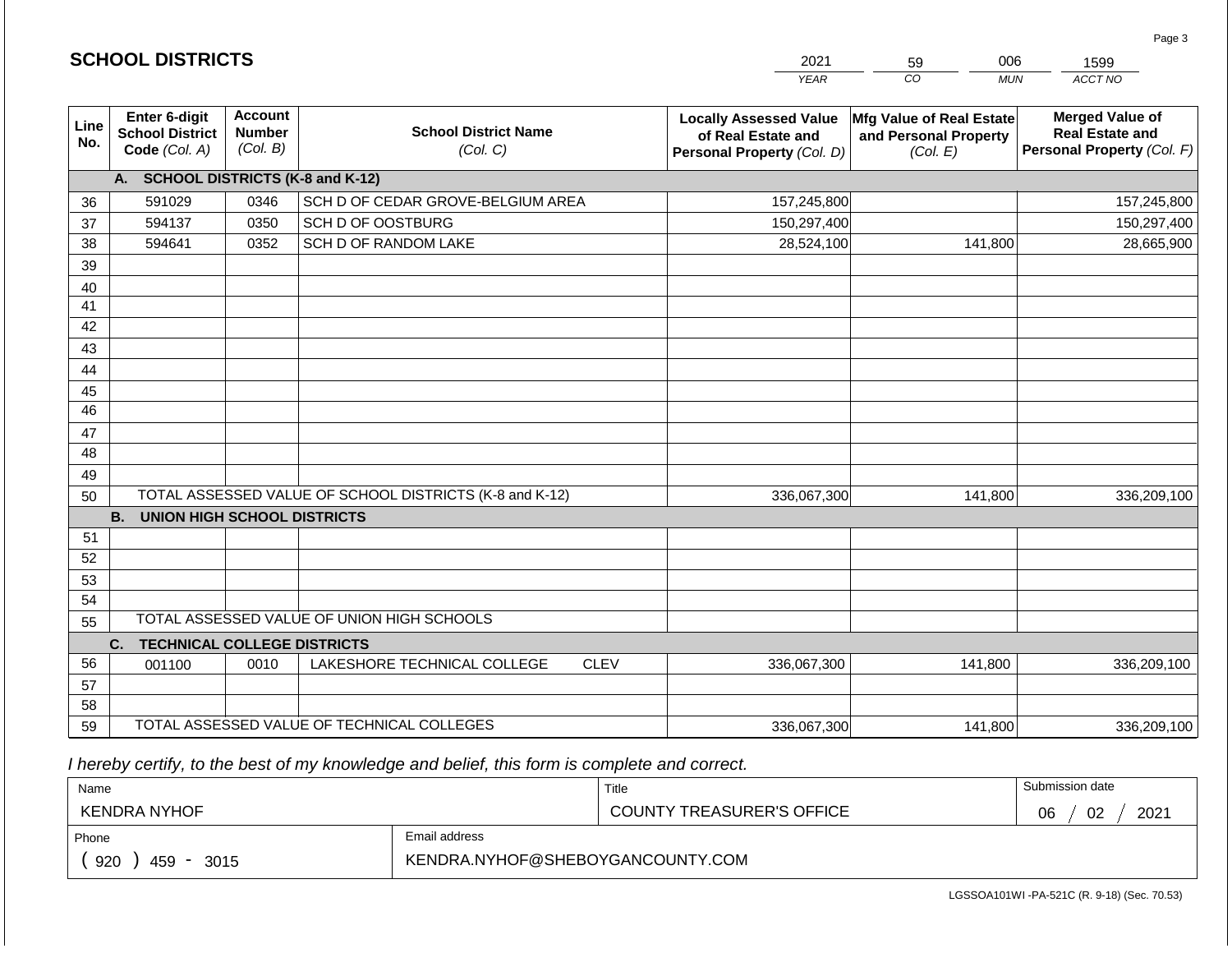## SCHOOL DISTRICTS

| 2021 | 59 | 006 | 1599 |
|---|---|---|---|
| *YEAR* | *CO* | *MUN* | *ACCT NO* |

| Line No. | Enter 6-digit School District Code *(Col. A)* | Account Number *(Col. B)* | School District Name *(Col. C)* | Locally Assessed Value of Real Estate and Personal Property *(Col. D)* | Mfg Value of Real Estate and Personal Property *(Col. E)* | Merged Value of Real Estate and Personal Property *(Col. F)* |
|---|---|---|---|---|---|---|
| | **A. SCHOOL DISTRICTS (K-8 and K-12)** | | | | | |
| 36 | 591029 | 0346 | SCH D OF CEDAR GROVE-BELGIUM AREA | 157,245,800 | | 157,245,800 |
| 37 | 594137 | 0350 | SCH D OF OOSTBURG | 150,297,400 | | 150,297,400 |
| 38 | 594641 | 0352 | SCH D OF RANDOM LAKE | 28,524,100 | 141,800 | 28,665,900 |
| 39 | | | | | | |
| 40 | | | | | | |
| 41 | | | | | | |
| 42 | | | | | | |
| 43 | | | | | | |
| 44 | | | | | | |
| 45 | | | | | | |
| 46 | | | | | | |
| 47 | | | | | | |
| 48 | | | | | | |
| 49 | | | | | | |
| 50 | TOTAL ASSESSED VALUE OF SCHOOL DISTRICTS (K-8 and K-12) | | | 336,067,300 | 141,800 | 336,209,100 |
| | **B. UNION HIGH SCHOOL DISTRICTS** | | | | | |
| 51 | | | | | | |
| 52 | | | | | | |
| 53 | | | | | | |
| 54 | | | | | | |
| 55 | TOTAL ASSESSED VALUE OF UNION HIGH SCHOOLS | | | | | |
| | **C. TECHNICAL COLLEGE DISTRICTS** | | | | | |
| 56 | 001100 | 0010 | LAKESHORE TECHNICAL COLLEGE CLEV | 336,067,300 | 141,800 | 336,209,100 |
| 57 | | | | | | |
| 58 | | | | | | |
| 59 | TOTAL ASSESSED VALUE OF TECHNICAL COLLEGES | | | 336,067,300 | 141,800 | 336,209,100 |

*I hereby certify, to the best of my knowledge and belief, this form is complete and correct.*

| Name | Title | Submission date |
|---|---|---|
| KENDRA NYHOF | COUNTY TREASURER'S OFFICE | 06 / 02 / 2021 |
| **Phone** | **Email address** | |
| ( 920 ) 459 - 3015 | KENDRA.NYHOF@SHEBOYGANCOUNTY.COM | |

LGSSOA101WI -PA-521C (R. 9-18) (Sec. 70.53)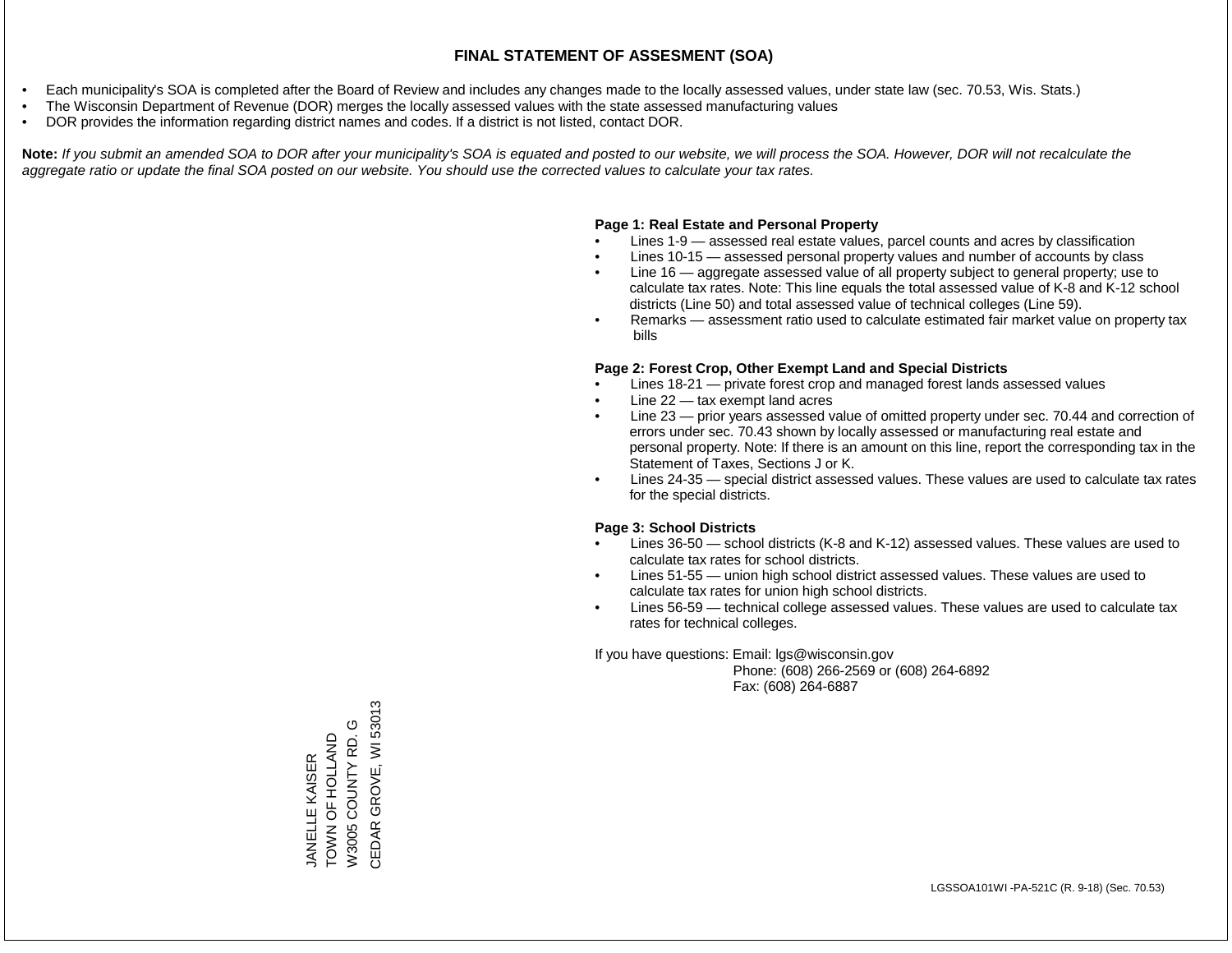# FINAL STATEMENT OF ASSESMENT (SOA)

- Each municipality's SOA is completed after the Board of Review and includes any changes made to the locally assessed values, under state law (sec. 70.53, Wis. Stats.)
- The Wisconsin Department of Revenue (DOR) merges the locally assessed values with the state assessed manufacturing values
- DOR provides the information regarding district names and codes. If a district is not listed, contact DOR.

**Note:** *If you submit an amended SOA to DOR after your municipality's SOA is equated and posted to our website, we will process the SOA. However, DOR will not recalculate the aggregate ratio or update the final SOA posted on our website. You should use the corrected values to calculate your tax rates.*

**Page 1: Real Estate and Personal Property**

- Lines 1-9 — assessed real estate values, parcel counts and acres by classification
- Lines 10-15 — assessed personal property values and number of accounts by class
- Line 16 — aggregate assessed value of all property subject to general property; use to calculate tax rates. Note: This line equals the total assessed value of K-8 and K-12 school districts (Line 50) and total assessed value of technical colleges (Line 59).
- Remarks — assessment ratio used to calculate estimated fair market value on property tax bills

**Page 2: Forest Crop, Other Exempt Land and Special Districts**

- Lines 18-21 — private forest crop and managed forest lands assessed values
- Line 22 — tax exempt land acres
- Line 23 — prior years assessed value of omitted property under sec. 70.44 and correction of errors under sec. 70.43 shown by locally assessed or manufacturing real estate and personal property. Note: If there is an amount on this line, report the corresponding tax in the Statement of Taxes, Sections J or K.
- Lines 24-35 — special district assessed values. These values are used to calculate tax rates for the special districts.

**Page 3: School Districts**

- Lines 36-50 — school districts (K-8 and K-12) assessed values. These values are used to calculate tax rates for school districts.
- Lines 51-55 — union high school district assessed values. These values are used to calculate tax rates for union high school districts.
- Lines 56-59 — technical college assessed values. These values are used to calculate tax rates for technical colleges.

If you have questions: Email: lgs@wisconsin.gov
Phone: (608) 266-2569 or (608) 264-6892
Fax: (608) 264-6887

JANELLE KAISER
TOWN OF HOLLAND
W3005 COUNTY RD. G
CEDAR GROVE, WI 53013

LGSSOA101WI -PA-521C (R. 9-18) (Sec. 70.53)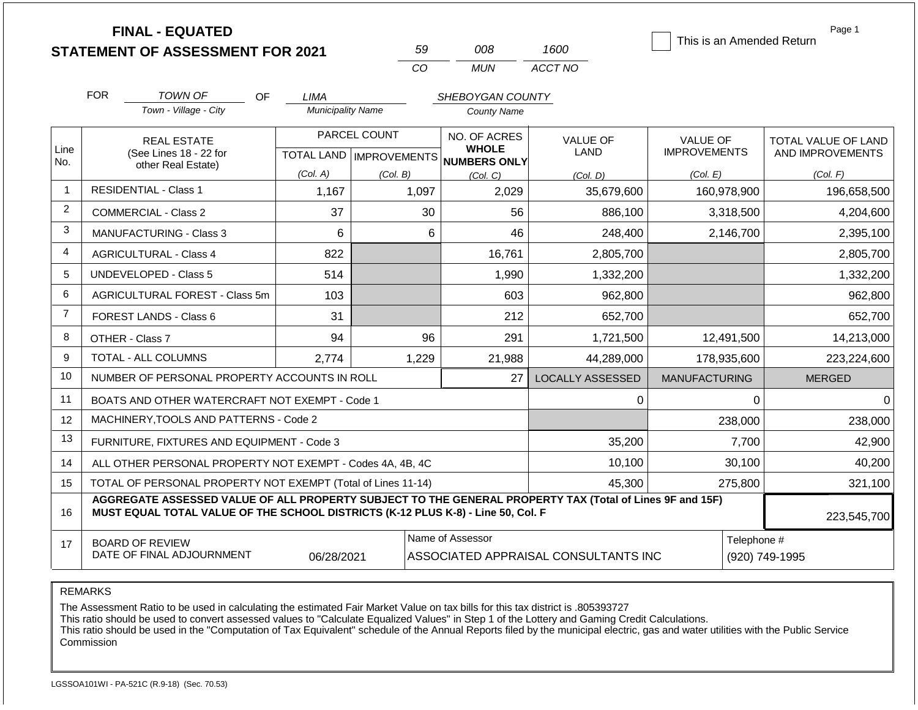# FINAL - EQUATED
# STATEMENT OF ASSESSMENT FOR 2021

| 59 | 008 | 1600 |
|---|---|---|
| CO | MUN | ACCT NO |

This is an Amended Return

FOR *TOWN OF* (Town - Village - City) OF *LIMA* (Municipality Name) *SHEBOYGAN COUNTY* (County Name)

| Line No. | REAL ESTATE (See Lines 18 - 22 for other Real Estate) | PARCEL COUNT | | NO. OF ACRES WHOLE NUMBERS ONLY | VALUE OF LAND | VALUE OF IMPROVEMENTS | TOTAL VALUE OF LAND AND IMPROVEMENTS |
|---|---|---|---|---|---|---|---|
| | | TOTAL LAND (Col. A) | IMPROVEMENTS (Col. B) | (Col. C) | (Col. D) | (Col. E) | (Col. F) |
| 1 | RESIDENTIAL - Class 1 | 1,167 | 1,097 | 2,029 | 35,679,600 | 160,978,900 | 196,658,500 |
| 2 | COMMERCIAL - Class 2 | 37 | 30 | 56 | 886,100 | 3,318,500 | 4,204,600 |
| 3 | MANUFACTURING - Class 3 | 6 | 6 | 46 | 248,400 | 2,146,700 | 2,395,100 |
| 4 | AGRICULTURAL - Class 4 | 822 | | 16,761 | 2,805,700 | | 2,805,700 |
| 5 | UNDEVELOPED - Class 5 | 514 | | 1,990 | 1,332,200 | | 1,332,200 |
| 6 | AGRICULTURAL FOREST - Class 5m | 103 | | 603 | 962,800 | | 962,800 |
| 7 | FOREST LANDS - Class 6 | 31 | | 212 | 652,700 | | 652,700 |
| 8 | OTHER - Class 7 | 94 | 96 | 291 | 1,721,500 | 12,491,500 | 14,213,000 |
| 9 | TOTAL - ALL COLUMNS | 2,774 | 1,229 | 21,988 | 44,289,000 | 178,935,600 | 223,224,600 |
| 10 | NUMBER OF PERSONAL PROPERTY ACCOUNTS IN ROLL | | | 27 | LOCALLY ASSESSED | MANUFACTURING | MERGED |
| 11 | BOATS AND OTHER WATERCRAFT NOT EXEMPT - Code 1 | | | | 0 | 0 | 0 |
| 12 | MACHINERY,TOOLS AND PATTERNS - Code 2 | | | | | 238,000 | 238,000 |
| 13 | FURNITURE, FIXTURES AND EQUIPMENT - Code 3 | | | | 35,200 | 7,700 | 42,900 |
| 14 | ALL OTHER PERSONAL PROPERTY NOT EXEMPT - Codes 4A, 4B, 4C | | | | 10,100 | 30,100 | 40,200 |
| 15 | TOTAL OF PERSONAL PROPERTY NOT EXEMPT (Total of Lines 11-14) | | | | 45,300 | 275,800 | 321,100 |
| 16 | **AGGREGATE ASSESSED VALUE OF ALL PROPERTY SUBJECT TO THE GENERAL PROPERTY TAX (Total of Lines 9F and 15F) MUST EQUAL TOTAL VALUE OF THE SCHOOL DISTRICTS (K-12 PLUS K-8) - Line 50, Col. F** | | | | | | 223,545,700 |
| 17 | BOARD OF REVIEW DATE OF FINAL ADJOURNMENT | 06/28/2021 | | Name of Assessor: ASSOCIATED APPRAISAL CONSULTANTS INC | | | Telephone #: (920) 749-1995 |

REMARKS

The Assessment Ratio to be used in calculating the estimated Fair Market Value on tax bills for this tax district is .805393727
This ratio should be used to convert assessed values to "Calculate Equalized Values" in Step 1 of the Lottery and Gaming Credit Calculations.
This ratio should be used in the "Computation of Tax Equivalent" schedule of the Annual Reports filed by the municipal electric, gas and water utilities with the Public Service Commission

LGSSOA101WI - PA-521C (R.9-18) (Sec. 70.53)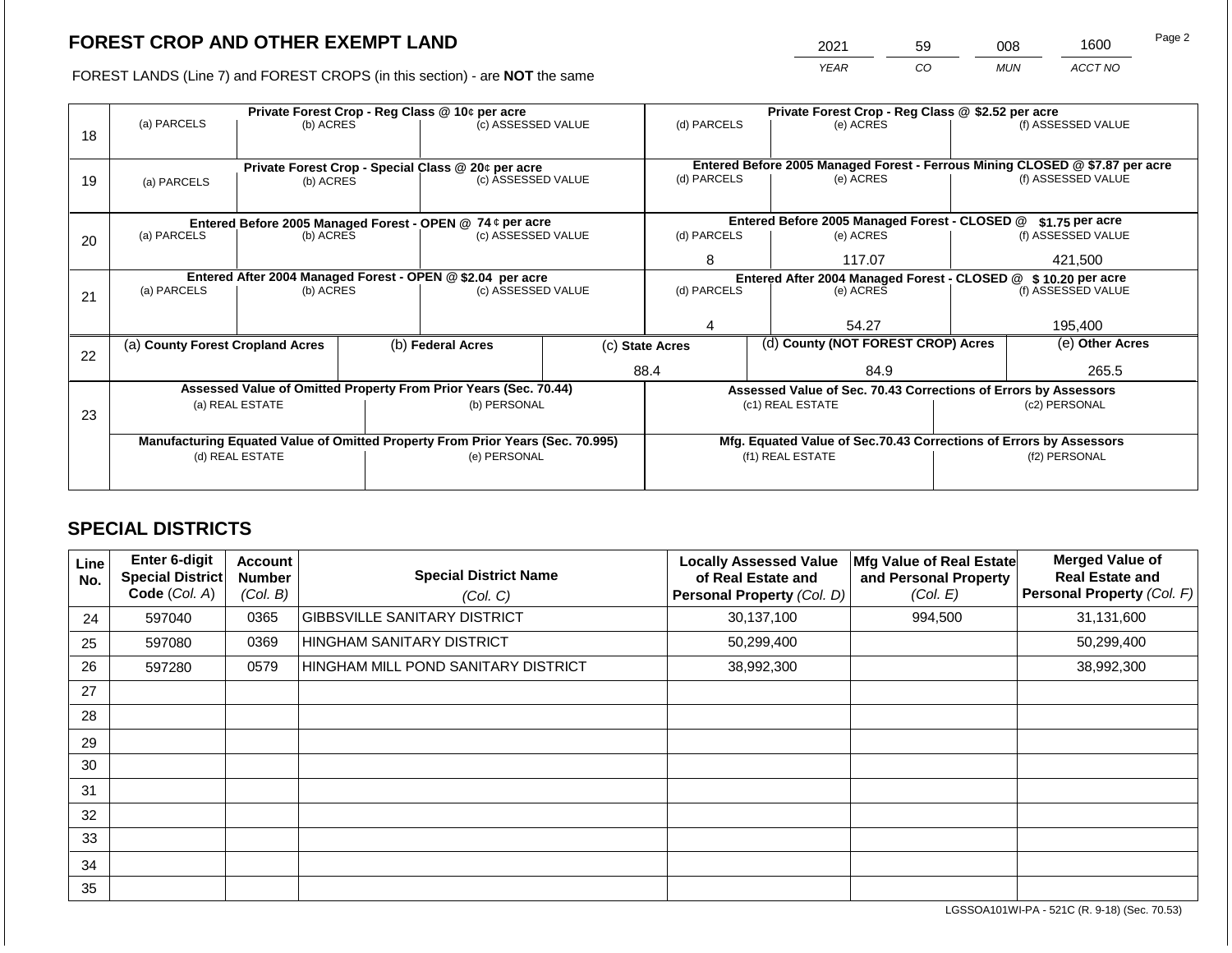# FOREST CROP AND OTHER EXEMPT LAND

FOREST LANDS (Line 7) and FOREST CROPS (in this section) - are **NOT** the same

| 2021 | 59 | 008 | 1600 |
|---|---|---|---|
| YEAR | CO | MUN | ACCT NO |

| Line | Private Forest Crop - Reg Class @ 10¢ per acre | | | Private Forest Crop - Reg Class @ $2.52 per acre | | |
|---|---|---|---|---|---|---|
| | (a) PARCELS | (b) ACRES | (c) ASSESSED VALUE | (d) PARCELS | (e) ACRES | (f) ASSESSED VALUE |
| 18 | | | | | | |
| | **Private Forest Crop - Special Class @ 20¢ per acre** | | | **Entered Before 2005 Managed Forest - Ferrous Mining CLOSED @ $7.87 per acre** | | |
| | (a) PARCELS | (b) ACRES | (c) ASSESSED VALUE | (d) PARCELS | (e) ACRES | (f) ASSESSED VALUE |
| 19 | | | | | | |
| | **Entered Before 2005 Managed Forest - OPEN @ 74 ¢ per acre** | | | **Entered Before 2005 Managed Forest - CLOSED @ $1.75 per acre** | | |
| | (a) PARCELS | (b) ACRES | (c) ASSESSED VALUE | (d) PARCELS | (e) ACRES | (f) ASSESSED VALUE |
| 20 | | | | 8 | 117.07 | 421,500 |
| | **Entered After 2004 Managed Forest - OPEN @ $2.04 per acre** | | | **Entered After 2004 Managed Forest - CLOSED @ $ 10.20 per acre** | | |
| | (a) PARCELS | (b) ACRES | (c) ASSESSED VALUE | (d) PARCELS | (e) ACRES | (f) ASSESSED VALUE |
| 21 | | | | 4 | 54.27 | 195,400 |

| Line | (a) County Forest Cropland Acres | (b) Federal Acres | (c) State Acres | (d) County (NOT FOREST CROP) Acres | (e) Other Acres |
|---|---|---|---|---|---|
| 22 | | | 88.4 | 84.9 | 265.5 |

| Line | Assessed Value of Omitted Property From Prior Years (Sec. 70.44) | | Assessed Value of Sec. 70.43 Corrections of Errors by Assessors | |
|---|---|---|---|---|
| | (a) REAL ESTATE | (b) PERSONAL | (c1) REAL ESTATE | (c2) PERSONAL |
| 23 | | | | |
| | **Manufacturing Equated Value of Omitted Property From Prior Years (Sec. 70.995)** | | **Mfg. Equated Value of Sec.70.43 Corrections of Errors by Assessors** | |
| | (d) REAL ESTATE | (e) PERSONAL | (f1) REAL ESTATE | (f2) PERSONAL |
| | | | | |

# SPECIAL DISTRICTS

| Line No. | Enter 6-digit Special District Code (Col. A) | Account Number (Col. B) | Special District Name (Col. C) | Locally Assessed Value of Real Estate and Personal Property (Col. D) | Mfg Value of Real Estate and Personal Property (Col. E) | Merged Value of Real Estate and Personal Property (Col. F) |
|---|---|---|---|---|---|---|
| 24 | 597040 | 0365 | GIBBSVILLE SANITARY DISTRICT | 30,137,100 | 994,500 | 31,131,600 |
| 25 | 597080 | 0369 | HINGHAM SANITARY DISTRICT | 50,299,400 | | 50,299,400 |
| 26 | 597280 | 0579 | HINGHAM MILL POND SANITARY DISTRICT | 38,992,300 | | 38,992,300 |
| 27 | | | | | | |
| 28 | | | | | | |
| 29 | | | | | | |
| 30 | | | | | | |
| 31 | | | | | | |
| 32 | | | | | | |
| 33 | | | | | | |
| 34 | | | | | | |
| 35 | | | | | | |

LGSSOA101WI-PA - 521C (R. 9-18) (Sec. 70.53)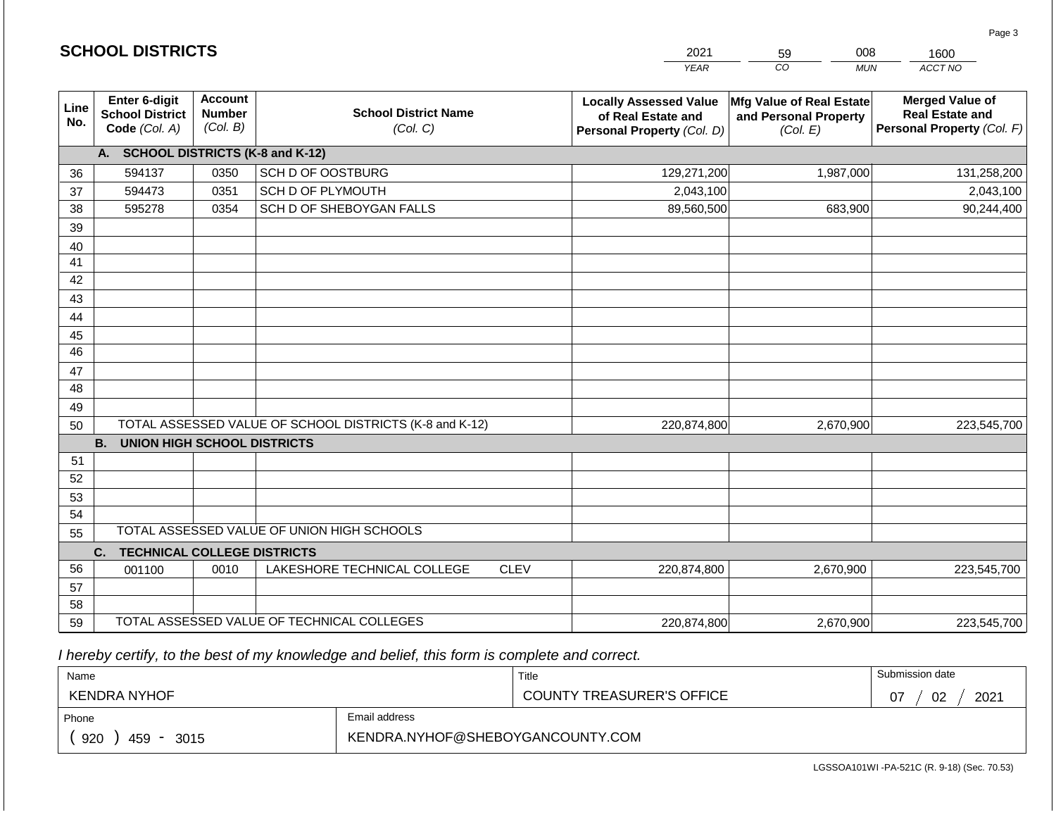## SCHOOL DISTRICTS

| 2021 | 59 | 008 | 1600 |
|---|---|---|---|
| *YEAR* | *CO* | *MUN* | *ACCT NO* |

| Line No. | Enter 6-digit School District Code *(Col. A)* | Account Number *(Col. B)* | School District Name *(Col. C)* | Locally Assessed Value of Real Estate and Personal Property *(Col. D)* | Mfg Value of Real Estate and Personal Property *(Col. E)* | Merged Value of Real Estate and Personal Property *(Col. F)* |
|---|---|---|---|---|---|---|
| | **A. SCHOOL DISTRICTS (K-8 and K-12)** | | | | | |
| 36 | 594137 | 0350 | SCH D OF OOSTBURG | 129,271,200 | 1,987,000 | 131,258,200 |
| 37 | 594473 | 0351 | SCH D OF PLYMOUTH | 2,043,100 | | 2,043,100 |
| 38 | 595278 | 0354 | SCH D OF SHEBOYGAN FALLS | 89,560,500 | 683,900 | 90,244,400 |
| 39 | | | | | | |
| 40 | | | | | | |
| 41 | | | | | | |
| 42 | | | | | | |
| 43 | | | | | | |
| 44 | | | | | | |
| 45 | | | | | | |
| 46 | | | | | | |
| 47 | | | | | | |
| 48 | | | | | | |
| 49 | | | | | | |
| 50 | TOTAL ASSESSED VALUE OF SCHOOL DISTRICTS (K-8 and K-12) | | | 220,874,800 | 2,670,900 | 223,545,700 |
| | **B. UNION HIGH SCHOOL DISTRICTS** | | | | | |
| 51 | | | | | | |
| 52 | | | | | | |
| 53 | | | | | | |
| 54 | | | | | | |
| 55 | TOTAL ASSESSED VALUE OF UNION HIGH SCHOOLS | | | | | |
| | **C. TECHNICAL COLLEGE DISTRICTS** | | | | | |
| 56 | 001100 | 0010 | LAKESHORE TECHNICAL COLLEGE CLEV | 220,874,800 | 2,670,900 | 223,545,700 |
| 57 | | | | | | |
| 58 | | | | | | |
| 59 | TOTAL ASSESSED VALUE OF TECHNICAL COLLEGES | | | 220,874,800 | 2,670,900 | 223,545,700 |

*I hereby certify, to the best of my knowledge and belief, this form is complete and correct.*

| Name | Title | Submission date |
|---|---|---|
| KENDRA NYHOF | COUNTY TREASURER'S OFFICE | 07 / 02 / 2021 |
| Phone | Email address | |
| ( 920 ) 459 - 3015 | KENDRA.NYHOF@SHEBOYGANCOUNTY.COM | |

LGSSOA101WI -PA-521C (R. 9-18) (Sec. 70.53)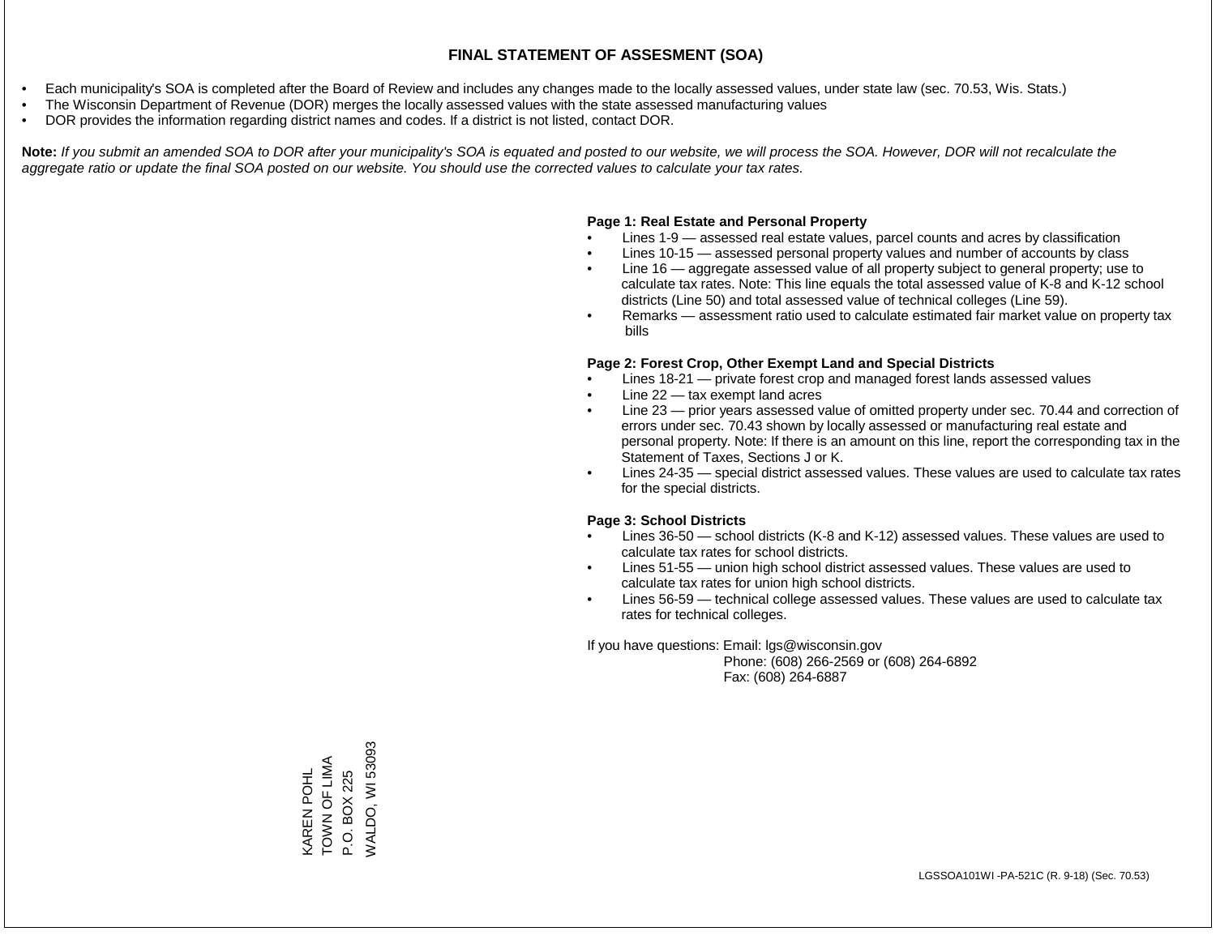# FINAL STATEMENT OF ASSESMENT (SOA)

- Each municipality's SOA is completed after the Board of Review and includes any changes made to the locally assessed values, under state law (sec. 70.53, Wis. Stats.)
- The Wisconsin Department of Revenue (DOR) merges the locally assessed values with the state assessed manufacturing values
- DOR provides the information regarding district names and codes. If a district is not listed, contact DOR.

**Note:** *If you submit an amended SOA to DOR after your municipality's SOA is equated and posted to our website, we will process the SOA. However, DOR will not recalculate the aggregate ratio or update the final SOA posted on our website. You should use the corrected values to calculate your tax rates.*

**Page 1: Real Estate and Personal Property**

- Lines 1-9 — assessed real estate values, parcel counts and acres by classification
- Lines 10-15 — assessed personal property values and number of accounts by class
- Line 16 — aggregate assessed value of all property subject to general property; use to calculate tax rates. Note: This line equals the total assessed value of K-8 and K-12 school districts (Line 50) and total assessed value of technical colleges (Line 59).
- Remarks — assessment ratio used to calculate estimated fair market value on property tax bills

**Page 2: Forest Crop, Other Exempt Land and Special Districts**

- Lines 18-21 — private forest crop and managed forest lands assessed values
- Line 22 — tax exempt land acres
- Line 23 — prior years assessed value of omitted property under sec. 70.44 and correction of errors under sec. 70.43 shown by locally assessed or manufacturing real estate and personal property. Note: If there is an amount on this line, report the corresponding tax in the Statement of Taxes, Sections J or K.
- Lines 24-35 — special district assessed values. These values are used to calculate tax rates for the special districts.

**Page 3: School Districts**

- Lines 36-50 — school districts (K-8 and K-12) assessed values. These values are used to calculate tax rates for school districts.
- Lines 51-55 — union high school district assessed values. These values are used to calculate tax rates for union high school districts.
- Lines 56-59 — technical college assessed values. These values are used to calculate tax rates for technical colleges.

If you have questions: Email: lgs@wisconsin.gov
Phone: (608) 266-2569 or (608) 264-6892
Fax: (608) 264-6887

KAREN POHL
TOWN OF LIMA
P.O. BOX 225
WALDO, WI 53093

LGSSOA101WI -PA-521C (R. 9-18) (Sec. 70.53)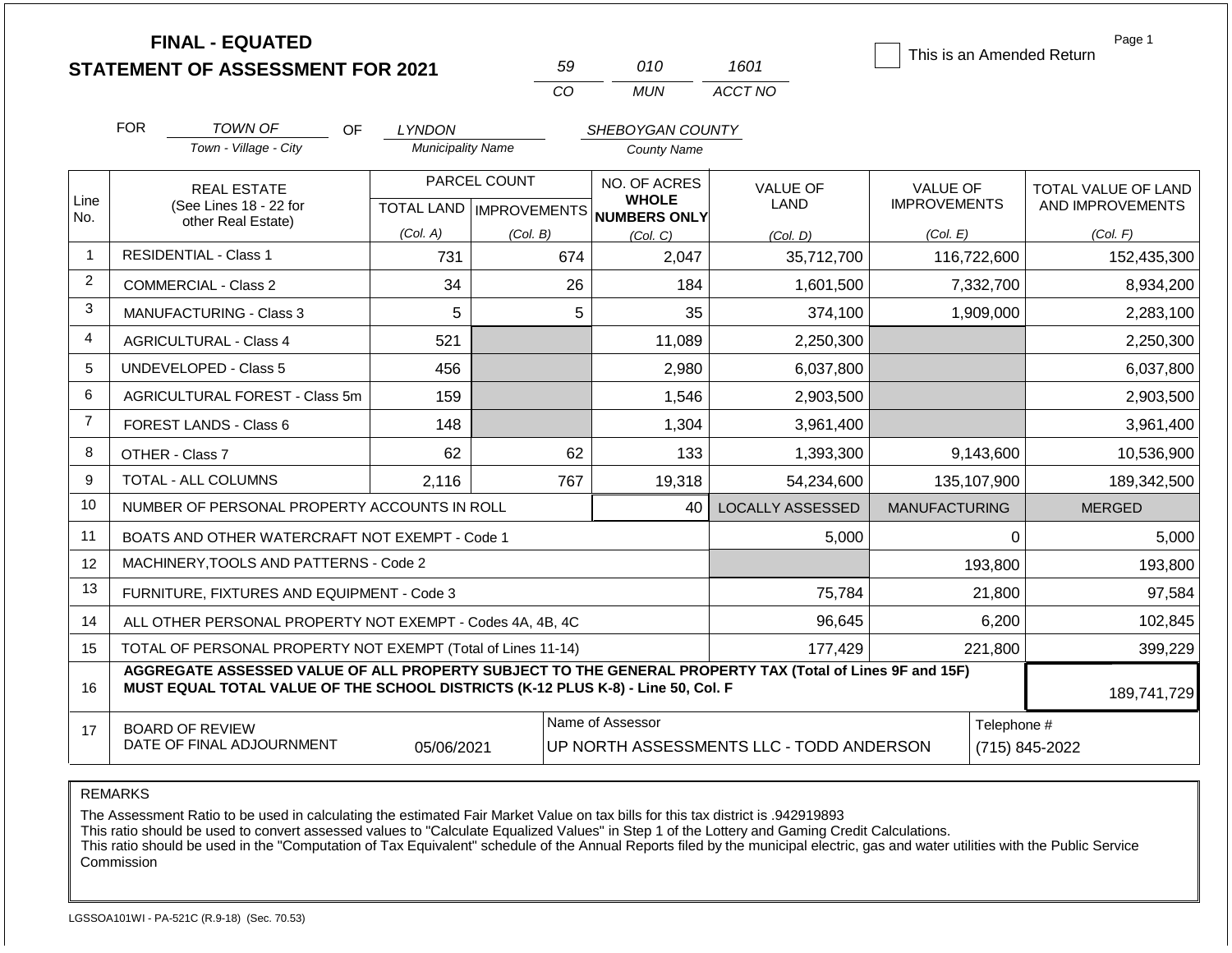**FINAL - EQUATED**
**STATEMENT OF ASSESSMENT FOR 2021**

| 59 | 010 | 1601 |
|---|---|---|
| CO | MUN | ACCT NO |

☐ This is an Amended Return

FOR *TOWN OF* (Town - Village - City) OF *LYNDON* (Municipality Name) *SHEBOYGAN COUNTY* (County Name)

| Line No. | REAL ESTATE (See Lines 18 - 22 for other Real Estate) | PARCEL COUNT TOTAL LAND (Col. A) | PARCEL COUNT IMPROVEMENTS (Col. B) | NO. OF ACRES WHOLE NUMBERS ONLY (Col. C) | VALUE OF LAND (Col. D) | VALUE OF IMPROVEMENTS (Col. E) | TOTAL VALUE OF LAND AND IMPROVEMENTS (Col. F) |
|---|---|---|---|---|---|---|---|
| 1 | RESIDENTIAL - Class 1 | 731 | 674 | 2,047 | 35,712,700 | 116,722,600 | 152,435,300 |
| 2 | COMMERCIAL - Class 2 | 34 | 26 | 184 | 1,601,500 | 7,332,700 | 8,934,200 |
| 3 | MANUFACTURING - Class 3 | 5 | 5 | 35 | 374,100 | 1,909,000 | 2,283,100 |
| 4 | AGRICULTURAL - Class 4 | 521 | | 11,089 | 2,250,300 | | 2,250,300 |
| 5 | UNDEVELOPED - Class 5 | 456 | | 2,980 | 6,037,800 | | 6,037,800 |
| 6 | AGRICULTURAL FOREST - Class 5m | 159 | | 1,546 | 2,903,500 | | 2,903,500 |
| 7 | FOREST LANDS - Class 6 | 148 | | 1,304 | 3,961,400 | | 3,961,400 |
| 8 | OTHER - Class 7 | 62 | 62 | 133 | 1,393,300 | 9,143,600 | 10,536,900 |
| 9 | TOTAL - ALL COLUMNS | 2,116 | 767 | 19,318 | 54,234,600 | 135,107,900 | 189,342,500 |
| 10 | NUMBER OF PERSONAL PROPERTY ACCOUNTS IN ROLL | | | 40 | LOCALLY ASSESSED | MANUFACTURING | MERGED |
| 11 | BOATS AND OTHER WATERCRAFT NOT EXEMPT - Code 1 | | | | 5,000 | 0 | 5,000 |
| 12 | MACHINERY,TOOLS AND PATTERNS - Code 2 | | | | | 193,800 | 193,800 |
| 13 | FURNITURE, FIXTURES AND EQUIPMENT - Code 3 | | | | 75,784 | 21,800 | 97,584 |
| 14 | ALL OTHER PERSONAL PROPERTY NOT EXEMPT - Codes 4A, 4B, 4C | | | | 96,645 | 6,200 | 102,845 |
| 15 | TOTAL OF PERSONAL PROPERTY NOT EXEMPT (Total of Lines 11-14) | | | | 177,429 | 221,800 | 399,229 |
| 16 | **AGGREGATE ASSESSED VALUE OF ALL PROPERTY SUBJECT TO THE GENERAL PROPERTY TAX (Total of Lines 9F and 15F) MUST EQUAL TOTAL VALUE OF THE SCHOOL DISTRICTS (K-12 PLUS K-8) - Line 50, Col. F** | | | | | | 189,741,729 |
| 17 | BOARD OF REVIEW DATE OF FINAL ADJOURNMENT | 05/06/2021 | | Name of Assessor: UP NORTH ASSESSMENTS LLC - TODD ANDERSON | | | Telephone #: (715) 845-2022 |

REMARKS

The Assessment Ratio to be used in calculating the estimated Fair Market Value on tax bills for this tax district is .942919893
This ratio should be used to convert assessed values to "Calculate Equalized Values" in Step 1 of the Lottery and Gaming Credit Calculations.
This ratio should be used in the "Computation of Tax Equivalent" schedule of the Annual Reports filed by the municipal electric, gas and water utilities with the Public Service Commission

LGSSOA101WI - PA-521C (R.9-18) (Sec. 70.53)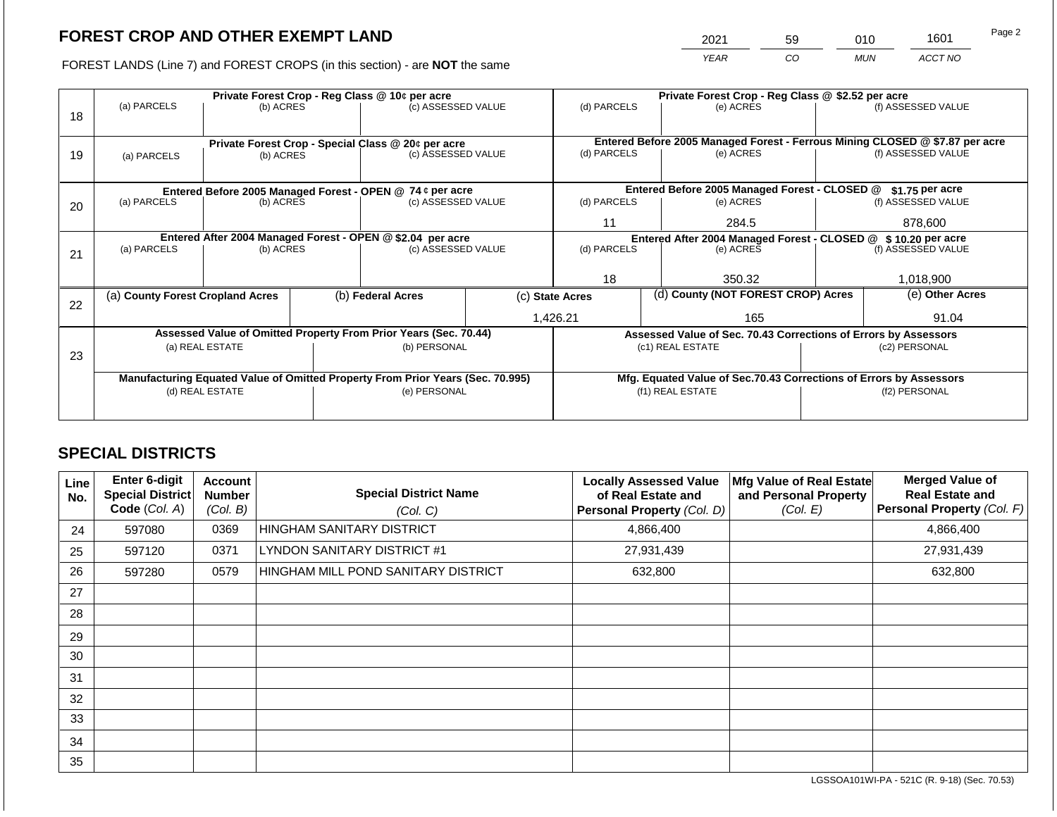## FOREST CROP AND OTHER EXEMPT LAND

FOREST LANDS (Line 7) and FOREST CROPS (in this section) - are **NOT** the same

| YEAR | CO | MUN | ACCT NO |
|---|---|---|---|
| 2021 | 59 | 010 | 1601 |

| Line | Private Forest Crop - Reg Class @ 10¢ per acre | | | Private Forest Crop - Reg Class @ $2.52 per acre | | |
|---|---|---|---|---|---|---|
| | (a) PARCELS | (b) ACRES | (c) ASSESSED VALUE | (d) PARCELS | (e) ACRES | (f) ASSESSED VALUE |
| 18 | | | | | | |
| | **Private Forest Crop - Special Class @ 20¢ per acre** | | | **Entered Before 2005 Managed Forest - Ferrous Mining CLOSED @ $7.87 per acre** | | |
| 19 | (a) PARCELS | (b) ACRES | (c) ASSESSED VALUE | (d) PARCELS | (e) ACRES | (f) ASSESSED VALUE |
| | | | | | | |
| | **Entered Before 2005 Managed Forest - OPEN @ 74 ¢ per acre** | | | **Entered Before 2005 Managed Forest - CLOSED @ $1.75 per acre** | | |
| 20 | (a) PARCELS | (b) ACRES | (c) ASSESSED VALUE | (d) PARCELS | (e) ACRES | (f) ASSESSED VALUE |
| | | | | 11 | 284.5 | 878,600 |
| | **Entered After 2004 Managed Forest - OPEN @ $2.04 per acre** | | | **Entered After 2004 Managed Forest - CLOSED @ $ 10.20 per acre** | | |
| 21 | (a) PARCELS | (b) ACRES | (c) ASSESSED VALUE | (d) PARCELS | (e) ACRES | (f) ASSESSED VALUE |
| | | | | 18 | 350.32 | 1,018,900 |

| Line | (a) County Forest Cropland Acres | (b) Federal Acres | (c) State Acres | (d) County (NOT FOREST CROP) Acres | (e) Other Acres |
|---|---|---|---|---|---|
| 22 | | | 1,426.21 | 165 | 91.04 |

| Line | Assessed Value of Omitted Property From Prior Years (Sec. 70.44) | | Assessed Value of Sec. 70.43 Corrections of Errors by Assessors | |
|---|---|---|---|---|
| | (a) REAL ESTATE | (b) PERSONAL | (c1) REAL ESTATE | (c2) PERSONAL |
| 23 | | | | |
| | **Manufacturing Equated Value of Omitted Property From Prior Years (Sec. 70.995)** | | **Mfg. Equated Value of Sec.70.43 Corrections of Errors by Assessors** | |
| | (d) REAL ESTATE | (e) PERSONAL | (f1) REAL ESTATE | (f2) PERSONAL |
| | | | | |

## SPECIAL DISTRICTS

| Line No. | Enter 6-digit Special District Code (Col. A) | Account Number (Col. B) | Special District Name (Col. C) | Locally Assessed Value of Real Estate and Personal Property (Col. D) | Mfg Value of Real Estate and Personal Property (Col. E) | Merged Value of Real Estate and Personal Property (Col. F) |
|---|---|---|---|---|---|---|
| 24 | 597080 | 0369 | HINGHAM SANITARY DISTRICT | 4,866,400 | | 4,866,400 |
| 25 | 597120 | 0371 | LYNDON SANITARY DISTRICT #1 | 27,931,439 | | 27,931,439 |
| 26 | 597280 | 0579 | HINGHAM MILL POND SANITARY DISTRICT | 632,800 | | 632,800 |
| 27 | | | | | | |
| 28 | | | | | | |
| 29 | | | | | | |
| 30 | | | | | | |
| 31 | | | | | | |
| 32 | | | | | | |
| 33 | | | | | | |
| 34 | | | | | | |
| 35 | | | | | | |

LGSSOA101WI-PA - 521C (R. 9-18) (Sec. 70.53)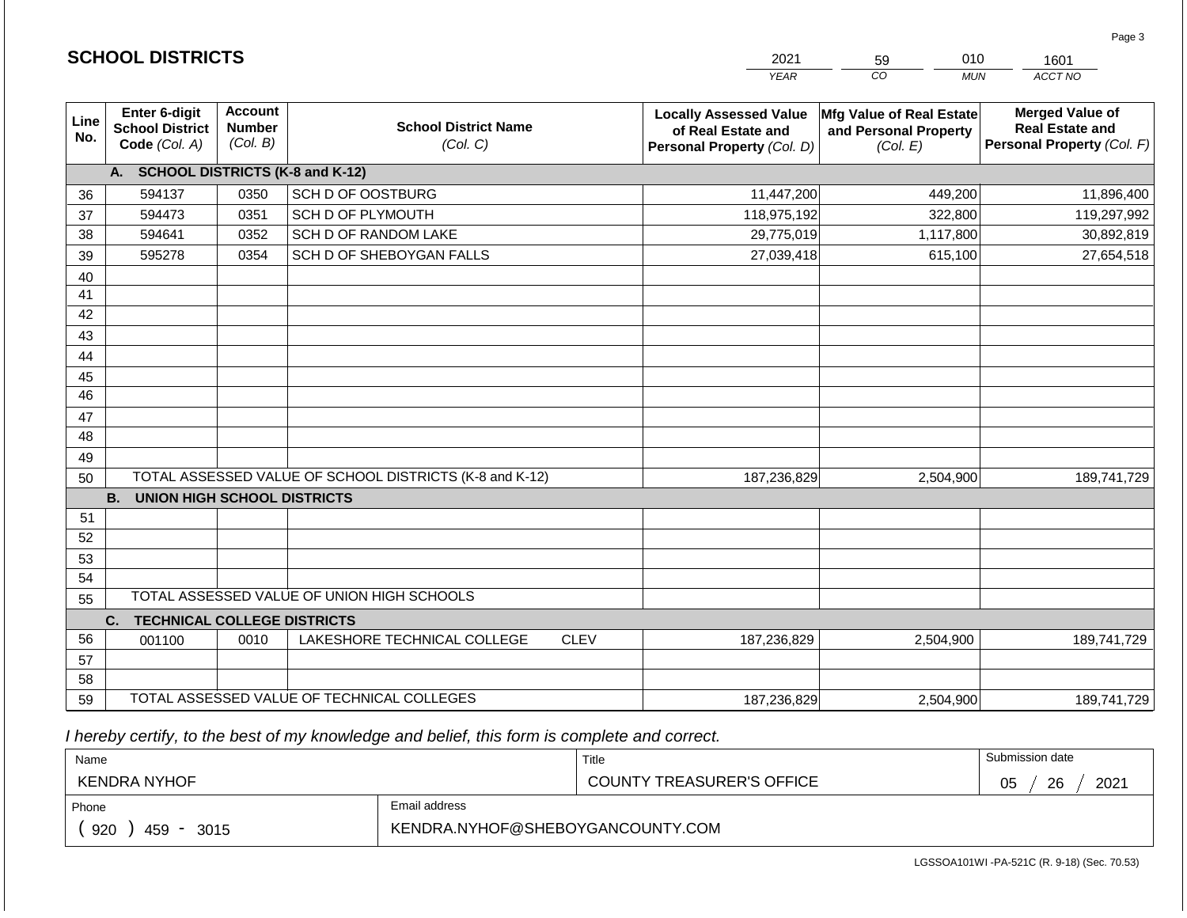## SCHOOL DISTRICTS

| 2021 | 59 | 010 | 1601 |
|---|---|---|---|
| *YEAR* | *CO* | *MUN* | *ACCT NO* |

| Line No. | Enter 6-digit School District Code *(Col. A)* | Account Number *(Col. B)* | School District Name *(Col. C)* | Locally Assessed Value of Real Estate and Personal Property *(Col. D)* | Mfg Value of Real Estate and Personal Property *(Col. E)* | Merged Value of Real Estate and Personal Property *(Col. F)* |
|---|---|---|---|---|---|---|
| | **A. SCHOOL DISTRICTS (K-8 and K-12)** | | | | | |
| 36 | 594137 | 0350 | SCH D OF OOSTBURG | 11,447,200 | 449,200 | 11,896,400 |
| 37 | 594473 | 0351 | SCH D OF PLYMOUTH | 118,975,192 | 322,800 | 119,297,992 |
| 38 | 594641 | 0352 | SCH D OF RANDOM LAKE | 29,775,019 | 1,117,800 | 30,892,819 |
| 39 | 595278 | 0354 | SCH D OF SHEBOYGAN FALLS | 27,039,418 | 615,100 | 27,654,518 |
| 40 | | | | | | |
| 41 | | | | | | |
| 42 | | | | | | |
| 43 | | | | | | |
| 44 | | | | | | |
| 45 | | | | | | |
| 46 | | | | | | |
| 47 | | | | | | |
| 48 | | | | | | |
| 49 | | | | | | |
| 50 | TOTAL ASSESSED VALUE OF SCHOOL DISTRICTS (K-8 and K-12) | | | 187,236,829 | 2,504,900 | 189,741,729 |
| | **B. UNION HIGH SCHOOL DISTRICTS** | | | | | |
| 51 | | | | | | |
| 52 | | | | | | |
| 53 | | | | | | |
| 54 | | | | | | |
| 55 | TOTAL ASSESSED VALUE OF UNION HIGH SCHOOLS | | | | | |
| | **C. TECHNICAL COLLEGE DISTRICTS** | | | | | |
| 56 | 001100 | 0010 | LAKESHORE TECHNICAL COLLEGE CLEV | 187,236,829 | 2,504,900 | 189,741,729 |
| 57 | | | | | | |
| 58 | | | | | | |
| 59 | TOTAL ASSESSED VALUE OF TECHNICAL COLLEGES | | | 187,236,829 | 2,504,900 | 189,741,729 |

*I hereby certify, to the best of my knowledge and belief, this form is complete and correct.*

| Name | | Title | Submission date |
|---|---|---|---|
| KENDRA NYHOF | | COUNTY TREASURER'S OFFICE | 05 / 26 / 2021 |
| Phone | Email address | | |
| ( 920 ) 459 - 3015 | KENDRA.NYHOF@SHEBOYGANCOUNTY.COM | | |

LGSSOA101WI -PA-521C (R. 9-18) (Sec. 70.53)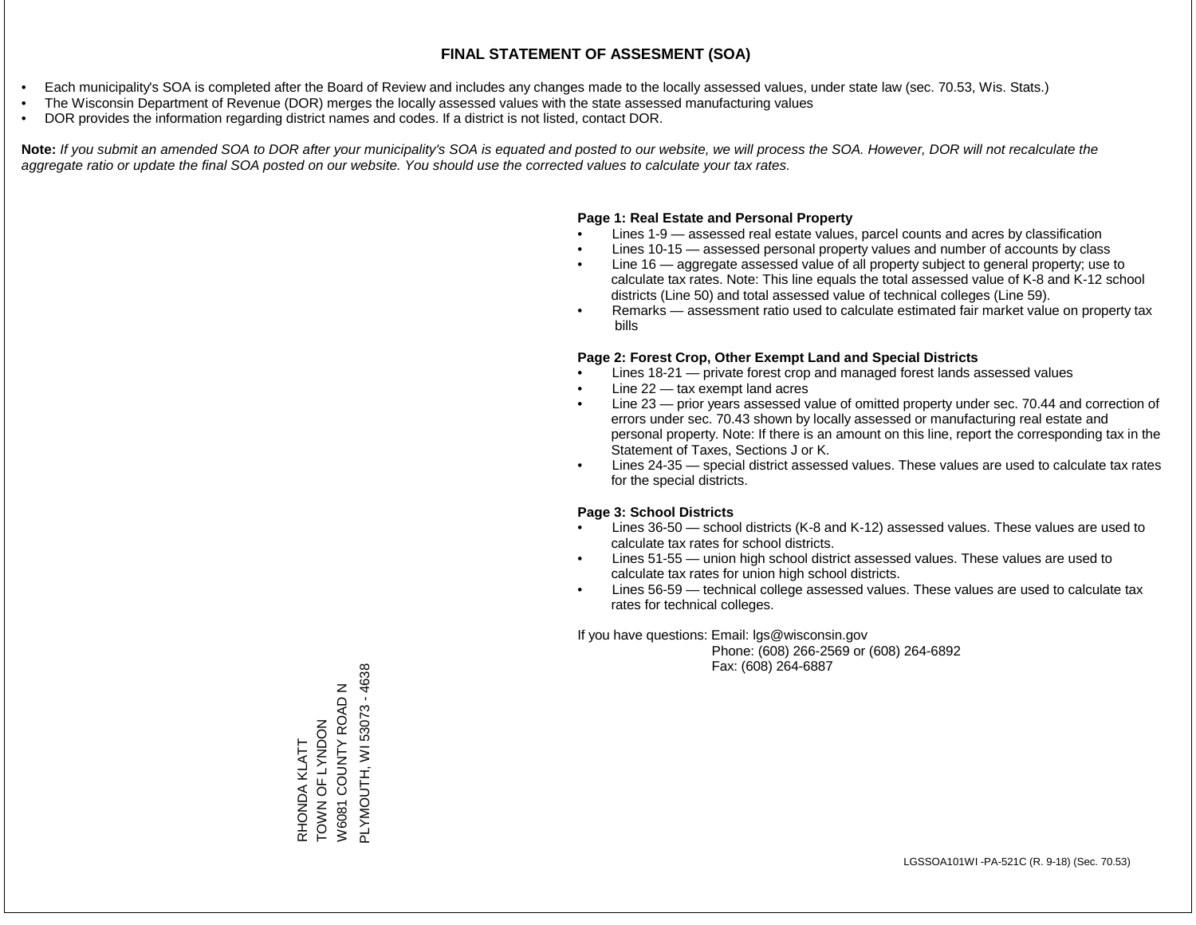# FINAL STATEMENT OF ASSESMENT (SOA)

- Each municipality's SOA is completed after the Board of Review and includes any changes made to the locally assessed values, under state law (sec. 70.53, Wis. Stats.)
- The Wisconsin Department of Revenue (DOR) merges the locally assessed values with the state assessed manufacturing values
- DOR provides the information regarding district names and codes. If a district is not listed, contact DOR.

**Note:** *If you submit an amended SOA to DOR after your municipality's SOA is equated and posted to our website, we will process the SOA. However, DOR will not recalculate the aggregate ratio or update the final SOA posted on our website. You should use the corrected values to calculate your tax rates.*

**Page 1: Real Estate and Personal Property**

- Lines 1-9 — assessed real estate values, parcel counts and acres by classification
- Lines 10-15 — assessed personal property values and number of accounts by class
- Line 16 — aggregate assessed value of all property subject to general property; use to calculate tax rates. Note: This line equals the total assessed value of K-8 and K-12 school districts (Line 50) and total assessed value of technical colleges (Line 59).
- Remarks — assessment ratio used to calculate estimated fair market value on property tax bills

**Page 2: Forest Crop, Other Exempt Land and Special Districts**

- Lines 18-21 — private forest crop and managed forest lands assessed values
- Line 22 — tax exempt land acres
- Line 23 — prior years assessed value of omitted property under sec. 70.44 and correction of errors under sec. 70.43 shown by locally assessed or manufacturing real estate and personal property. Note: If there is an amount on this line, report the corresponding tax in the Statement of Taxes, Sections J or K.
- Lines 24-35 — special district assessed values. These values are used to calculate tax rates for the special districts.

**Page 3: School Districts**

- Lines 36-50 — school districts (K-8 and K-12) assessed values. These values are used to calculate tax rates for school districts.
- Lines 51-55 — union high school district assessed values. These values are used to calculate tax rates for union high school districts.
- Lines 56-59 — technical college assessed values. These values are used to calculate tax rates for technical colleges.

If you have questions: Email: lgs@wisconsin.gov
Phone: (608) 266-2569 or (608) 264-6892
Fax: (608) 264-6887

RHONDA KLATT
TOWN OF LYNDON
W6081 COUNTY ROAD N
PLYMOUTH, WI 53073 - 4638

LGSSOA101WI -PA-521C (R. 9-18) (Sec. 70.53)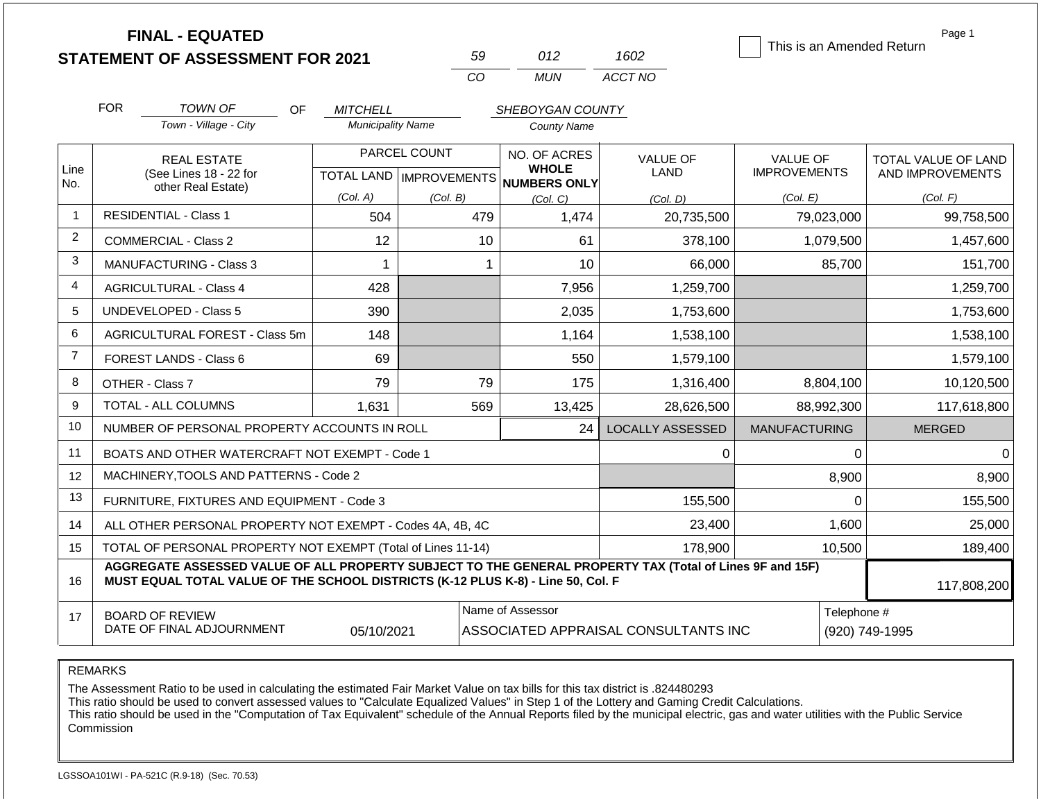# FINAL - EQUATED
## STATEMENT OF ASSESSMENT FOR 2021

| 59 | 012 | 1602 |
|---|---|---|
| CO | MUN | ACCT NO |

☐ This is an Amended Return

FOR *TOWN OF* (Town - Village - City) OF *MITCHELL* (Municipality Name) *SHEBOYGAN COUNTY* (County Name)

| Line No. | REAL ESTATE (See Lines 18 - 22 for other Real Estate) | PARCEL COUNT TOTAL LAND (Col. A) | PARCEL COUNT IMPROVEMENTS (Col. B) | NO. OF ACRES WHOLE NUMBERS ONLY (Col. C) | VALUE OF LAND (Col. D) | VALUE OF IMPROVEMENTS (Col. E) | TOTAL VALUE OF LAND AND IMPROVEMENTS (Col. F) |
|---|---|---|---|---|---|---|---|
| 1 | RESIDENTIAL - Class 1 | 504 | 479 | 1,474 | 20,735,500 | 79,023,000 | 99,758,500 |
| 2 | COMMERCIAL - Class 2 | 12 | 10 | 61 | 378,100 | 1,079,500 | 1,457,600 |
| 3 | MANUFACTURING - Class 3 | 1 | 1 | 10 | 66,000 | 85,700 | 151,700 |
| 4 | AGRICULTURAL - Class 4 | 428 | | 7,956 | 1,259,700 | | 1,259,700 |
| 5 | UNDEVELOPED - Class 5 | 390 | | 2,035 | 1,753,600 | | 1,753,600 |
| 6 | AGRICULTURAL FOREST - Class 5m | 148 | | 1,164 | 1,538,100 | | 1,538,100 |
| 7 | FOREST LANDS - Class 6 | 69 | | 550 | 1,579,100 | | 1,579,100 |
| 8 | OTHER - Class 7 | 79 | 79 | 175 | 1,316,400 | 8,804,100 | 10,120,500 |
| 9 | TOTAL - ALL COLUMNS | 1,631 | 569 | 13,425 | 28,626,500 | 88,992,300 | 117,618,800 |
| 10 | NUMBER OF PERSONAL PROPERTY ACCOUNTS IN ROLL | | | 24 | LOCALLY ASSESSED | MANUFACTURING | MERGED |
| 11 | BOATS AND OTHER WATERCRAFT NOT EXEMPT - Code 1 | | | | 0 | 0 | 0 |
| 12 | MACHINERY,TOOLS AND PATTERNS - Code 2 | | | | | 8,900 | 8,900 |
| 13 | FURNITURE, FIXTURES AND EQUIPMENT - Code 3 | | | | 155,500 | 0 | 155,500 |
| 14 | ALL OTHER PERSONAL PROPERTY NOT EXEMPT - Codes 4A, 4B, 4C | | | | 23,400 | 1,600 | 25,000 |
| 15 | TOTAL OF PERSONAL PROPERTY NOT EXEMPT (Total of Lines 11-14) | | | | 178,900 | 10,500 | 189,400 |
| 16 | **AGGREGATE ASSESSED VALUE OF ALL PROPERTY SUBJECT TO THE GENERAL PROPERTY TAX (Total of Lines 9F and 15F) MUST EQUAL TOTAL VALUE OF THE SCHOOL DISTRICTS (K-12 PLUS K-8) - Line 50, Col. F** | | | | | | 117,808,200 |
| 17 | BOARD OF REVIEW DATE OF FINAL ADJOURNMENT | 05/10/2021 | | Name of Assessor: ASSOCIATED APPRAISAL CONSULTANTS INC | | | Telephone #: (920) 749-1995 |

REMARKS

The Assessment Ratio to be used in calculating the estimated Fair Market Value on tax bills for this tax district is .824480293
This ratio should be used to convert assessed values to "Calculate Equalized Values" in Step 1 of the Lottery and Gaming Credit Calculations.
This ratio should be used in the "Computation of Tax Equivalent" schedule of the Annual Reports filed by the municipal electric, gas and water utilities with the Public Service Commission

LGSSOA101WI - PA-521C (R.9-18) (Sec. 70.53)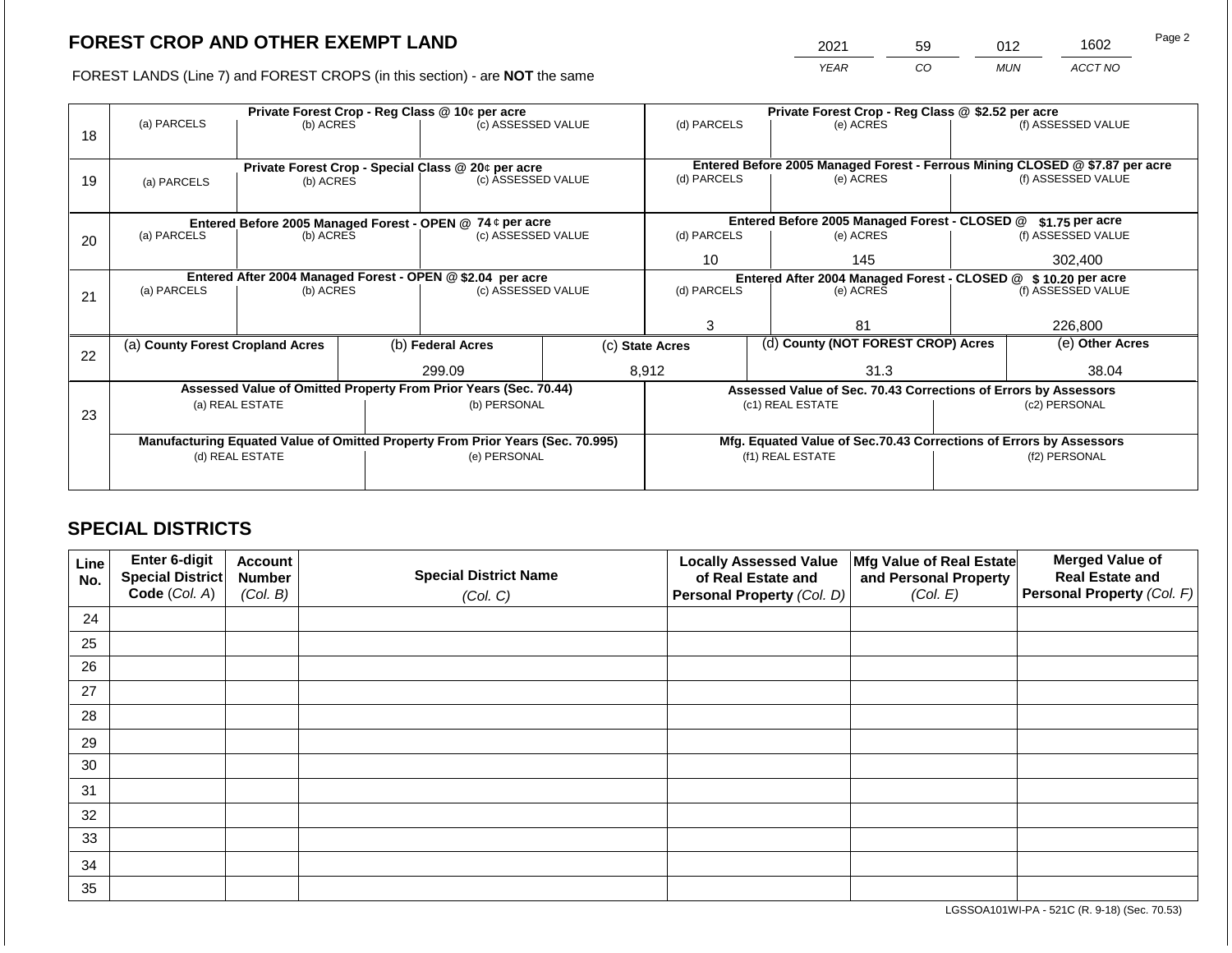# FOREST CROP AND OTHER EXEMPT LAND

FOREST LANDS (Line 7) and FOREST CROPS (in this section) - are **NOT** the same

| 2021 | 59 | 012 | 1602 |
|---|---|---|---|
| YEAR | CO | MUN | ACCT NO |

Page 2

| Line | | | | | | |
|---|---|---|---|---|---|---|
| 18 | Private Forest Crop - Reg Class @ 10¢ per acre | | | Private Forest Crop - Reg Class @ $2.52 per acre | | |
| | (a) PARCELS | (b) ACRES | (c) ASSESSED VALUE | (d) PARCELS | (e) ACRES | (f) ASSESSED VALUE |
| | | | | | | |
| 19 | Private Forest Crop - Special Class @ 20¢ per acre | | | Entered Before 2005 Managed Forest - Ferrous Mining CLOSED @ $7.87 per acre | | |
| | (a) PARCELS | (b) ACRES | (c) ASSESSED VALUE | (d) PARCELS | (e) ACRES | (f) ASSESSED VALUE |
| | | | | | | |
| 20 | Entered Before 2005 Managed Forest - OPEN @ 74 ¢ per acre | | | Entered Before 2005 Managed Forest - CLOSED @ $1.75 per acre | | |
| | (a) PARCELS | (b) ACRES | (c) ASSESSED VALUE | (d) PARCELS | (e) ACRES | (f) ASSESSED VALUE |
| | | | | 10 | 145 | 302,400 |
| 21 | Entered After 2004 Managed Forest - OPEN @ $2.04 per acre | | | Entered After 2004 Managed Forest - CLOSED @ $ 10.20 per acre | | |
| | (a) PARCELS | (b) ACRES | (c) ASSESSED VALUE | (d) PARCELS | (e) ACRES | (f) ASSESSED VALUE |
| | | | | 3 | 81 | 226,800 |

| Line | (a) County Forest Cropland Acres | (b) Federal Acres | (c) State Acres | (d) County (NOT FOREST CROP) Acres | (e) Other Acres |
|---|---|---|---|---|---|
| 22 | | 299.09 | 8,912 | 31.3 | 38.04 |

| Line | Assessed Value of Omitted Property From Prior Years (Sec. 70.44) | | Assessed Value of Sec. 70.43 Corrections of Errors by Assessors | |
|---|---|---|---|---|
| 23 | (a) REAL ESTATE | (b) PERSONAL | (c1) REAL ESTATE | (c2) PERSONAL |
| | | | | |
| | Manufacturing Equated Value of Omitted Property From Prior Years (Sec. 70.995) | | Mfg. Equated Value of Sec.70.43 Corrections of Errors by Assessors | |
| | (d) REAL ESTATE | (e) PERSONAL | (f1) REAL ESTATE | (f2) PERSONAL |
| | | | | |

## SPECIAL DISTRICTS

| Line No. | Enter 6-digit Special District Code (Col. A) | Account Number (Col. B) | Special District Name (Col. C) | Locally Assessed Value of Real Estate and Personal Property (Col. D) | Mfg Value of Real Estate and Personal Property (Col. E) | Merged Value of Real Estate and Personal Property (Col. F) |
|---|---|---|---|---|---|---|
| 24 | | | | | | |
| 25 | | | | | | |
| 26 | | | | | | |
| 27 | | | | | | |
| 28 | | | | | | |
| 29 | | | | | | |
| 30 | | | | | | |
| 31 | | | | | | |
| 32 | | | | | | |
| 33 | | | | | | |
| 34 | | | | | | |
| 35 | | | | | | |

LGSSOA101WI-PA - 521C (R. 9-18) (Sec. 70.53)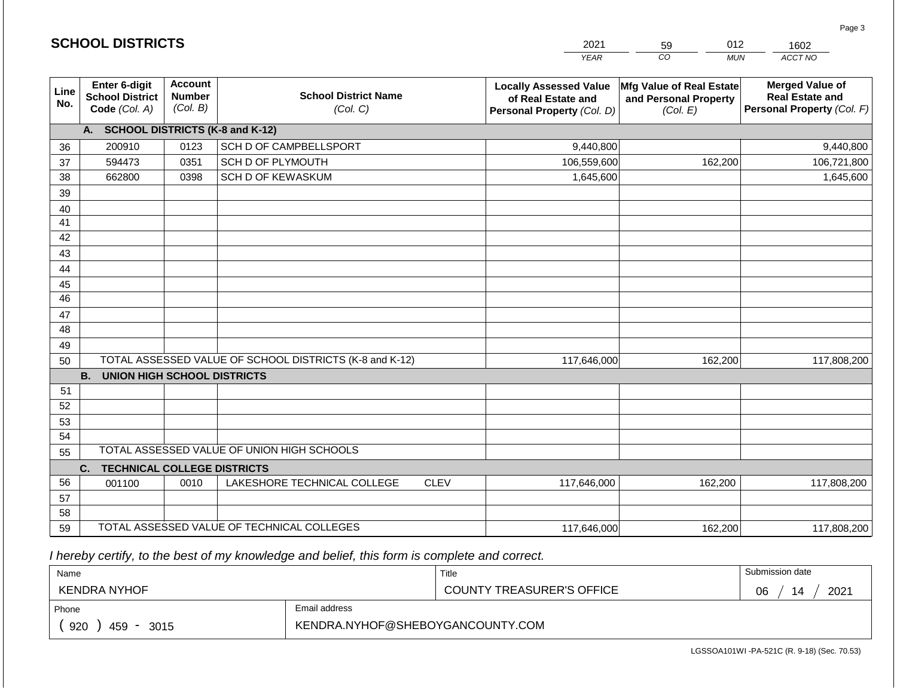## SCHOOL DISTRICTS

| 2021 | 59 | 012 | 1602 |
|---|---|---|---|
| *YEAR* | *CO* | *MUN* | *ACCT NO* |

| Line No. | Enter 6-digit School District Code *(Col. A)* | Account Number *(Col. B)* | School District Name *(Col. C)* | Locally Assessed Value of Real Estate and Personal Property *(Col. D)* | Mfg Value of Real Estate and Personal Property *(Col. E)* | Merged Value of Real Estate and Personal Property *(Col. F)* |
|---|---|---|---|---|---|---|
| | **A. SCHOOL DISTRICTS (K-8 and K-12)** | | | | | |
| 36 | 200910 | 0123 | SCH D OF CAMPBELLSPORT | 9,440,800 | | 9,440,800 |
| 37 | 594473 | 0351 | SCH D OF PLYMOUTH | 106,559,600 | 162,200 | 106,721,800 |
| 38 | 662800 | 0398 | SCH D OF KEWASKUM | 1,645,600 | | 1,645,600 |
| 39 | | | | | | |
| 40 | | | | | | |
| 41 | | | | | | |
| 42 | | | | | | |
| 43 | | | | | | |
| 44 | | | | | | |
| 45 | | | | | | |
| 46 | | | | | | |
| 47 | | | | | | |
| 48 | | | | | | |
| 49 | | | | | | |
| 50 | TOTAL ASSESSED VALUE OF SCHOOL DISTRICTS (K-8 and K-12) | | | 117,646,000 | 162,200 | 117,808,200 |
| | **B. UNION HIGH SCHOOL DISTRICTS** | | | | | |
| 51 | | | | | | |
| 52 | | | | | | |
| 53 | | | | | | |
| 54 | | | | | | |
| 55 | TOTAL ASSESSED VALUE OF UNION HIGH SCHOOLS | | | | | |
| | **C. TECHNICAL COLLEGE DISTRICTS** | | | | | |
| 56 | 001100 | 0010 | LAKESHORE TECHNICAL COLLEGE CLEV | 117,646,000 | 162,200 | 117,808,200 |
| 57 | | | | | | |
| 58 | | | | | | |
| 59 | TOTAL ASSESSED VALUE OF TECHNICAL COLLEGES | | | 117,646,000 | 162,200 | 117,808,200 |

*I hereby certify, to the best of my knowledge and belief, this form is complete and correct.*

| Name | Title | Submission date |
|---|---|---|
| KENDRA NYHOF | COUNTY TREASURER'S OFFICE | 06 / 14 / 2021 |
| Phone | Email address | |
| ( 920 ) 459 - 3015 | KENDRA.NYHOF@SHEBOYGANCOUNTY.COM | |

LGSSOA101WI -PA-521C (R. 9-18) (Sec. 70.53)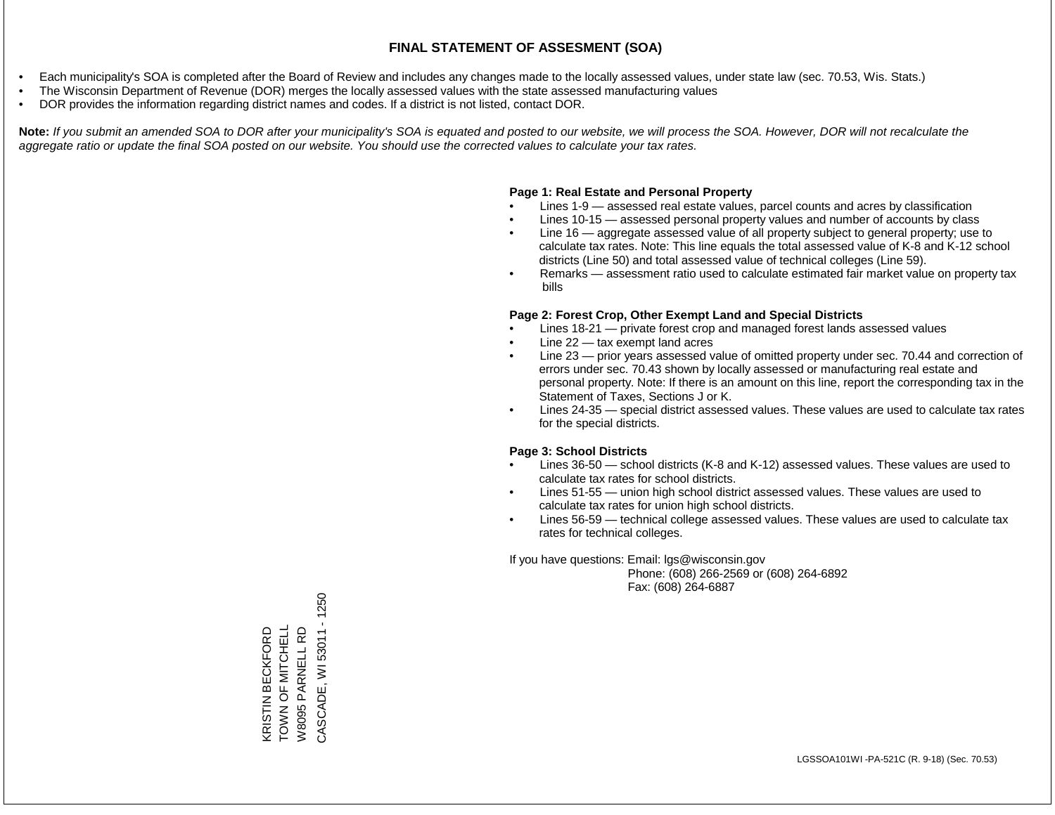# FINAL STATEMENT OF ASSESMENT (SOA)

- Each municipality's SOA is completed after the Board of Review and includes any changes made to the locally assessed values, under state law (sec. 70.53, Wis. Stats.)
- The Wisconsin Department of Revenue (DOR) merges the locally assessed values with the state assessed manufacturing values
- DOR provides the information regarding district names and codes. If a district is not listed, contact DOR.

**Note:** *If you submit an amended SOA to DOR after your municipality's SOA is equated and posted to our website, we will process the SOA. However, DOR will not recalculate the aggregate ratio or update the final SOA posted on our website. You should use the corrected values to calculate your tax rates.*

**Page 1: Real Estate and Personal Property**

- Lines 1-9 — assessed real estate values, parcel counts and acres by classification
- Lines 10-15 — assessed personal property values and number of accounts by class
- Line 16 — aggregate assessed value of all property subject to general property; use to calculate tax rates. Note: This line equals the total assessed value of K-8 and K-12 school districts (Line 50) and total assessed value of technical colleges (Line 59).
- Remarks — assessment ratio used to calculate estimated fair market value on property tax bills

**Page 2: Forest Crop, Other Exempt Land and Special Districts**

- Lines 18-21 — private forest crop and managed forest lands assessed values
- Line 22 — tax exempt land acres
- Line 23 — prior years assessed value of omitted property under sec. 70.44 and correction of errors under sec. 70.43 shown by locally assessed or manufacturing real estate and personal property. Note: If there is an amount on this line, report the corresponding tax in the Statement of Taxes, Sections J or K.
- Lines 24-35 — special district assessed values. These values are used to calculate tax rates for the special districts.

**Page 3: School Districts**

- Lines 36-50 — school districts (K-8 and K-12) assessed values. These values are used to calculate tax rates for school districts.
- Lines 51-55 — union high school district assessed values. These values are used to calculate tax rates for union high school districts.
- Lines 56-59 — technical college assessed values. These values are used to calculate tax rates for technical colleges.

If you have questions: Email: lgs@wisconsin.gov
Phone: (608) 266-2569 or (608) 264-6892
Fax: (608) 264-6887

KRISTIN BECKFORD
TOWN OF MITCHELL
W8095 PARNELL RD
CASCADE, WI 53011 - 1250

LGSSOA101WI -PA-521C (R. 9-18) (Sec. 70.53)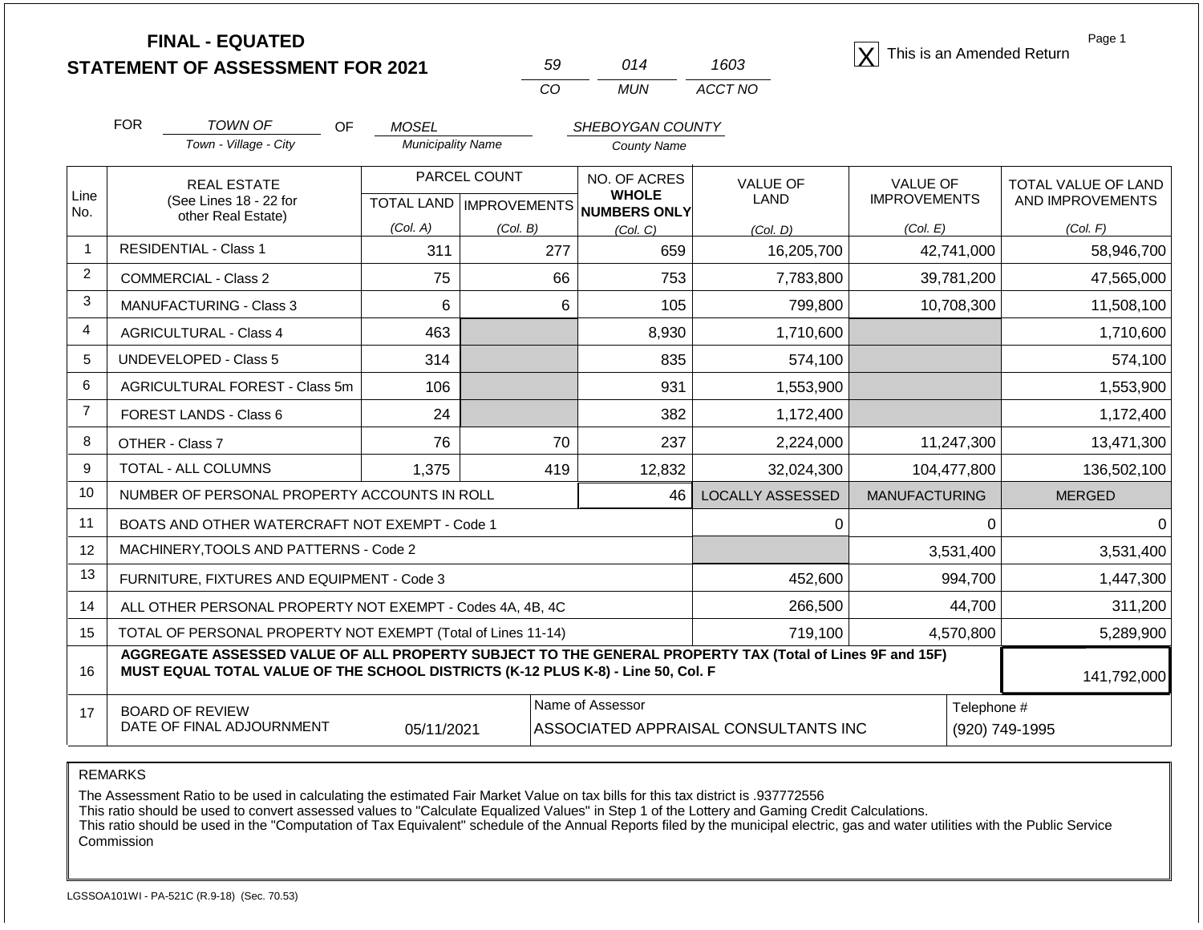# FINAL - EQUATED
## STATEMENT OF ASSESSMENT FOR 2021

| 59 | 014 | 1603 |
|---|---|---|
| CO | MUN | ACCT NO |

[X] This is an Amended Return

FOR *TOWN OF* (Town - Village - City) OF *MOSEL* (Municipality Name) *SHEBOYGAN COUNTY* (County Name)

| Line No. | REAL ESTATE (See Lines 18 - 22 for other Real Estate) | PARCEL COUNT TOTAL LAND (Col. A) | PARCEL COUNT IMPROVEMENTS (Col. B) | NO. OF ACRES WHOLE NUMBERS ONLY (Col. C) | VALUE OF LAND (Col. D) | VALUE OF IMPROVEMENTS (Col. E) | TOTAL VALUE OF LAND AND IMPROVEMENTS (Col. F) |
|---|---|---|---|---|---|---|---|
| 1 | RESIDENTIAL - Class 1 | 311 | 277 | 659 | 16,205,700 | 42,741,000 | 58,946,700 |
| 2 | COMMERCIAL - Class 2 | 75 | 66 | 753 | 7,783,800 | 39,781,200 | 47,565,000 |
| 3 | MANUFACTURING - Class 3 | 6 | 6 | 105 | 799,800 | 10,708,300 | 11,508,100 |
| 4 | AGRICULTURAL - Class 4 | 463 | | 8,930 | 1,710,600 | | 1,710,600 |
| 5 | UNDEVELOPED - Class 5 | 314 | | 835 | 574,100 | | 574,100 |
| 6 | AGRICULTURAL FOREST - Class 5m | 106 | | 931 | 1,553,900 | | 1,553,900 |
| 7 | FOREST LANDS - Class 6 | 24 | | 382 | 1,172,400 | | 1,172,400 |
| 8 | OTHER - Class 7 | 76 | 70 | 237 | 2,224,000 | 11,247,300 | 13,471,300 |
| 9 | TOTAL - ALL COLUMNS | 1,375 | 419 | 12,832 | 32,024,300 | 104,477,800 | 136,502,100 |
| 10 | NUMBER OF PERSONAL PROPERTY ACCOUNTS IN ROLL | | | 46 | LOCALLY ASSESSED | MANUFACTURING | MERGED |
| 11 | BOATS AND OTHER WATERCRAFT NOT EXEMPT - Code 1 | | | | 0 | 0 | 0 |
| 12 | MACHINERY,TOOLS AND PATTERNS - Code 2 | | | | | 3,531,400 | 3,531,400 |
| 13 | FURNITURE, FIXTURES AND EQUIPMENT - Code 3 | | | | 452,600 | 994,700 | 1,447,300 |
| 14 | ALL OTHER PERSONAL PROPERTY NOT EXEMPT - Codes 4A, 4B, 4C | | | | 266,500 | 44,700 | 311,200 |
| 15 | TOTAL OF PERSONAL PROPERTY NOT EXEMPT (Total of Lines 11-14) | | | | 719,100 | 4,570,800 | 5,289,900 |
| 16 | **AGGREGATE ASSESSED VALUE OF ALL PROPERTY SUBJECT TO THE GENERAL PROPERTY TAX (Total of Lines 9F and 15F) MUST EQUAL TOTAL VALUE OF THE SCHOOL DISTRICTS (K-12 PLUS K-8) - Line 50, Col. F** | | | | | | 141,792,000 |
| 17 | BOARD OF REVIEW DATE OF FINAL ADJOURNMENT | 05/11/2021 | Name of Assessor | ASSOCIATED APPRAISAL CONSULTANTS INC | | Telephone # | (920) 749-1995 |

REMARKS

The Assessment Ratio to be used in calculating the estimated Fair Market Value on tax bills for this tax district is .937772556
This ratio should be used to convert assessed values to "Calculate Equalized Values" in Step 1 of the Lottery and Gaming Credit Calculations.
This ratio should be used in the "Computation of Tax Equivalent" schedule of the Annual Reports filed by the municipal electric, gas and water utilities with the Public Service Commission

LGSSOA101WI - PA-521C (R.9-18) (Sec. 70.53)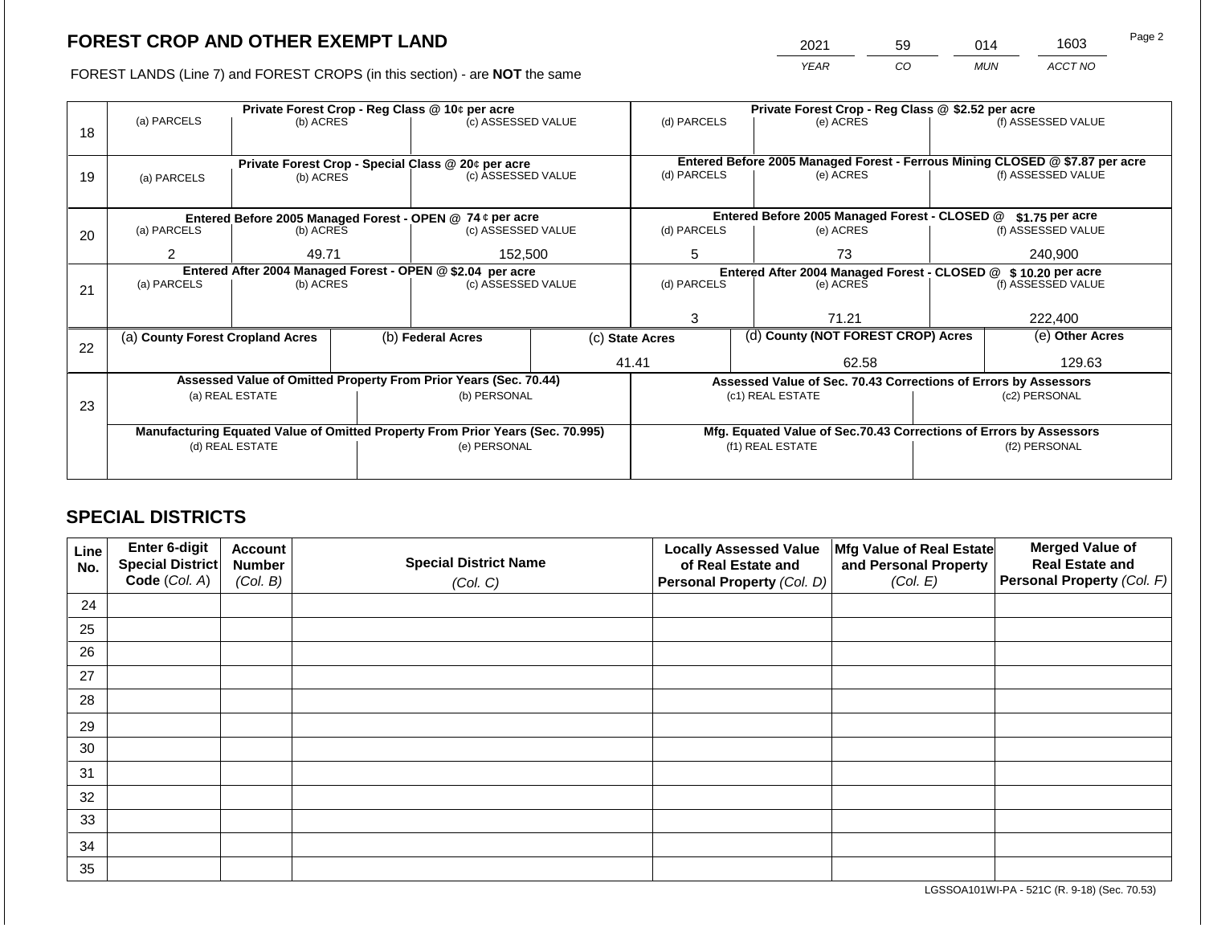# FOREST CROP AND OTHER EXEMPT LAND

| YEAR | CO | MUN | ACCT NO |
|---|---|---|---|
| 2021 | 59 | 014 | 1603 |

FOREST LANDS (Line 7) and FOREST CROPS (in this section) - are **NOT** the same

| Line | Private Forest Crop - Reg Class @ 10¢ per acre | | | Private Forest Crop - Reg Class @ $2.52 per acre | | |
|---|---|---|---|---|---|---|
| 18 | (a) PARCELS | (b) ACRES | (c) ASSESSED VALUE | (d) PARCELS | (e) ACRES | (f) ASSESSED VALUE |
| | | | | | | |
| | **Private Forest Crop - Special Class @ 20¢ per acre** | | | **Entered Before 2005 Managed Forest - Ferrous Mining CLOSED @ $7.87 per acre** | | |
| 19 | (a) PARCELS | (b) ACRES | (c) ASSESSED VALUE | (d) PARCELS | (e) ACRES | (f) ASSESSED VALUE |
| | | | | | | |
| | **Entered Before 2005 Managed Forest - OPEN @ 74 ¢ per acre** | | | **Entered Before 2005 Managed Forest - CLOSED @ $1.75 per acre** | | |
| 20 | (a) PARCELS | (b) ACRES | (c) ASSESSED VALUE | (d) PARCELS | (e) ACRES | (f) ASSESSED VALUE |
| | 2 | 49.71 | 152,500 | 5 | 73 | 240,900 |
| | **Entered After 2004 Managed Forest - OPEN @ $2.04 per acre** | | | **Entered After 2004 Managed Forest - CLOSED @ $ 10.20 per acre** | | |
| 21 | (a) PARCELS | (b) ACRES | (c) ASSESSED VALUE | (d) PARCELS | (e) ACRES | (f) ASSESSED VALUE |
| | | | | 3 | 71.21 | 222,400 |

| Line | (a) County Forest Cropland Acres | (b) Federal Acres | (c) State Acres | (d) County (NOT FOREST CROP) Acres | (e) Other Acres |
|---|---|---|---|---|---|
| 22 | | | 41.41 | 62.58 | 129.63 |

| Line | Assessed Value of Omitted Property From Prior Years (Sec. 70.44) | | Assessed Value of Sec. 70.43 Corrections of Errors by Assessors | |
|---|---|---|---|---|
| 23 | (a) REAL ESTATE | (b) PERSONAL | (c1) REAL ESTATE | (c2) PERSONAL |
| | | | | |
| | **Manufacturing Equated Value of Omitted Property From Prior Years (Sec. 70.995)** | | **Mfg. Equated Value of Sec.70.43 Corrections of Errors by Assessors** | |
| | (d) REAL ESTATE | (e) PERSONAL | (f1) REAL ESTATE | (f2) PERSONAL |
| | | | | |

## SPECIAL DISTRICTS

| Line No. | Enter 6-digit Special District Code (Col. A) | Account Number (Col. B) | Special District Name (Col. C) | Locally Assessed Value of Real Estate and Personal Property (Col. D) | Mfg Value of Real Estate and Personal Property (Col. E) | Merged Value of Real Estate and Personal Property (Col. F) |
|---|---|---|---|---|---|---|
| 24 | | | | | | |
| 25 | | | | | | |
| 26 | | | | | | |
| 27 | | | | | | |
| 28 | | | | | | |
| 29 | | | | | | |
| 30 | | | | | | |
| 31 | | | | | | |
| 32 | | | | | | |
| 33 | | | | | | |
| 34 | | | | | | |
| 35 | | | | | | |

LGSSOA101WI-PA - 521C (R. 9-18) (Sec. 70.53)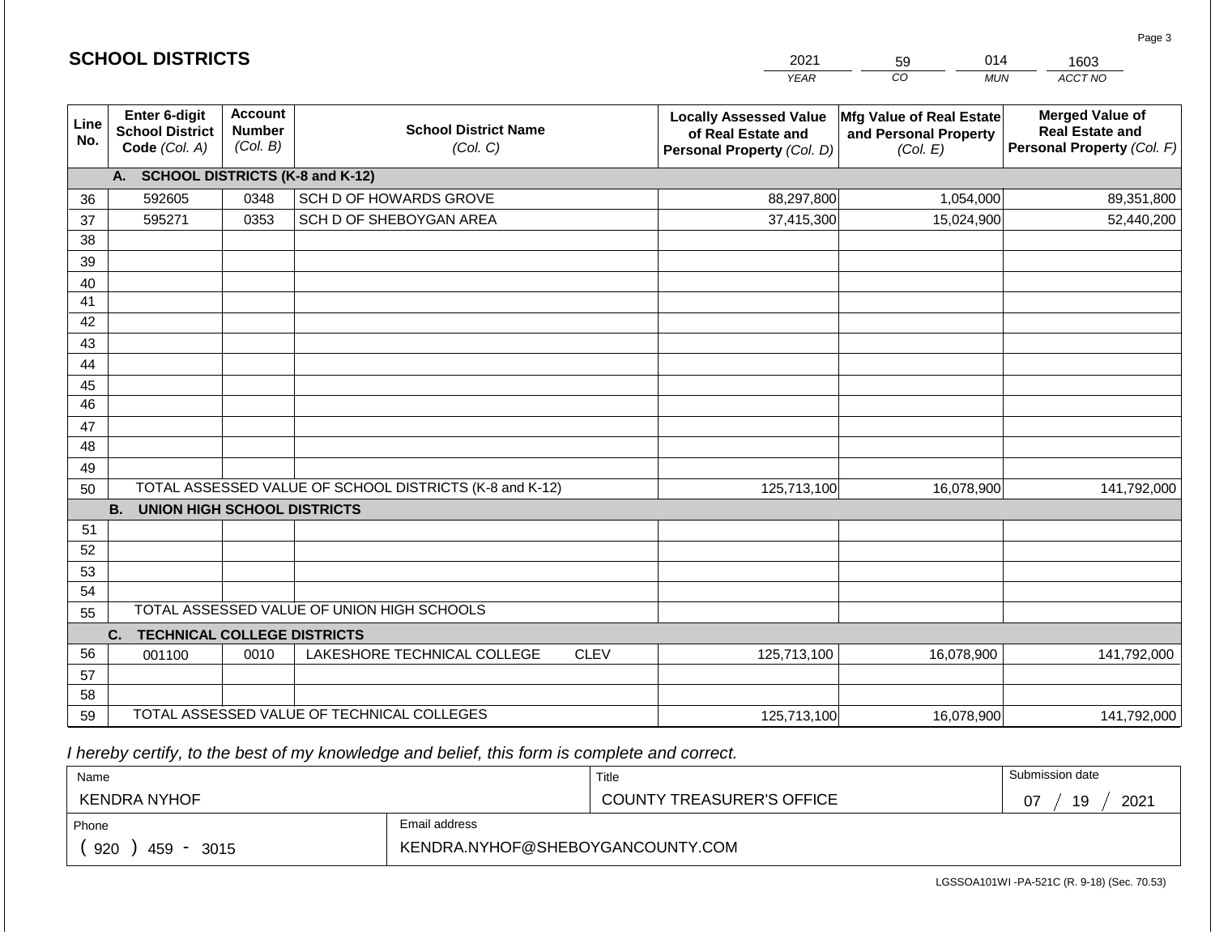## SCHOOL DISTRICTS

| 2021 | 59 | 014 | 1603 |
|---|---|---|---|
| *YEAR* | *CO* | *MUN* | *ACCT NO* |

| Line No. | Enter 6-digit School District Code *(Col. A)* | Account Number *(Col. B)* | School District Name *(Col. C)* | Locally Assessed Value of Real Estate and Personal Property *(Col. D)* | Mfg Value of Real Estate and Personal Property *(Col. E)* | Merged Value of Real Estate and Personal Property *(Col. F)* |
|---|---|---|---|---|---|---|
| | **A. SCHOOL DISTRICTS (K-8 and K-12)** | | | | | |
| 36 | 592605 | 0348 | SCH D OF HOWARDS GROVE | 88,297,800 | 1,054,000 | 89,351,800 |
| 37 | 595271 | 0353 | SCH D OF SHEBOYGAN AREA | 37,415,300 | 15,024,900 | 52,440,200 |
| 38 | | | | | | |
| 39 | | | | | | |
| 40 | | | | | | |
| 41 | | | | | | |
| 42 | | | | | | |
| 43 | | | | | | |
| 44 | | | | | | |
| 45 | | | | | | |
| 46 | | | | | | |
| 47 | | | | | | |
| 48 | | | | | | |
| 49 | | | | | | |
| 50 | TOTAL ASSESSED VALUE OF SCHOOL DISTRICTS (K-8 and K-12) | | | 125,713,100 | 16,078,900 | 141,792,000 |
| | **B. UNION HIGH SCHOOL DISTRICTS** | | | | | |
| 51 | | | | | | |
| 52 | | | | | | |
| 53 | | | | | | |
| 54 | | | | | | |
| 55 | TOTAL ASSESSED VALUE OF UNION HIGH SCHOOLS | | | | | |
| | **C. TECHNICAL COLLEGE DISTRICTS** | | | | | |
| 56 | 001100 | 0010 | LAKESHORE TECHNICAL COLLEGE CLEV | 125,713,100 | 16,078,900 | 141,792,000 |
| 57 | | | | | | |
| 58 | | | | | | |
| 59 | TOTAL ASSESSED VALUE OF TECHNICAL COLLEGES | | | 125,713,100 | 16,078,900 | 141,792,000 |

*I hereby certify, to the best of my knowledge and belief, this form is complete and correct.*

| Name | Title | Submission date |
|---|---|---|
| KENDRA NYHOF | COUNTY TREASURER'S OFFICE | 07 / 19 / 2021 |
| **Phone** | **Email address** | |
| ( 920 ) 459 - 3015 | KENDRA.NYHOF@SHEBOYGANCOUNTY.COM | |

LGSSOA101WI -PA-521C (R. 9-18) (Sec. 70.53)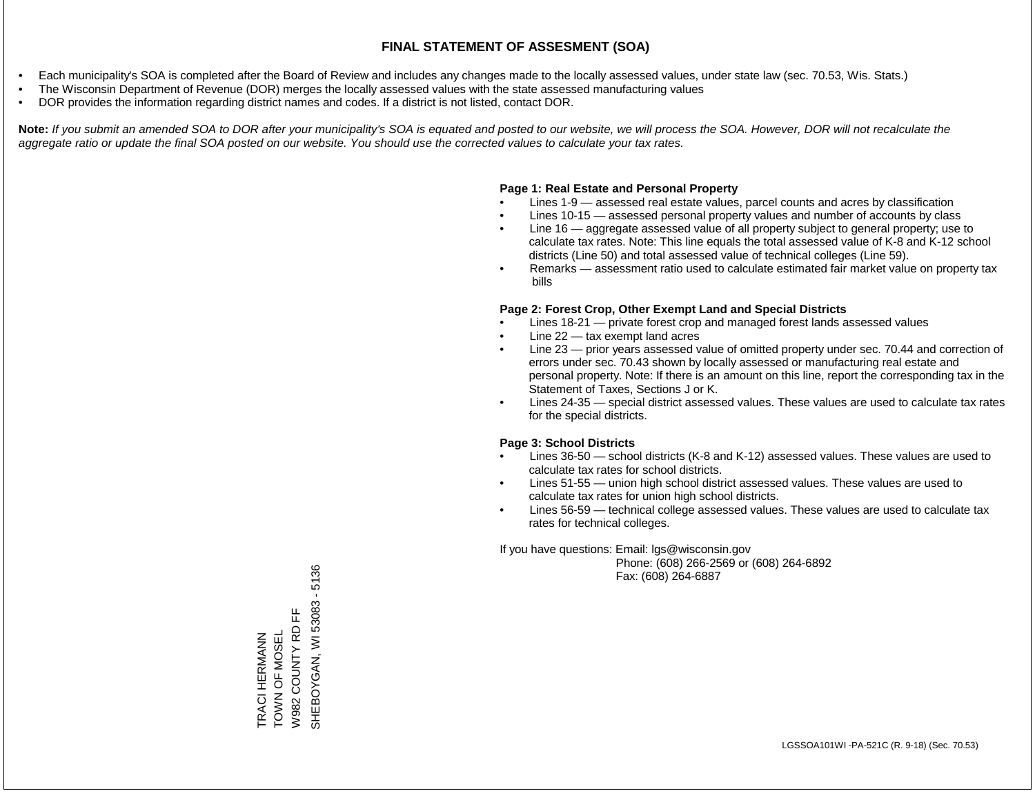# FINAL STATEMENT OF ASSESMENT (SOA)

- Each municipality's SOA is completed after the Board of Review and includes any changes made to the locally assessed values, under state law (sec. 70.53, Wis. Stats.)
- The Wisconsin Department of Revenue (DOR) merges the locally assessed values with the state assessed manufacturing values
- DOR provides the information regarding district names and codes. If a district is not listed, contact DOR.

**Note:** *If you submit an amended SOA to DOR after your municipality's SOA is equated and posted to our website, we will process the SOA. However, DOR will not recalculate the aggregate ratio or update the final SOA posted on our website. You should use the corrected values to calculate your tax rates.*

**Page 1: Real Estate and Personal Property**

- Lines 1-9 — assessed real estate values, parcel counts and acres by classification
- Lines 10-15 — assessed personal property values and number of accounts by class
- Line 16 — aggregate assessed value of all property subject to general property; use to calculate tax rates. Note: This line equals the total assessed value of K-8 and K-12 school districts (Line 50) and total assessed value of technical colleges (Line 59).
- Remarks — assessment ratio used to calculate estimated fair market value on property tax bills

**Page 2: Forest Crop, Other Exempt Land and Special Districts**

- Lines 18-21 — private forest crop and managed forest lands assessed values
- Line 22 — tax exempt land acres
- Line 23 — prior years assessed value of omitted property under sec. 70.44 and correction of errors under sec. 70.43 shown by locally assessed or manufacturing real estate and personal property. Note: If there is an amount on this line, report the corresponding tax in the Statement of Taxes, Sections J or K.
- Lines 24-35 — special district assessed values. These values are used to calculate tax rates for the special districts.

**Page 3: School Districts**

- Lines 36-50 — school districts (K-8 and K-12) assessed values. These values are used to calculate tax rates for school districts.
- Lines 51-55 — union high school district assessed values. These values are used to calculate tax rates for union high school districts.
- Lines 56-59 — technical college assessed values. These values are used to calculate tax rates for technical colleges.

If you have questions: Email: lgs@wisconsin.gov
Phone: (608) 266-2569 or (608) 264-6892
Fax: (608) 264-6887

TRACI HERMANN
TOWN OF MOSEL
W982 COUNTY RD FF
SHEBOYGAN, WI 53083 - 5136

LGSSOA101WI -PA-521C (R. 9-18) (Sec. 70.53)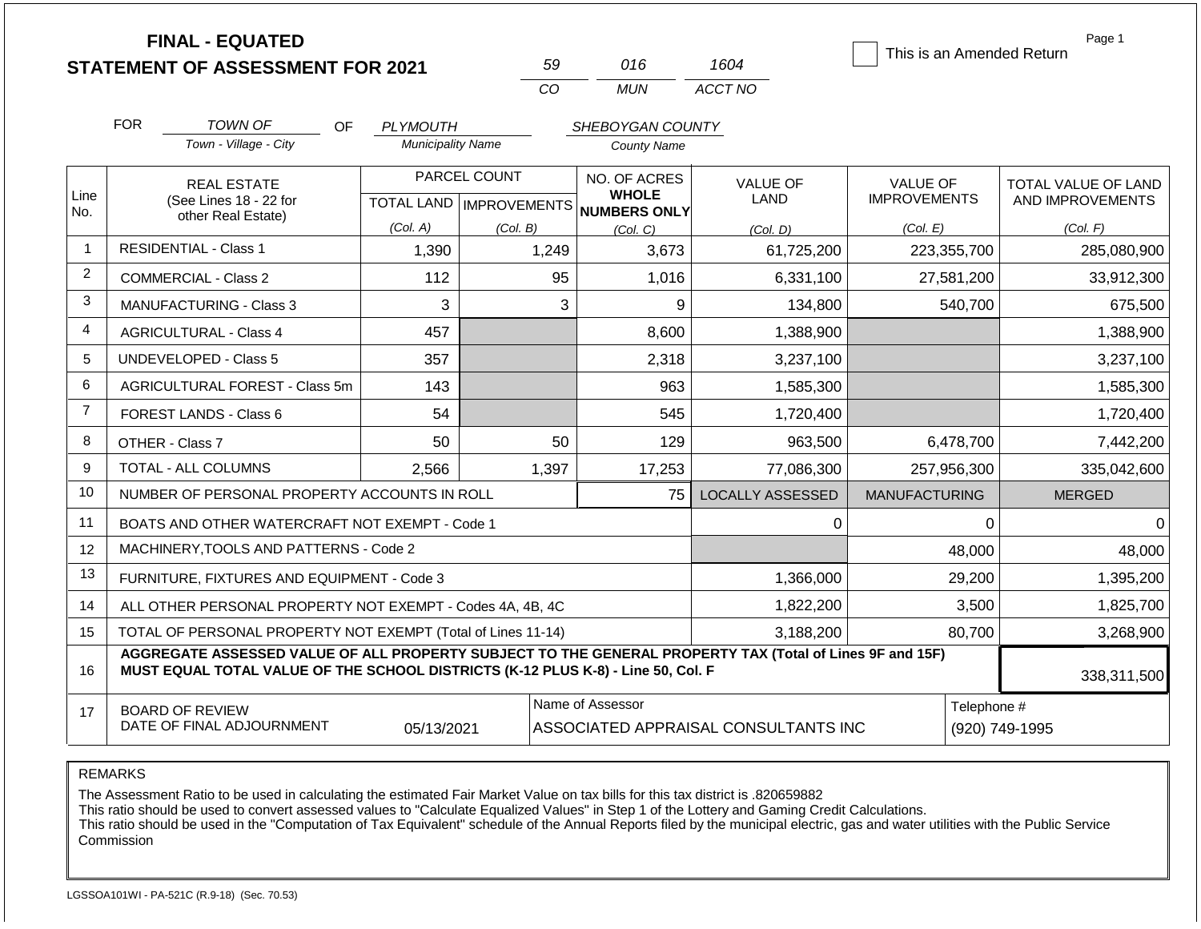# FINAL - EQUATED
# STATEMENT OF ASSESSMENT FOR 2021

| 59 | 016 | 1604 |
|---|---|---|
| CO | MUN | ACCT NO |

☐ This is an Amended Return

Page 1

FOR *TOWN OF* (Town - Village - City) OF *PLYMOUTH* (Municipality Name) *SHEBOYGAN COUNTY* (County Name)

| Line No. | REAL ESTATE (See Lines 18 - 22 for other Real Estate) | PARCEL COUNT TOTAL LAND (Col. A) | PARCEL COUNT IMPROVEMENTS (Col. B) | NO. OF ACRES WHOLE NUMBERS ONLY (Col. C) | VALUE OF LAND (Col. D) | VALUE OF IMPROVEMENTS (Col. E) | TOTAL VALUE OF LAND AND IMPROVEMENTS (Col. F) |
|---|---|---|---|---|---|---|---|
| 1 | RESIDENTIAL - Class 1 | 1,390 | 1,249 | 3,673 | 61,725,200 | 223,355,700 | 285,080,900 |
| 2 | COMMERCIAL - Class 2 | 112 | 95 | 1,016 | 6,331,100 | 27,581,200 | 33,912,300 |
| 3 | MANUFACTURING - Class 3 | 3 | 3 | 9 | 134,800 | 540,700 | 675,500 |
| 4 | AGRICULTURAL - Class 4 | 457 | | 8,600 | 1,388,900 | | 1,388,900 |
| 5 | UNDEVELOPED - Class 5 | 357 | | 2,318 | 3,237,100 | | 3,237,100 |
| 6 | AGRICULTURAL FOREST - Class 5m | 143 | | 963 | 1,585,300 | | 1,585,300 |
| 7 | FOREST LANDS - Class 6 | 54 | | 545 | 1,720,400 | | 1,720,400 |
| 8 | OTHER - Class 7 | 50 | 50 | 129 | 963,500 | 6,478,700 | 7,442,200 |
| 9 | TOTAL - ALL COLUMNS | 2,566 | 1,397 | 17,253 | 77,086,300 | 257,956,300 | 335,042,600 |
| 10 | NUMBER OF PERSONAL PROPERTY ACCOUNTS IN ROLL | | | 75 | LOCALLY ASSESSED | MANUFACTURING | MERGED |
| 11 | BOATS AND OTHER WATERCRAFT NOT EXEMPT - Code 1 | | | | 0 | 0 | 0 |
| 12 | MACHINERY,TOOLS AND PATTERNS - Code 2 | | | | | 48,000 | 48,000 |
| 13 | FURNITURE, FIXTURES AND EQUIPMENT - Code 3 | | | | 1,366,000 | 29,200 | 1,395,200 |
| 14 | ALL OTHER PERSONAL PROPERTY NOT EXEMPT - Codes 4A, 4B, 4C | | | | 1,822,200 | 3,500 | 1,825,700 |
| 15 | TOTAL OF PERSONAL PROPERTY NOT EXEMPT (Total of Lines 11-14) | | | | 3,188,200 | 80,700 | 3,268,900 |
| 16 | **AGGREGATE ASSESSED VALUE OF ALL PROPERTY SUBJECT TO THE GENERAL PROPERTY TAX (Total of Lines 9F and 15F) MUST EQUAL TOTAL VALUE OF THE SCHOOL DISTRICTS (K-12 PLUS K-8) - Line 50, Col. F** | | | | | | 338,311,500 |
| 17 | BOARD OF REVIEW DATE OF FINAL ADJOURNMENT | 05/13/2021 | | Name of Assessor: ASSOCIATED APPRAISAL CONSULTANTS INC | | | Telephone #: (920) 749-1995 |

REMARKS

The Assessment Ratio to be used in calculating the estimated Fair Market Value on tax bills for this tax district is .820659882
This ratio should be used to convert assessed values to "Calculate Equalized Values" in Step 1 of the Lottery and Gaming Credit Calculations.
This ratio should be used in the "Computation of Tax Equivalent" schedule of the Annual Reports filed by the municipal electric, gas and water utilities with the Public Service Commission

LGSSOA101WI - PA-521C (R.9-18) (Sec. 70.53)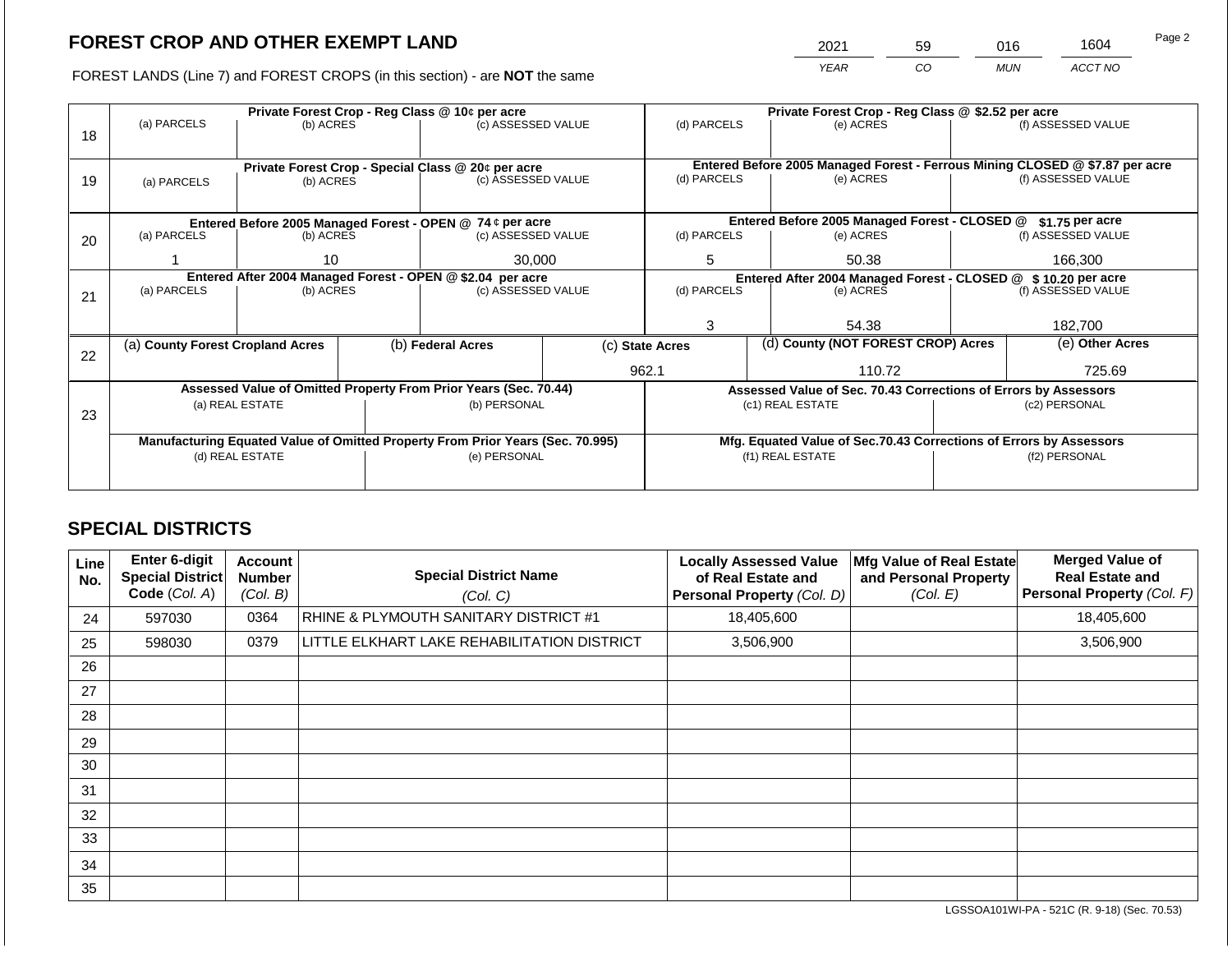# FOREST CROP AND OTHER EXEMPT LAND

FOREST LANDS (Line 7) and FOREST CROPS (in this section) - are **NOT** the same

| YEAR | CO | MUN | ACCT NO |
|---|---|---|---|
| 2021 | 59 | 016 | 1604 |

| Line | (a) PARCELS | (b) ACRES | (c) ASSESSED VALUE | (d) PARCELS | (e) ACRES | (f) ASSESSED VALUE |
|---|---|---|---|---|---|---|
| 18 | Private Forest Crop - Reg Class @ 10¢ per acre | | | Private Forest Crop - Reg Class @ $2.52 per acre | | |
| | | | | | | |
| 19 | Private Forest Crop - Special Class @ 20¢ per acre | | | Entered Before 2005 Managed Forest - Ferrous Mining CLOSED @ $7.87 per acre | | |
| | | | | | | |
| 20 | Entered Before 2005 Managed Forest - OPEN @ 74 ¢ per acre | | | Entered Before 2005 Managed Forest - CLOSED @ $1.75 per acre | | |
| | 1 | 10 | 30,000 | 5 | 50.38 | 166,300 |
| 21 | Entered After 2004 Managed Forest - OPEN @ $2.04 per acre | | | Entered After 2004 Managed Forest - CLOSED @ $ 10.20 per acre | | |
| | | | | 3 | 54.38 | 182,700 |

| Line | (a) County Forest Cropland Acres | (b) Federal Acres | (c) State Acres | (d) County (NOT FOREST CROP) Acres | (e) Other Acres |
|---|---|---|---|---|---|
| 22 | | | 962.1 | 110.72 | 725.69 |

| Line | Assessed Value of Omitted Property From Prior Years (Sec. 70.44) | | Assessed Value of Sec. 70.43 Corrections of Errors by Assessors | |
|---|---|---|---|---|
| 23 | (a) REAL ESTATE | (b) PERSONAL | (c1) REAL ESTATE | (c2) PERSONAL |
| | | | | |
| | **Manufacturing Equated Value of Omitted Property From Prior Years (Sec. 70.995)** | | **Mfg. Equated Value of Sec.70.43 Corrections of Errors by Assessors** | |
| | (d) REAL ESTATE | (e) PERSONAL | (f1) REAL ESTATE | (f2) PERSONAL |
| | | | | |

## SPECIAL DISTRICTS

| Line No. | Enter 6-digit Special District Code (Col. A) | Account Number (Col. B) | Special District Name (Col. C) | Locally Assessed Value of Real Estate and Personal Property (Col. D) | Mfg Value of Real Estate and Personal Property (Col. E) | Merged Value of Real Estate and Personal Property (Col. F) |
|---|---|---|---|---|---|---|
| 24 | 597030 | 0364 | RHINE & PLYMOUTH SANITARY DISTRICT #1 | 18,405,600 | | 18,405,600 |
| 25 | 598030 | 0379 | LITTLE ELKHART LAKE REHABILITATION DISTRICT | 3,506,900 | | 3,506,900 |
| 26 | | | | | | |
| 27 | | | | | | |
| 28 | | | | | | |
| 29 | | | | | | |
| 30 | | | | | | |
| 31 | | | | | | |
| 32 | | | | | | |
| 33 | | | | | | |
| 34 | | | | | | |
| 35 | | | | | | |

LGSSOA101WI-PA - 521C (R. 9-18) (Sec. 70.53)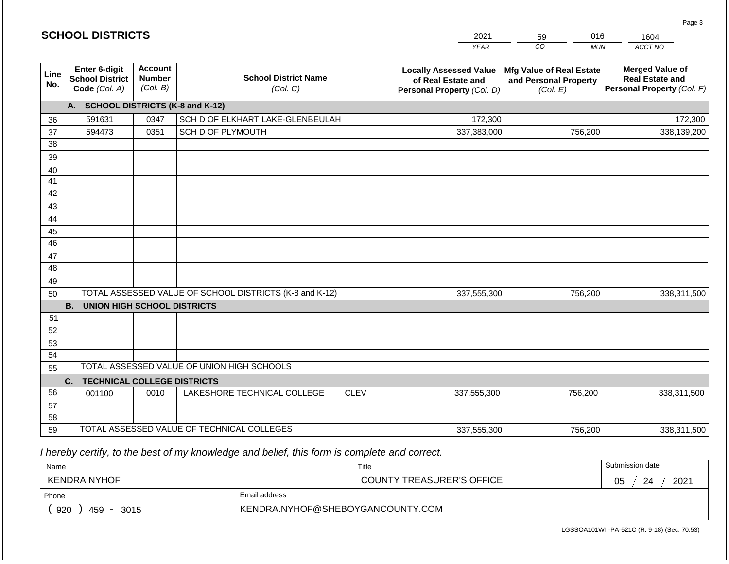# SCHOOL DISTRICTS

| 2021 | 59 | 016 | 1604 |
|---|---|---|---|
| *YEAR* | *CO* | *MUN* | *ACCT NO* |

| Line No. | Enter 6-digit School District Code *(Col. A)* | Account Number *(Col. B)* | School District Name *(Col. C)* | Locally Assessed Value of Real Estate and Personal Property *(Col. D)* | Mfg Value of Real Estate and Personal Property *(Col. E)* | Merged Value of Real Estate and Personal Property *(Col. F)* |
|---|---|---|---|---|---|---|
| | **A. SCHOOL DISTRICTS (K-8 and K-12)** | | | | | |
| 36 | 591631 | 0347 | SCH D OF ELKHART LAKE-GLENBEULAH | 172,300 | | 172,300 |
| 37 | 594473 | 0351 | SCH D OF PLYMOUTH | 337,383,000 | 756,200 | 338,139,200 |
| 38 | | | | | | |
| 39 | | | | | | |
| 40 | | | | | | |
| 41 | | | | | | |
| 42 | | | | | | |
| 43 | | | | | | |
| 44 | | | | | | |
| 45 | | | | | | |
| 46 | | | | | | |
| 47 | | | | | | |
| 48 | | | | | | |
| 49 | | | | | | |
| 50 | TOTAL ASSESSED VALUE OF SCHOOL DISTRICTS (K-8 and K-12) | | | 337,555,300 | 756,200 | 338,311,500 |
| | **B. UNION HIGH SCHOOL DISTRICTS** | | | | | |
| 51 | | | | | | |
| 52 | | | | | | |
| 53 | | | | | | |
| 54 | | | | | | |
| 55 | TOTAL ASSESSED VALUE OF UNION HIGH SCHOOLS | | | | | |
| | **C. TECHNICAL COLLEGE DISTRICTS** | | | | | |
| 56 | 001100 | 0010 | LAKESHORE TECHNICAL COLLEGE CLEV | 337,555,300 | 756,200 | 338,311,500 |
| 57 | | | | | | |
| 58 | | | | | | |
| 59 | TOTAL ASSESSED VALUE OF TECHNICAL COLLEGES | | | 337,555,300 | 756,200 | 338,311,500 |

*I hereby certify, to the best of my knowledge and belief, this form is complete and correct.*

| Name | Title | Submission date |
|---|---|---|
| KENDRA NYHOF | COUNTY TREASURER'S OFFICE | 05 / 24 / 2021 |
| **Phone** | **Email address** | |
| ( 920 ) 459 - 3015 | KENDRA.NYHOF@SHEBOYGANCOUNTY.COM | |

LGSSOA101WI -PA-521C (R. 9-18) (Sec. 70.53)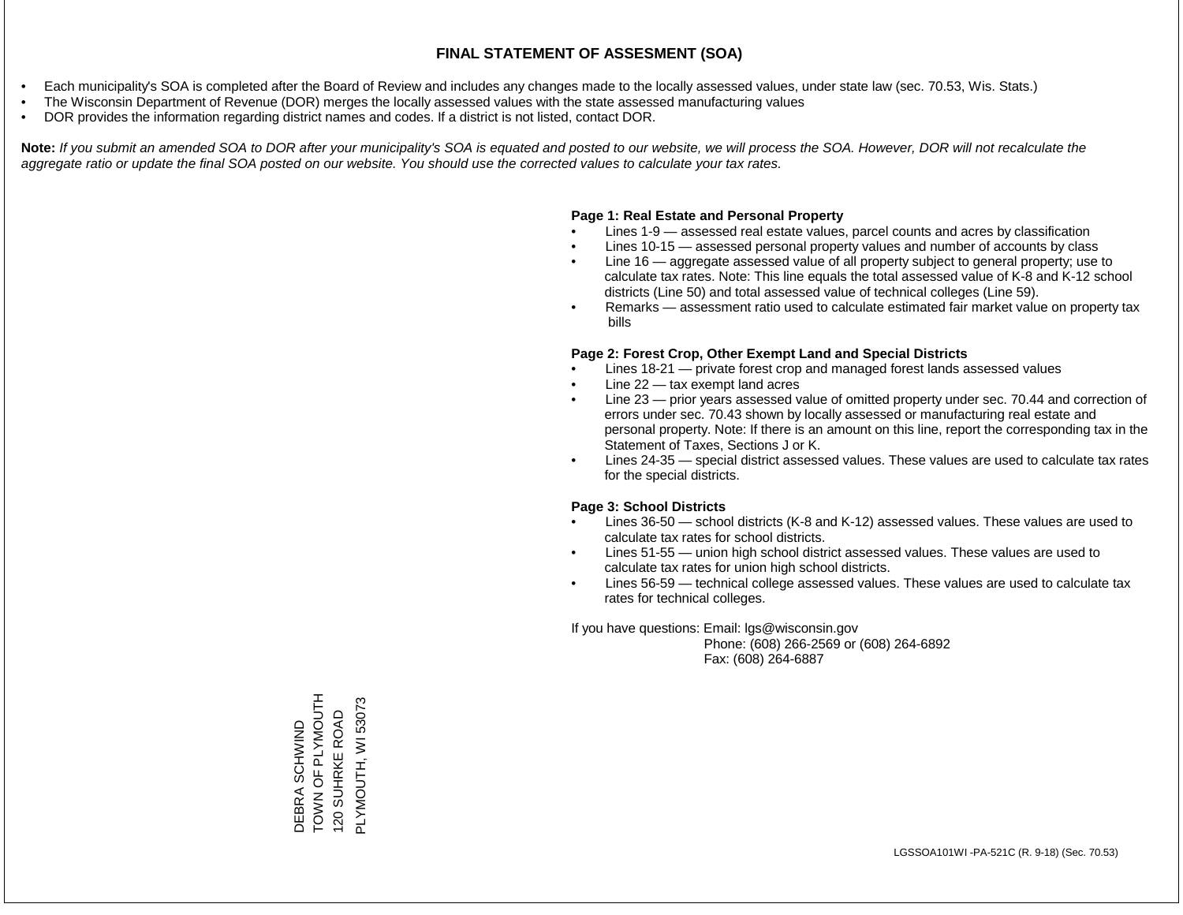# FINAL STATEMENT OF ASSESMENT (SOA)

- Each municipality's SOA is completed after the Board of Review and includes any changes made to the locally assessed values, under state law (sec. 70.53, Wis. Stats.)
- The Wisconsin Department of Revenue (DOR) merges the locally assessed values with the state assessed manufacturing values
- DOR provides the information regarding district names and codes. If a district is not listed, contact DOR.

**Note:** *If you submit an amended SOA to DOR after your municipality's SOA is equated and posted to our website, we will process the SOA. However, DOR will not recalculate the aggregate ratio or update the final SOA posted on our website. You should use the corrected values to calculate your tax rates.*

**Page 1: Real Estate and Personal Property**

- Lines 1-9 — assessed real estate values, parcel counts and acres by classification
- Lines 10-15 — assessed personal property values and number of accounts by class
- Line 16 — aggregate assessed value of all property subject to general property; use to calculate tax rates. Note: This line equals the total assessed value of K-8 and K-12 school districts (Line 50) and total assessed value of technical colleges (Line 59).
- Remarks — assessment ratio used to calculate estimated fair market value on property tax bills

**Page 2: Forest Crop, Other Exempt Land and Special Districts**

- Lines 18-21 — private forest crop and managed forest lands assessed values
- Line 22 — tax exempt land acres
- Line 23 — prior years assessed value of omitted property under sec. 70.44 and correction of errors under sec. 70.43 shown by locally assessed or manufacturing real estate and personal property. Note: If there is an amount on this line, report the corresponding tax in the Statement of Taxes, Sections J or K.
- Lines 24-35 — special district assessed values. These values are used to calculate tax rates for the special districts.

**Page 3: School Districts**

- Lines 36-50 — school districts (K-8 and K-12) assessed values. These values are used to calculate tax rates for school districts.
- Lines 51-55 — union high school district assessed values. These values are used to calculate tax rates for union high school districts.
- Lines 56-59 — technical college assessed values. These values are used to calculate tax rates for technical colleges.

If you have questions: Email: lgs@wisconsin.gov
Phone: (608) 266-2569 or (608) 264-6892
Fax: (608) 264-6887

DEBRA SCHWIND
TOWN OF PLYMOUTH
120 SUHRKE ROAD
PLYMOUTH, WI 53073

LGSSOA101WI -PA-521C (R. 9-18) (Sec. 70.53)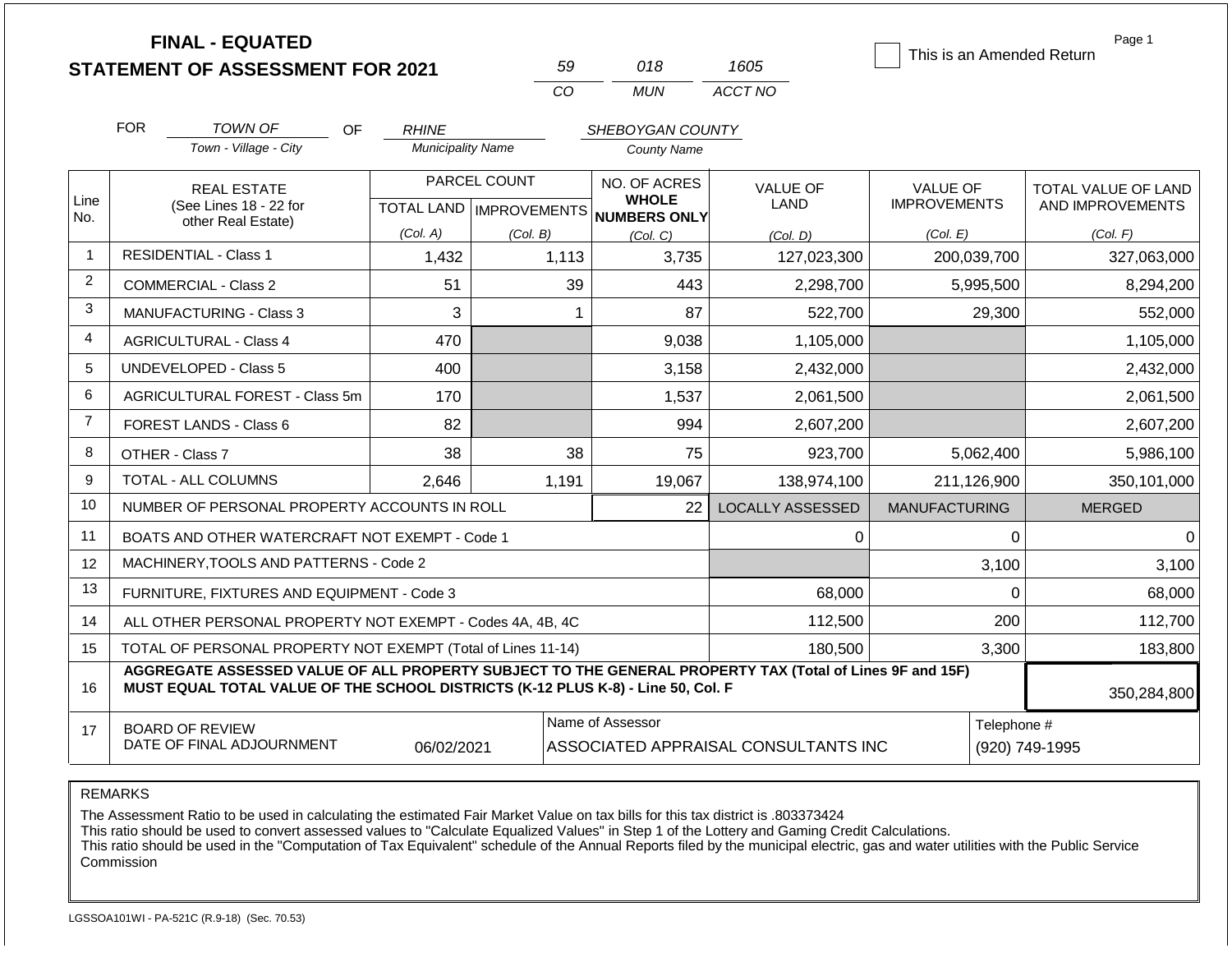# FINAL - EQUATED
# STATEMENT OF ASSESSMENT FOR 2021

| 59 | 018 | 1605 |
|---|---|---|
| CO | MUN | ACCT NO |

☐ This is an Amended Return

Page 1

FOR TOWN OF (Town - Village - City) OF RHINE (Municipality Name) SHEBOYGAN COUNTY (County Name)

| Line No. | REAL ESTATE (See Lines 18 - 22 for other Real Estate) | PARCEL COUNT TOTAL LAND (Col. A) | IMPROVEMENTS (Col. B) | NO. OF ACRES WHOLE NUMBERS ONLY (Col. C) | VALUE OF LAND (Col. D) | VALUE OF IMPROVEMENTS (Col. E) | TOTAL VALUE OF LAND AND IMPROVEMENTS (Col. F) |
|---|---|---|---|---|---|---|---|
| 1 | RESIDENTIAL - Class 1 | 1,432 | 1,113 | 3,735 | 127,023,300 | 200,039,700 | 327,063,000 |
| 2 | COMMERCIAL - Class 2 | 51 | 39 | 443 | 2,298,700 | 5,995,500 | 8,294,200 |
| 3 | MANUFACTURING - Class 3 | 3 | 1 | 87 | 522,700 | 29,300 | 552,000 |
| 4 | AGRICULTURAL - Class 4 | 470 | | 9,038 | 1,105,000 | | 1,105,000 |
| 5 | UNDEVELOPED - Class 5 | 400 | | 3,158 | 2,432,000 | | 2,432,000 |
| 6 | AGRICULTURAL FOREST - Class 5m | 170 | | 1,537 | 2,061,500 | | 2,061,500 |
| 7 | FOREST LANDS - Class 6 | 82 | | 994 | 2,607,200 | | 2,607,200 |
| 8 | OTHER - Class 7 | 38 | 38 | 75 | 923,700 | 5,062,400 | 5,986,100 |
| 9 | TOTAL - ALL COLUMNS | 2,646 | 1,191 | 19,067 | 138,974,100 | 211,126,900 | 350,101,000 |
| 10 | NUMBER OF PERSONAL PROPERTY ACCOUNTS IN ROLL | | | 22 | LOCALLY ASSESSED | MANUFACTURING | MERGED |
| 11 | BOATS AND OTHER WATERCRAFT NOT EXEMPT - Code 1 | | | | 0 | 0 | 0 |
| 12 | MACHINERY,TOOLS AND PATTERNS - Code 2 | | | | | 3,100 | 3,100 |
| 13 | FURNITURE, FIXTURES AND EQUIPMENT - Code 3 | | | | 68,000 | 0 | 68,000 |
| 14 | ALL OTHER PERSONAL PROPERTY NOT EXEMPT - Codes 4A, 4B, 4C | | | | 112,500 | 200 | 112,700 |
| 15 | TOTAL OF PERSONAL PROPERTY NOT EXEMPT (Total of Lines 11-14) | | | | 180,500 | 3,300 | 183,800 |
| 16 | AGGREGATE ASSESSED VALUE OF ALL PROPERTY SUBJECT TO THE GENERAL PROPERTY TAX (Total of Lines 9F and 15F) MUST EQUAL TOTAL VALUE OF THE SCHOOL DISTRICTS (K-12 PLUS K-8) - Line 50, Col. F | | | | | | 350,284,800 |
| 17 | BOARD OF REVIEW DATE OF FINAL ADJOURNMENT | 06/02/2021 | | Name of Assessor: ASSOCIATED APPRAISAL CONSULTANTS INC | | | Telephone #: (920) 749-1995 |

REMARKS

The Assessment Ratio to be used in calculating the estimated Fair Market Value on tax bills for this tax district is .803373424
This ratio should be used to convert assessed values to "Calculate Equalized Values" in Step 1 of the Lottery and Gaming Credit Calculations.
This ratio should be used in the "Computation of Tax Equivalent" schedule of the Annual Reports filed by the municipal electric, gas and water utilities with the Public Service Commission

LGSSOA101WI - PA-521C (R.9-18) (Sec. 70.53)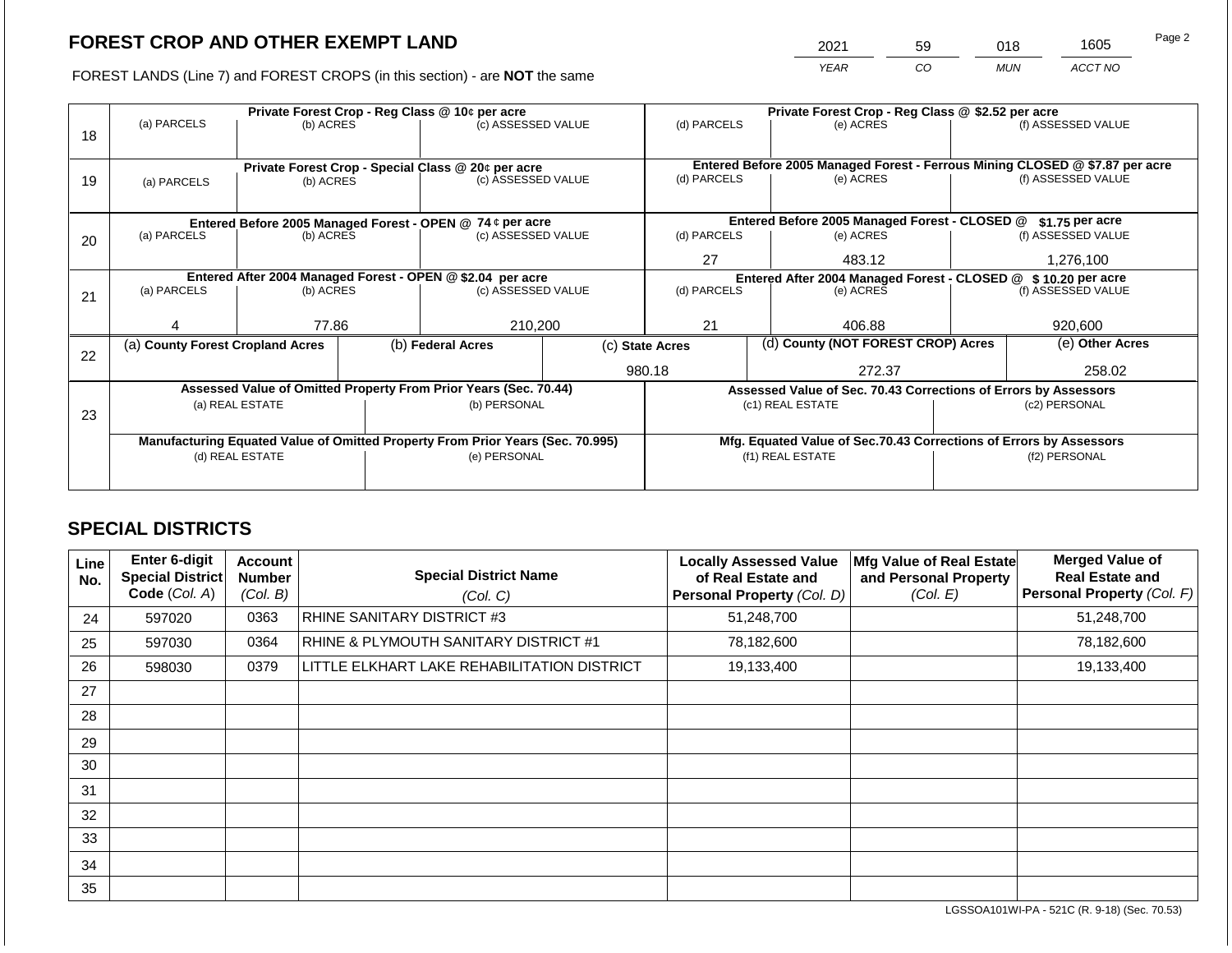# FOREST CROP AND OTHER EXEMPT LAND

| 2021 | 59 | 018 | 1605 |
|---|---|---|---|
| *YEAR* | *CO* | *MUN* | *ACCT NO* |

FOREST LANDS (Line 7) and FOREST CROPS (in this section) - are **NOT** the same

| Line | Private Forest Crop - Reg Class @ 10¢ per acre | | | Private Forest Crop - Reg Class @ $2.52 per acre | | |
|---|---|---|---|---|---|---|
| | (a) PARCELS | (b) ACRES | (c) ASSESSED VALUE | (d) PARCELS | (e) ACRES | (f) ASSESSED VALUE |
| 18 | | | | | | |
| | **Private Forest Crop - Special Class @ 20¢ per acre** | | | **Entered Before 2005 Managed Forest - Ferrous Mining CLOSED @ $7.87 per acre** | | |
| | (a) PARCELS | (b) ACRES | (c) ASSESSED VALUE | (d) PARCELS | (e) ACRES | (f) ASSESSED VALUE |
| 19 | | | | | | |
| | **Entered Before 2005 Managed Forest - OPEN @ 74 ¢ per acre** | | | **Entered Before 2005 Managed Forest - CLOSED @ $1.75 per acre** | | |
| | (a) PARCELS | (b) ACRES | (c) ASSESSED VALUE | (d) PARCELS | (e) ACRES | (f) ASSESSED VALUE |
| 20 | | | | 27 | 483.12 | 1,276,100 |
| | **Entered After 2004 Managed Forest - OPEN @ $2.04 per acre** | | | **Entered After 2004 Managed Forest - CLOSED @ $ 10.20 per acre** | | |
| | (a) PARCELS | (b) ACRES | (c) ASSESSED VALUE | (d) PARCELS | (e) ACRES | (f) ASSESSED VALUE |
| 21 | 4 | 77.86 | 210,200 | 21 | 406.88 | 920,600 |

| Line | (a) County Forest Cropland Acres | (b) Federal Acres | (c) State Acres | (d) County (NOT FOREST CROP) Acres | (e) Other Acres |
|---|---|---|---|---|---|
| 22 | | | 980.18 | 272.37 | 258.02 |

| Line | Assessed Value of Omitted Property From Prior Years (Sec. 70.44) | | Assessed Value of Sec. 70.43 Corrections of Errors by Assessors | |
|---|---|---|---|---|
| | (a) REAL ESTATE | (b) PERSONAL | (c1) REAL ESTATE | (c2) PERSONAL |
| 23 | | | | |
| | **Manufacturing Equated Value of Omitted Property From Prior Years (Sec. 70.995)** | | **Mfg. Equated Value of Sec.70.43 Corrections of Errors by Assessors** | |
| | (d) REAL ESTATE | (e) PERSONAL | (f1) REAL ESTATE | (f2) PERSONAL |
| | | | | |

## SPECIAL DISTRICTS

| Line No. | Enter 6-digit Special District Code (*Col. A*) | Account Number (*Col. B*) | Special District Name (*Col. C*) | Locally Assessed Value of Real Estate and Personal Property (*Col. D*) | Mfg Value of Real Estate and Personal Property (*Col. E*) | Merged Value of Real Estate and Personal Property (*Col. F*) |
|---|---|---|---|---|---|---|
| 24 | 597020 | 0363 | RHINE SANITARY DISTRICT #3 | 51,248,700 | | 51,248,700 |
| 25 | 597030 | 0364 | RHINE & PLYMOUTH SANITARY DISTRICT #1 | 78,182,600 | | 78,182,600 |
| 26 | 598030 | 0379 | LITTLE ELKHART LAKE REHABILITATION DISTRICT | 19,133,400 | | 19,133,400 |
| 27 | | | | | | |
| 28 | | | | | | |
| 29 | | | | | | |
| 30 | | | | | | |
| 31 | | | | | | |
| 32 | | | | | | |
| 33 | | | | | | |
| 34 | | | | | | |
| 35 | | | | | | |

LGSSOA101WI-PA - 521C (R. 9-18) (Sec. 70.53)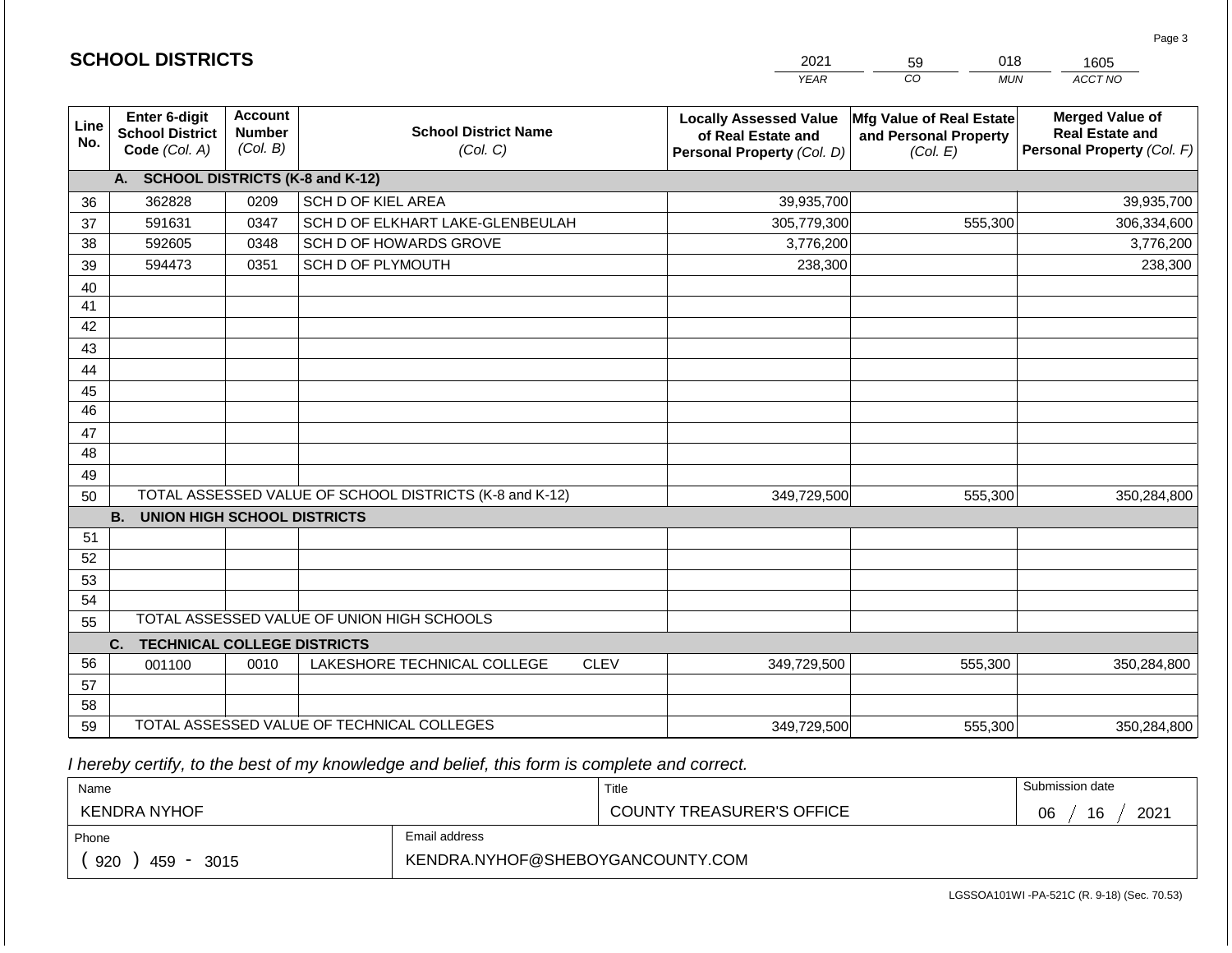## SCHOOL DISTRICTS

| 2021 | 59 | 018 | 1605 |
|---|---|---|---|
| YEAR | CO | MUN | ACCT NO |

| Line No. | Enter 6-digit School District Code (Col. A) | Account Number (Col. B) | School District Name (Col. C) | Locally Assessed Value of Real Estate and Personal Property (Col. D) | Mfg Value of Real Estate and Personal Property (Col. E) | Merged Value of Real Estate and Personal Property (Col. F) |
|---|---|---|---|---|---|---|
| | **A. SCHOOL DISTRICTS (K-8 and K-12)** | | | | | |
| 36 | 362828 | 0209 | SCH D OF KIEL AREA | 39,935,700 | | 39,935,700 |
| 37 | 591631 | 0347 | SCH D OF ELKHART LAKE-GLENBEULAH | 305,779,300 | 555,300 | 306,334,600 |
| 38 | 592605 | 0348 | SCH D OF HOWARDS GROVE | 3,776,200 | | 3,776,200 |
| 39 | 594473 | 0351 | SCH D OF PLYMOUTH | 238,300 | | 238,300 |
| 40 | | | | | | |
| 41 | | | | | | |
| 42 | | | | | | |
| 43 | | | | | | |
| 44 | | | | | | |
| 45 | | | | | | |
| 46 | | | | | | |
| 47 | | | | | | |
| 48 | | | | | | |
| 49 | | | | | | |
| 50 | TOTAL ASSESSED VALUE OF SCHOOL DISTRICTS (K-8 and K-12) | | | 349,729,500 | 555,300 | 350,284,800 |
| | **B. UNION HIGH SCHOOL DISTRICTS** | | | | | |
| 51 | | | | | | |
| 52 | | | | | | |
| 53 | | | | | | |
| 54 | | | | | | |
| 55 | TOTAL ASSESSED VALUE OF UNION HIGH SCHOOLS | | | | | |
| | **C. TECHNICAL COLLEGE DISTRICTS** | | | | | |
| 56 | 001100 | 0010 | LAKESHORE TECHNICAL COLLEGE CLEV | 349,729,500 | 555,300 | 350,284,800 |
| 57 | | | | | | |
| 58 | | | | | | |
| 59 | TOTAL ASSESSED VALUE OF TECHNICAL COLLEGES | | | 349,729,500 | 555,300 | 350,284,800 |

*I hereby certify, to the best of my knowledge and belief, this form is complete and correct.*

| Name | Title | Submission date |
|---|---|---|
| KENDRA NYHOF | COUNTY TREASURER'S OFFICE | 06 / 16 / 2021 |
| Phone | Email address | |
| ( 920 ) 459 - 3015 | KENDRA.NYHOF@SHEBOYGANCOUNTY.COM | |

LGSSOA101WI -PA-521C (R. 9-18) (Sec. 70.53)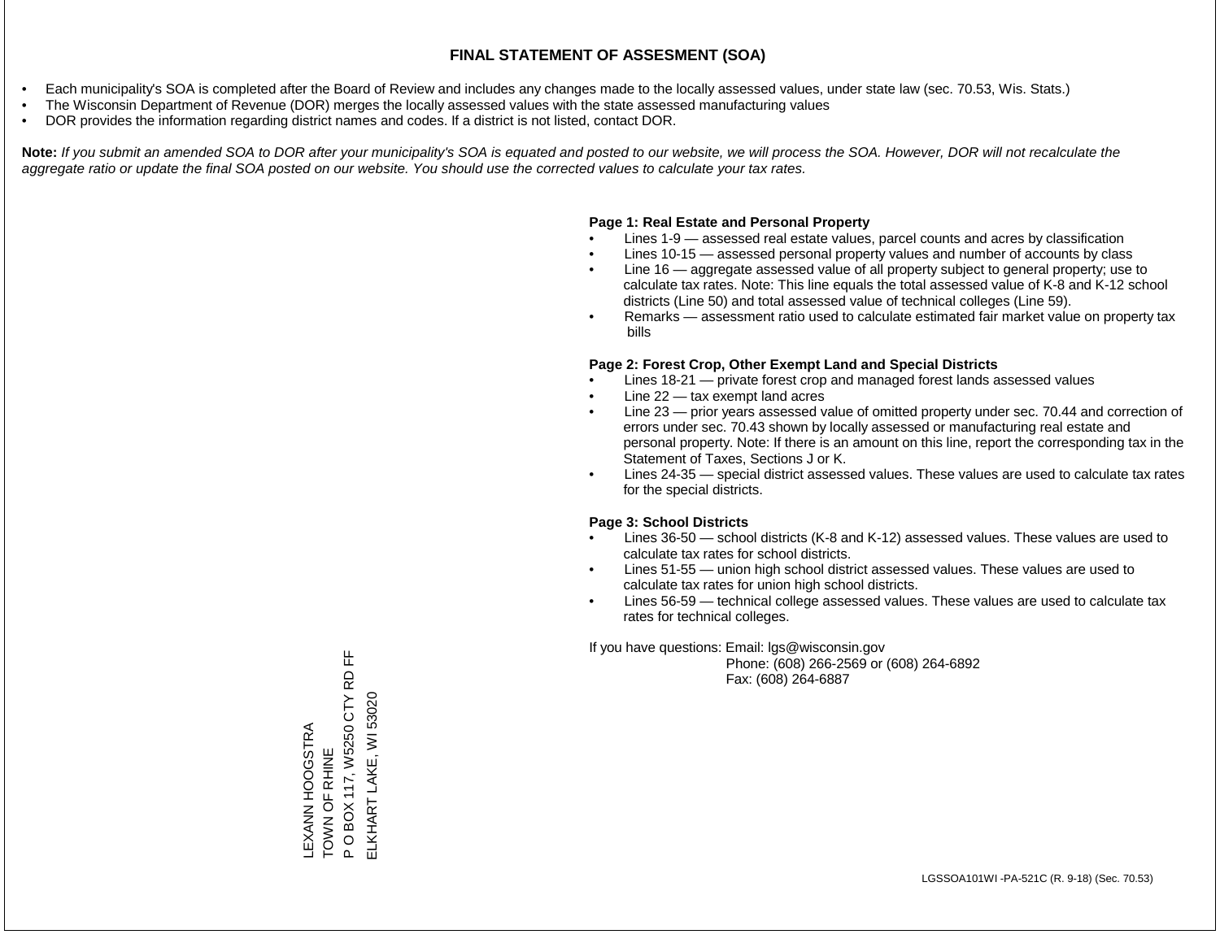# FINAL STATEMENT OF ASSESMENT (SOA)

- Each municipality's SOA is completed after the Board of Review and includes any changes made to the locally assessed values, under state law (sec. 70.53, Wis. Stats.)
- The Wisconsin Department of Revenue (DOR) merges the locally assessed values with the state assessed manufacturing values
- DOR provides the information regarding district names and codes. If a district is not listed, contact DOR.

**Note:** *If you submit an amended SOA to DOR after your municipality's SOA is equated and posted to our website, we will process the SOA. However, DOR will not recalculate the aggregate ratio or update the final SOA posted on our website. You should use the corrected values to calculate your tax rates.*

**Page 1: Real Estate and Personal Property**

- Lines 1-9 — assessed real estate values, parcel counts and acres by classification
- Lines 10-15 — assessed personal property values and number of accounts by class
- Line 16 — aggregate assessed value of all property subject to general property; use to calculate tax rates. Note: This line equals the total assessed value of K-8 and K-12 school districts (Line 50) and total assessed value of technical colleges (Line 59).
- Remarks — assessment ratio used to calculate estimated fair market value on property tax bills

**Page 2: Forest Crop, Other Exempt Land and Special Districts**

- Lines 18-21 — private forest crop and managed forest lands assessed values
- Line 22 — tax exempt land acres
- Line 23 — prior years assessed value of omitted property under sec. 70.44 and correction of errors under sec. 70.43 shown by locally assessed or manufacturing real estate and personal property. Note: If there is an amount on this line, report the corresponding tax in the Statement of Taxes, Sections J or K.
- Lines 24-35 — special district assessed values. These values are used to calculate tax rates for the special districts.

**Page 3: School Districts**

- Lines 36-50 — school districts (K-8 and K-12) assessed values. These values are used to calculate tax rates for school districts.
- Lines 51-55 — union high school district assessed values. These values are used to calculate tax rates for union high school districts.
- Lines 56-59 — technical college assessed values. These values are used to calculate tax rates for technical colleges.

If you have questions: Email: lgs@wisconsin.gov
Phone: (608) 266-2569 or (608) 264-6892
Fax: (608) 264-6887

LEXANN HOOGSTRA
TOWN OF RHINE
P O BOX 117, W5250 CTY RD FF
ELKHART LAKE, WI 53020

LGSSOA101WI -PA-521C (R. 9-18) (Sec. 70.53)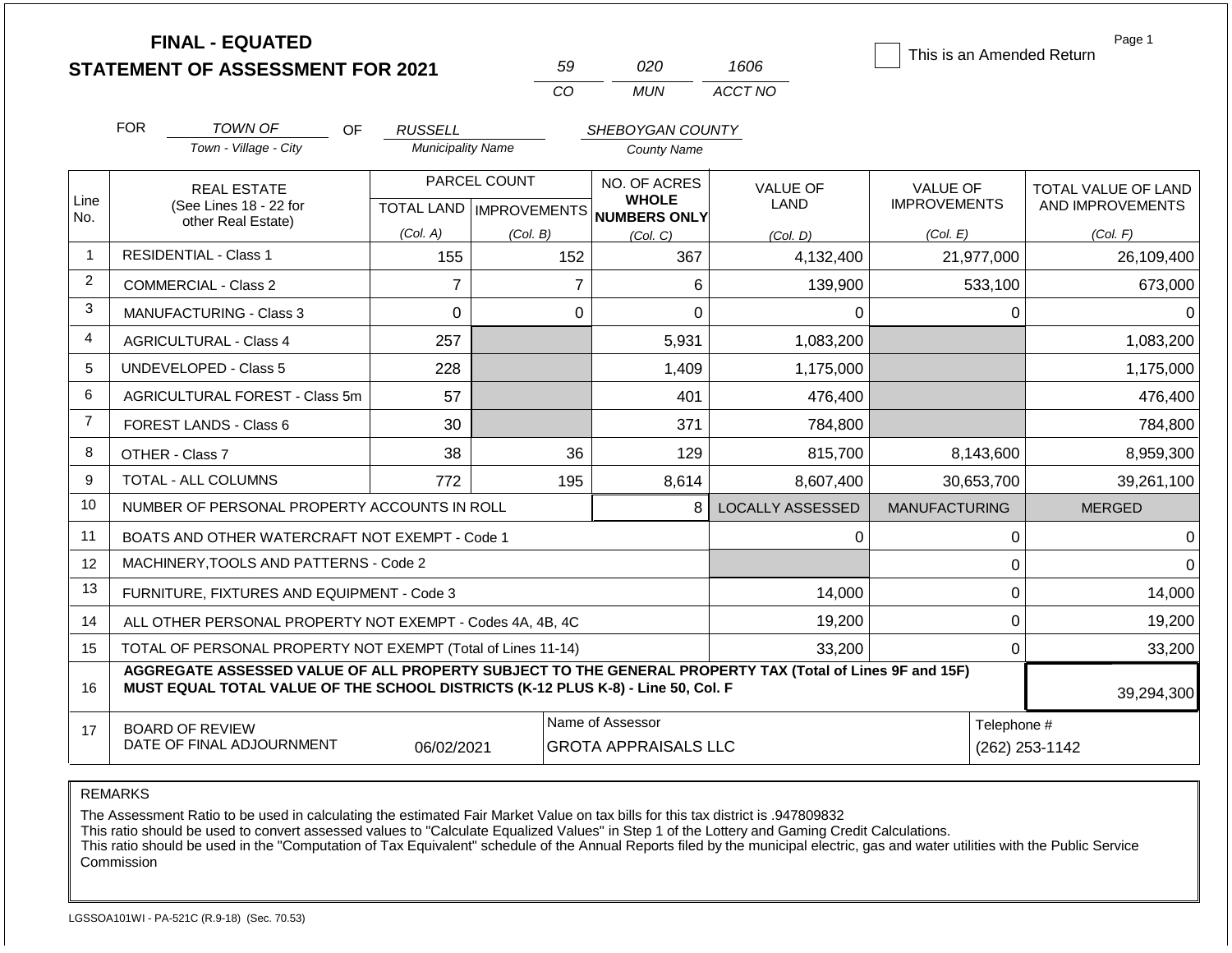# FINAL - EQUATED STATEMENT OF ASSESSMENT FOR 2021

| 59 | 020 | 1606 |
|---|---|---|
| CO | MUN | ACCT NO |

This is an Amended Return

Page 1

FOR TOWN OF (Town - Village - City) OF RUSSELL (Municipality Name) SHEBOYGAN COUNTY (County Name)

| Line No. | REAL ESTATE (See Lines 18 - 22 for other Real Estate) | PARCEL COUNT TOTAL LAND (Col. A) | IMPROVEMENTS (Col. B) | NO. OF ACRES WHOLE NUMBERS ONLY (Col. C) | VALUE OF LAND (Col. D) | VALUE OF IMPROVEMENTS (Col. E) | TOTAL VALUE OF LAND AND IMPROVEMENTS (Col. F) |
|---|---|---|---|---|---|---|---|
| 1 | RESIDENTIAL - Class 1 | 155 | 152 | 367 | 4,132,400 | 21,977,000 | 26,109,400 |
| 2 | COMMERCIAL - Class 2 | 7 | 7 | 6 | 139,900 | 533,100 | 673,000 |
| 3 | MANUFACTURING - Class 3 | 0 | 0 | 0 | 0 | 0 | 0 |
| 4 | AGRICULTURAL - Class 4 | 257 | | 5,931 | 1,083,200 | | 1,083,200 |
| 5 | UNDEVELOPED - Class 5 | 228 | | 1,409 | 1,175,000 | | 1,175,000 |
| 6 | AGRICULTURAL FOREST - Class 5m | 57 | | 401 | 476,400 | | 476,400 |
| 7 | FOREST LANDS - Class 6 | 30 | | 371 | 784,800 | | 784,800 |
| 8 | OTHER - Class 7 | 38 | 36 | 129 | 815,700 | 8,143,600 | 8,959,300 |
| 9 | TOTAL - ALL COLUMNS | 772 | 195 | 8,614 | 8,607,400 | 30,653,700 | 39,261,100 |
| 10 | NUMBER OF PERSONAL PROPERTY ACCOUNTS IN ROLL | | | 8 | LOCALLY ASSESSED | MANUFACTURING | MERGED |
| 11 | BOATS AND OTHER WATERCRAFT NOT EXEMPT - Code 1 | | | | 0 | 0 | 0 |
| 12 | MACHINERY,TOOLS AND PATTERNS - Code 2 | | | | | 0 | 0 |
| 13 | FURNITURE, FIXTURES AND EQUIPMENT - Code 3 | | | | 14,000 | 0 | 14,000 |
| 14 | ALL OTHER PERSONAL PROPERTY NOT EXEMPT - Codes 4A, 4B, 4C | | | | 19,200 | 0 | 19,200 |
| 15 | TOTAL OF PERSONAL PROPERTY NOT EXEMPT (Total of Lines 11-14) | | | | 33,200 | 0 | 33,200 |
| 16 | AGGREGATE ASSESSED VALUE OF ALL PROPERTY SUBJECT TO THE GENERAL PROPERTY TAX (Total of Lines 9F and 15F) MUST EQUAL TOTAL VALUE OF THE SCHOOL DISTRICTS (K-12 PLUS K-8) - Line 50, Col. F | | | | | | 39,294,300 |
| 17 | BOARD OF REVIEW DATE OF FINAL ADJOURNMENT | 06/02/2021 | | Name of Assessor: GROTA APPRAISALS LLC | | | Telephone #: (262) 253-1142 |

REMARKS

The Assessment Ratio to be used in calculating the estimated Fair Market Value on tax bills for this tax district is .947809832
This ratio should be used to convert assessed values to "Calculate Equalized Values" in Step 1 of the Lottery and Gaming Credit Calculations.
This ratio should be used in the "Computation of Tax Equivalent" schedule of the Annual Reports filed by the municipal electric, gas and water utilities with the Public Service Commission

LGSSOA101WI - PA-521C (R.9-18) (Sec. 70.53)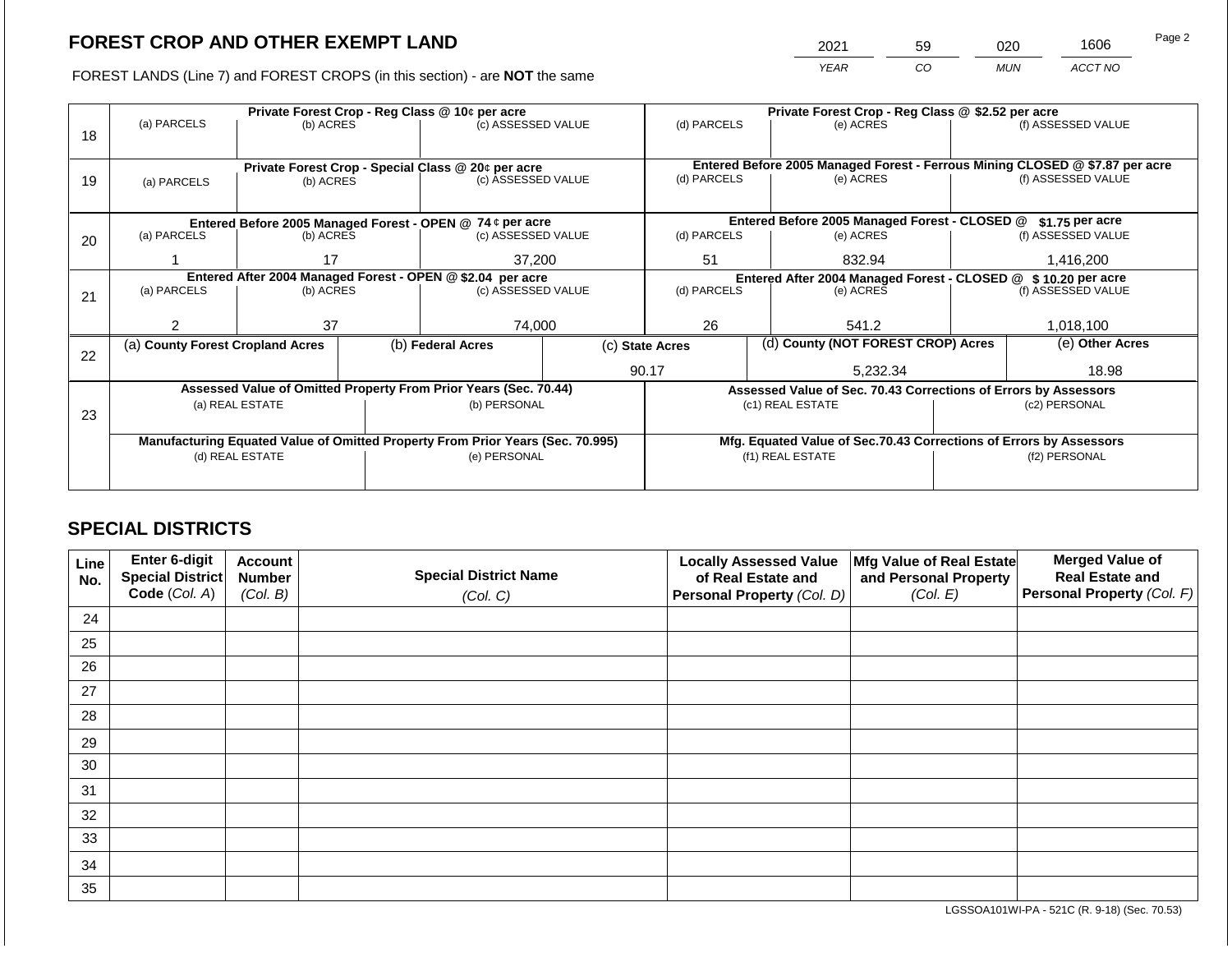# FOREST CROP AND OTHER EXEMPT LAND

FOREST LANDS (Line 7) and FOREST CROPS (in this section) - are **NOT** the same

| 2021 | 59 | 020 | 1606 |
|---|---|---|---|
| *YEAR* | *CO* | *MUN* | *ACCT NO* |

| Line | Private Forest Crop - Reg Class @ 10¢ per acre | | | Private Forest Crop - Reg Class @ $2.52 per acre | | |
|---|---|---|---|---|---|---|
| 18 | (a) PARCELS | (b) ACRES | (c) ASSESSED VALUE | (d) PARCELS | (e) ACRES | (f) ASSESSED VALUE |
| | | | | | | |
| | **Private Forest Crop - Special Class @ 20¢ per acre** | | | **Entered Before 2005 Managed Forest - Ferrous Mining CLOSED @ $7.87 per acre** | | |
| 19 | (a) PARCELS | (b) ACRES | (c) ASSESSED VALUE | (d) PARCELS | (e) ACRES | (f) ASSESSED VALUE |
| | | | | | | |
| | **Entered Before 2005 Managed Forest - OPEN @ 74 ¢ per acre** | | | **Entered Before 2005 Managed Forest - CLOSED @ $1.75 per acre** | | |
| 20 | (a) PARCELS | (b) ACRES | (c) ASSESSED VALUE | (d) PARCELS | (e) ACRES | (f) ASSESSED VALUE |
| | 1 | 17 | 37,200 | 51 | 832.94 | 1,416,200 |
| | **Entered After 2004 Managed Forest - OPEN @ $2.04 per acre** | | | **Entered After 2004 Managed Forest - CLOSED @ $ 10.20 per acre** | | |
| 21 | (a) PARCELS | (b) ACRES | (c) ASSESSED VALUE | (d) PARCELS | (e) ACRES | (f) ASSESSED VALUE |
| | 2 | 37 | 74,000 | 26 | 541.2 | 1,018,100 |

| Line | (a) County Forest Cropland Acres | (b) Federal Acres | (c) State Acres | (d) County (NOT FOREST CROP) Acres | (e) Other Acres |
|---|---|---|---|---|---|
| 22 | | | 90.17 | 5,232.34 | 18.98 |

| Line | Assessed Value of Omitted Property From Prior Years (Sec. 70.44) | | Assessed Value of Sec. 70.43 Corrections of Errors by Assessors | |
|---|---|---|---|---|
| 23 | (a) REAL ESTATE | (b) PERSONAL | (c1) REAL ESTATE | (c2) PERSONAL |
| | | | | |
| | **Manufacturing Equated Value of Omitted Property From Prior Years (Sec. 70.995)** | | **Mfg. Equated Value of Sec.70.43 Corrections of Errors by Assessors** | |
| | (d) REAL ESTATE | (e) PERSONAL | (f1) REAL ESTATE | (f2) PERSONAL |
| | | | | |

## SPECIAL DISTRICTS

| Line No. | Enter 6-digit Special District Code *(Col. A)* | Account Number *(Col. B)* | Special District Name *(Col. C)* | Locally Assessed Value of Real Estate and Personal Property *(Col. D)* | Mfg Value of Real Estate and Personal Property *(Col. E)* | Merged Value of Real Estate and Personal Property *(Col. F)* |
|---|---|---|---|---|---|---|
| 24 | | | | | | |
| 25 | | | | | | |
| 26 | | | | | | |
| 27 | | | | | | |
| 28 | | | | | | |
| 29 | | | | | | |
| 30 | | | | | | |
| 31 | | | | | | |
| 32 | | | | | | |
| 33 | | | | | | |
| 34 | | | | | | |
| 35 | | | | | | |

LGSSOA101WI-PA - 521C (R. 9-18) (Sec. 70.53)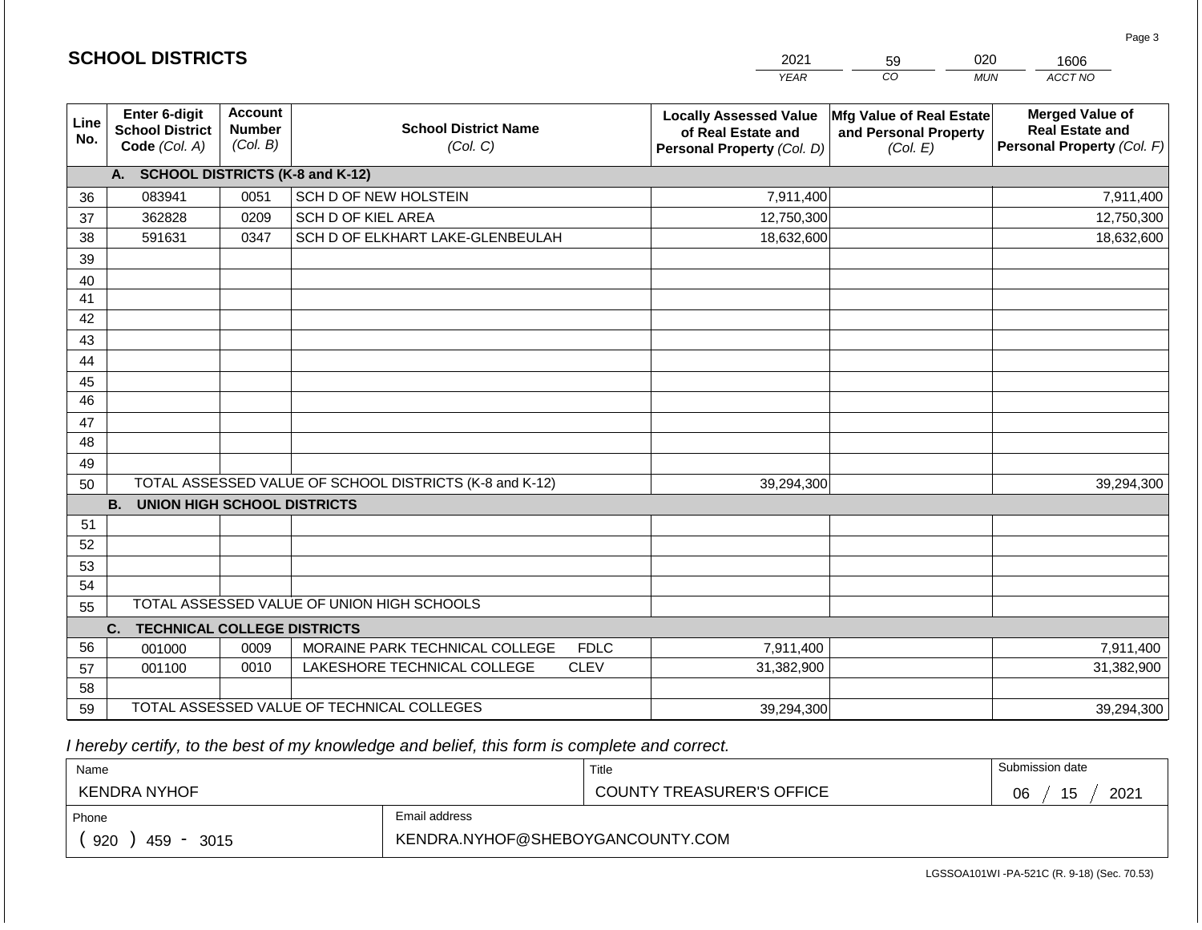## SCHOOL DISTRICTS

| 2021 | 59 | 020 | 1606 |
|---|---|---|---|
| *YEAR* | *CO* | *MUN* | *ACCT NO* |

| Line No. | Enter 6-digit School District Code *(Col. A)* | Account Number *(Col. B)* | School District Name *(Col. C)* | Locally Assessed Value of Real Estate and Personal Property *(Col. D)* | Mfg Value of Real Estate and Personal Property *(Col. E)* | Merged Value of Real Estate and Personal Property *(Col. F)* |
|---|---|---|---|---|---|---|
| | **A. SCHOOL DISTRICTS (K-8 and K-12)** | | | | | |
| 36 | 083941 | 0051 | SCH D OF NEW HOLSTEIN | 7,911,400 | | 7,911,400 |
| 37 | 362828 | 0209 | SCH D OF KIEL AREA | 12,750,300 | | 12,750,300 |
| 38 | 591631 | 0347 | SCH D OF ELKHART LAKE-GLENBEULAH | 18,632,600 | | 18,632,600 |
| 39 | | | | | | |
| 40 | | | | | | |
| 41 | | | | | | |
| 42 | | | | | | |
| 43 | | | | | | |
| 44 | | | | | | |
| 45 | | | | | | |
| 46 | | | | | | |
| 47 | | | | | | |
| 48 | | | | | | |
| 49 | | | | | | |
| 50 | TOTAL ASSESSED VALUE OF SCHOOL DISTRICTS (K-8 and K-12) | | | 39,294,300 | | 39,294,300 |
| | **B. UNION HIGH SCHOOL DISTRICTS** | | | | | |
| 51 | | | | | | |
| 52 | | | | | | |
| 53 | | | | | | |
| 54 | | | | | | |
| 55 | TOTAL ASSESSED VALUE OF UNION HIGH SCHOOLS | | | | | |
| | **C. TECHNICAL COLLEGE DISTRICTS** | | | | | |
| 56 | 001000 | 0009 | MORAINE PARK TECHNICAL COLLEGE FDLC | 7,911,400 | | 7,911,400 |
| 57 | 001100 | 0010 | LAKESHORE TECHNICAL COLLEGE CLEV | 31,382,900 | | 31,382,900 |
| 58 | | | | | | |
| 59 | TOTAL ASSESSED VALUE OF TECHNICAL COLLEGES | | | 39,294,300 | | 39,294,300 |

*I hereby certify, to the best of my knowledge and belief, this form is complete and correct.*

| Name | | Title | Submission date |
|---|---|---|---|
| KENDRA NYHOF | | COUNTY TREASURER'S OFFICE | 06 / 15 / 2021 |
| Phone | Email address | | |
| ( 920 ) 459 - 3015 | KENDRA.NYHOF@SHEBOYGANCOUNTY.COM | | |

LGSSOA101WI -PA-521C (R. 9-18) (Sec. 70.53)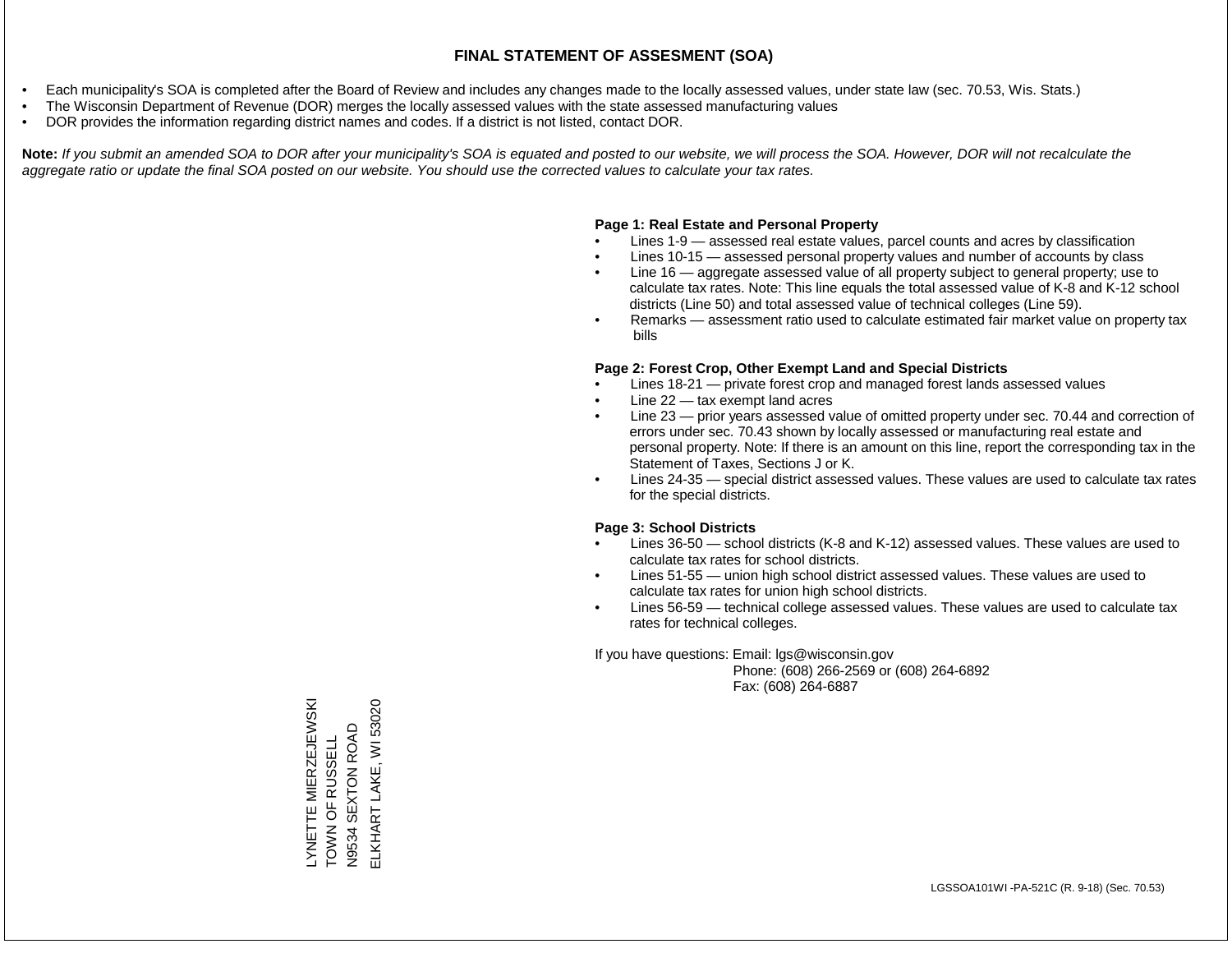# FINAL STATEMENT OF ASSESMENT (SOA)

- Each municipality's SOA is completed after the Board of Review and includes any changes made to the locally assessed values, under state law (sec. 70.53, Wis. Stats.)
- The Wisconsin Department of Revenue (DOR) merges the locally assessed values with the state assessed manufacturing values
- DOR provides the information regarding district names and codes. If a district is not listed, contact DOR.

**Note:** *If you submit an amended SOA to DOR after your municipality's SOA is equated and posted to our website, we will process the SOA. However, DOR will not recalculate the aggregate ratio or update the final SOA posted on our website. You should use the corrected values to calculate your tax rates.*

**Page 1: Real Estate and Personal Property**

- Lines 1-9 — assessed real estate values, parcel counts and acres by classification
- Lines 10-15 — assessed personal property values and number of accounts by class
- Line 16 — aggregate assessed value of all property subject to general property; use to calculate tax rates. Note: This line equals the total assessed value of K-8 and K-12 school districts (Line 50) and total assessed value of technical colleges (Line 59).
- Remarks — assessment ratio used to calculate estimated fair market value on property tax bills

**Page 2: Forest Crop, Other Exempt Land and Special Districts**

- Lines 18-21 — private forest crop and managed forest lands assessed values
- Line 22 — tax exempt land acres
- Line 23 — prior years assessed value of omitted property under sec. 70.44 and correction of errors under sec. 70.43 shown by locally assessed or manufacturing real estate and personal property. Note: If there is an amount on this line, report the corresponding tax in the Statement of Taxes, Sections J or K.
- Lines 24-35 — special district assessed values. These values are used to calculate tax rates for the special districts.

**Page 3: School Districts**

- Lines 36-50 — school districts (K-8 and K-12) assessed values. These values are used to calculate tax rates for school districts.
- Lines 51-55 — union high school district assessed values. These values are used to calculate tax rates for union high school districts.
- Lines 56-59 — technical college assessed values. These values are used to calculate tax rates for technical colleges.

If you have questions: Email: lgs@wisconsin.gov
Phone: (608) 266-2569 or (608) 264-6892
Fax: (608) 264-6887

LYNETTE MIERZEJEWSKI
TOWN OF RUSSELL
N9534 SEXTON ROAD
ELKHART LAKE, WI 53020

LGSSOA101WI -PA-521C (R. 9-18) (Sec. 70.53)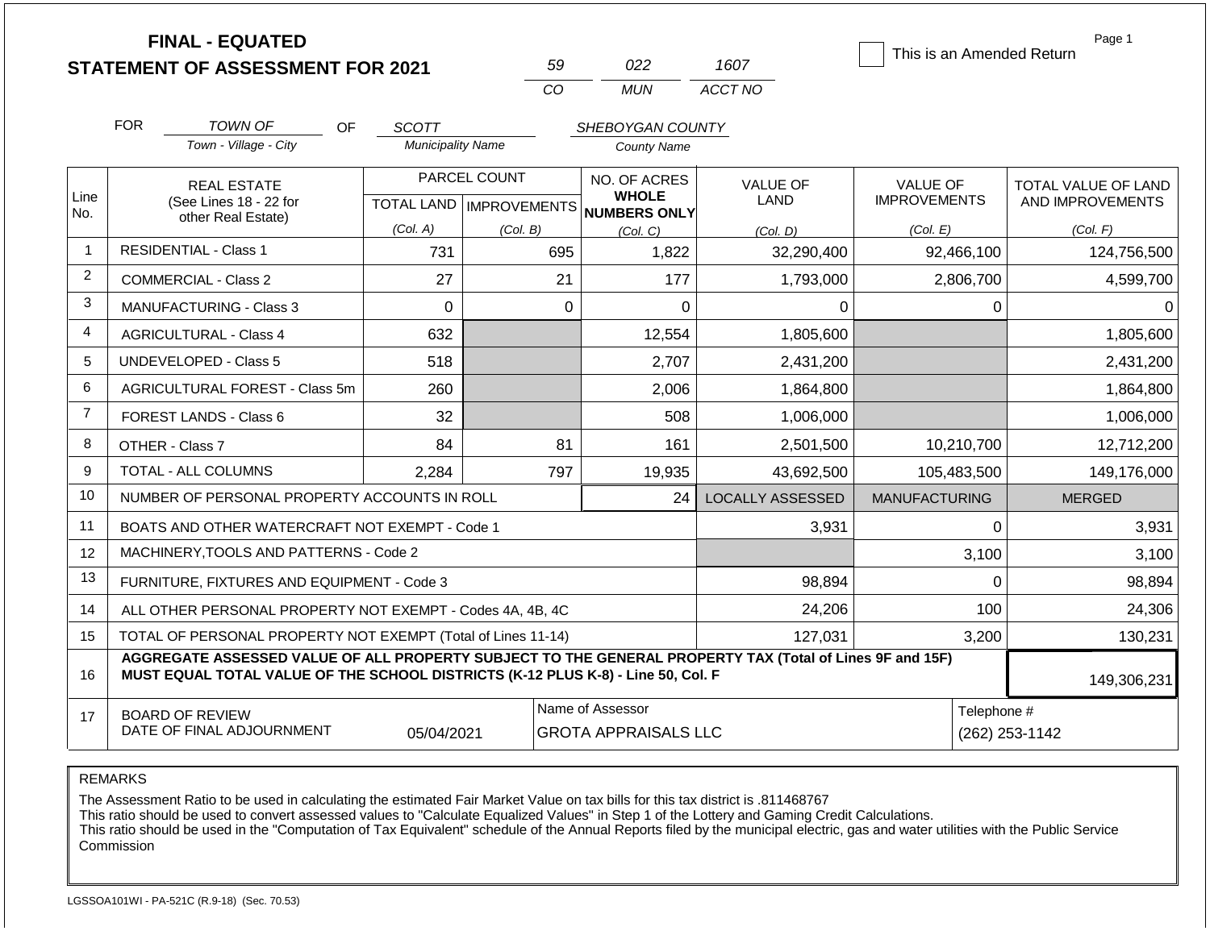# FINAL - EQUATED
# STATEMENT OF ASSESSMENT FOR 2021

| 59 | 022 | 1607 |
|---|---|---|
| CO | MUN | ACCT NO |

☐ This is an Amended Return

Page 1

FOR *TOWN OF* (Town - Village - City) OF *SCOTT* (Municipality Name) *SHEBOYGAN COUNTY* (County Name)

| Line No. | REAL ESTATE (See Lines 18 - 22 for other Real Estate) | PARCEL COUNT TOTAL LAND (Col. A) | PARCEL COUNT IMPROVEMENTS (Col. B) | NO. OF ACRES WHOLE NUMBERS ONLY (Col. C) | VALUE OF LAND (Col. D) | VALUE OF IMPROVEMENTS (Col. E) | TOTAL VALUE OF LAND AND IMPROVEMENTS (Col. F) |
|---|---|---|---|---|---|---|---|
| 1 | RESIDENTIAL - Class 1 | 731 | 695 | 1,822 | 32,290,400 | 92,466,100 | 124,756,500 |
| 2 | COMMERCIAL - Class 2 | 27 | 21 | 177 | 1,793,000 | 2,806,700 | 4,599,700 |
| 3 | MANUFACTURING - Class 3 | 0 | 0 | 0 | 0 | 0 | 0 |
| 4 | AGRICULTURAL - Class 4 | 632 | | 12,554 | 1,805,600 | | 1,805,600 |
| 5 | UNDEVELOPED - Class 5 | 518 | | 2,707 | 2,431,200 | | 2,431,200 |
| 6 | AGRICULTURAL FOREST - Class 5m | 260 | | 2,006 | 1,864,800 | | 1,864,800 |
| 7 | FOREST LANDS - Class 6 | 32 | | 508 | 1,006,000 | | 1,006,000 |
| 8 | OTHER - Class 7 | 84 | 81 | 161 | 2,501,500 | 10,210,700 | 12,712,200 |
| 9 | TOTAL - ALL COLUMNS | 2,284 | 797 | 19,935 | 43,692,500 | 105,483,500 | 149,176,000 |
| 10 | NUMBER OF PERSONAL PROPERTY ACCOUNTS IN ROLL | | | 24 | LOCALLY ASSESSED | MANUFACTURING | MERGED |
| 11 | BOATS AND OTHER WATERCRAFT NOT EXEMPT - Code 1 | | | | 3,931 | 0 | 3,931 |
| 12 | MACHINERY,TOOLS AND PATTERNS - Code 2 | | | | | 3,100 | 3,100 |
| 13 | FURNITURE, FIXTURES AND EQUIPMENT - Code 3 | | | | 98,894 | 0 | 98,894 |
| 14 | ALL OTHER PERSONAL PROPERTY NOT EXEMPT - Codes 4A, 4B, 4C | | | | 24,206 | 100 | 24,306 |
| 15 | TOTAL OF PERSONAL PROPERTY NOT EXEMPT (Total of Lines 11-14) | | | | 127,031 | 3,200 | 130,231 |
| 16 | **AGGREGATE ASSESSED VALUE OF ALL PROPERTY SUBJECT TO THE GENERAL PROPERTY TAX (Total of Lines 9F and 15F) MUST EQUAL TOTAL VALUE OF THE SCHOOL DISTRICTS (K-12 PLUS K-8) - Line 50, Col. F** | | | | | | 149,306,231 |
| 17 | BOARD OF REVIEW DATE OF FINAL ADJOURNMENT | 05/04/2021 | Name of Assessor: GROTA APPRAISALS LLC | | | Telephone #: (262) 253-1142 | |

REMARKS

The Assessment Ratio to be used in calculating the estimated Fair Market Value on tax bills for this tax district is .811468767
This ratio should be used to convert assessed values to "Calculate Equalized Values" in Step 1 of the Lottery and Gaming Credit Calculations.
This ratio should be used in the "Computation of Tax Equivalent" schedule of the Annual Reports filed by the municipal electric, gas and water utilities with the Public Service Commission

LGSSOA101WI - PA-521C (R.9-18) (Sec. 70.53)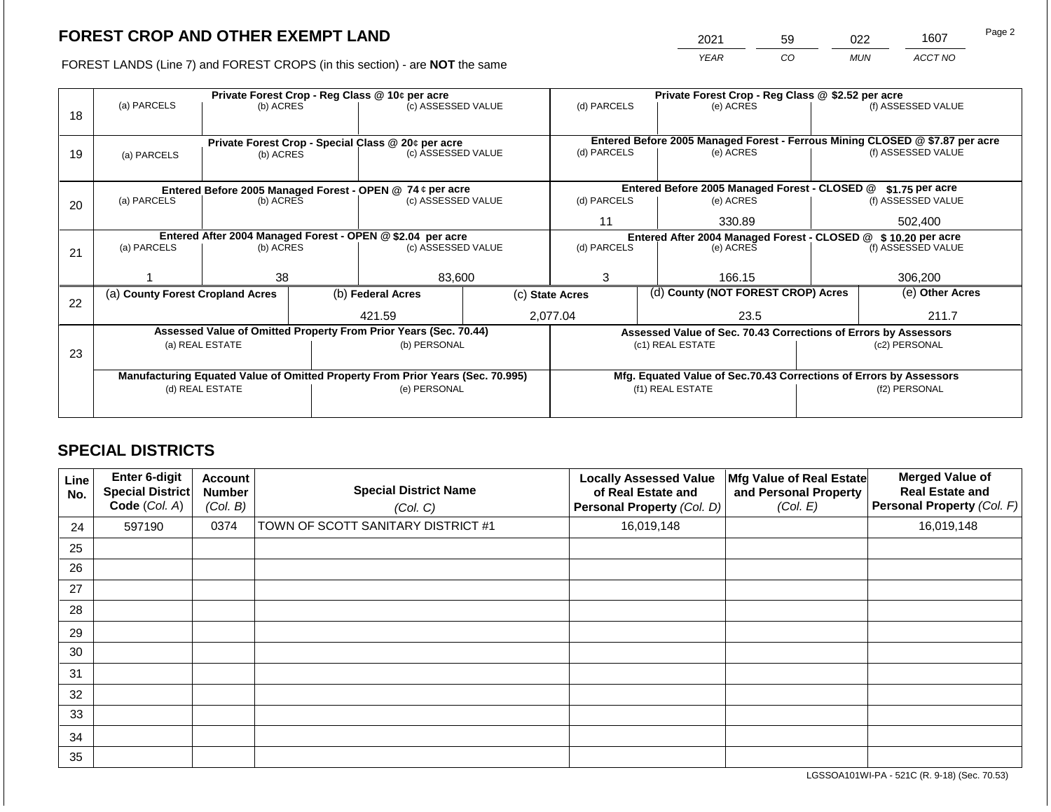# FOREST CROP AND OTHER EXEMPT LAND

FOREST LANDS (Line 7) and FOREST CROPS (in this section) - are **NOT** the same

| YEAR | CO | MUN | ACCT NO |
|---|---|---|---|
| 2021 | 59 | 022 | 1607 |

Page 2

| Line | Private Forest Crop - Reg Class @ 10¢ per acre | | | Private Forest Crop - Reg Class @ $2.52 per acre | | |
|---|---|---|---|---|---|---|
| 18 | (a) PARCELS | (b) ACRES | (c) ASSESSED VALUE | (d) PARCELS | (e) ACRES | (f) ASSESSED VALUE |
| | | | | | | |
| | **Private Forest Crop - Special Class @ 20¢ per acre** | | | **Entered Before 2005 Managed Forest - Ferrous Mining CLOSED @ $7.87 per acre** | | |
| 19 | (a) PARCELS | (b) ACRES | (c) ASSESSED VALUE | (d) PARCELS | (e) ACRES | (f) ASSESSED VALUE |
| | | | | | | |
| | **Entered Before 2005 Managed Forest - OPEN @ 74 ¢ per acre** | | | **Entered Before 2005 Managed Forest - CLOSED @ $1.75 per acre** | | |
| 20 | (a) PARCELS | (b) ACRES | (c) ASSESSED VALUE | (d) PARCELS | (e) ACRES | (f) ASSESSED VALUE |
| | | | | 11 | 330.89 | 502,400 |
| | **Entered After 2004 Managed Forest - OPEN @ $2.04 per acre** | | | **Entered After 2004 Managed Forest - CLOSED @ $ 10.20 per acre** | | |
| 21 | (a) PARCELS | (b) ACRES | (c) ASSESSED VALUE | (d) PARCELS | (e) ACRES | (f) ASSESSED VALUE |
| | 1 | 38 | 83,600 | 3 | 166.15 | 306,200 |

| Line | (a) County Forest Cropland Acres | (b) Federal Acres | (c) State Acres | (d) County (NOT FOREST CROP) Acres | (e) Other Acres |
|---|---|---|---|---|---|
| 22 | | 421.59 | 2,077.04 | 23.5 | 211.7 |

| Line | Assessed Value of Omitted Property From Prior Years (Sec. 70.44) | | Assessed Value of Sec. 70.43 Corrections of Errors by Assessors | |
|---|---|---|---|---|
| 23 | (a) REAL ESTATE | (b) PERSONAL | (c1) REAL ESTATE | (c2) PERSONAL |
| | | | | |
| | **Manufacturing Equated Value of Omitted Property From Prior Years (Sec. 70.995)** | | **Mfg. Equated Value of Sec.70.43 Corrections of Errors by Assessors** | |
| | (d) REAL ESTATE | (e) PERSONAL | (f1) REAL ESTATE | (f2) PERSONAL |
| | | | | |

## SPECIAL DISTRICTS

| Line No. | Enter 6-digit Special District Code (Col. A) | Account Number (Col. B) | Special District Name (Col. C) | Locally Assessed Value of Real Estate and Personal Property (Col. D) | Mfg Value of Real Estate and Personal Property (Col. E) | Merged Value of Real Estate and Personal Property (Col. F) |
|---|---|---|---|---|---|---|
| 24 | 597190 | 0374 | TOWN OF SCOTT SANITARY DISTRICT #1 | 16,019,148 | | 16,019,148 |
| 25 | | | | | | |
| 26 | | | | | | |
| 27 | | | | | | |
| 28 | | | | | | |
| 29 | | | | | | |
| 30 | | | | | | |
| 31 | | | | | | |
| 32 | | | | | | |
| 33 | | | | | | |
| 34 | | | | | | |
| 35 | | | | | | |

LGSSOA101WI-PA - 521C (R. 9-18) (Sec. 70.53)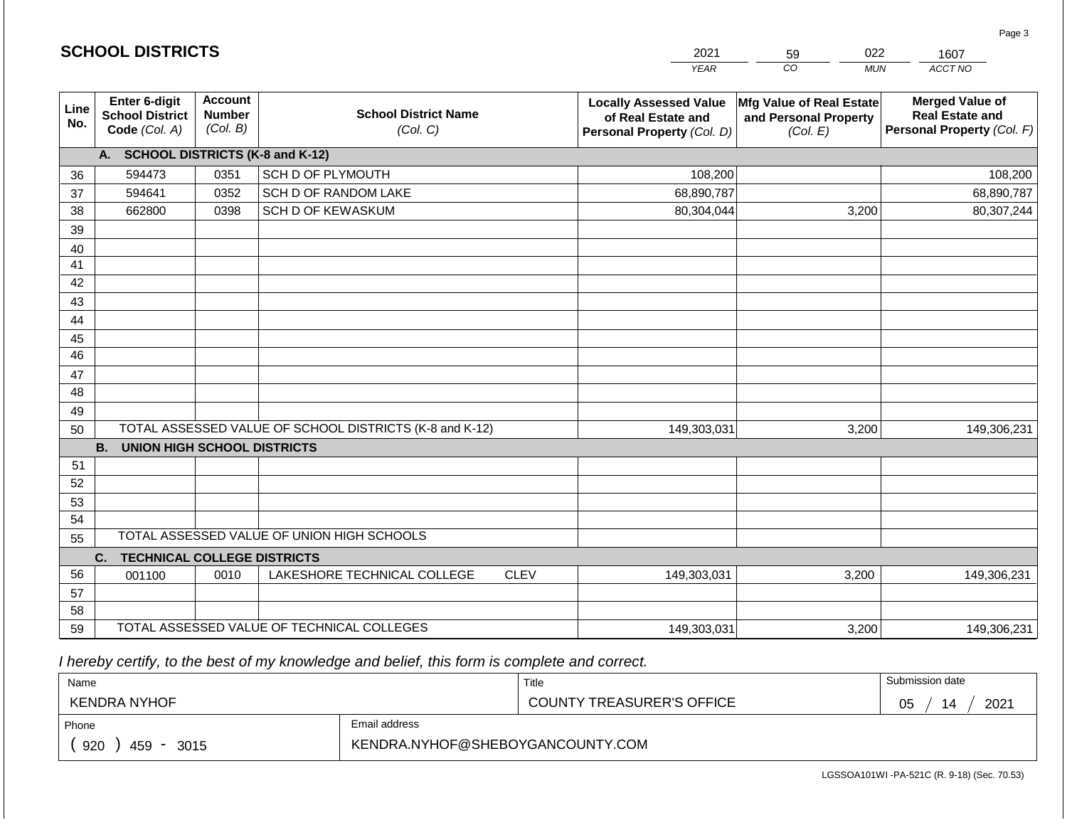## SCHOOL DISTRICTS

| 2021 | 59 | 022 | 1607 |
|---|---|---|---|
| *YEAR* | *CO* | *MUN* | *ACCT NO* |

| Line No. | Enter 6-digit School District Code *(Col. A)* | Account Number *(Col. B)* | School District Name *(Col. C)* | Locally Assessed Value of Real Estate and Personal Property *(Col. D)* | Mfg Value of Real Estate and Personal Property *(Col. E)* | Merged Value of Real Estate and Personal Property *(Col. F)* |
|---|---|---|---|---|---|---|
| | **A. SCHOOL DISTRICTS (K-8 and K-12)** | | | | | |
| 36 | 594473 | 0351 | SCH D OF PLYMOUTH | 108,200 | | 108,200 |
| 37 | 594641 | 0352 | SCH D OF RANDOM LAKE | 68,890,787 | | 68,890,787 |
| 38 | 662800 | 0398 | SCH D OF KEWASKUM | 80,304,044 | 3,200 | 80,307,244 |
| 39 | | | | | | |
| 40 | | | | | | |
| 41 | | | | | | |
| 42 | | | | | | |
| 43 | | | | | | |
| 44 | | | | | | |
| 45 | | | | | | |
| 46 | | | | | | |
| 47 | | | | | | |
| 48 | | | | | | |
| 49 | | | | | | |
| 50 | TOTAL ASSESSED VALUE OF SCHOOL DISTRICTS (K-8 and K-12) | | | 149,303,031 | 3,200 | 149,306,231 |
| | **B. UNION HIGH SCHOOL DISTRICTS** | | | | | |
| 51 | | | | | | |
| 52 | | | | | | |
| 53 | | | | | | |
| 54 | | | | | | |
| 55 | TOTAL ASSESSED VALUE OF UNION HIGH SCHOOLS | | | | | |
| | **C. TECHNICAL COLLEGE DISTRICTS** | | | | | |
| 56 | 001100 | 0010 | LAKESHORE TECHNICAL COLLEGE CLEV | 149,303,031 | 3,200 | 149,306,231 |
| 57 | | | | | | |
| 58 | | | | | | |
| 59 | TOTAL ASSESSED VALUE OF TECHNICAL COLLEGES | | | 149,303,031 | 3,200 | 149,306,231 |

*I hereby certify, to the best of my knowledge and belief, this form is complete and correct.*

| Name | Title | Submission date |
|---|---|---|
| KENDRA NYHOF | COUNTY TREASURER'S OFFICE | 05 / 14 / 2021 |
| **Phone** | **Email address** | |
| ( 920 ) 459 - 3015 | KENDRA.NYHOF@SHEBOYGANCOUNTY.COM | |

LGSSOA101WI -PA-521C (R. 9-18) (Sec. 70.53)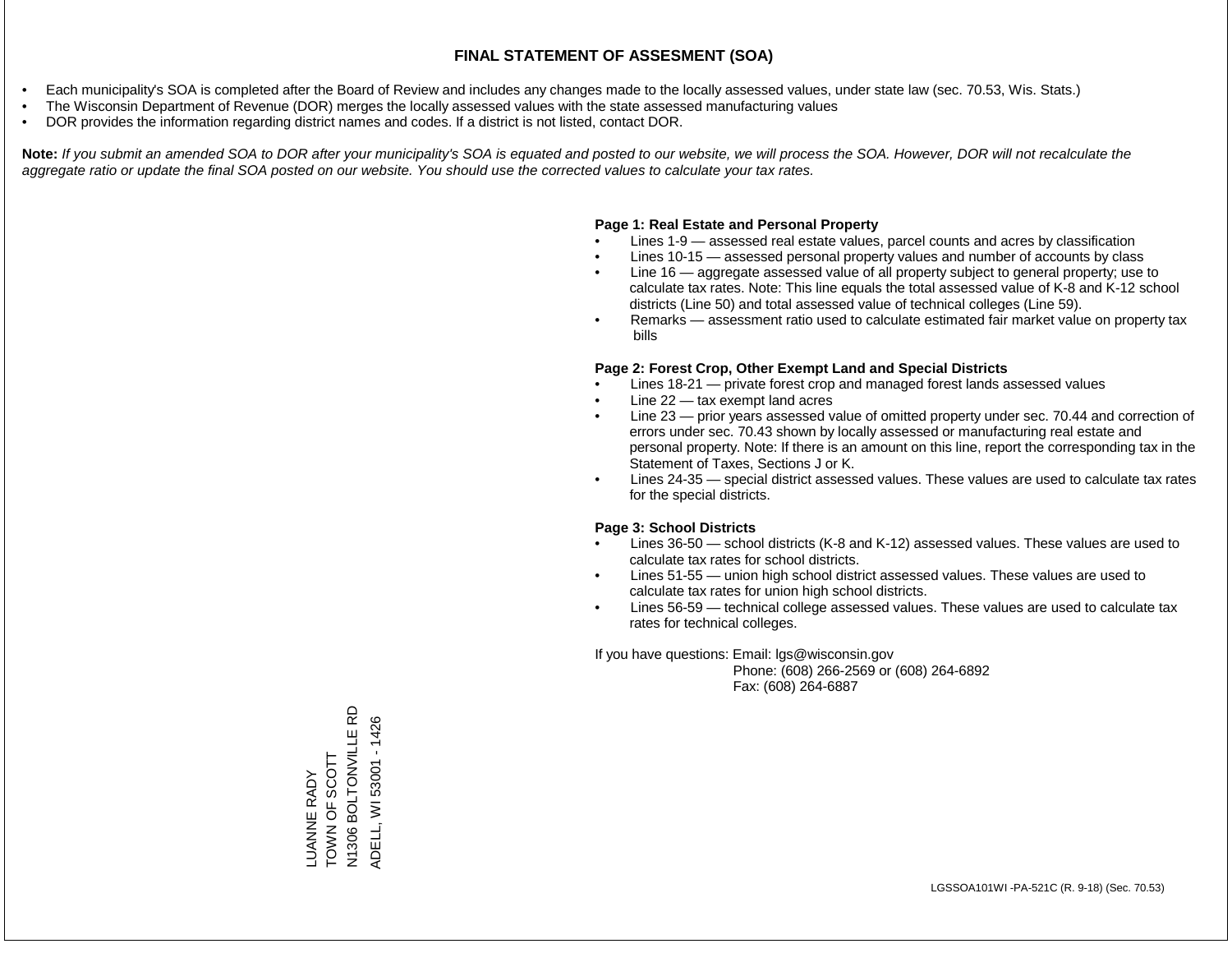# FINAL STATEMENT OF ASSESMENT (SOA)

- Each municipality's SOA is completed after the Board of Review and includes any changes made to the locally assessed values, under state law (sec. 70.53, Wis. Stats.)
- The Wisconsin Department of Revenue (DOR) merges the locally assessed values with the state assessed manufacturing values
- DOR provides the information regarding district names and codes. If a district is not listed, contact DOR.

**Note:** *If you submit an amended SOA to DOR after your municipality's SOA is equated and posted to our website, we will process the SOA. However, DOR will not recalculate the aggregate ratio or update the final SOA posted on our website. You should use the corrected values to calculate your tax rates.*

**Page 1: Real Estate and Personal Property**

- Lines 1-9 — assessed real estate values, parcel counts and acres by classification
- Lines 10-15 — assessed personal property values and number of accounts by class
- Line 16 — aggregate assessed value of all property subject to general property; use to calculate tax rates. Note: This line equals the total assessed value of K-8 and K-12 school districts (Line 50) and total assessed value of technical colleges (Line 59).
- Remarks — assessment ratio used to calculate estimated fair market value on property tax bills

**Page 2: Forest Crop, Other Exempt Land and Special Districts**

- Lines 18-21 — private forest crop and managed forest lands assessed values
- Line 22 — tax exempt land acres
- Line 23 — prior years assessed value of omitted property under sec. 70.44 and correction of errors under sec. 70.43 shown by locally assessed or manufacturing real estate and personal property. Note: If there is an amount on this line, report the corresponding tax in the Statement of Taxes, Sections J or K.
- Lines 24-35 — special district assessed values. These values are used to calculate tax rates for the special districts.

**Page 3: School Districts**

- Lines 36-50 — school districts (K-8 and K-12) assessed values. These values are used to calculate tax rates for school districts.
- Lines 51-55 — union high school district assessed values. These values are used to calculate tax rates for union high school districts.
- Lines 56-59 — technical college assessed values. These values are used to calculate tax rates for technical colleges.

If you have questions: Email: lgs@wisconsin.gov
Phone: (608) 266-2569 or (608) 264-6892
Fax: (608) 264-6887

LUANNE RADY
TOWN OF SCOTT
N1306 BOLTONVILLE RD
ADELL, WI 53001 - 1426

LGSSOA101WI -PA-521C (R. 9-18) (Sec. 70.53)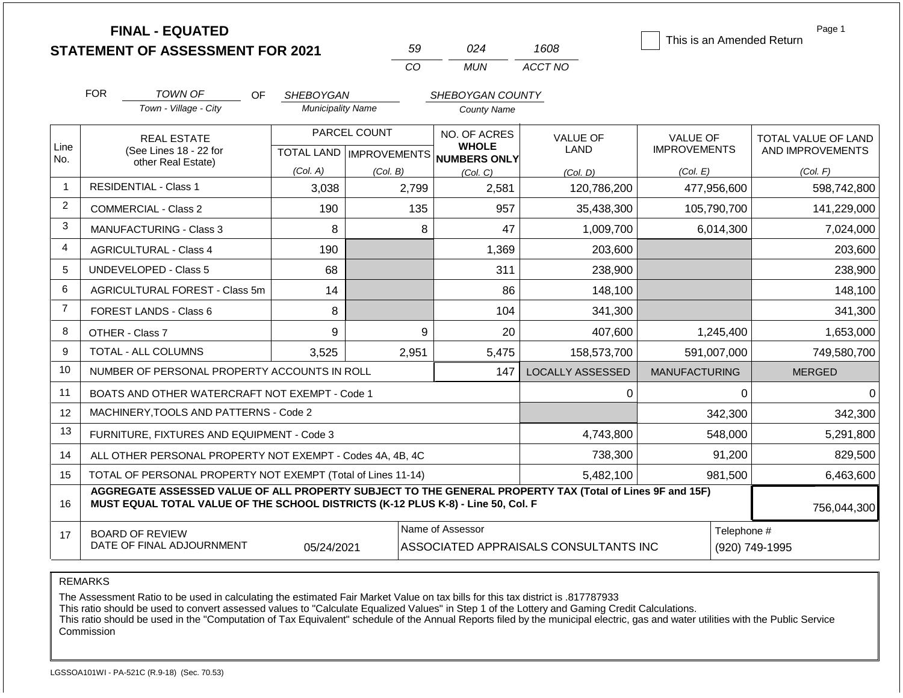# FINAL - EQUATED
# STATEMENT OF ASSESSMENT FOR 2021

| 59 | 024 | 1608 |
|---|---|---|
| CO | MUN | ACCT NO |

☐ This is an Amended Return

Page 1

FOR *TOWN OF* (Town - Village - City) OF *SHEBOYGAN* (Municipality Name) *SHEBOYGAN COUNTY* (County Name)

| Line No. | REAL ESTATE (See Lines 18 - 22 for other Real Estate) | PARCEL COUNT TOTAL LAND (Col. A) | PARCEL COUNT IMPROVEMENTS (Col. B) | NO. OF ACRES WHOLE NUMBERS ONLY (Col. C) | VALUE OF LAND (Col. D) | VALUE OF IMPROVEMENTS (Col. E) | TOTAL VALUE OF LAND AND IMPROVEMENTS (Col. F) |
|---|---|---|---|---|---|---|---|
| 1 | RESIDENTIAL - Class 1 | 3,038 | 2,799 | 2,581 | 120,786,200 | 477,956,600 | 598,742,800 |
| 2 | COMMERCIAL - Class 2 | 190 | 135 | 957 | 35,438,300 | 105,790,700 | 141,229,000 |
| 3 | MANUFACTURING - Class 3 | 8 | 8 | 47 | 1,009,700 | 6,014,300 | 7,024,000 |
| 4 | AGRICULTURAL - Class 4 | 190 | | 1,369 | 203,600 | | 203,600 |
| 5 | UNDEVELOPED - Class 5 | 68 | | 311 | 238,900 | | 238,900 |
| 6 | AGRICULTURAL FOREST - Class 5m | 14 | | 86 | 148,100 | | 148,100 |
| 7 | FOREST LANDS - Class 6 | 8 | | 104 | 341,300 | | 341,300 |
| 8 | OTHER - Class 7 | 9 | 9 | 20 | 407,600 | 1,245,400 | 1,653,000 |
| 9 | TOTAL - ALL COLUMNS | 3,525 | 2,951 | 5,475 | 158,573,700 | 591,007,000 | 749,580,700 |
| 10 | NUMBER OF PERSONAL PROPERTY ACCOUNTS IN ROLL | | | 147 | LOCALLY ASSESSED | MANUFACTURING | MERGED |
| 11 | BOATS AND OTHER WATERCRAFT NOT EXEMPT - Code 1 | | | | 0 | 0 | 0 |
| 12 | MACHINERY,TOOLS AND PATTERNS - Code 2 | | | | | 342,300 | 342,300 |
| 13 | FURNITURE, FIXTURES AND EQUIPMENT - Code 3 | | | | 4,743,800 | 548,000 | 5,291,800 |
| 14 | ALL OTHER PERSONAL PROPERTY NOT EXEMPT - Codes 4A, 4B, 4C | | | | 738,300 | 91,200 | 829,500 |
| 15 | TOTAL OF PERSONAL PROPERTY NOT EXEMPT (Total of Lines 11-14) | | | | 5,482,100 | 981,500 | 6,463,600 |
| 16 | **AGGREGATE ASSESSED VALUE OF ALL PROPERTY SUBJECT TO THE GENERAL PROPERTY TAX (Total of Lines 9F and 15F) MUST EQUAL TOTAL VALUE OF THE SCHOOL DISTRICTS (K-12 PLUS K-8) - Line 50, Col. F** | | | | | | 756,044,300 |
| 17 | BOARD OF REVIEW DATE OF FINAL ADJOURNMENT | 05/24/2021 | | Name of Assessor: ASSOCIATED APPRAISALS CONSULTANTS INC | | | Telephone #: (920) 749-1995 |

REMARKS

The Assessment Ratio to be used in calculating the estimated Fair Market Value on tax bills for this tax district is .817787933
This ratio should be used to convert assessed values to "Calculate Equalized Values" in Step 1 of the Lottery and Gaming Credit Calculations.
This ratio should be used in the "Computation of Tax Equivalent" schedule of the Annual Reports filed by the municipal electric, gas and water utilities with the Public Service Commission

LGSSOA101WI - PA-521C (R.9-18) (Sec. 70.53)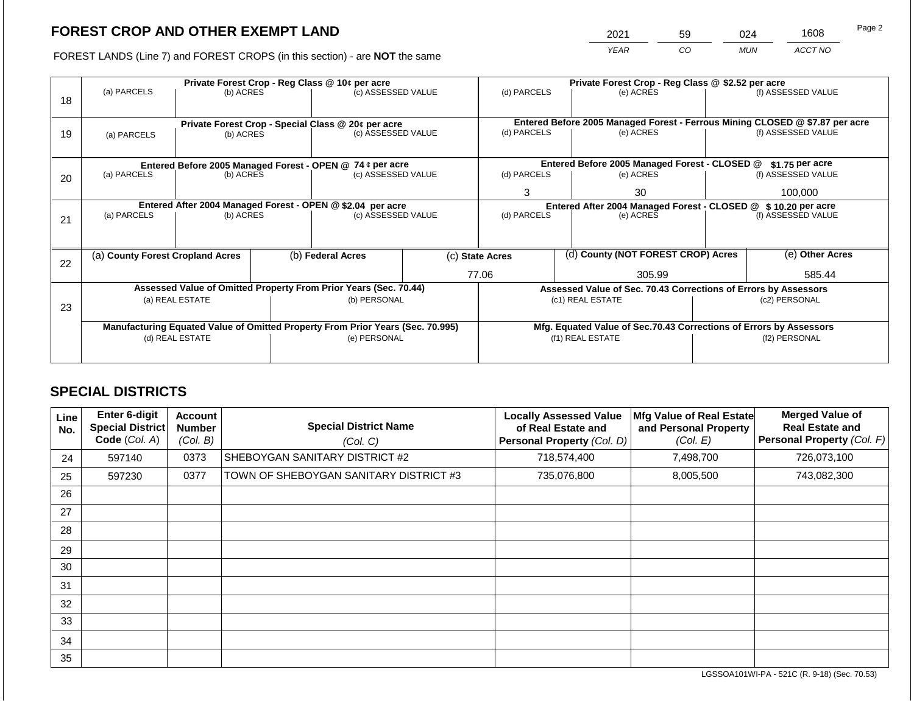# FOREST CROP AND OTHER EXEMPT LAND

FOREST LANDS (Line 7) and FOREST CROPS (in this section) - are **NOT** the same

| 2021 | 59 | 024 | 1608 |
|---|---|---|---|
| *YEAR* | *CO* | *MUN* | *ACCT NO* |

| Line | Private Forest Crop - Reg Class @ 10¢ per acre | | | Private Forest Crop - Reg Class @ $2.52 per acre | | |
|---|---|---|---|---|---|---|
| | (a) PARCELS | (b) ACRES | (c) ASSESSED VALUE | (d) PARCELS | (e) ACRES | (f) ASSESSED VALUE |
| 18 | | | | | | |
| | **Private Forest Crop - Special Class @ 20¢ per acre** | | | **Entered Before 2005 Managed Forest - Ferrous Mining CLOSED @ $7.87 per acre** | | |
| | (a) PARCELS | (b) ACRES | (c) ASSESSED VALUE | (d) PARCELS | (e) ACRES | (f) ASSESSED VALUE |
| 19 | | | | | | |
| | **Entered Before 2005 Managed Forest - OPEN @ 74 ¢ per acre** | | | **Entered Before 2005 Managed Forest - CLOSED @ $1.75 per acre** | | |
| | (a) PARCELS | (b) ACRES | (c) ASSESSED VALUE | (d) PARCELS | (e) ACRES | (f) ASSESSED VALUE |
| 20 | | | | 3 | 30 | 100,000 |
| | **Entered After 2004 Managed Forest - OPEN @ $2.04 per acre** | | | **Entered After 2004 Managed Forest - CLOSED @ $ 10.20 per acre** | | |
| | (a) PARCELS | (b) ACRES | (c) ASSESSED VALUE | (d) PARCELS | (e) ACRES | (f) ASSESSED VALUE |
| 21 | | | | | | |

| Line | (a) County Forest Cropland Acres | (b) Federal Acres | (c) State Acres | (d) County (NOT FOREST CROP) Acres | (e) Other Acres |
|---|---|---|---|---|---|
| 22 | | | 77.06 | 305.99 | 585.44 |

| Line | Assessed Value of Omitted Property From Prior Years (Sec. 70.44) | | Assessed Value of Sec. 70.43 Corrections of Errors by Assessors | |
|---|---|---|---|---|
| | (a) REAL ESTATE | (b) PERSONAL | (c1) REAL ESTATE | (c2) PERSONAL |
| 23 | | | | |
| | **Manufacturing Equated Value of Omitted Property From Prior Years (Sec. 70.995)** | | **Mfg. Equated Value of Sec.70.43 Corrections of Errors by Assessors** | |
| | (d) REAL ESTATE | (e) PERSONAL | (f1) REAL ESTATE | (f2) PERSONAL |
| | | | | |

## SPECIAL DISTRICTS

| Line No. | Enter 6-digit Special District Code (Col. A) | Account Number (Col. B) | Special District Name (Col. C) | Locally Assessed Value of Real Estate and Personal Property (Col. D) | Mfg Value of Real Estate and Personal Property (Col. E) | Merged Value of Real Estate and Personal Property (Col. F) |
|---|---|---|---|---|---|---|
| 24 | 597140 | 0373 | SHEBOYGAN SANITARY DISTRICT #2 | 718,574,400 | 7,498,700 | 726,073,100 |
| 25 | 597230 | 0377 | TOWN OF SHEBOYGAN SANITARY DISTRICT #3 | 735,076,800 | 8,005,500 | 743,082,300 |
| 26 | | | | | | |
| 27 | | | | | | |
| 28 | | | | | | |
| 29 | | | | | | |
| 30 | | | | | | |
| 31 | | | | | | |
| 32 | | | | | | |
| 33 | | | | | | |
| 34 | | | | | | |
| 35 | | | | | | |

LGSSOA101WI-PA - 521C (R. 9-18) (Sec. 70.53)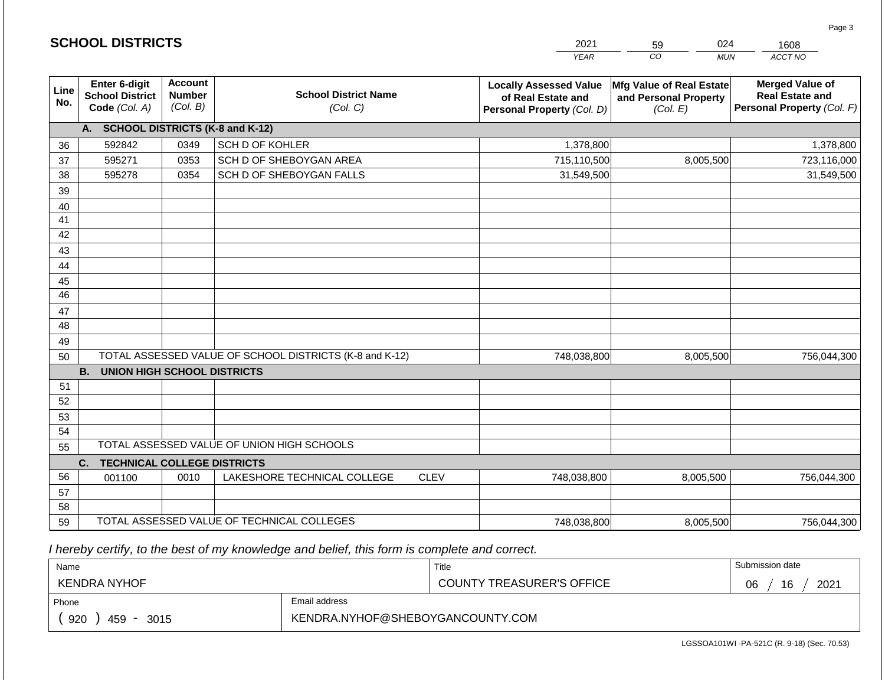## SCHOOL DISTRICTS

| 2021 | 59 | 024 | 1608 |
|---|---|---|---|
| YEAR | CO | MUN | ACCT NO |

| Line No. | Enter 6-digit School District Code (Col. A) | Account Number (Col. B) | School District Name (Col. C) | Locally Assessed Value of Real Estate and Personal Property (Col. D) | Mfg Value of Real Estate and Personal Property (Col. E) | Merged Value of Real Estate and Personal Property (Col. F) |
|---|---|---|---|---|---|---|
| **A.** | **SCHOOL DISTRICTS (K-8 and K-12)** | | | | | |
| 36 | 592842 | 0349 | SCH D OF KOHLER | 1,378,800 | | 1,378,800 |
| 37 | 595271 | 0353 | SCH D OF SHEBOYGAN AREA | 715,110,500 | 8,005,500 | 723,116,000 |
| 38 | 595278 | 0354 | SCH D OF SHEBOYGAN FALLS | 31,549,500 | | 31,549,500 |
| 39 | | | | | | |
| 40 | | | | | | |
| 41 | | | | | | |
| 42 | | | | | | |
| 43 | | | | | | |
| 44 | | | | | | |
| 45 | | | | | | |
| 46 | | | | | | |
| 47 | | | | | | |
| 48 | | | | | | |
| 49 | | | | | | |
| 50 | TOTAL ASSESSED VALUE OF SCHOOL DISTRICTS (K-8 and K-12) | | | 748,038,800 | 8,005,500 | 756,044,300 |
| **B.** | **UNION HIGH SCHOOL DISTRICTS** | | | | | |
| 51 | | | | | | |
| 52 | | | | | | |
| 53 | | | | | | |
| 54 | | | | | | |
| 55 | TOTAL ASSESSED VALUE OF UNION HIGH SCHOOLS | | | | | |
| **C.** | **TECHNICAL COLLEGE DISTRICTS** | | | | | |
| 56 | 001100 | 0010 | LAKESHORE TECHNICAL COLLEGE CLEV | 748,038,800 | 8,005,500 | 756,044,300 |
| 57 | | | | | | |
| 58 | | | | | | |
| 59 | TOTAL ASSESSED VALUE OF TECHNICAL COLLEGES | | | 748,038,800 | 8,005,500 | 756,044,300 |

*I hereby certify, to the best of my knowledge and belief, this form is complete and correct.*

| Name | Title | Submission date |
|---|---|---|
| KENDRA NYHOF | COUNTY TREASURER'S OFFICE | 06 / 16 / 2021 |
| Phone | Email address | |
| ( 920 ) 459 - 3015 | KENDRA.NYHOF@SHEBOYGANCOUNTY.COM | |

LGSSOA101WI -PA-521C (R. 9-18) (Sec. 70.53)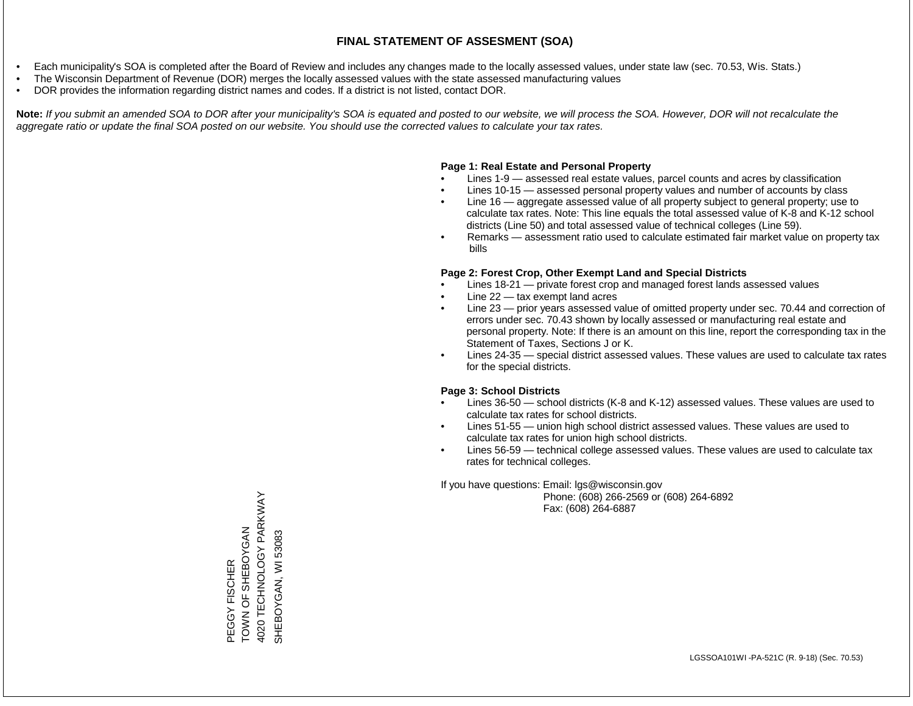# FINAL STATEMENT OF ASSESMENT (SOA)

- Each municipality's SOA is completed after the Board of Review and includes any changes made to the locally assessed values, under state law (sec. 70.53, Wis. Stats.)
- The Wisconsin Department of Revenue (DOR) merges the locally assessed values with the state assessed manufacturing values
- DOR provides the information regarding district names and codes. If a district is not listed, contact DOR.

**Note:** *If you submit an amended SOA to DOR after your municipality's SOA is equated and posted to our website, we will process the SOA. However, DOR will not recalculate the aggregate ratio or update the final SOA posted on our website. You should use the corrected values to calculate your tax rates.*

**Page 1: Real Estate and Personal Property**

- Lines 1-9 — assessed real estate values, parcel counts and acres by classification
- Lines 10-15 — assessed personal property values and number of accounts by class
- Line 16 — aggregate assessed value of all property subject to general property; use to calculate tax rates. Note: This line equals the total assessed value of K-8 and K-12 school districts (Line 50) and total assessed value of technical colleges (Line 59).
- Remarks — assessment ratio used to calculate estimated fair market value on property tax bills

**Page 2: Forest Crop, Other Exempt Land and Special Districts**

- Lines 18-21 — private forest crop and managed forest lands assessed values
- Line 22 — tax exempt land acres
- Line 23 — prior years assessed value of omitted property under sec. 70.44 and correction of errors under sec. 70.43 shown by locally assessed or manufacturing real estate and personal property. Note: If there is an amount on this line, report the corresponding tax in the Statement of Taxes, Sections J or K.
- Lines 24-35 — special district assessed values. These values are used to calculate tax rates for the special districts.

**Page 3: School Districts**

- Lines 36-50 — school districts (K-8 and K-12) assessed values. These values are used to calculate tax rates for school districts.
- Lines 51-55 — union high school district assessed values. These values are used to calculate tax rates for union high school districts.
- Lines 56-59 — technical college assessed values. These values are used to calculate tax rates for technical colleges.

If you have questions: Email: lgs@wisconsin.gov
Phone: (608) 266-2569 or (608) 264-6892
Fax: (608) 264-6887

PEGGY FISCHER
TOWN OF SHEBOYGAN
4020 TECHNOLOGY PARKWAY
SHEBOYGAN, WI 53083

LGSSOA101WI -PA-521C (R. 9-18) (Sec. 70.53)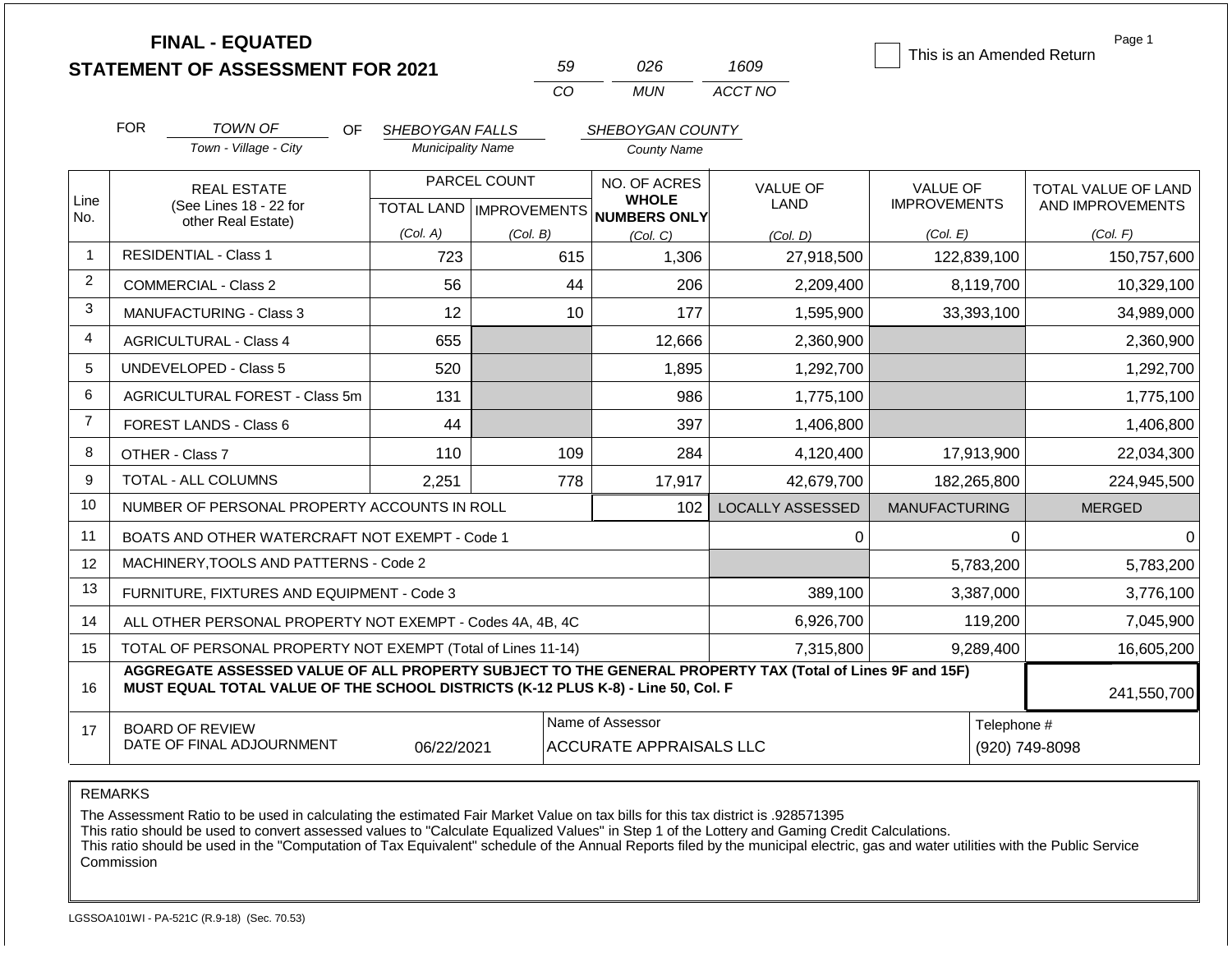# FINAL - EQUATED
# STATEMENT OF ASSESSMENT FOR 2021

| 59 | 026 | 1609 |
|---|---|---|
| CO | MUN | ACCT NO |

☐ This is an Amended Return

FOR *TOWN OF* (Town - Village - City) OF *SHEBOYGAN FALLS* (Municipality Name) *SHEBOYGAN COUNTY* (County Name)

| Line No. | REAL ESTATE (See Lines 18 - 22 for other Real Estate) | PARCEL COUNT TOTAL LAND (Col. A) | PARCEL COUNT IMPROVEMENTS (Col. B) | NO. OF ACRES WHOLE NUMBERS ONLY (Col. C) | VALUE OF LAND (Col. D) | VALUE OF IMPROVEMENTS (Col. E) | TOTAL VALUE OF LAND AND IMPROVEMENTS (Col. F) |
|---|---|---|---|---|---|---|---|
| 1 | RESIDENTIAL - Class 1 | 723 | 615 | 1,306 | 27,918,500 | 122,839,100 | 150,757,600 |
| 2 | COMMERCIAL - Class 2 | 56 | 44 | 206 | 2,209,400 | 8,119,700 | 10,329,100 |
| 3 | MANUFACTURING - Class 3 | 12 | 10 | 177 | 1,595,900 | 33,393,100 | 34,989,000 |
| 4 | AGRICULTURAL - Class 4 | 655 | | 12,666 | 2,360,900 | | 2,360,900 |
| 5 | UNDEVELOPED - Class 5 | 520 | | 1,895 | 1,292,700 | | 1,292,700 |
| 6 | AGRICULTURAL FOREST - Class 5m | 131 | | 986 | 1,775,100 | | 1,775,100 |
| 7 | FOREST LANDS - Class 6 | 44 | | 397 | 1,406,800 | | 1,406,800 |
| 8 | OTHER - Class 7 | 110 | 109 | 284 | 4,120,400 | 17,913,900 | 22,034,300 |
| 9 | TOTAL - ALL COLUMNS | 2,251 | 778 | 17,917 | 42,679,700 | 182,265,800 | 224,945,500 |
| 10 | NUMBER OF PERSONAL PROPERTY ACCOUNTS IN ROLL | | | 102 | LOCALLY ASSESSED | MANUFACTURING | MERGED |
| 11 | BOATS AND OTHER WATERCRAFT NOT EXEMPT - Code 1 | | | | 0 | 0 | 0 |
| 12 | MACHINERY,TOOLS AND PATTERNS - Code 2 | | | | | 5,783,200 | 5,783,200 |
| 13 | FURNITURE, FIXTURES AND EQUIPMENT - Code 3 | | | | 389,100 | 3,387,000 | 3,776,100 |
| 14 | ALL OTHER PERSONAL PROPERTY NOT EXEMPT - Codes 4A, 4B, 4C | | | | 6,926,700 | 119,200 | 7,045,900 |
| 15 | TOTAL OF PERSONAL PROPERTY NOT EXEMPT (Total of Lines 11-14) | | | | 7,315,800 | 9,289,400 | 16,605,200 |
| 16 | **AGGREGATE ASSESSED VALUE OF ALL PROPERTY SUBJECT TO THE GENERAL PROPERTY TAX (Total of Lines 9F and 15F) MUST EQUAL TOTAL VALUE OF THE SCHOOL DISTRICTS (K-12 PLUS K-8) - Line 50, Col. F** | | | | | | 241,550,700 |
| 17 | BOARD OF REVIEW DATE OF FINAL ADJOURNMENT | 06/22/2021 | | Name of Assessor: ACCURATE APPRAISALS LLC | | | Telephone #: (920) 749-8098 |

REMARKS

The Assessment Ratio to be used in calculating the estimated Fair Market Value on tax bills for this tax district is .928571395
This ratio should be used to convert assessed values to "Calculate Equalized Values" in Step 1 of the Lottery and Gaming Credit Calculations.
This ratio should be used in the "Computation of Tax Equivalent" schedule of the Annual Reports filed by the municipal electric, gas and water utilities with the Public Service Commission

LGSSOA101WI - PA-521C (R.9-18) (Sec. 70.53)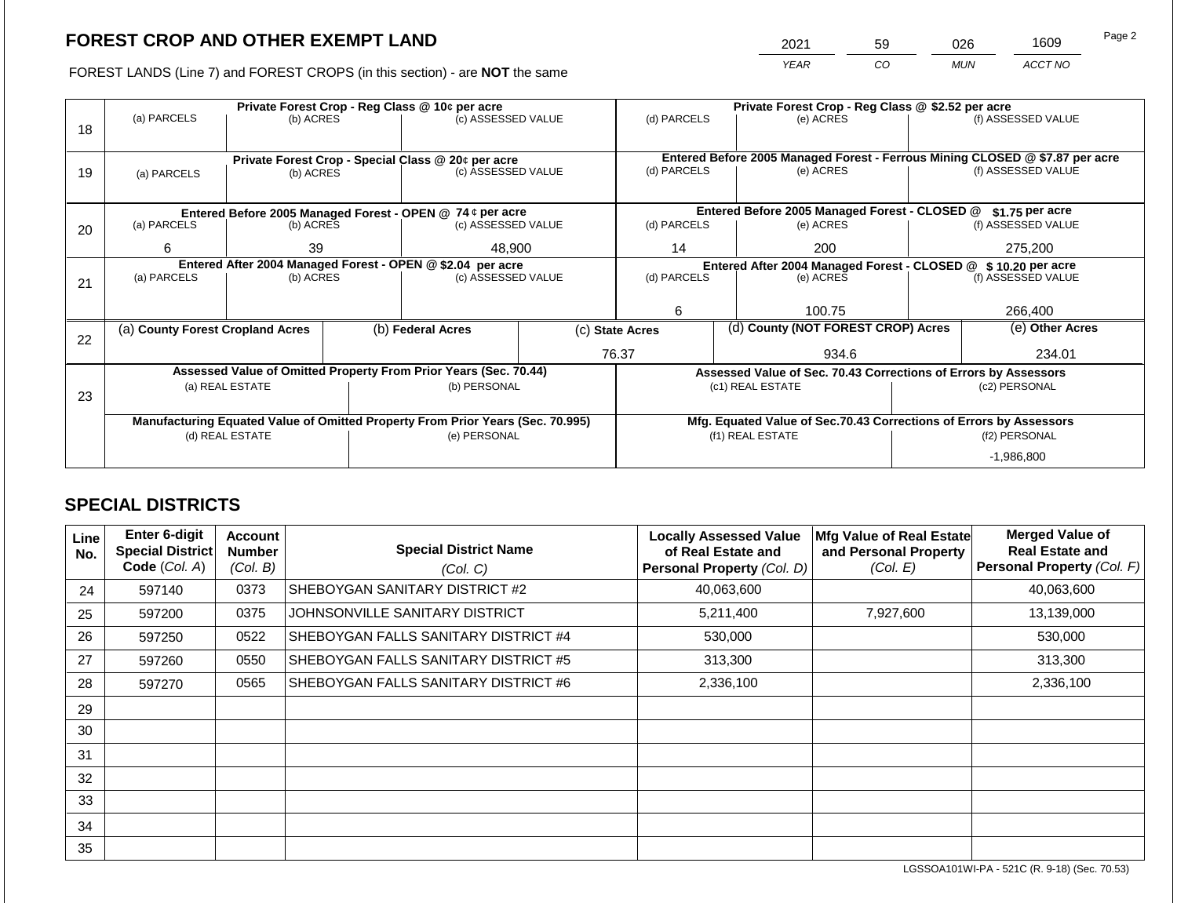# FOREST CROP AND OTHER EXEMPT LAND

| 2021 | 59 | 026 | 1609 |
|---|---|---|---|
| YEAR | CO | MUN | ACCT NO |

FOREST LANDS (Line 7) and FOREST CROPS (in this section) - are **NOT** the same

| Line | Private Forest Crop - Reg Class @ 10¢ per acre | | | Private Forest Crop - Reg Class @ $2.52 per acre | | |
|---|---|---|---|---|---|---|
| 18 | (a) PARCELS | (b) ACRES | (c) ASSESSED VALUE | (d) PARCELS | (e) ACRES | (f) ASSESSED VALUE |
| | | | | | | |
| | **Private Forest Crop - Special Class @ 20¢ per acre** | | | **Entered Before 2005 Managed Forest - Ferrous Mining CLOSED @ $7.87 per acre** | | |
| 19 | (a) PARCELS | (b) ACRES | (c) ASSESSED VALUE | (d) PARCELS | (e) ACRES | (f) ASSESSED VALUE |
| | | | | | | |
| | **Entered Before 2005 Managed Forest - OPEN @ 74 ¢ per acre** | | | **Entered Before 2005 Managed Forest - CLOSED @ $1.75 per acre** | | |
| 20 | (a) PARCELS | (b) ACRES | (c) ASSESSED VALUE | (d) PARCELS | (e) ACRES | (f) ASSESSED VALUE |
| | 6 | 39 | 48,900 | 14 | 200 | 275,200 |
| | **Entered After 2004 Managed Forest - OPEN @ $2.04 per acre** | | | **Entered After 2004 Managed Forest - CLOSED @ $ 10.20 per acre** | | |
| 21 | (a) PARCELS | (b) ACRES | (c) ASSESSED VALUE | (d) PARCELS | (e) ACRES | (f) ASSESSED VALUE |
| | | | | 6 | 100.75 | 266,400 |

| Line | (a) County Forest Cropland Acres | (b) Federal Acres | (c) State Acres | (d) County (NOT FOREST CROP) Acres | (e) Other Acres |
|---|---|---|---|---|---|
| 22 | | | 76.37 | 934.6 | 234.01 |

| Line | Assessed Value of Omitted Property From Prior Years (Sec. 70.44) | | Assessed Value of Sec. 70.43 Corrections of Errors by Assessors | |
|---|---|---|---|---|
| 23 | (a) REAL ESTATE | (b) PERSONAL | (c1) REAL ESTATE | (c2) PERSONAL |
| | | | | |
| | **Manufacturing Equated Value of Omitted Property From Prior Years (Sec. 70.995)** | | **Mfg. Equated Value of Sec.70.43 Corrections of Errors by Assessors** | |
| | (d) REAL ESTATE | (e) PERSONAL | (f1) REAL ESTATE | (f2) PERSONAL |
| | | | | -1,986,800 |

## SPECIAL DISTRICTS

| Line No. | Enter 6-digit Special District Code (Col. A) | Account Number (Col. B) | Special District Name (Col. C) | Locally Assessed Value of Real Estate and Personal Property (Col. D) | Mfg Value of Real Estate and Personal Property (Col. E) | Merged Value of Real Estate and Personal Property (Col. F) |
|---|---|---|---|---|---|---|
| 24 | 597140 | 0373 | SHEBOYGAN SANITARY DISTRICT #2 | 40,063,600 | | 40,063,600 |
| 25 | 597200 | 0375 | JOHNSONVILLE SANITARY DISTRICT | 5,211,400 | 7,927,600 | 13,139,000 |
| 26 | 597250 | 0522 | SHEBOYGAN FALLS SANITARY DISTRICT #4 | 530,000 | | 530,000 |
| 27 | 597260 | 0550 | SHEBOYGAN FALLS SANITARY DISTRICT #5 | 313,300 | | 313,300 |
| 28 | 597270 | 0565 | SHEBOYGAN FALLS SANITARY DISTRICT #6 | 2,336,100 | | 2,336,100 |
| 29 | | | | | | |
| 30 | | | | | | |
| 31 | | | | | | |
| 32 | | | | | | |
| 33 | | | | | | |
| 34 | | | | | | |
| 35 | | | | | | |

LGSSOA101WI-PA - 521C (R. 9-18) (Sec. 70.53)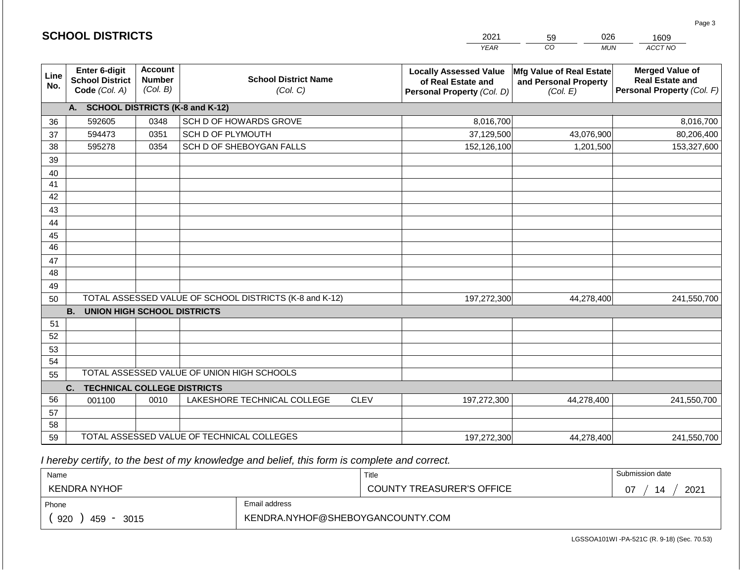## SCHOOL DISTRICTS

| YEAR | CO | MUN | ACCT NO |
|---|---|---|---|
| 2021 | 59 | 026 | 1609 |

| Line No. | Enter 6-digit School District Code *(Col. A)* | Account Number *(Col. B)* | School District Name *(Col. C)* | Locally Assessed Value of Real Estate and Personal Property *(Col. D)* | Mfg Value of Real Estate and Personal Property *(Col. E)* | Merged Value of Real Estate and Personal Property *(Col. F)* |
|---|---|---|---|---|---|---|
| **A.** | **SCHOOL DISTRICTS (K-8 and K-12)** | | | | | |
| 36 | 592605 | 0348 | SCH D OF HOWARDS GROVE | 8,016,700 | | 8,016,700 |
| 37 | 594473 | 0351 | SCH D OF PLYMOUTH | 37,129,500 | 43,076,900 | 80,206,400 |
| 38 | 595278 | 0354 | SCH D OF SHEBOYGAN FALLS | 152,126,100 | 1,201,500 | 153,327,600 |
| 39 | | | | | | |
| 40 | | | | | | |
| 41 | | | | | | |
| 42 | | | | | | |
| 43 | | | | | | |
| 44 | | | | | | |
| 45 | | | | | | |
| 46 | | | | | | |
| 47 | | | | | | |
| 48 | | | | | | |
| 49 | | | | | | |
| 50 | TOTAL ASSESSED VALUE OF SCHOOL DISTRICTS (K-8 and K-12) | | | 197,272,300 | 44,278,400 | 241,550,700 |
| **B.** | **UNION HIGH SCHOOL DISTRICTS** | | | | | |
| 51 | | | | | | |
| 52 | | | | | | |
| 53 | | | | | | |
| 54 | | | | | | |
| 55 | TOTAL ASSESSED VALUE OF UNION HIGH SCHOOLS | | | | | |
| **C.** | **TECHNICAL COLLEGE DISTRICTS** | | | | | |
| 56 | 001100 | 0010 | LAKESHORE TECHNICAL COLLEGE CLEV | 197,272,300 | 44,278,400 | 241,550,700 |
| 57 | | | | | | |
| 58 | | | | | | |
| 59 | TOTAL ASSESSED VALUE OF TECHNICAL COLLEGES | | | 197,272,300 | 44,278,400 | 241,550,700 |

*I hereby certify, to the best of my knowledge and belief, this form is complete and correct.*

| Name | Title | Submission date |
|---|---|---|
| KENDRA NYHOF | COUNTY TREASURER'S OFFICE | 07 / 14 / 2021 |
| **Phone** | **Email address** | |
| (920) 459 - 3015 | KENDRA.NYHOF@SHEBOYGANCOUNTY.COM | |

LGSSOA101WI -PA-521C (R. 9-18) (Sec. 70.53)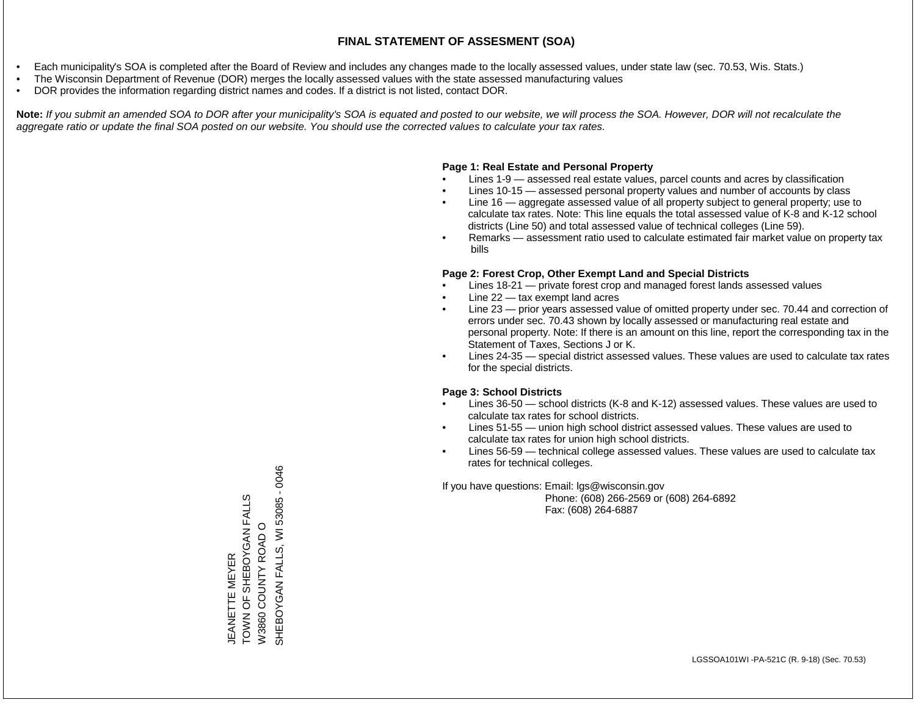# FINAL STATEMENT OF ASSESMENT (SOA)

- Each municipality's SOA is completed after the Board of Review and includes any changes made to the locally assessed values, under state law (sec. 70.53, Wis. Stats.)
- The Wisconsin Department of Revenue (DOR) merges the locally assessed values with the state assessed manufacturing values
- DOR provides the information regarding district names and codes. If a district is not listed, contact DOR.

**Note:** *If you submit an amended SOA to DOR after your municipality's SOA is equated and posted to our website, we will process the SOA. However, DOR will not recalculate the aggregate ratio or update the final SOA posted on our website. You should use the corrected values to calculate your tax rates.*

JEANETTE MEYER
TOWN OF SHEBOYGAN FALLS
W3860 COUNTY ROAD O
SHEBOYGAN FALLS, WI 53085 - 0046

**Page 1: Real Estate and Personal Property**

- Lines 1-9 — assessed real estate values, parcel counts and acres by classification
- Lines 10-15 — assessed personal property values and number of accounts by class
- Line 16 — aggregate assessed value of all property subject to general property; use to calculate tax rates. Note: This line equals the total assessed value of K-8 and K-12 school districts (Line 50) and total assessed value of technical colleges (Line 59).
- Remarks — assessment ratio used to calculate estimated fair market value on property tax bills

**Page 2: Forest Crop, Other Exempt Land and Special Districts**

- Lines 18-21 — private forest crop and managed forest lands assessed values
- Line 22 — tax exempt land acres
- Line 23 — prior years assessed value of omitted property under sec. 70.44 and correction of errors under sec. 70.43 shown by locally assessed or manufacturing real estate and personal property. Note: If there is an amount on this line, report the corresponding tax in the Statement of Taxes, Sections J or K.
- Lines 24-35 — special district assessed values. These values are used to calculate tax rates for the special districts.

**Page 3: School Districts**

- Lines 36-50 — school districts (K-8 and K-12) assessed values. These values are used to calculate tax rates for school districts.
- Lines 51-55 — union high school district assessed values. These values are used to calculate tax rates for union high school districts.
- Lines 56-59 — technical college assessed values. These values are used to calculate tax rates for technical colleges.

If you have questions: Email: lgs@wisconsin.gov
Phone: (608) 266-2569 or (608) 264-6892
Fax: (608) 264-6887

LGSSOA101WI -PA-521C (R. 9-18) (Sec. 70.53)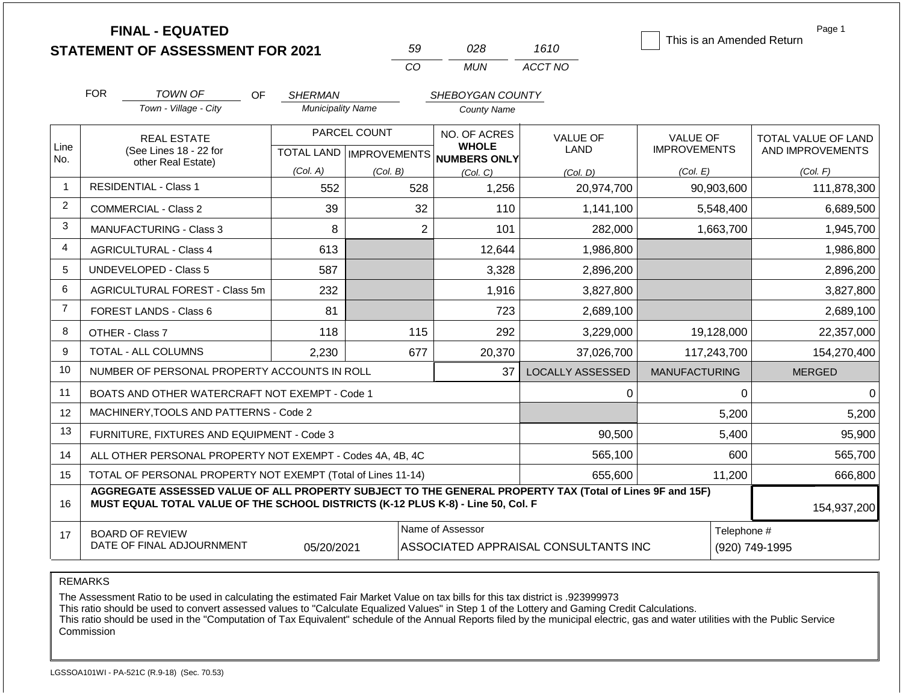# FINAL - EQUATED
# STATEMENT OF ASSESSMENT FOR 2021

| 59 | 028 | 1610 |
|---|---|---|
| CO | MUN | ACCT NO |

☐ This is an Amended Return

FOR *TOWN OF* (Town - Village - City) OF *SHERMAN* (Municipality Name) *SHEBOYGAN COUNTY* (County Name)

| Line No. | REAL ESTATE (See Lines 18 - 22 for other Real Estate) | PARCEL COUNT TOTAL LAND (Col. A) | PARCEL COUNT IMPROVEMENTS (Col. B) | NO. OF ACRES WHOLE NUMBERS ONLY (Col. C) | VALUE OF LAND (Col. D) | VALUE OF IMPROVEMENTS (Col. E) | TOTAL VALUE OF LAND AND IMPROVEMENTS (Col. F) |
|---|---|---|---|---|---|---|---|
| 1 | RESIDENTIAL - Class 1 | 552 | 528 | 1,256 | 20,974,700 | 90,903,600 | 111,878,300 |
| 2 | COMMERCIAL - Class 2 | 39 | 32 | 110 | 1,141,100 | 5,548,400 | 6,689,500 |
| 3 | MANUFACTURING - Class 3 | 8 | 2 | 101 | 282,000 | 1,663,700 | 1,945,700 |
| 4 | AGRICULTURAL - Class 4 | 613 | | 12,644 | 1,986,800 | | 1,986,800 |
| 5 | UNDEVELOPED - Class 5 | 587 | | 3,328 | 2,896,200 | | 2,896,200 |
| 6 | AGRICULTURAL FOREST - Class 5m | 232 | | 1,916 | 3,827,800 | | 3,827,800 |
| 7 | FOREST LANDS - Class 6 | 81 | | 723 | 2,689,100 | | 2,689,100 |
| 8 | OTHER - Class 7 | 118 | 115 | 292 | 3,229,000 | 19,128,000 | 22,357,000 |
| 9 | TOTAL - ALL COLUMNS | 2,230 | 677 | 20,370 | 37,026,700 | 117,243,700 | 154,270,400 |
| 10 | NUMBER OF PERSONAL PROPERTY ACCOUNTS IN ROLL | | | 37 | LOCALLY ASSESSED | MANUFACTURING | MERGED |
| 11 | BOATS AND OTHER WATERCRAFT NOT EXEMPT - Code 1 | | | | 0 | 0 | 0 |
| 12 | MACHINERY,TOOLS AND PATTERNS - Code 2 | | | | | 5,200 | 5,200 |
| 13 | FURNITURE, FIXTURES AND EQUIPMENT - Code 3 | | | | 90,500 | 5,400 | 95,900 |
| 14 | ALL OTHER PERSONAL PROPERTY NOT EXEMPT - Codes 4A, 4B, 4C | | | | 565,100 | 600 | 565,700 |
| 15 | TOTAL OF PERSONAL PROPERTY NOT EXEMPT (Total of Lines 11-14) | | | | 655,600 | 11,200 | 666,800 |
| 16 | **AGGREGATE ASSESSED VALUE OF ALL PROPERTY SUBJECT TO THE GENERAL PROPERTY TAX (Total of Lines 9F and 15F) MUST EQUAL TOTAL VALUE OF THE SCHOOL DISTRICTS (K-12 PLUS K-8) - Line 50, Col. F** | | | | | | 154,937,200 |
| 17 | BOARD OF REVIEW DATE OF FINAL ADJOURNMENT | 05/20/2021 | | Name of Assessor: ASSOCIATED APPRAISAL CONSULTANTS INC | | | Telephone #: (920) 749-1995 |

REMARKS

The Assessment Ratio to be used in calculating the estimated Fair Market Value on tax bills for this tax district is .923999973
This ratio should be used to convert assessed values to "Calculate Equalized Values" in Step 1 of the Lottery and Gaming Credit Calculations.
This ratio should be used in the "Computation of Tax Equivalent" schedule of the Annual Reports filed by the municipal electric, gas and water utilities with the Public Service Commission

LGSSOA101WI - PA-521C (R.9-18) (Sec. 70.53)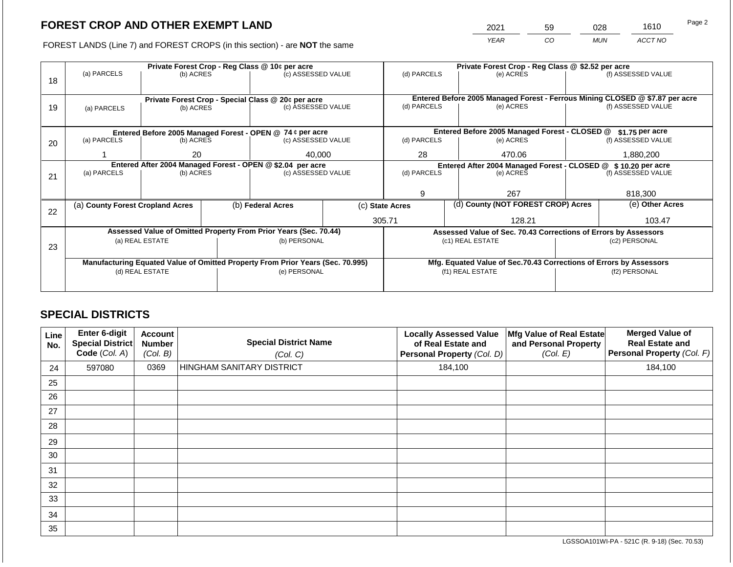# FOREST CROP AND OTHER EXEMPT LAND

FOREST LANDS (Line 7) and FOREST CROPS (in this section) - are **NOT** the same

| YEAR | CO | MUN | ACCT NO |
|---|---|---|---|
| 2021 | 59 | 028 | 1610 |

Page 2

| Line | (a) PARCELS | (b) ACRES | (c) ASSESSED VALUE | (d) PARCELS | (e) ACRES | (f) ASSESSED VALUE |
|---|---|---|---|---|---|---|
| 18 | Private Forest Crop - Reg Class @ 10¢ per acre | | | Private Forest Crop - Reg Class @ $2.52 per acre | | |
| | | | | | | |
| 19 | Private Forest Crop - Special Class @ 20¢ per acre | | | Entered Before 2005 Managed Forest - Ferrous Mining CLOSED @ $7.87 per acre | | |
| | | | | | | |
| 20 | Entered Before 2005 Managed Forest - OPEN @ 74 ¢ per acre | | | Entered Before 2005 Managed Forest - CLOSED @ $1.75 per acre | | |
| | 1 | 20 | 40,000 | 28 | 470.06 | 1,880,200 |
| 21 | Entered After 2004 Managed Forest - OPEN @ $2.04 per acre | | | Entered After 2004 Managed Forest - CLOSED @ $ 10.20 per acre | | |
| | | | | 9 | 267 | 818,300 |

| Line | (a) County Forest Cropland Acres | (b) Federal Acres | (c) State Acres | (d) County (NOT FOREST CROP) Acres | (e) Other Acres |
|---|---|---|---|---|---|
| 22 | | | 305.71 | 128.21 | 103.47 |

| Line | Assessed Value of Omitted Property From Prior Years (Sec. 70.44) | | Assessed Value of Sec. 70.43 Corrections of Errors by Assessors | |
|---|---|---|---|---|
| 23 | (a) REAL ESTATE | (b) PERSONAL | (c1) REAL ESTATE | (c2) PERSONAL |
| | | | | |
| | **Manufacturing Equated Value of Omitted Property From Prior Years (Sec. 70.995)** | | **Mfg. Equated Value of Sec.70.43 Corrections of Errors by Assessors** | |
| | (d) REAL ESTATE | (e) PERSONAL | (f1) REAL ESTATE | (f2) PERSONAL |
| | | | | |

## SPECIAL DISTRICTS

| Line No. | Enter 6-digit Special District Code (Col. A) | Account Number (Col. B) | Special District Name (Col. C) | Locally Assessed Value of Real Estate and Personal Property (Col. D) | Mfg Value of Real Estate and Personal Property (Col. E) | Merged Value of Real Estate and Personal Property (Col. F) |
|---|---|---|---|---|---|---|
| 24 | 597080 | 0369 | HINGHAM SANITARY DISTRICT | 184,100 | | 184,100 |
| 25 | | | | | | |
| 26 | | | | | | |
| 27 | | | | | | |
| 28 | | | | | | |
| 29 | | | | | | |
| 30 | | | | | | |
| 31 | | | | | | |
| 32 | | | | | | |
| 33 | | | | | | |
| 34 | | | | | | |
| 35 | | | | | | |

LGSSOA101WI-PA - 521C (R. 9-18) (Sec. 70.53)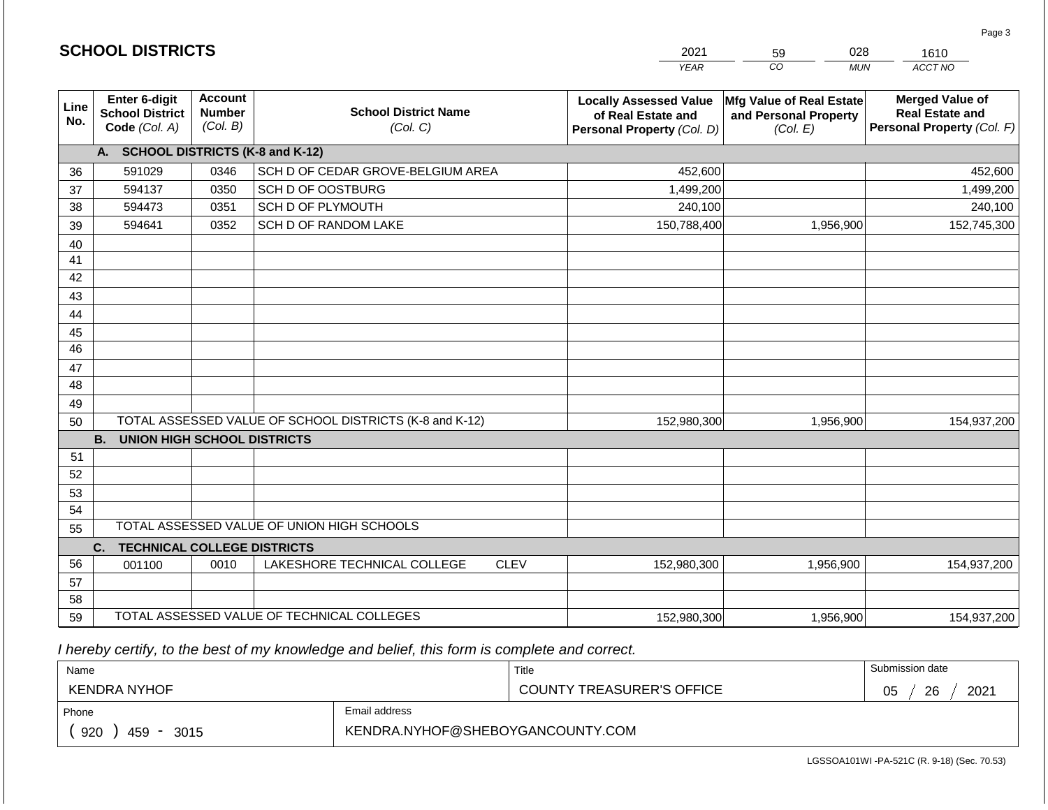# SCHOOL DISTRICTS

| 2021 | 59 | 028 | 1610 |
|---|---|---|---|
| YEAR | CO | MUN | ACCT NO |

| Line No. | Enter 6-digit School District Code (Col. A) | Account Number (Col. B) | School District Name (Col. C) | Locally Assessed Value of Real Estate and Personal Property (Col. D) | Mfg Value of Real Estate and Personal Property (Col. E) | Merged Value of Real Estate and Personal Property (Col. F) |
|---|---|---|---|---|---|---|
| | **A. SCHOOL DISTRICTS (K-8 and K-12)** | | | | | |
| 36 | 591029 | 0346 | SCH D OF CEDAR GROVE-BELGIUM AREA | 452,600 | | 452,600 |
| 37 | 594137 | 0350 | SCH D OF OOSTBURG | 1,499,200 | | 1,499,200 |
| 38 | 594473 | 0351 | SCH D OF PLYMOUTH | 240,100 | | 240,100 |
| 39 | 594641 | 0352 | SCH D OF RANDOM LAKE | 150,788,400 | 1,956,900 | 152,745,300 |
| 40 | | | | | | |
| 41 | | | | | | |
| 42 | | | | | | |
| 43 | | | | | | |
| 44 | | | | | | |
| 45 | | | | | | |
| 46 | | | | | | |
| 47 | | | | | | |
| 48 | | | | | | |
| 49 | | | | | | |
| 50 | TOTAL ASSESSED VALUE OF SCHOOL DISTRICTS (K-8 and K-12) | | | 152,980,300 | 1,956,900 | 154,937,200 |
| | **B. UNION HIGH SCHOOL DISTRICTS** | | | | | |
| 51 | | | | | | |
| 52 | | | | | | |
| 53 | | | | | | |
| 54 | | | | | | |
| 55 | TOTAL ASSESSED VALUE OF UNION HIGH SCHOOLS | | | | | |
| | **C. TECHNICAL COLLEGE DISTRICTS** | | | | | |
| 56 | 001100 | 0010 | LAKESHORE TECHNICAL COLLEGE CLEV | 152,980,300 | 1,956,900 | 154,937,200 |
| 57 | | | | | | |
| 58 | | | | | | |
| 59 | TOTAL ASSESSED VALUE OF TECHNICAL COLLEGES | | | 152,980,300 | 1,956,900 | 154,937,200 |

*I hereby certify, to the best of my knowledge and belief, this form is complete and correct.*

| Name | Title | Submission date |
|---|---|---|
| KENDRA NYHOF | COUNTY TREASURER'S OFFICE | 05 / 26 / 2021 |
| Phone | Email address | |
| ( 920 ) 459 - 3015 | KENDRA.NYHOF@SHEBOYGANCOUNTY.COM | |

LGSSOA101WI -PA-521C (R. 9-18) (Sec. 70.53)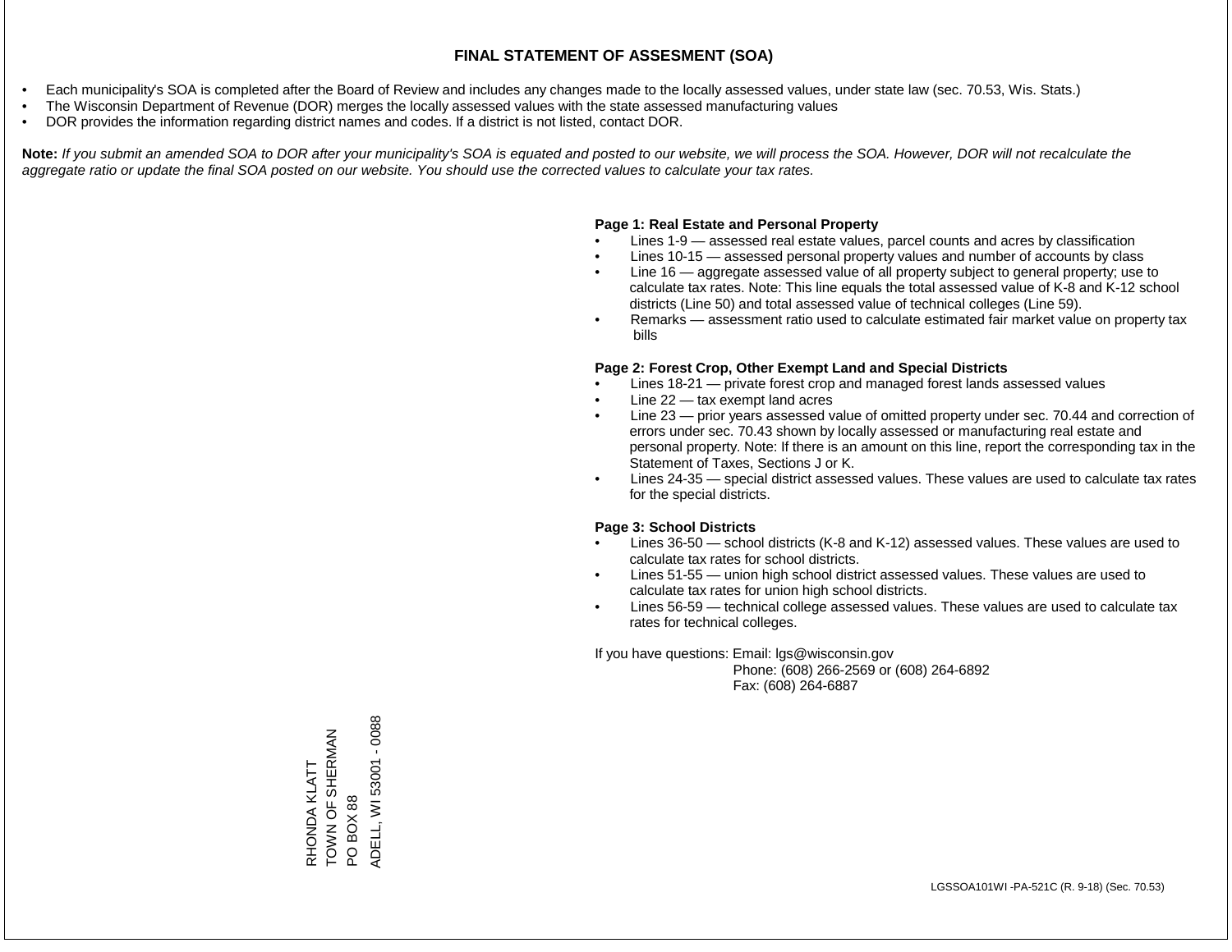# FINAL STATEMENT OF ASSESMENT (SOA)

- Each municipality's SOA is completed after the Board of Review and includes any changes made to the locally assessed values, under state law (sec. 70.53, Wis. Stats.)
- The Wisconsin Department of Revenue (DOR) merges the locally assessed values with the state assessed manufacturing values
- DOR provides the information regarding district names and codes. If a district is not listed, contact DOR.

**Note:** *If you submit an amended SOA to DOR after your municipality's SOA is equated and posted to our website, we will process the SOA. However, DOR will not recalculate the aggregate ratio or update the final SOA posted on our website. You should use the corrected values to calculate your tax rates.*

**Page 1: Real Estate and Personal Property**

- Lines 1-9 — assessed real estate values, parcel counts and acres by classification
- Lines 10-15 — assessed personal property values and number of accounts by class
- Line 16 — aggregate assessed value of all property subject to general property; use to calculate tax rates. Note: This line equals the total assessed value of K-8 and K-12 school districts (Line 50) and total assessed value of technical colleges (Line 59).
- Remarks — assessment ratio used to calculate estimated fair market value on property tax bills

**Page 2: Forest Crop, Other Exempt Land and Special Districts**

- Lines 18-21 — private forest crop and managed forest lands assessed values
- Line 22 — tax exempt land acres
- Line 23 — prior years assessed value of omitted property under sec. 70.44 and correction of errors under sec. 70.43 shown by locally assessed or manufacturing real estate and personal property. Note: If there is an amount on this line, report the corresponding tax in the Statement of Taxes, Sections J or K.
- Lines 24-35 — special district assessed values. These values are used to calculate tax rates for the special districts.

**Page 3: School Districts**

- Lines 36-50 — school districts (K-8 and K-12) assessed values. These values are used to calculate tax rates for school districts.
- Lines 51-55 — union high school district assessed values. These values are used to calculate tax rates for union high school districts.
- Lines 56-59 — technical college assessed values. These values are used to calculate tax rates for technical colleges.

If you have questions: Email: lgs@wisconsin.gov
Phone: (608) 266-2569 or (608) 264-6892
Fax: (608) 264-6887

RHONDA KLATT
TOWN OF SHERMAN
PO BOX 88
ADELL, WI 53001 - 0088

LGSSOA101WI -PA-521C (R. 9-18) (Sec. 70.53)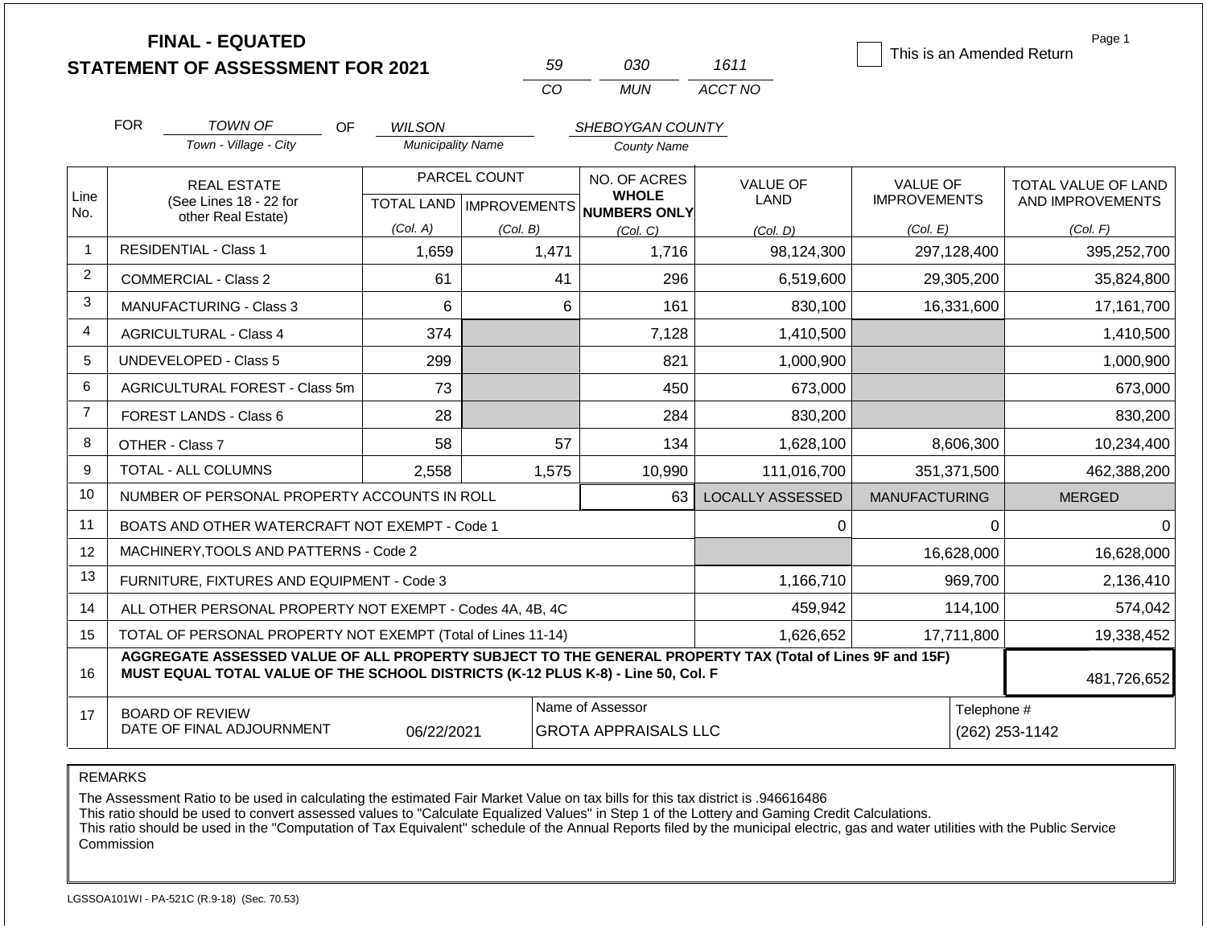# FINAL - EQUATED
## STATEMENT OF ASSESSMENT FOR 2021

| 59 | 030 | 1611 |
|---|---|---|
| CO | MUN | ACCT NO |

☐ This is an Amended Return

FOR *TOWN OF* (Town - Village - City) OF *WILSON* (Municipality Name) *SHEBOYGAN COUNTY* (County Name)

| Line No. | REAL ESTATE (See Lines 18 - 22 for other Real Estate) | PARCEL COUNT TOTAL LAND (Col. A) | PARCEL COUNT IMPROVEMENTS (Col. B) | NO. OF ACRES WHOLE NUMBERS ONLY (Col. C) | VALUE OF LAND (Col. D) | VALUE OF IMPROVEMENTS (Col. E) | TOTAL VALUE OF LAND AND IMPROVEMENTS (Col. F) |
|---|---|---|---|---|---|---|---|
| 1 | RESIDENTIAL - Class 1 | 1,659 | 1,471 | 1,716 | 98,124,300 | 297,128,400 | 395,252,700 |
| 2 | COMMERCIAL - Class 2 | 61 | 41 | 296 | 6,519,600 | 29,305,200 | 35,824,800 |
| 3 | MANUFACTURING - Class 3 | 6 | 6 | 161 | 830,100 | 16,331,600 | 17,161,700 |
| 4 | AGRICULTURAL - Class 4 | 374 | | 7,128 | 1,410,500 | | 1,410,500 |
| 5 | UNDEVELOPED - Class 5 | 299 | | 821 | 1,000,900 | | 1,000,900 |
| 6 | AGRICULTURAL FOREST - Class 5m | 73 | | 450 | 673,000 | | 673,000 |
| 7 | FOREST LANDS - Class 6 | 28 | | 284 | 830,200 | | 830,200 |
| 8 | OTHER - Class 7 | 58 | 57 | 134 | 1,628,100 | 8,606,300 | 10,234,400 |
| 9 | TOTAL - ALL COLUMNS | 2,558 | 1,575 | 10,990 | 111,016,700 | 351,371,500 | 462,388,200 |
| 10 | NUMBER OF PERSONAL PROPERTY ACCOUNTS IN ROLL | | | 63 | LOCALLY ASSESSED | MANUFACTURING | MERGED |
| 11 | BOATS AND OTHER WATERCRAFT NOT EXEMPT - Code 1 | | | | 0 | 0 | 0 |
| 12 | MACHINERY,TOOLS AND PATTERNS - Code 2 | | | | | 16,628,000 | 16,628,000 |
| 13 | FURNITURE, FIXTURES AND EQUIPMENT - Code 3 | | | | 1,166,710 | 969,700 | 2,136,410 |
| 14 | ALL OTHER PERSONAL PROPERTY NOT EXEMPT - Codes 4A, 4B, 4C | | | | 459,942 | 114,100 | 574,042 |
| 15 | TOTAL OF PERSONAL PROPERTY NOT EXEMPT (Total of Lines 11-14) | | | | 1,626,652 | 17,711,800 | 19,338,452 |
| 16 | AGGREGATE ASSESSED VALUE OF ALL PROPERTY SUBJECT TO THE GENERAL PROPERTY TAX (Total of Lines 9F and 15F) MUST EQUAL TOTAL VALUE OF THE SCHOOL DISTRICTS (K-12 PLUS K-8) - Line 50, Col. F | | | | | | 481,726,652 |
| 17 | BOARD OF REVIEW DATE OF FINAL ADJOURNMENT | 06/22/2021 | Name of Assessor | GROTA APPRAISALS LLC | | Telephone # | (262) 253-1142 |

REMARKS

The Assessment Ratio to be used in calculating the estimated Fair Market Value on tax bills for this tax district is .946616486
This ratio should be used to convert assessed values to "Calculate Equalized Values" in Step 1 of the Lottery and Gaming Credit Calculations.
This ratio should be used in the "Computation of Tax Equivalent" schedule of the Annual Reports filed by the municipal electric, gas and water utilities with the Public Service Commission

LGSSOA101WI - PA-521C (R.9-18) (Sec. 70.53)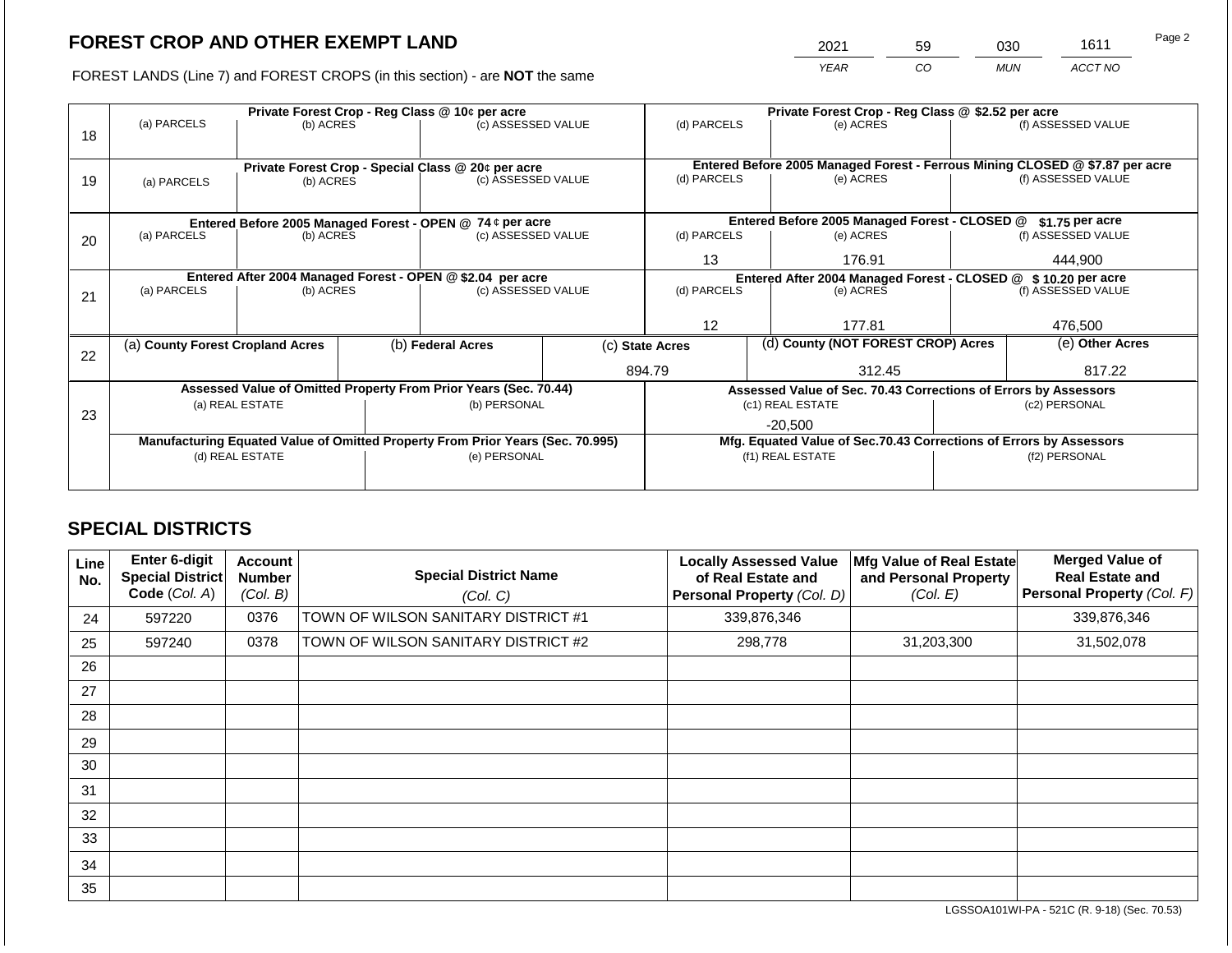## FOREST CROP AND OTHER EXEMPT LAND

FOREST LANDS (Line 7) and FOREST CROPS (in this section) - are **NOT** the same

| YEAR | CO | MUN | ACCT NO |
|---|---|---|---|
| 2021 | 59 | 030 | 1611 |

Page 2

| Line | Private Forest Crop - Reg Class @ 10¢ per acre | | | Private Forest Crop - Reg Class @ $2.52 per acre | | |
|---|---|---|---|---|---|---|
| | (a) PARCELS | (b) ACRES | (c) ASSESSED VALUE | (d) PARCELS | (e) ACRES | (f) ASSESSED VALUE |
| 18 | | | | | | |
| | **Private Forest Crop - Special Class @ 20¢ per acre** | | | **Entered Before 2005 Managed Forest - Ferrous Mining CLOSED @ $7.87 per acre** | | |
| | (a) PARCELS | (b) ACRES | (c) ASSESSED VALUE | (d) PARCELS | (e) ACRES | (f) ASSESSED VALUE |
| 19 | | | | | | |
| | **Entered Before 2005 Managed Forest - OPEN @ 74 ¢ per acre** | | | **Entered Before 2005 Managed Forest - CLOSED @ $1.75 per acre** | | |
| | (a) PARCELS | (b) ACRES | (c) ASSESSED VALUE | (d) PARCELS | (e) ACRES | (f) ASSESSED VALUE |
| 20 | | | | 13 | 176.91 | 444,900 |
| | **Entered After 2004 Managed Forest - OPEN @ $2.04 per acre** | | | **Entered After 2004 Managed Forest - CLOSED @ $ 10.20 per acre** | | |
| | (a) PARCELS | (b) ACRES | (c) ASSESSED VALUE | (d) PARCELS | (e) ACRES | (f) ASSESSED VALUE |
| 21 | | | | 12 | 177.81 | 476,500 |

| Line | (a) County Forest Cropland Acres | (b) Federal Acres | (c) State Acres | (d) County (NOT FOREST CROP) Acres | (e) Other Acres |
|---|---|---|---|---|---|
| 22 | | | 894.79 | 312.45 | 817.22 |

| Line | Assessed Value of Omitted Property From Prior Years (Sec. 70.44) | | Assessed Value of Sec. 70.43 Corrections of Errors by Assessors | |
|---|---|---|---|---|
| | (a) REAL ESTATE | (b) PERSONAL | (c1) REAL ESTATE | (c2) PERSONAL |
| 23 | | | -20,500 | |
| | **Manufacturing Equated Value of Omitted Property From Prior Years (Sec. 70.995)** | | **Mfg. Equated Value of Sec.70.43 Corrections of Errors by Assessors** | |
| | (d) REAL ESTATE | (e) PERSONAL | (f1) REAL ESTATE | (f2) PERSONAL |
| | | | | |

## SPECIAL DISTRICTS

| Line No. | Enter 6-digit Special District Code (Col. A) | Account Number (Col. B) | Special District Name (Col. C) | Locally Assessed Value of Real Estate and Personal Property (Col. D) | Mfg Value of Real Estate and Personal Property (Col. E) | Merged Value of Real Estate and Personal Property (Col. F) |
|---|---|---|---|---|---|---|
| 24 | 597220 | 0376 | TOWN OF WILSON SANITARY DISTRICT #1 | 339,876,346 | | 339,876,346 |
| 25 | 597240 | 0378 | TOWN OF WILSON SANITARY DISTRICT #2 | 298,778 | 31,203,300 | 31,502,078 |
| 26 | | | | | | |
| 27 | | | | | | |
| 28 | | | | | | |
| 29 | | | | | | |
| 30 | | | | | | |
| 31 | | | | | | |
| 32 | | | | | | |
| 33 | | | | | | |
| 34 | | | | | | |
| 35 | | | | | | |

LGSSOA101WI-PA - 521C (R. 9-18) (Sec. 70.53)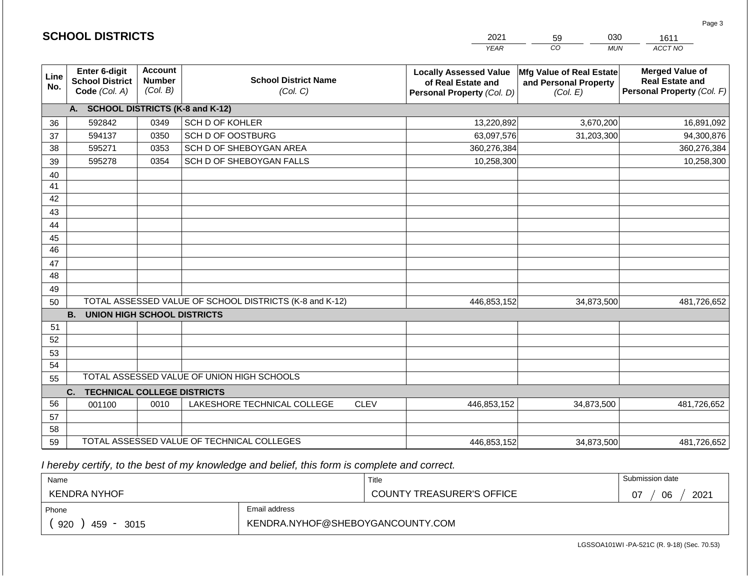## SCHOOL DISTRICTS

| 2021 | 59 | 030 | 1611 |
|---|---|---|---|
| YEAR | CO | MUN | ACCT NO |

| Line No. | Enter 6-digit School District Code (Col. A) | Account Number (Col. B) | School District Name (Col. C) | Locally Assessed Value of Real Estate and Personal Property (Col. D) | Mfg Value of Real Estate and Personal Property (Col. E) | Merged Value of Real Estate and Personal Property (Col. F) |
|---|---|---|---|---|---|---|
| | **A. SCHOOL DISTRICTS (K-8 and K-12)** | | | | | |
| 36 | 592842 | 0349 | SCH D OF KOHLER | 13,220,892 | 3,670,200 | 16,891,092 |
| 37 | 594137 | 0350 | SCH D OF OOSTBURG | 63,097,576 | 31,203,300 | 94,300,876 |
| 38 | 595271 | 0353 | SCH D OF SHEBOYGAN AREA | 360,276,384 | | 360,276,384 |
| 39 | 595278 | 0354 | SCH D OF SHEBOYGAN FALLS | 10,258,300 | | 10,258,300 |
| 40 | | | | | | |
| 41 | | | | | | |
| 42 | | | | | | |
| 43 | | | | | | |
| 44 | | | | | | |
| 45 | | | | | | |
| 46 | | | | | | |
| 47 | | | | | | |
| 48 | | | | | | |
| 49 | | | | | | |
| 50 | TOTAL ASSESSED VALUE OF SCHOOL DISTRICTS (K-8 and K-12) | | | 446,853,152 | 34,873,500 | 481,726,652 |
| | **B. UNION HIGH SCHOOL DISTRICTS** | | | | | |
| 51 | | | | | | |
| 52 | | | | | | |
| 53 | | | | | | |
| 54 | | | | | | |
| 55 | TOTAL ASSESSED VALUE OF UNION HIGH SCHOOLS | | | | | |
| | **C. TECHNICAL COLLEGE DISTRICTS** | | | | | |
| 56 | 001100 | 0010 | LAKESHORE TECHNICAL COLLEGE CLEV | 446,853,152 | 34,873,500 | 481,726,652 |
| 57 | | | | | | |
| 58 | | | | | | |
| 59 | TOTAL ASSESSED VALUE OF TECHNICAL COLLEGES | | | 446,853,152 | 34,873,500 | 481,726,652 |

*I hereby certify, to the best of my knowledge and belief, this form is complete and correct.*

| Name | Title | Submission date |
|---|---|---|
| KENDRA NYHOF | COUNTY TREASURER'S OFFICE | 07 / 06 / 2021 |
| **Phone** | **Email address** | |
| ( 920 ) 459 - 3015 | KENDRA.NYHOF@SHEBOYGANCOUNTY.COM | |

LGSSOA101WI -PA-521C (R. 9-18) (Sec. 70.53)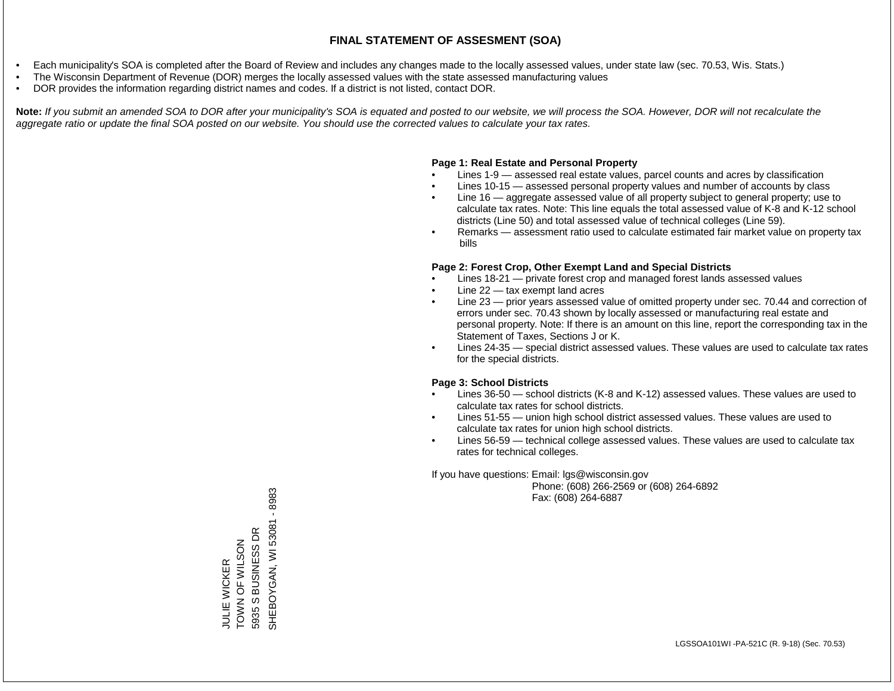# FINAL STATEMENT OF ASSESMENT (SOA)

- Each municipality's SOA is completed after the Board of Review and includes any changes made to the locally assessed values, under state law (sec. 70.53, Wis. Stats.)
- The Wisconsin Department of Revenue (DOR) merges the locally assessed values with the state assessed manufacturing values
- DOR provides the information regarding district names and codes. If a district is not listed, contact DOR.

**Note:** *If you submit an amended SOA to DOR after your municipality's SOA is equated and posted to our website, we will process the SOA. However, DOR will not recalculate the aggregate ratio or update the final SOA posted on our website. You should use the corrected values to calculate your tax rates.*

**Page 1: Real Estate and Personal Property**

- Lines 1-9 — assessed real estate values, parcel counts and acres by classification
- Lines 10-15 — assessed personal property values and number of accounts by class
- Line 16 — aggregate assessed value of all property subject to general property; use to calculate tax rates. Note: This line equals the total assessed value of K-8 and K-12 school districts (Line 50) and total assessed value of technical colleges (Line 59).
- Remarks — assessment ratio used to calculate estimated fair market value on property tax bills

**Page 2: Forest Crop, Other Exempt Land and Special Districts**

- Lines 18-21 — private forest crop and managed forest lands assessed values
- Line 22 — tax exempt land acres
- Line 23 — prior years assessed value of omitted property under sec. 70.44 and correction of errors under sec. 70.43 shown by locally assessed or manufacturing real estate and personal property. Note: If there is an amount on this line, report the corresponding tax in the Statement of Taxes, Sections J or K.
- Lines 24-35 — special district assessed values. These values are used to calculate tax rates for the special districts.

**Page 3: School Districts**

- Lines 36-50 — school districts (K-8 and K-12) assessed values. These values are used to calculate tax rates for school districts.
- Lines 51-55 — union high school district assessed values. These values are used to calculate tax rates for union high school districts.
- Lines 56-59 — technical college assessed values. These values are used to calculate tax rates for technical colleges.

If you have questions: Email: lgs@wisconsin.gov
Phone: (608) 266-2569 or (608) 264-6892
Fax: (608) 264-6887

JULIE WICKER
TOWN OF WILSON
5935 S BUSINESS DR
SHEBOYGAN, WI 53081 - 8983

LGSSOA101WI -PA-521C (R. 9-18) (Sec. 70.53)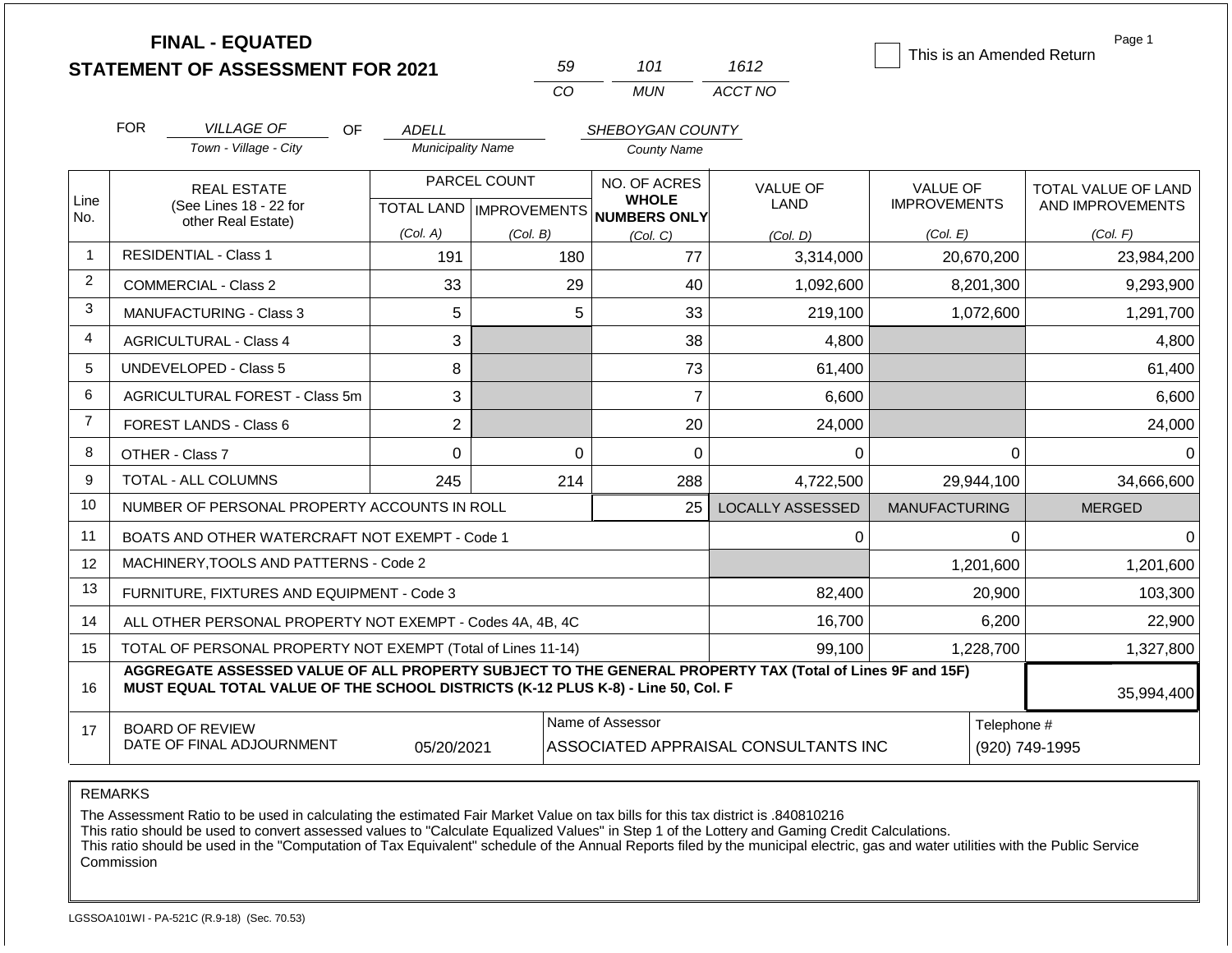# FINAL - EQUATED
# STATEMENT OF ASSESSMENT FOR 2021

| 59 | 101 | 1612 |
|---|---|---|
| CO | MUN | ACCT NO |

☐ This is an Amended Return

Page 1

FOR *VILLAGE OF* (Town - Village - City) OF *ADELL* (Municipality Name) *SHEBOYGAN COUNTY* (County Name)

| Line No. | REAL ESTATE (See Lines 18 - 22 for other Real Estate) | PARCEL COUNT TOTAL LAND (Col. A) | PARCEL COUNT IMPROVEMENTS (Col. B) | NO. OF ACRES WHOLE NUMBERS ONLY (Col. C) | VALUE OF LAND (Col. D) | VALUE OF IMPROVEMENTS (Col. E) | TOTAL VALUE OF LAND AND IMPROVEMENTS (Col. F) |
|---|---|---|---|---|---|---|---|
| 1 | RESIDENTIAL - Class 1 | 191 | 180 | 77 | 3,314,000 | 20,670,200 | 23,984,200 |
| 2 | COMMERCIAL - Class 2 | 33 | 29 | 40 | 1,092,600 | 8,201,300 | 9,293,900 |
| 3 | MANUFACTURING - Class 3 | 5 | 5 | 33 | 219,100 | 1,072,600 | 1,291,700 |
| 4 | AGRICULTURAL - Class 4 | 3 | | 38 | 4,800 | | 4,800 |
| 5 | UNDEVELOPED - Class 5 | 8 | | 73 | 61,400 | | 61,400 |
| 6 | AGRICULTURAL FOREST - Class 5m | 3 | | 7 | 6,600 | | 6,600 |
| 7 | FOREST LANDS - Class 6 | 2 | | 20 | 24,000 | | 24,000 |
| 8 | OTHER - Class 7 | 0 | 0 | 0 | 0 | 0 | 0 |
| 9 | TOTAL - ALL COLUMNS | 245 | 214 | 288 | 4,722,500 | 29,944,100 | 34,666,600 |
| 10 | NUMBER OF PERSONAL PROPERTY ACCOUNTS IN ROLL | | | 25 | LOCALLY ASSESSED | MANUFACTURING | MERGED |
| 11 | BOATS AND OTHER WATERCRAFT NOT EXEMPT - Code 1 | | | | 0 | 0 | 0 |
| 12 | MACHINERY,TOOLS AND PATTERNS - Code 2 | | | | | 1,201,600 | 1,201,600 |
| 13 | FURNITURE, FIXTURES AND EQUIPMENT - Code 3 | | | | 82,400 | 20,900 | 103,300 |
| 14 | ALL OTHER PERSONAL PROPERTY NOT EXEMPT - Codes 4A, 4B, 4C | | | | 16,700 | 6,200 | 22,900 |
| 15 | TOTAL OF PERSONAL PROPERTY NOT EXEMPT (Total of Lines 11-14) | | | | 99,100 | 1,228,700 | 1,327,800 |
| 16 | **AGGREGATE ASSESSED VALUE OF ALL PROPERTY SUBJECT TO THE GENERAL PROPERTY TAX (Total of Lines 9F and 15F) MUST EQUAL TOTAL VALUE OF THE SCHOOL DISTRICTS (K-12 PLUS K-8) - Line 50, Col. F** | | | | | | 35,994,400 |
| 17 | BOARD OF REVIEW DATE OF FINAL ADJOURNMENT | 05/20/2021 | | Name of Assessor: ASSOCIATED APPRAISAL CONSULTANTS INC | | | Telephone #: (920) 749-1995 |

REMARKS

The Assessment Ratio to be used in calculating the estimated Fair Market Value on tax bills for this tax district is .840810216
This ratio should be used to convert assessed values to "Calculate Equalized Values" in Step 1 of the Lottery and Gaming Credit Calculations.
This ratio should be used in the "Computation of Tax Equivalent" schedule of the Annual Reports filed by the municipal electric, gas and water utilities with the Public Service Commission

LGSSOA101WI - PA-521C (R.9-18) (Sec. 70.53)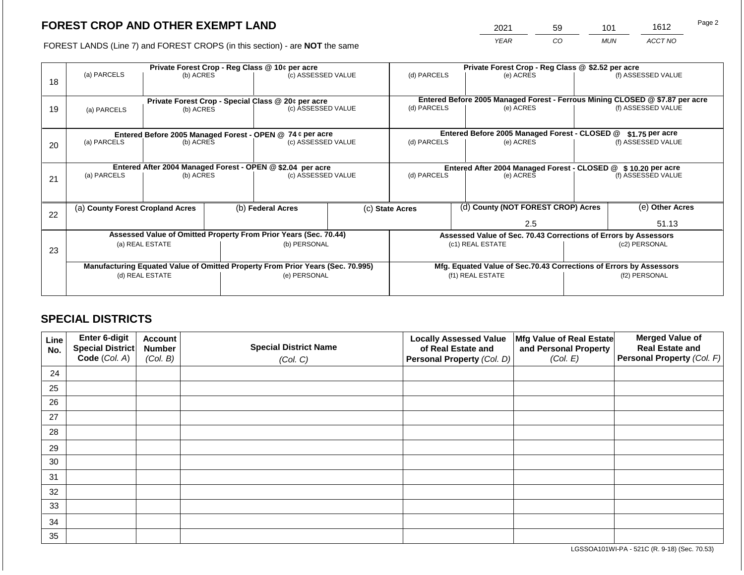# FOREST CROP AND OTHER EXEMPT LAND

FOREST LANDS (Line 7) and FOREST CROPS (in this section) - are **NOT** the same

| 2021 | 59 | 101 | 1612 |
|---|---|---|---|
| YEAR | CO | MUN | ACCT NO |

| Line | Private Forest Crop - Reg Class @ 10¢ per acre | | | Private Forest Crop - Reg Class @ $2.52 per acre | | |
|---|---|---|---|---|---|---|
| | (a) PARCELS | (b) ACRES | (c) ASSESSED VALUE | (d) PARCELS | (e) ACRES | (f) ASSESSED VALUE |
| 18 | | | | | | |
| | **Private Forest Crop - Special Class @ 20¢ per acre** | | | **Entered Before 2005 Managed Forest - Ferrous Mining CLOSED @ $7.87 per acre** | | |
| | (a) PARCELS | (b) ACRES | (c) ASSESSED VALUE | (d) PARCELS | (e) ACRES | (f) ASSESSED VALUE |
| 19 | | | | | | |
| | **Entered Before 2005 Managed Forest - OPEN @ 74 ¢ per acre** | | | **Entered Before 2005 Managed Forest - CLOSED @ $1.75 per acre** | | |
| | (a) PARCELS | (b) ACRES | (c) ASSESSED VALUE | (d) PARCELS | (e) ACRES | (f) ASSESSED VALUE |
| 20 | | | | | | |
| | **Entered After 2004 Managed Forest - OPEN @ $2.04 per acre** | | | **Entered After 2004 Managed Forest - CLOSED @ $ 10.20 per acre** | | |
| | (a) PARCELS | (b) ACRES | (c) ASSESSED VALUE | (d) PARCELS | (e) ACRES | (f) ASSESSED VALUE |
| 21 | | | | | | |

| Line | (a) County Forest Cropland Acres | (b) Federal Acres | (c) State Acres | (d) County (NOT FOREST CROP) Acres | (e) Other Acres |
|---|---|---|---|---|---|
| 22 | | | | 2.5 | 51.13 |

| Line | Assessed Value of Omitted Property From Prior Years (Sec. 70.44) | | Assessed Value of Sec. 70.43 Corrections of Errors by Assessors | |
|---|---|---|---|---|
| | (a) REAL ESTATE | (b) PERSONAL | (c1) REAL ESTATE | (c2) PERSONAL |
| 23 | | | | |
| | **Manufacturing Equated Value of Omitted Property From Prior Years (Sec. 70.995)** | | **Mfg. Equated Value of Sec.70.43 Corrections of Errors by Assessors** | |
| | (d) REAL ESTATE | (e) PERSONAL | (f1) REAL ESTATE | (f2) PERSONAL |
| | | | | |

## SPECIAL DISTRICTS

| Line No. | Enter 6-digit Special District Code (Col. A) | Account Number (Col. B) | Special District Name (Col. C) | Locally Assessed Value of Real Estate and Personal Property (Col. D) | Mfg Value of Real Estate and Personal Property (Col. E) | Merged Value of Real Estate and Personal Property (Col. F) |
|---|---|---|---|---|---|---|
| 24 | | | | | | |
| 25 | | | | | | |
| 26 | | | | | | |
| 27 | | | | | | |
| 28 | | | | | | |
| 29 | | | | | | |
| 30 | | | | | | |
| 31 | | | | | | |
| 32 | | | | | | |
| 33 | | | | | | |
| 34 | | | | | | |
| 35 | | | | | | |

LGSSOA101WI-PA - 521C (R. 9-18) (Sec. 70.53)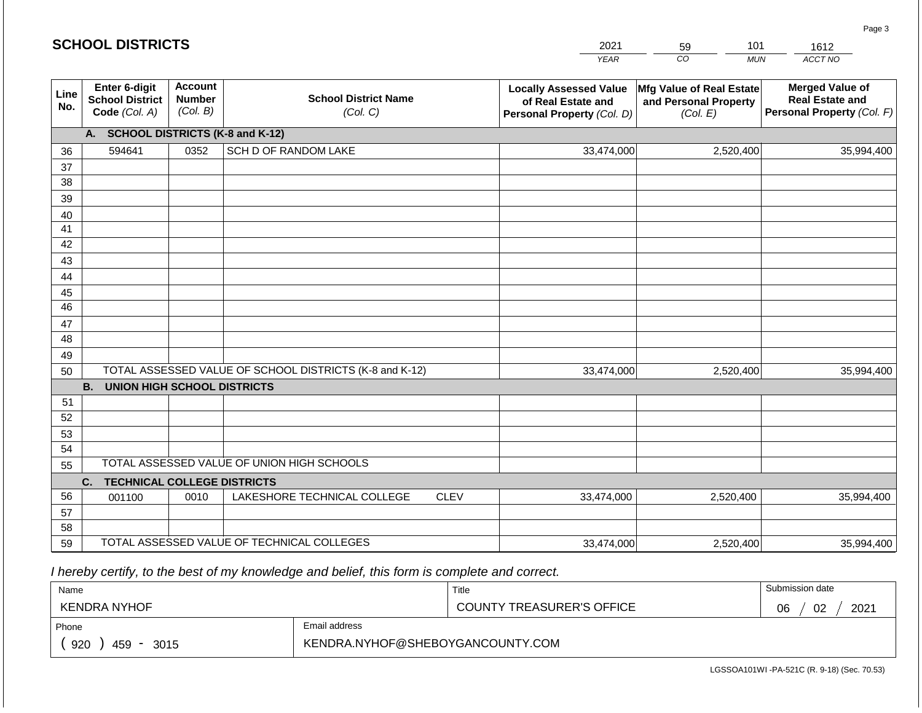## SCHOOL DISTRICTS

| 2021 | 59 | 101 | 1612 |
|---|---|---|---|
| YEAR | CO | MUN | ACCT NO |

| Line No. | Enter 6-digit School District Code (Col. A) | Account Number (Col. B) | School District Name (Col. C) | Locally Assessed Value of Real Estate and Personal Property (Col. D) | Mfg Value of Real Estate and Personal Property (Col. E) | Merged Value of Real Estate and Personal Property (Col. F) |
|---|---|---|---|---|---|---|
| | **A. SCHOOL DISTRICTS (K-8 and K-12)** | | | | | |
| 36 | 594641 | 0352 | SCH D OF RANDOM LAKE | 33,474,000 | 2,520,400 | 35,994,400 |
| 37 | | | | | | |
| 38 | | | | | | |
| 39 | | | | | | |
| 40 | | | | | | |
| 41 | | | | | | |
| 42 | | | | | | |
| 43 | | | | | | |
| 44 | | | | | | |
| 45 | | | | | | |
| 46 | | | | | | |
| 47 | | | | | | |
| 48 | | | | | | |
| 49 | | | | | | |
| 50 | TOTAL ASSESSED VALUE OF SCHOOL DISTRICTS (K-8 and K-12) | | | 33,474,000 | 2,520,400 | 35,994,400 |
| | **B. UNION HIGH SCHOOL DISTRICTS** | | | | | |
| 51 | | | | | | |
| 52 | | | | | | |
| 53 | | | | | | |
| 54 | | | | | | |
| 55 | TOTAL ASSESSED VALUE OF UNION HIGH SCHOOLS | | | | | |
| | **C. TECHNICAL COLLEGE DISTRICTS** | | | | | |
| 56 | 001100 | 0010 | LAKESHORE TECHNICAL COLLEGE CLEV | 33,474,000 | 2,520,400 | 35,994,400 |
| 57 | | | | | | |
| 58 | | | | | | |
| 59 | TOTAL ASSESSED VALUE OF TECHNICAL COLLEGES | | | 33,474,000 | 2,520,400 | 35,994,400 |

*I hereby certify, to the best of my knowledge and belief, this form is complete and correct.*

| Name | Title | Submission date |
|---|---|---|
| KENDRA NYHOF | COUNTY TREASURER'S OFFICE | 06 / 02 / 2021 |
| Phone | Email address | |
| ( 920 ) 459 - 3015 | KENDRA.NYHOF@SHEBOYGANCOUNTY.COM | |

LGSSOA101WI -PA-521C (R. 9-18) (Sec. 70.53)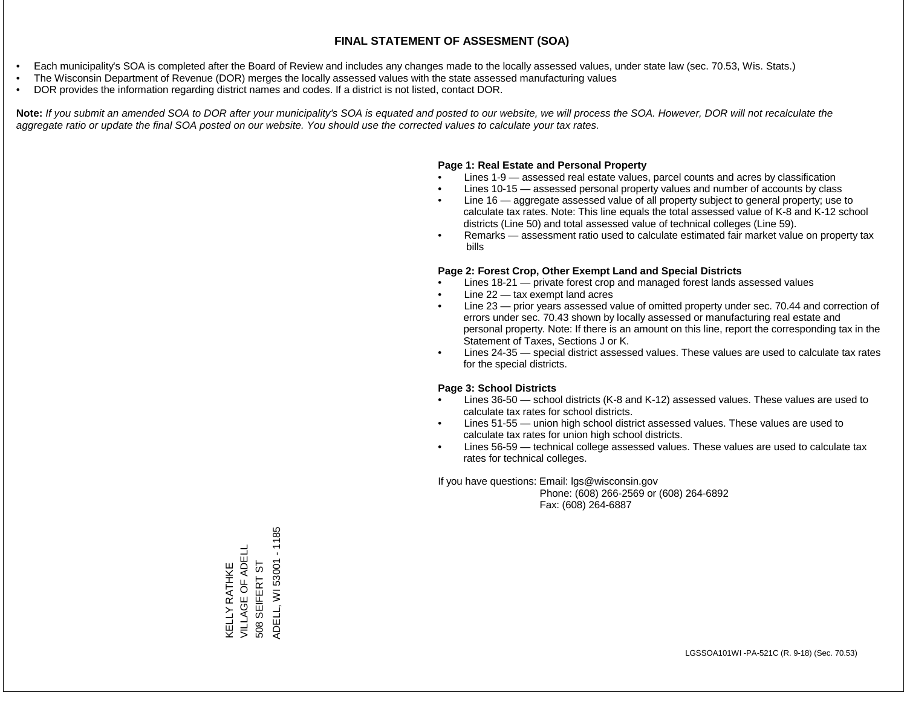# FINAL STATEMENT OF ASSESMENT (SOA)

- Each municipality's SOA is completed after the Board of Review and includes any changes made to the locally assessed values, under state law (sec. 70.53, Wis. Stats.)
- The Wisconsin Department of Revenue (DOR) merges the locally assessed values with the state assessed manufacturing values
- DOR provides the information regarding district names and codes. If a district is not listed, contact DOR.

**Note:** *If you submit an amended SOA to DOR after your municipality's SOA is equated and posted to our website, we will process the SOA. However, DOR will not recalculate the aggregate ratio or update the final SOA posted on our website. You should use the corrected values to calculate your tax rates.*

**Page 1: Real Estate and Personal Property**

- Lines 1-9 — assessed real estate values, parcel counts and acres by classification
- Lines 10-15 — assessed personal property values and number of accounts by class
- Line 16 — aggregate assessed value of all property subject to general property; use to calculate tax rates. Note: This line equals the total assessed value of K-8 and K-12 school districts (Line 50) and total assessed value of technical colleges (Line 59).
- Remarks — assessment ratio used to calculate estimated fair market value on property tax bills

**Page 2: Forest Crop, Other Exempt Land and Special Districts**

- Lines 18-21 — private forest crop and managed forest lands assessed values
- Line 22 — tax exempt land acres
- Line 23 — prior years assessed value of omitted property under sec. 70.44 and correction of errors under sec. 70.43 shown by locally assessed or manufacturing real estate and personal property. Note: If there is an amount on this line, report the corresponding tax in the Statement of Taxes, Sections J or K.
- Lines 24-35 — special district assessed values. These values are used to calculate tax rates for the special districts.

**Page 3: School Districts**

- Lines 36-50 — school districts (K-8 and K-12) assessed values. These values are used to calculate tax rates for school districts.
- Lines 51-55 — union high school district assessed values. These values are used to calculate tax rates for union high school districts.
- Lines 56-59 — technical college assessed values. These values are used to calculate tax rates for technical colleges.

If you have questions: Email: lgs@wisconsin.gov
Phone: (608) 266-2569 or (608) 264-6892
Fax: (608) 264-6887

KELLY RATHKE
VILLAGE OF ADELL
508 SEIFERT ST
ADELL, WI 53001 - 1185

LGSSOA101WI -PA-521C (R. 9-18) (Sec. 70.53)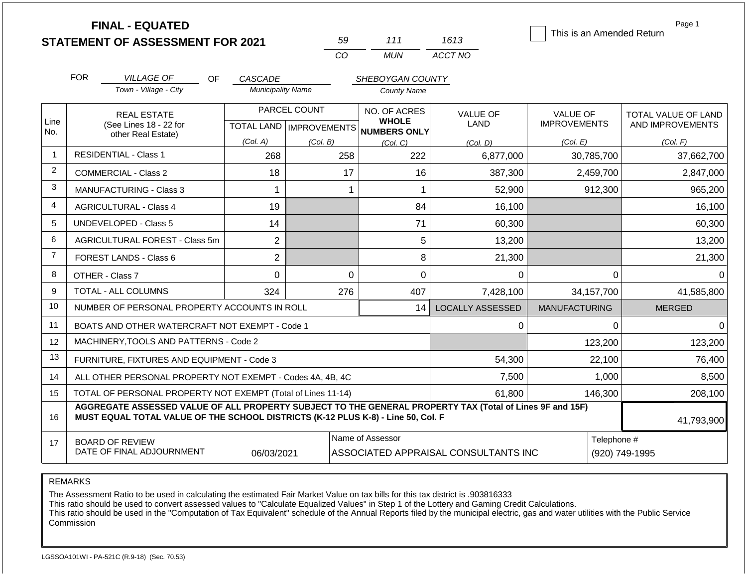# FINAL - EQUATED STATEMENT OF ASSESSMENT FOR 2021

| 59 | 111 | 1613 |
|---|---|---|
| CO | MUN | ACCT NO |

This is an Amended Return

FOR *VILLAGE OF* (Town - Village - City) OF *CASCADE* (Municipality Name) *SHEBOYGAN COUNTY* (County Name)

| Line No. | REAL ESTATE (See Lines 18 - 22 for other Real Estate) | PARCEL COUNT TOTAL LAND (Col. A) | PARCEL COUNT IMPROVEMENTS (Col. B) | NO. OF ACRES WHOLE NUMBERS ONLY (Col. C) | VALUE OF LAND (Col. D) | VALUE OF IMPROVEMENTS (Col. E) | TOTAL VALUE OF LAND AND IMPROVEMENTS (Col. F) |
|---|---|---|---|---|---|---|---|
| 1 | RESIDENTIAL - Class 1 | 268 | 258 | 222 | 6,877,000 | 30,785,700 | 37,662,700 |
| 2 | COMMERCIAL - Class 2 | 18 | 17 | 16 | 387,300 | 2,459,700 | 2,847,000 |
| 3 | MANUFACTURING - Class 3 | 1 | 1 | 1 | 52,900 | 912,300 | 965,200 |
| 4 | AGRICULTURAL - Class 4 | 19 | | 84 | 16,100 | | 16,100 |
| 5 | UNDEVELOPED - Class 5 | 14 | | 71 | 60,300 | | 60,300 |
| 6 | AGRICULTURAL FOREST - Class 5m | 2 | | 5 | 13,200 | | 13,200 |
| 7 | FOREST LANDS - Class 6 | 2 | | 8 | 21,300 | | 21,300 |
| 8 | OTHER - Class 7 | 0 | 0 | 0 | 0 | 0 | 0 |
| 9 | TOTAL - ALL COLUMNS | 324 | 276 | 407 | 7,428,100 | 34,157,700 | 41,585,800 |
| 10 | NUMBER OF PERSONAL PROPERTY ACCOUNTS IN ROLL | | | 14 | LOCALLY ASSESSED | MANUFACTURING | MERGED |
| 11 | BOATS AND OTHER WATERCRAFT NOT EXEMPT - Code 1 | | | | 0 | 0 | 0 |
| 12 | MACHINERY,TOOLS AND PATTERNS - Code 2 | | | | | 123,200 | 123,200 |
| 13 | FURNITURE, FIXTURES AND EQUIPMENT - Code 3 | | | | 54,300 | 22,100 | 76,400 |
| 14 | ALL OTHER PERSONAL PROPERTY NOT EXEMPT - Codes 4A, 4B, 4C | | | | 7,500 | 1,000 | 8,500 |
| 15 | TOTAL OF PERSONAL PROPERTY NOT EXEMPT (Total of Lines 11-14) | | | | 61,800 | 146,300 | 208,100 |
| 16 | **AGGREGATE ASSESSED VALUE OF ALL PROPERTY SUBJECT TO THE GENERAL PROPERTY TAX (Total of Lines 9F and 15F) MUST EQUAL TOTAL VALUE OF THE SCHOOL DISTRICTS (K-12 PLUS K-8) - Line 50, Col. F** | | | | | | 41,793,900 |
| 17 | BOARD OF REVIEW DATE OF FINAL ADJOURNMENT | 06/03/2021 | | Name of Assessor: ASSOCIATED APPRAISAL CONSULTANTS INC | | | Telephone #: (920) 749-1995 |

REMARKS

The Assessment Ratio to be used in calculating the estimated Fair Market Value on tax bills for this tax district is .903816333
This ratio should be used to convert assessed values to "Calculate Equalized Values" in Step 1 of the Lottery and Gaming Credit Calculations.
This ratio should be used in the "Computation of Tax Equivalent" schedule of the Annual Reports filed by the municipal electric, gas and water utilities with the Public Service Commission

LGSSOA101WI - PA-521C (R.9-18) (Sec. 70.53)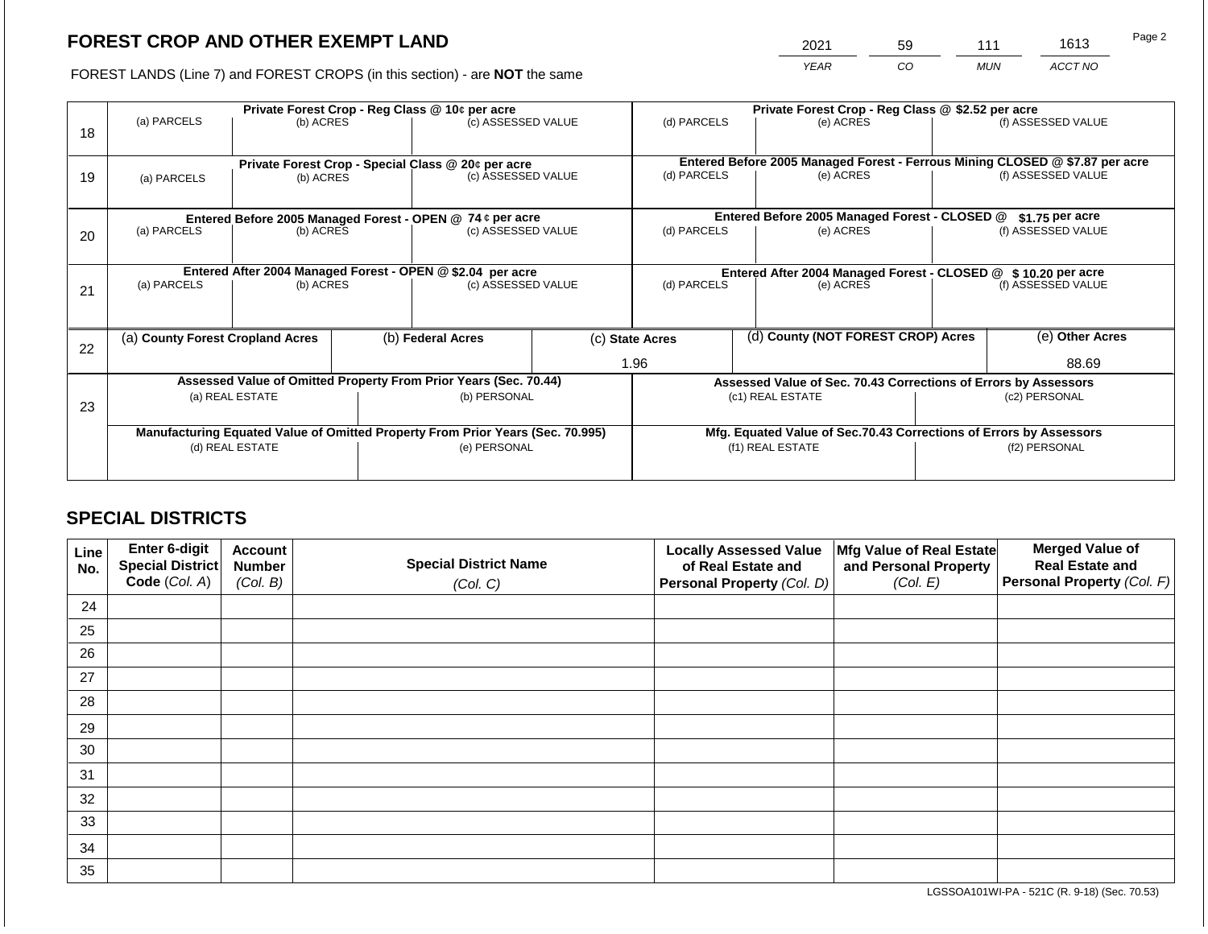# FOREST CROP AND OTHER EXEMPT LAND

FOREST LANDS (Line 7) and FOREST CROPS (in this section) - are **NOT** the same

| 2021 | 59 | 111 | 1613 |
|---|---|---|---|
| *YEAR* | *CO* | *MUN* | *ACCT NO* |

Page 2

| | Private Forest Crop - Reg Class @ 10¢ per acre | | | Private Forest Crop - Reg Class @ $2.52 per acre | | |
|---|---|---|---|---|---|---|
| 18 | (a) PARCELS | (b) ACRES | (c) ASSESSED VALUE | (d) PARCELS | (e) ACRES | (f) ASSESSED VALUE |
| | **Private Forest Crop - Special Class @ 20¢ per acre** | | | **Entered Before 2005 Managed Forest - Ferrous Mining CLOSED @ $7.87 per acre** | | |
| 19 | (a) PARCELS | (b) ACRES | (c) ASSESSED VALUE | (d) PARCELS | (e) ACRES | (f) ASSESSED VALUE |
| | **Entered Before 2005 Managed Forest - OPEN @ 74 ¢ per acre** | | | **Entered Before 2005 Managed Forest - CLOSED @ $1.75 per acre** | | |
| 20 | (a) PARCELS | (b) ACRES | (c) ASSESSED VALUE | (d) PARCELS | (e) ACRES | (f) ASSESSED VALUE |
| | **Entered After 2004 Managed Forest - OPEN @ $2.04 per acre** | | | **Entered After 2004 Managed Forest - CLOSED @ $ 10.20 per acre** | | |
| 21 | (a) PARCELS | (b) ACRES | (c) ASSESSED VALUE | (d) PARCELS | (e) ACRES | (f) ASSESSED VALUE |

| | (a) County Forest Cropland Acres | (b) Federal Acres | (c) State Acres | (d) County (NOT FOREST CROP) Acres | (e) Other Acres |
|---|---|---|---|---|---|
| 22 | | | 1.96 | | 88.69 |

| | Assessed Value of Omitted Property From Prior Years (Sec. 70.44) | | Assessed Value of Sec. 70.43 Corrections of Errors by Assessors | |
|---|---|---|---|---|
| 23 | (a) REAL ESTATE | (b) PERSONAL | (c1) REAL ESTATE | (c2) PERSONAL |
| | | | | |
| | **Manufacturing Equated Value of Omitted Property From Prior Years (Sec. 70.995)** | | **Mfg. Equated Value of Sec.70.43 Corrections of Errors by Assessors** | |
| | (d) REAL ESTATE | (e) PERSONAL | (f1) REAL ESTATE | (f2) PERSONAL |
| | | | | |

## SPECIAL DISTRICTS

| Line No. | Enter 6-digit Special District Code (Col. A) | Account Number (Col. B) | Special District Name (Col. C) | Locally Assessed Value of Real Estate and Personal Property (Col. D) | Mfg Value of Real Estate and Personal Property (Col. E) | Merged Value of Real Estate and Personal Property (Col. F) |
|---|---|---|---|---|---|---|
| 24 | | | | | | |
| 25 | | | | | | |
| 26 | | | | | | |
| 27 | | | | | | |
| 28 | | | | | | |
| 29 | | | | | | |
| 30 | | | | | | |
| 31 | | | | | | |
| 32 | | | | | | |
| 33 | | | | | | |
| 34 | | | | | | |
| 35 | | | | | | |

LGSSOA101WI-PA - 521C (R. 9-18) (Sec. 70.53)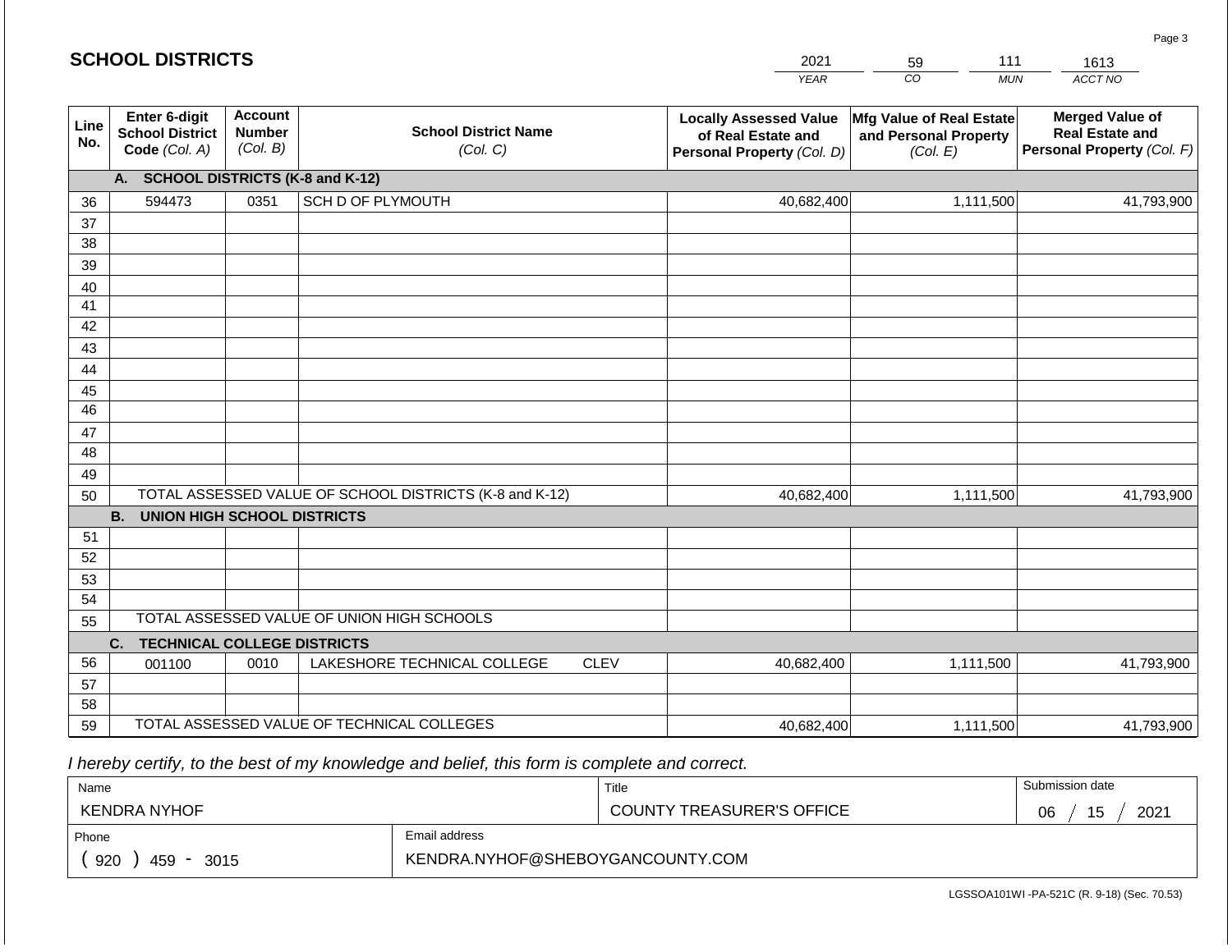# SCHOOL DISTRICTS

| 2021 | 59 | 111 | 1613 |
|---|---|---|---|
| *YEAR* | *CO* | *MUN* | *ACCT NO* |

| Line No. | Enter 6-digit School District Code *(Col. A)* | Account Number *(Col. B)* | School District Name *(Col. C)* | Locally Assessed Value of Real Estate and Personal Property *(Col. D)* | Mfg Value of Real Estate and Personal Property *(Col. E)* | Merged Value of Real Estate and Personal Property *(Col. F)* |
|---|---|---|---|---|---|---|
| | **A. SCHOOL DISTRICTS (K-8 and K-12)** | | | | | |
| 36 | 594473 | 0351 | SCH D OF PLYMOUTH | 40,682,400 | 1,111,500 | 41,793,900 |
| 37 | | | | | | |
| 38 | | | | | | |
| 39 | | | | | | |
| 40 | | | | | | |
| 41 | | | | | | |
| 42 | | | | | | |
| 43 | | | | | | |
| 44 | | | | | | |
| 45 | | | | | | |
| 46 | | | | | | |
| 47 | | | | | | |
| 48 | | | | | | |
| 49 | | | | | | |
| 50 | TOTAL ASSESSED VALUE OF SCHOOL DISTRICTS (K-8 and K-12) | | | 40,682,400 | 1,111,500 | 41,793,900 |
| | **B. UNION HIGH SCHOOL DISTRICTS** | | | | | |
| 51 | | | | | | |
| 52 | | | | | | |
| 53 | | | | | | |
| 54 | | | | | | |
| 55 | TOTAL ASSESSED VALUE OF UNION HIGH SCHOOLS | | | | | |
| | **C. TECHNICAL COLLEGE DISTRICTS** | | | | | |
| 56 | 001100 | 0010 | LAKESHORE TECHNICAL COLLEGE CLEV | 40,682,400 | 1,111,500 | 41,793,900 |
| 57 | | | | | | |
| 58 | | | | | | |
| 59 | TOTAL ASSESSED VALUE OF TECHNICAL COLLEGES | | | 40,682,400 | 1,111,500 | 41,793,900 |

*I hereby certify, to the best of my knowledge and belief, this form is complete and correct.*

| Name | Title | Submission date |
|---|---|---|
| KENDRA NYHOF | COUNTY TREASURER'S OFFICE | 06 / 15 / 2021 |
| **Phone** | **Email address** | |
| (920) 459 - 3015 | KENDRA.NYHOF@SHEBOYGANCOUNTY.COM | |

LGSSOA101WI -PA-521C (R. 9-18) (Sec. 70.53)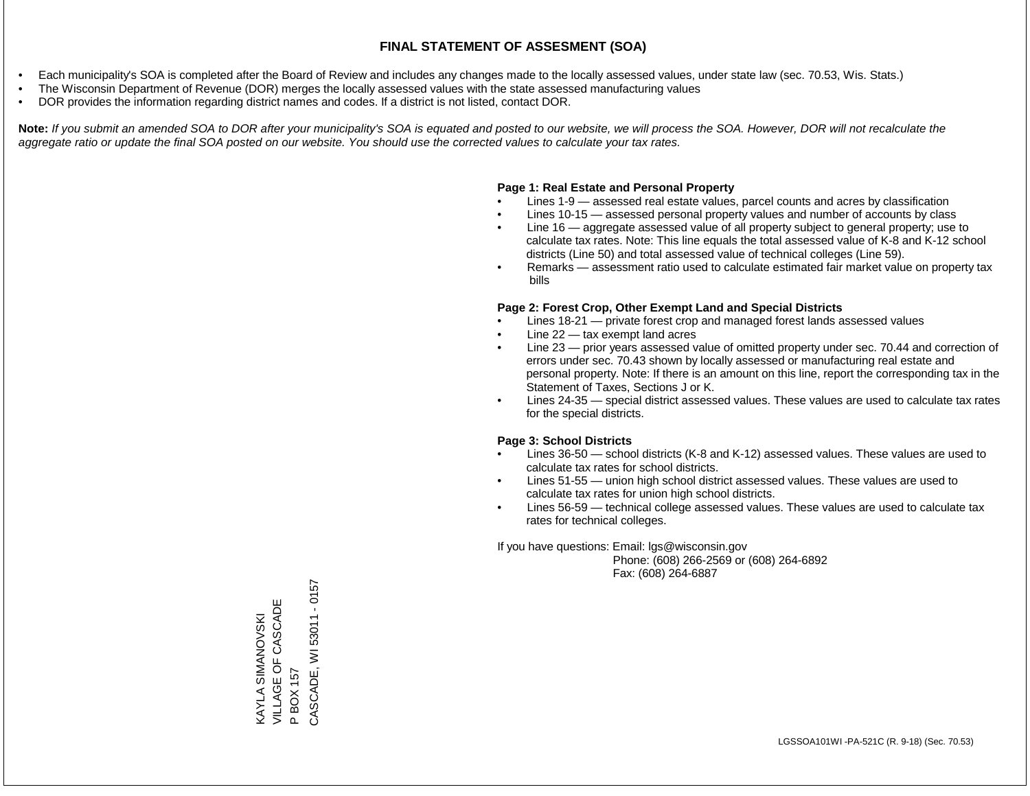# FINAL STATEMENT OF ASSESMENT (SOA)

- Each municipality's SOA is completed after the Board of Review and includes any changes made to the locally assessed values, under state law (sec. 70.53, Wis. Stats.)
- The Wisconsin Department of Revenue (DOR) merges the locally assessed values with the state assessed manufacturing values
- DOR provides the information regarding district names and codes. If a district is not listed, contact DOR.

**Note:** *If you submit an amended SOA to DOR after your municipality's SOA is equated and posted to our website, we will process the SOA. However, DOR will not recalculate the aggregate ratio or update the final SOA posted on our website. You should use the corrected values to calculate your tax rates.*

**Page 1: Real Estate and Personal Property**

- Lines 1-9 — assessed real estate values, parcel counts and acres by classification
- Lines 10-15 — assessed personal property values and number of accounts by class
- Line 16 — aggregate assessed value of all property subject to general property; use to calculate tax rates. Note: This line equals the total assessed value of K-8 and K-12 school districts (Line 50) and total assessed value of technical colleges (Line 59).
- Remarks — assessment ratio used to calculate estimated fair market value on property tax bills

**Page 2: Forest Crop, Other Exempt Land and Special Districts**

- Lines 18-21 — private forest crop and managed forest lands assessed values
- Line 22 — tax exempt land acres
- Line 23 — prior years assessed value of omitted property under sec. 70.44 and correction of errors under sec. 70.43 shown by locally assessed or manufacturing real estate and personal property. Note: If there is an amount on this line, report the corresponding tax in the Statement of Taxes, Sections J or K.
- Lines 24-35 — special district assessed values. These values are used to calculate tax rates for the special districts.

**Page 3: School Districts**

- Lines 36-50 — school districts (K-8 and K-12) assessed values. These values are used to calculate tax rates for school districts.
- Lines 51-55 — union high school district assessed values. These values are used to calculate tax rates for union high school districts.
- Lines 56-59 — technical college assessed values. These values are used to calculate tax rates for technical colleges.

If you have questions: Email: lgs@wisconsin.gov
Phone: (608) 266-2569 or (608) 264-6892
Fax: (608) 264-6887

KAYLA SIMANOVSKI
VILLAGE OF CASCADE
P BOX 157
CASCADE, WI 53011 - 0157

LGSSOA101WI -PA-521C (R. 9-18) (Sec. 70.53)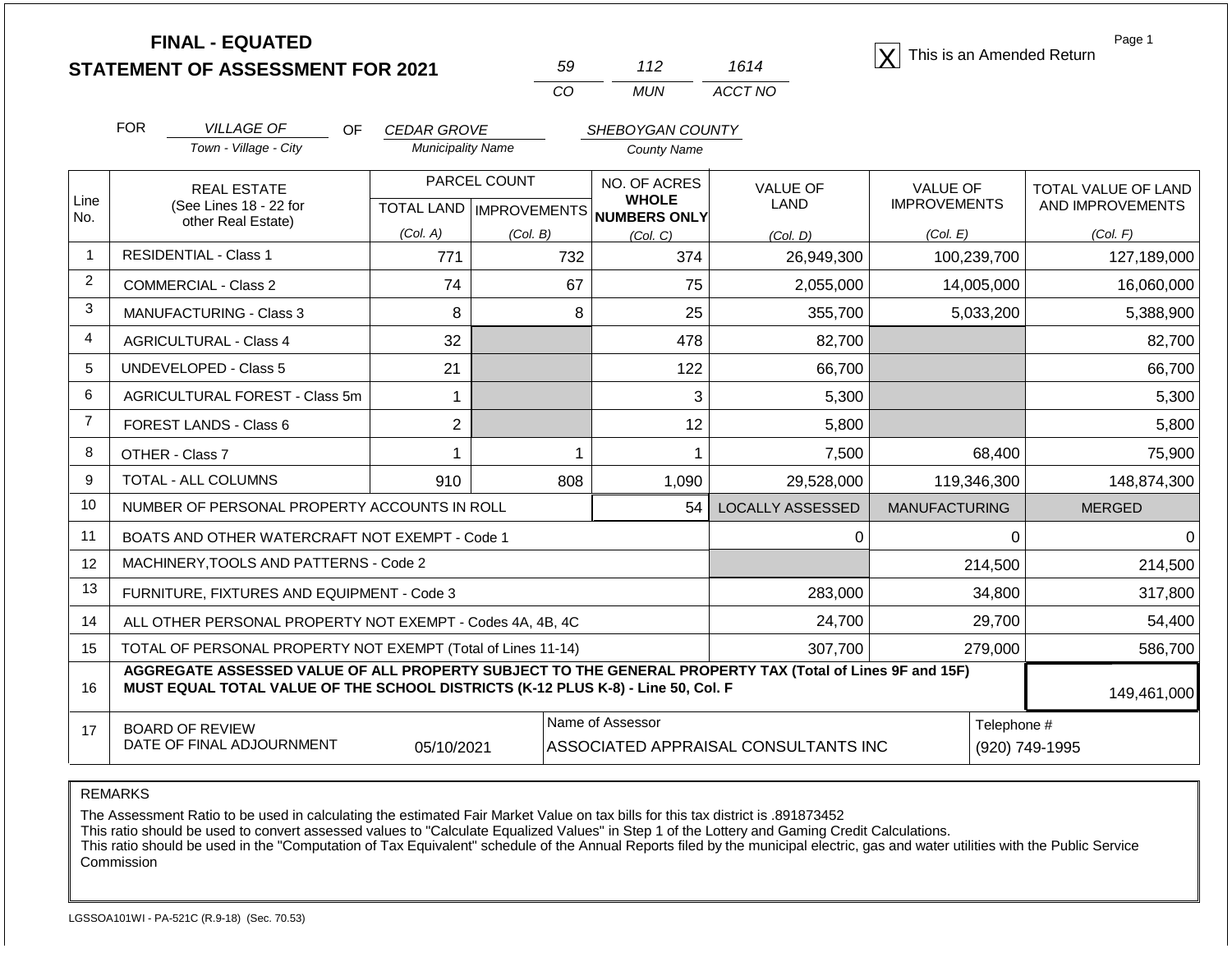# FINAL - EQUATED
# STATEMENT OF ASSESSMENT FOR 2021

| 59 | 112 | 1614 |
|---|---|---|
| CO | MUN | ACCT NO |

[X] This is an Amended Return

FOR *VILLAGE OF* (Town - Village - City) OF *CEDAR GROVE* (Municipality Name) *SHEBOYGAN COUNTY* (County Name)

| Line No. | REAL ESTATE (See Lines 18 - 22 for other Real Estate) | PARCEL COUNT TOTAL LAND (Col. A) | PARCEL COUNT IMPROVEMENTS (Col. B) | NO. OF ACRES WHOLE NUMBERS ONLY (Col. C) | VALUE OF LAND (Col. D) | VALUE OF IMPROVEMENTS (Col. E) | TOTAL VALUE OF LAND AND IMPROVEMENTS (Col. F) |
|---|---|---|---|---|---|---|---|
| 1 | RESIDENTIAL - Class 1 | 771 | 732 | 374 | 26,949,300 | 100,239,700 | 127,189,000 |
| 2 | COMMERCIAL - Class 2 | 74 | 67 | 75 | 2,055,000 | 14,005,000 | 16,060,000 |
| 3 | MANUFACTURING - Class 3 | 8 | 8 | 25 | 355,700 | 5,033,200 | 5,388,900 |
| 4 | AGRICULTURAL - Class 4 | 32 | | 478 | 82,700 | | 82,700 |
| 5 | UNDEVELOPED - Class 5 | 21 | | 122 | 66,700 | | 66,700 |
| 6 | AGRICULTURAL FOREST - Class 5m | 1 | | 3 | 5,300 | | 5,300 |
| 7 | FOREST LANDS - Class 6 | 2 | | 12 | 5,800 | | 5,800 |
| 8 | OTHER - Class 7 | 1 | 1 | 1 | 7,500 | 68,400 | 75,900 |
| 9 | TOTAL - ALL COLUMNS | 910 | 808 | 1,090 | 29,528,000 | 119,346,300 | 148,874,300 |
| 10 | NUMBER OF PERSONAL PROPERTY ACCOUNTS IN ROLL | | | 54 | LOCALLY ASSESSED | MANUFACTURING | MERGED |
| 11 | BOATS AND OTHER WATERCRAFT NOT EXEMPT - Code 1 | | | | 0 | 0 | 0 |
| 12 | MACHINERY,TOOLS AND PATTERNS - Code 2 | | | | | 214,500 | 214,500 |
| 13 | FURNITURE, FIXTURES AND EQUIPMENT - Code 3 | | | | 283,000 | 34,800 | 317,800 |
| 14 | ALL OTHER PERSONAL PROPERTY NOT EXEMPT - Codes 4A, 4B, 4C | | | | 24,700 | 29,700 | 54,400 |
| 15 | TOTAL OF PERSONAL PROPERTY NOT EXEMPT (Total of Lines 11-14) | | | | 307,700 | 279,000 | 586,700 |
| 16 | **AGGREGATE ASSESSED VALUE OF ALL PROPERTY SUBJECT TO THE GENERAL PROPERTY TAX (Total of Lines 9F and 15F) MUST EQUAL TOTAL VALUE OF THE SCHOOL DISTRICTS (K-12 PLUS K-8) - Line 50, Col. F** | | | | | | 149,461,000 |
| 17 | BOARD OF REVIEW DATE OF FINAL ADJOURNMENT | 05/10/2021 | | Name of Assessor: ASSOCIATED APPRAISAL CONSULTANTS INC | | | Telephone #: (920) 749-1995 |

REMARKS

The Assessment Ratio to be used in calculating the estimated Fair Market Value on tax bills for this tax district is .891873452
This ratio should be used to convert assessed values to "Calculate Equalized Values" in Step 1 of the Lottery and Gaming Credit Calculations.
This ratio should be used in the "Computation of Tax Equivalent" schedule of the Annual Reports filed by the municipal electric, gas and water utilities with the Public Service Commission

LGSSOA101WI - PA-521C (R.9-18) (Sec. 70.53)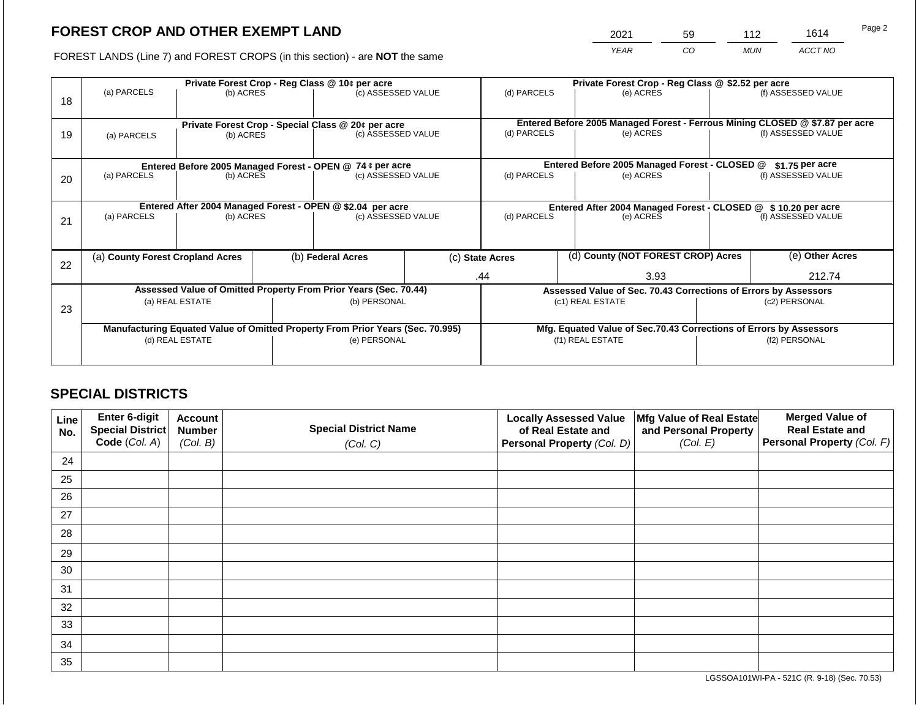# FOREST CROP AND OTHER EXEMPT LAND

FOREST LANDS (Line 7) and FOREST CROPS (in this section) - are **NOT** the same

| YEAR | CO | MUN | ACCT NO |
|---|---|---|---|
| 2021 | 59 | 112 | 1614 |

| | Private Forest Crop - Reg Class @ 10¢ per acre | | | Private Forest Crop - Reg Class @ $2.52 per acre | | |
|---|---|---|---|---|---|---|
| 18 | (a) PARCELS | (b) ACRES | (c) ASSESSED VALUE | (d) PARCELS | (e) ACRES | (f) ASSESSED VALUE |
| | | | | | | |
| | **Private Forest Crop - Special Class @ 20¢ per acre** | | | **Entered Before 2005 Managed Forest - Ferrous Mining CLOSED @ $7.87 per acre** | | |
| 19 | (a) PARCELS | (b) ACRES | (c) ASSESSED VALUE | (d) PARCELS | (e) ACRES | (f) ASSESSED VALUE |
| | | | | | | |
| | **Entered Before 2005 Managed Forest - OPEN @ 74 ¢ per acre** | | | **Entered Before 2005 Managed Forest - CLOSED @ $1.75 per acre** | | |
| 20 | (a) PARCELS | (b) ACRES | (c) ASSESSED VALUE | (d) PARCELS | (e) ACRES | (f) ASSESSED VALUE |
| | | | | | | |
| | **Entered After 2004 Managed Forest - OPEN @ $2.04 per acre** | | | **Entered After 2004 Managed Forest - CLOSED @ $ 10.20 per acre** | | |
| 21 | (a) PARCELS | (b) ACRES | (c) ASSESSED VALUE | (d) PARCELS | (e) ACRES | (f) ASSESSED VALUE |
| | | | | | | |

| | (a) County Forest Cropland Acres | (b) Federal Acres | (c) State Acres | (d) County (NOT FOREST CROP) Acres | (e) Other Acres |
|---|---|---|---|---|---|
| 22 | | | .44 | 3.93 | 212.74 |

| | Assessed Value of Omitted Property From Prior Years (Sec. 70.44) | | Assessed Value of Sec. 70.43 Corrections of Errors by Assessors | |
|---|---|---|---|---|
| 23 | (a) REAL ESTATE | (b) PERSONAL | (c1) REAL ESTATE | (c2) PERSONAL |
| | | | | |
| | **Manufacturing Equated Value of Omitted Property From Prior Years (Sec. 70.995)** | | **Mfg. Equated Value of Sec.70.43 Corrections of Errors by Assessors** | |
| | (d) REAL ESTATE | (e) PERSONAL | (f1) REAL ESTATE | (f2) PERSONAL |
| | | | | |

## SPECIAL DISTRICTS

| Line No. | Enter 6-digit Special District Code (Col. A) | Account Number (Col. B) | Special District Name (Col. C) | Locally Assessed Value of Real Estate and Personal Property (Col. D) | Mfg Value of Real Estate and Personal Property (Col. E) | Merged Value of Real Estate and Personal Property (Col. F) |
|---|---|---|---|---|---|---|
| 24 | | | | | | |
| 25 | | | | | | |
| 26 | | | | | | |
| 27 | | | | | | |
| 28 | | | | | | |
| 29 | | | | | | |
| 30 | | | | | | |
| 31 | | | | | | |
| 32 | | | | | | |
| 33 | | | | | | |
| 34 | | | | | | |
| 35 | | | | | | |

LGSSOA101WI-PA - 521C (R. 9-18) (Sec. 70.53)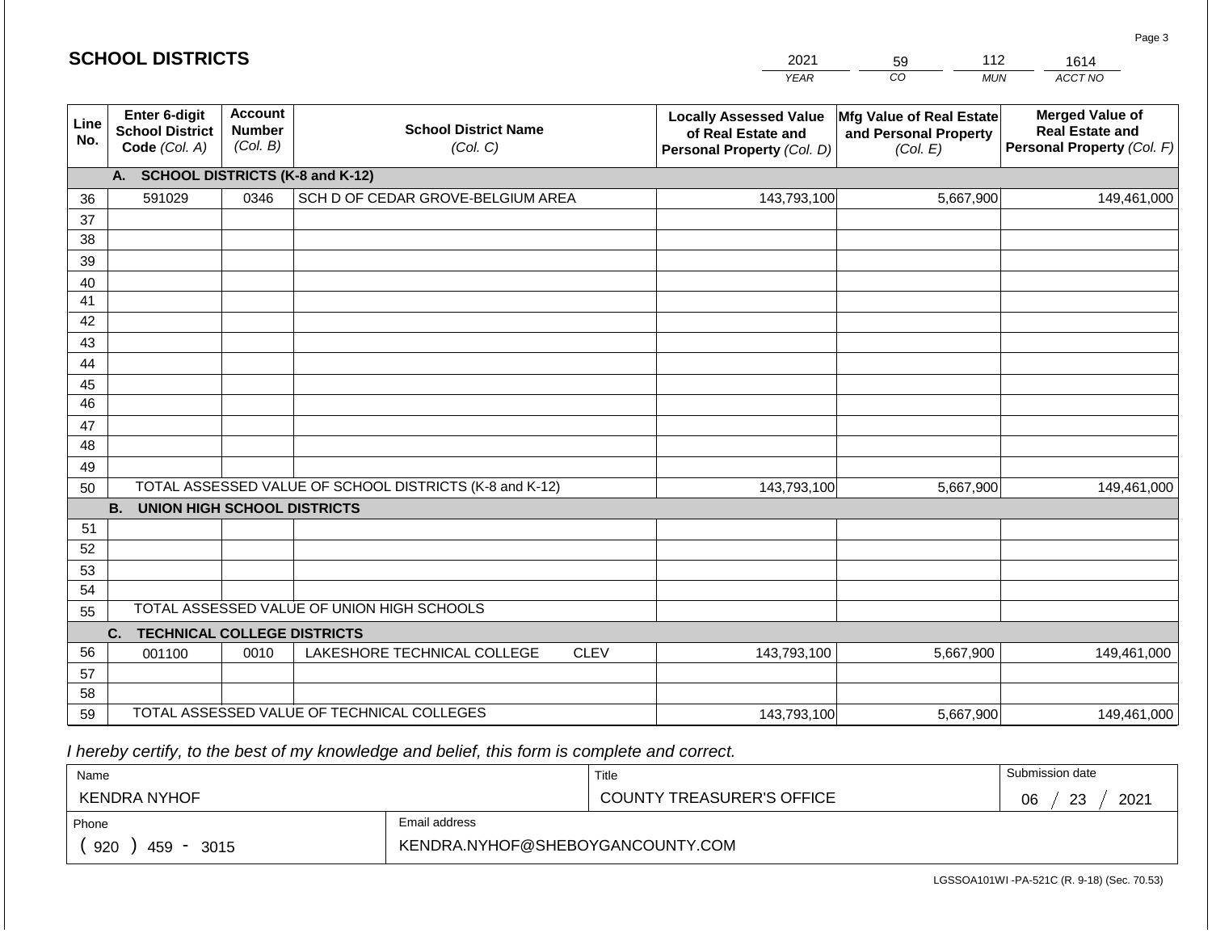# SCHOOL DISTRICTS

| 2021 | 59 | 112 | 1614 |
|---|---|---|---|
| YEAR | CO | MUN | ACCT NO |

| Line No. | Enter 6-digit School District Code (Col. A) | Account Number (Col. B) | School District Name (Col. C) | Locally Assessed Value of Real Estate and Personal Property (Col. D) | Mfg Value of Real Estate and Personal Property (Col. E) | Merged Value of Real Estate and Personal Property (Col. F) |
|---|---|---|---|---|---|---|
| | **A. SCHOOL DISTRICTS (K-8 and K-12)** | | | | | |
| 36 | 591029 | 0346 | SCH D OF CEDAR GROVE-BELGIUM AREA | 143,793,100 | 5,667,900 | 149,461,000 |
| 37 | | | | | | |
| 38 | | | | | | |
| 39 | | | | | | |
| 40 | | | | | | |
| 41 | | | | | | |
| 42 | | | | | | |
| 43 | | | | | | |
| 44 | | | | | | |
| 45 | | | | | | |
| 46 | | | | | | |
| 47 | | | | | | |
| 48 | | | | | | |
| 49 | | | | | | |
| 50 | TOTAL ASSESSED VALUE OF SCHOOL DISTRICTS (K-8 and K-12) | | | 143,793,100 | 5,667,900 | 149,461,000 |
| | **B. UNION HIGH SCHOOL DISTRICTS** | | | | | |
| 51 | | | | | | |
| 52 | | | | | | |
| 53 | | | | | | |
| 54 | | | | | | |
| 55 | TOTAL ASSESSED VALUE OF UNION HIGH SCHOOLS | | | | | |
| | **C. TECHNICAL COLLEGE DISTRICTS** | | | | | |
| 56 | 001100 | 0010 | LAKESHORE TECHNICAL COLLEGE CLEV | 143,793,100 | 5,667,900 | 149,461,000 |
| 57 | | | | | | |
| 58 | | | | | | |
| 59 | TOTAL ASSESSED VALUE OF TECHNICAL COLLEGES | | | 143,793,100 | 5,667,900 | 149,461,000 |

*I hereby certify, to the best of my knowledge and belief, this form is complete and correct.*

| Name | Title | Submission date |
|---|---|---|
| KENDRA NYHOF | COUNTY TREASURER'S OFFICE | 06 / 23 / 2021 |
| **Phone** | **Email address** | |
| (920) 459 - 3015 | KENDRA.NYHOF@SHEBOYGANCOUNTY.COM | |

LGSSOA101WI -PA-521C (R. 9-18) (Sec. 70.53)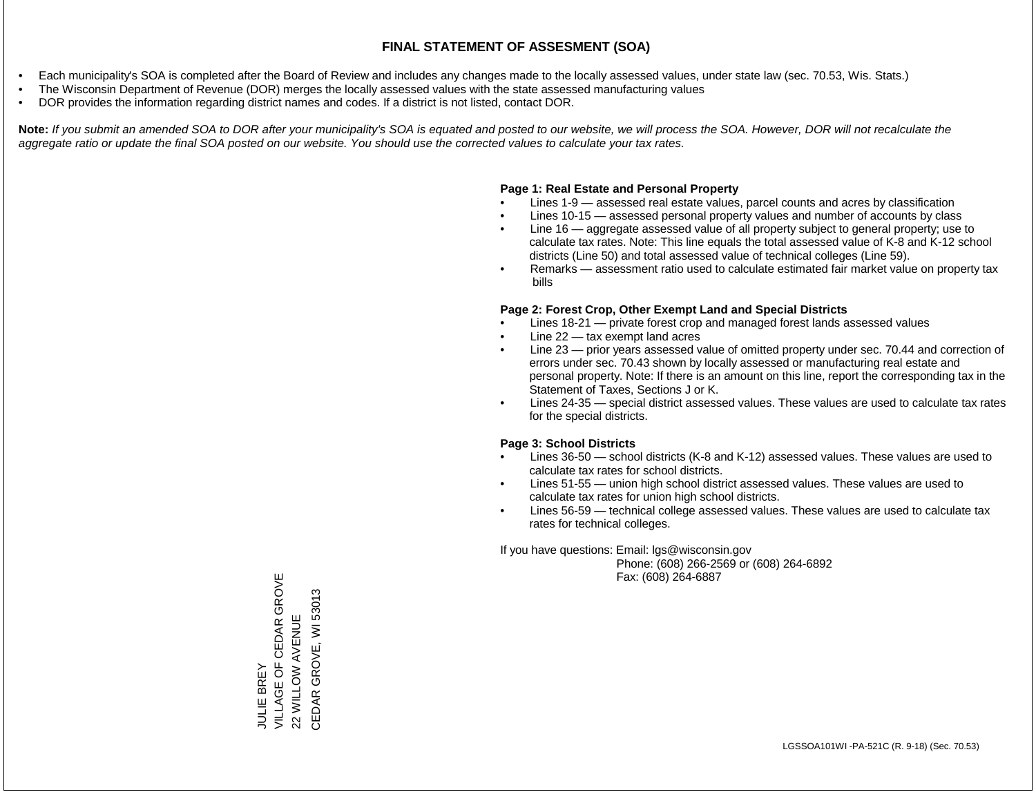# FINAL STATEMENT OF ASSESMENT (SOA)

- Each municipality's SOA is completed after the Board of Review and includes any changes made to the locally assessed values, under state law (sec. 70.53, Wis. Stats.)
- The Wisconsin Department of Revenue (DOR) merges the locally assessed values with the state assessed manufacturing values
- DOR provides the information regarding district names and codes. If a district is not listed, contact DOR.

**Note:** *If you submit an amended SOA to DOR after your municipality's SOA is equated and posted to our website, we will process the SOA. However, DOR will not recalculate the aggregate ratio or update the final SOA posted on our website. You should use the corrected values to calculate your tax rates.*

**Page 1: Real Estate and Personal Property**

- Lines 1-9 — assessed real estate values, parcel counts and acres by classification
- Lines 10-15 — assessed personal property values and number of accounts by class
- Line 16 — aggregate assessed value of all property subject to general property; use to calculate tax rates. Note: This line equals the total assessed value of K-8 and K-12 school districts (Line 50) and total assessed value of technical colleges (Line 59).
- Remarks — assessment ratio used to calculate estimated fair market value on property tax bills

**Page 2: Forest Crop, Other Exempt Land and Special Districts**

- Lines 18-21 — private forest crop and managed forest lands assessed values
- Line 22 — tax exempt land acres
- Line 23 — prior years assessed value of omitted property under sec. 70.44 and correction of errors under sec. 70.43 shown by locally assessed or manufacturing real estate and personal property. Note: If there is an amount on this line, report the corresponding tax in the Statement of Taxes, Sections J or K.
- Lines 24-35 — special district assessed values. These values are used to calculate tax rates for the special districts.

**Page 3: School Districts**

- Lines 36-50 — school districts (K-8 and K-12) assessed values. These values are used to calculate tax rates for school districts.
- Lines 51-55 — union high school district assessed values. These values are used to calculate tax rates for union high school districts.
- Lines 56-59 — technical college assessed values. These values are used to calculate tax rates for technical colleges.

If you have questions: Email: lgs@wisconsin.gov
Phone: (608) 266-2569 or (608) 264-6892
Fax: (608) 264-6887

JULIE BREY
VILLAGE OF CEDAR GROVE
22 WILLOW AVENUE
CEDAR GROVE, WI 53013

LGSSOA101WI -PA-521C (R. 9-18) (Sec. 70.53)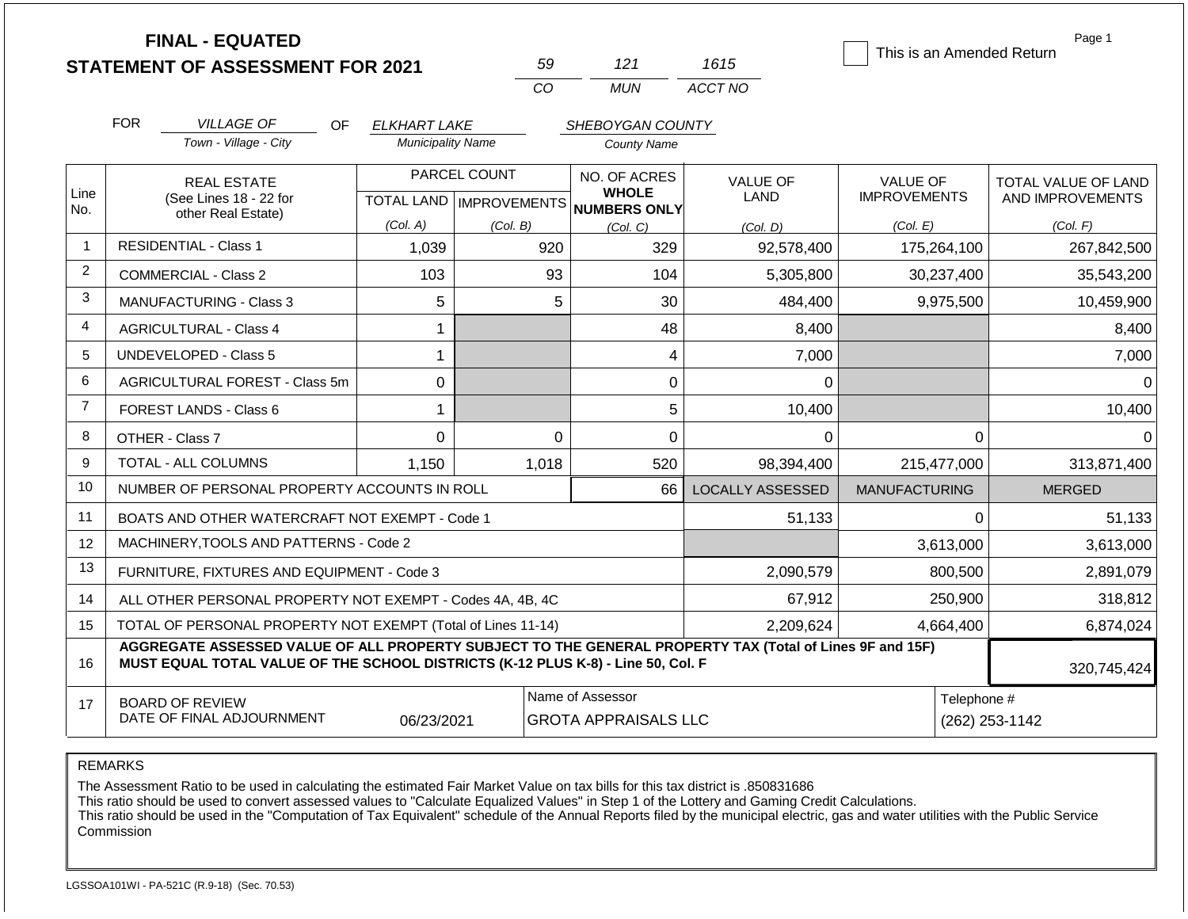# FINAL - EQUATED
## STATEMENT OF ASSESSMENT FOR 2021

| 59 | 121 | 1615 |
|---|---|---|
| CO | MUN | ACCT NO |

☐ This is an Amended Return

Page 1

FOR *VILLAGE OF* (Town - Village - City) OF *ELKHART LAKE* (Municipality Name) *SHEBOYGAN COUNTY* (County Name)

| Line No. | REAL ESTATE (See Lines 18 - 22 for other Real Estate) | PARCEL COUNT TOTAL LAND (Col. A) | PARCEL COUNT IMPROVEMENTS (Col. B) | NO. OF ACRES WHOLE NUMBERS ONLY (Col. C) | VALUE OF LAND (Col. D) | VALUE OF IMPROVEMENTS (Col. E) | TOTAL VALUE OF LAND AND IMPROVEMENTS (Col. F) |
|---|---|---|---|---|---|---|---|
| 1 | RESIDENTIAL - Class 1 | 1,039 | 920 | 329 | 92,578,400 | 175,264,100 | 267,842,500 |
| 2 | COMMERCIAL - Class 2 | 103 | 93 | 104 | 5,305,800 | 30,237,400 | 35,543,200 |
| 3 | MANUFACTURING - Class 3 | 5 | 5 | 30 | 484,400 | 9,975,500 | 10,459,900 |
| 4 | AGRICULTURAL - Class 4 | 1 | | 48 | 8,400 | | 8,400 |
| 5 | UNDEVELOPED - Class 5 | 1 | | 4 | 7,000 | | 7,000 |
| 6 | AGRICULTURAL FOREST - Class 5m | 0 | | 0 | 0 | | 0 |
| 7 | FOREST LANDS - Class 6 | 1 | | 5 | 10,400 | | 10,400 |
| 8 | OTHER - Class 7 | 0 | 0 | 0 | 0 | 0 | 0 |
| 9 | TOTAL - ALL COLUMNS | 1,150 | 1,018 | 520 | 98,394,400 | 215,477,000 | 313,871,400 |
| 10 | NUMBER OF PERSONAL PROPERTY ACCOUNTS IN ROLL | | | 66 | LOCALLY ASSESSED | MANUFACTURING | MERGED |
| 11 | BOATS AND OTHER WATERCRAFT NOT EXEMPT - Code 1 | | | | 51,133 | 0 | 51,133 |
| 12 | MACHINERY,TOOLS AND PATTERNS - Code 2 | | | | | 3,613,000 | 3,613,000 |
| 13 | FURNITURE, FIXTURES AND EQUIPMENT - Code 3 | | | | 2,090,579 | 800,500 | 2,891,079 |
| 14 | ALL OTHER PERSONAL PROPERTY NOT EXEMPT - Codes 4A, 4B, 4C | | | | 67,912 | 250,900 | 318,812 |
| 15 | TOTAL OF PERSONAL PROPERTY NOT EXEMPT (Total of Lines 11-14) | | | | 2,209,624 | 4,664,400 | 6,874,024 |
| 16 | **AGGREGATE ASSESSED VALUE OF ALL PROPERTY SUBJECT TO THE GENERAL PROPERTY TAX (Total of Lines 9F and 15F) MUST EQUAL TOTAL VALUE OF THE SCHOOL DISTRICTS (K-12 PLUS K-8) - Line 50, Col. F** | | | | | | 320,745,424 |
| 17 | BOARD OF REVIEW DATE OF FINAL ADJOURNMENT | 06/23/2021 | | Name of Assessor: GROTA APPRAISALS LLC | | | Telephone #: (262) 253-1142 |

REMARKS

The Assessment Ratio to be used in calculating the estimated Fair Market Value on tax bills for this tax district is .850831686
This ratio should be used to convert assessed values to "Calculate Equalized Values" in Step 1 of the Lottery and Gaming Credit Calculations.
This ratio should be used in the "Computation of Tax Equivalent" schedule of the Annual Reports filed by the municipal electric, gas and water utilities with the Public Service Commission

LGSSOA101WI - PA-521C (R.9-18) (Sec. 70.53)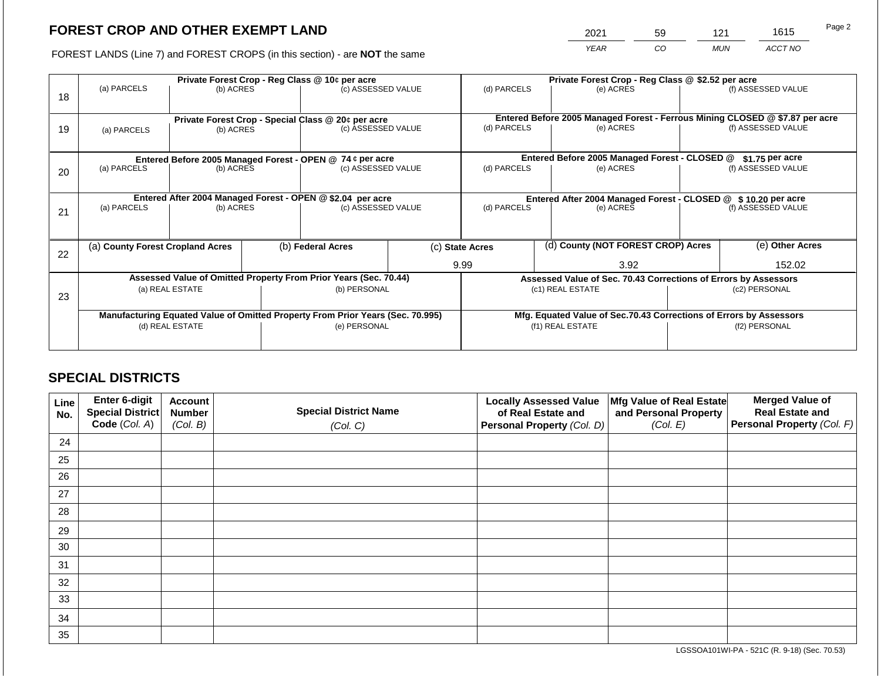# FOREST CROP AND OTHER EXEMPT LAND

FOREST LANDS (Line 7) and FOREST CROPS (in this section) - are **NOT** the same

| YEAR | CO | MUN | ACCT NO |
|---|---|---|---|
| 2021 | 59 | 121 | 1615 |

| | Private Forest Crop - Reg Class @ 10¢ per acre | | | Private Forest Crop - Reg Class @ $2.52 per acre | | |
|---|---|---|---|---|---|---|
| 18 | (a) PARCELS | (b) ACRES | (c) ASSESSED VALUE | (d) PARCELS | (e) ACRES | (f) ASSESSED VALUE |
| | | | | | | |
| | **Private Forest Crop - Special Class @ 20¢ per acre** | | | **Entered Before 2005 Managed Forest - Ferrous Mining CLOSED @ $7.87 per acre** | | |
| 19 | (a) PARCELS | (b) ACRES | (c) ASSESSED VALUE | (d) PARCELS | (e) ACRES | (f) ASSESSED VALUE |
| | | | | | | |
| | **Entered Before 2005 Managed Forest - OPEN @ 74 ¢ per acre** | | | **Entered Before 2005 Managed Forest - CLOSED @ $1.75 per acre** | | |
| 20 | (a) PARCELS | (b) ACRES | (c) ASSESSED VALUE | (d) PARCELS | (e) ACRES | (f) ASSESSED VALUE |
| | | | | | | |
| | **Entered After 2004 Managed Forest - OPEN @ $2.04 per acre** | | | **Entered After 2004 Managed Forest - CLOSED @ $ 10.20 per acre** | | |
| 21 | (a) PARCELS | (b) ACRES | (c) ASSESSED VALUE | (d) PARCELS | (e) ACRES | (f) ASSESSED VALUE |
| | | | | | | |

| | (a) County Forest Cropland Acres | (b) Federal Acres | (c) State Acres | (d) County (NOT FOREST CROP) Acres | (e) Other Acres |
|---|---|---|---|---|---|
| 22 | | | 9.99 | 3.92 | 152.02 |

| | Assessed Value of Omitted Property From Prior Years (Sec. 70.44) | | Assessed Value of Sec. 70.43 Corrections of Errors by Assessors | |
|---|---|---|---|---|
| 23 | (a) REAL ESTATE | (b) PERSONAL | (c1) REAL ESTATE | (c2) PERSONAL |
| | | | | |
| | **Manufacturing Equated Value of Omitted Property From Prior Years (Sec. 70.995)** | | **Mfg. Equated Value of Sec.70.43 Corrections of Errors by Assessors** | |
| | (d) REAL ESTATE | (e) PERSONAL | (f1) REAL ESTATE | (f2) PERSONAL |
| | | | | |

## SPECIAL DISTRICTS

| Line No. | Enter 6-digit Special District Code (Col. A) | Account Number (Col. B) | Special District Name (Col. C) | Locally Assessed Value of Real Estate and Personal Property (Col. D) | Mfg Value of Real Estate and Personal Property (Col. E) | Merged Value of Real Estate and Personal Property (Col. F) |
|---|---|---|---|---|---|---|
| 24 | | | | | | |
| 25 | | | | | | |
| 26 | | | | | | |
| 27 | | | | | | |
| 28 | | | | | | |
| 29 | | | | | | |
| 30 | | | | | | |
| 31 | | | | | | |
| 32 | | | | | | |
| 33 | | | | | | |
| 34 | | | | | | |
| 35 | | | | | | |

LGSSOA101WI-PA - 521C (R. 9-18) (Sec. 70.53)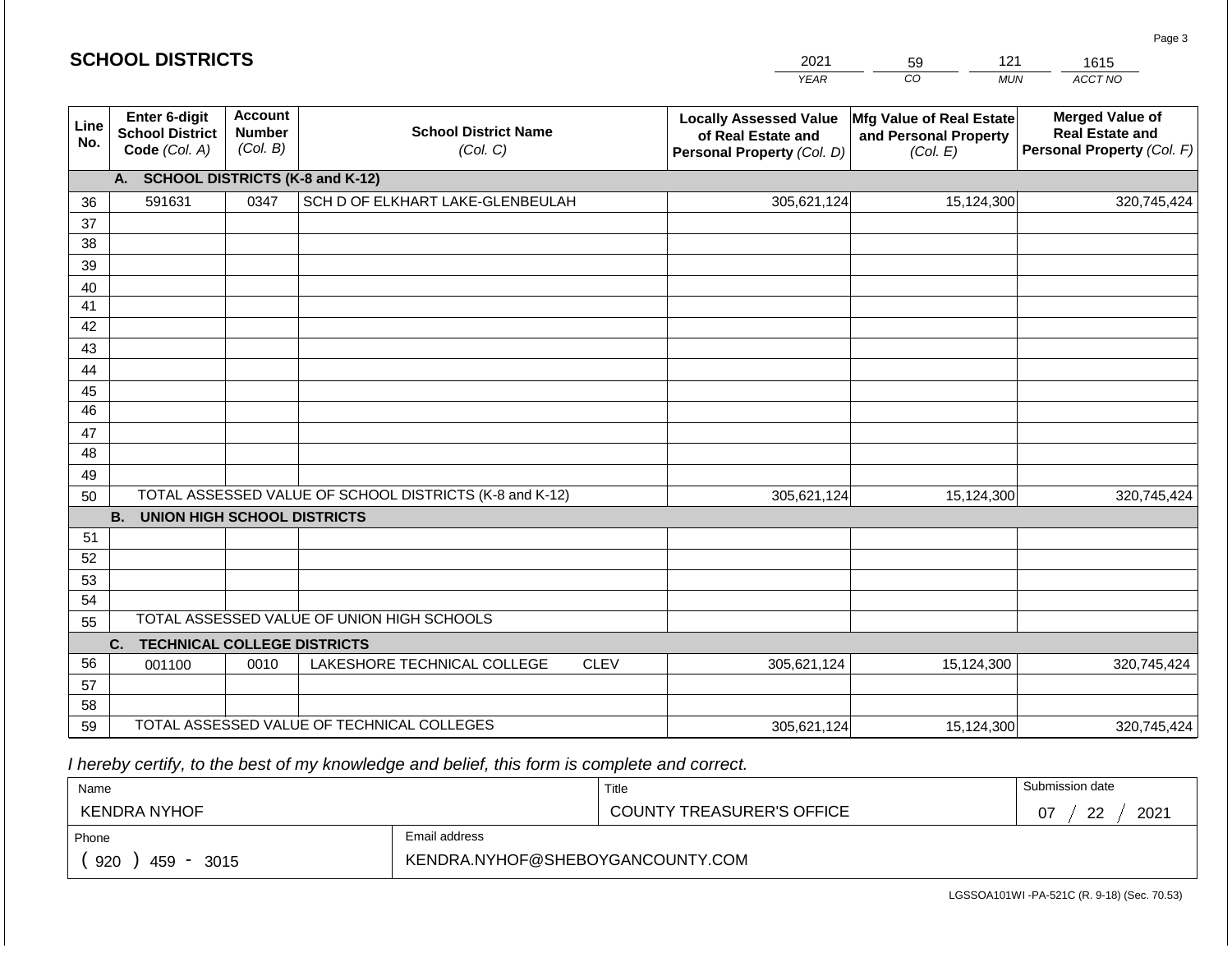## SCHOOL DISTRICTS

| YEAR | CO | MUN | ACCT NO |
|---|---|---|---|
| 2021 | 59 | 121 | 1615 |

| Line No. | Enter 6-digit School District Code (Col. A) | Account Number (Col. B) | School District Name (Col. C) | Locally Assessed Value of Real Estate and Personal Property (Col. D) | Mfg Value of Real Estate and Personal Property (Col. E) | Merged Value of Real Estate and Personal Property (Col. F) |
|---|---|---|---|---|---|---|
| | **A. SCHOOL DISTRICTS (K-8 and K-12)** | | | | | |
| 36 | 591631 | 0347 | SCH D OF ELKHART LAKE-GLENBEULAH | 305,621,124 | 15,124,300 | 320,745,424 |
| 37 | | | | | | |
| 38 | | | | | | |
| 39 | | | | | | |
| 40 | | | | | | |
| 41 | | | | | | |
| 42 | | | | | | |
| 43 | | | | | | |
| 44 | | | | | | |
| 45 | | | | | | |
| 46 | | | | | | |
| 47 | | | | | | |
| 48 | | | | | | |
| 49 | | | | | | |
| 50 | TOTAL ASSESSED VALUE OF SCHOOL DISTRICTS (K-8 and K-12) | | | 305,621,124 | 15,124,300 | 320,745,424 |
| | **B. UNION HIGH SCHOOL DISTRICTS** | | | | | |
| 51 | | | | | | |
| 52 | | | | | | |
| 53 | | | | | | |
| 54 | | | | | | |
| 55 | TOTAL ASSESSED VALUE OF UNION HIGH SCHOOLS | | | | | |
| | **C. TECHNICAL COLLEGE DISTRICTS** | | | | | |
| 56 | 001100 | 0010 | LAKESHORE TECHNICAL COLLEGE CLEV | 305,621,124 | 15,124,300 | 320,745,424 |
| 57 | | | | | | |
| 58 | | | | | | |
| 59 | TOTAL ASSESSED VALUE OF TECHNICAL COLLEGES | | | 305,621,124 | 15,124,300 | 320,745,424 |

*I hereby certify, to the best of my knowledge and belief, this form is complete and correct.*

| Name | Title | Submission date |
|---|---|---|
| KENDRA NYHOF | COUNTY TREASURER'S OFFICE | 07 / 22 / 2021 |
| **Phone** | **Email address** | |
| (920) 459 - 3015 | KENDRA.NYHOF@SHEBOYGANCOUNTY.COM | |

LGSSOA101WI -PA-521C (R. 9-18) (Sec. 70.53)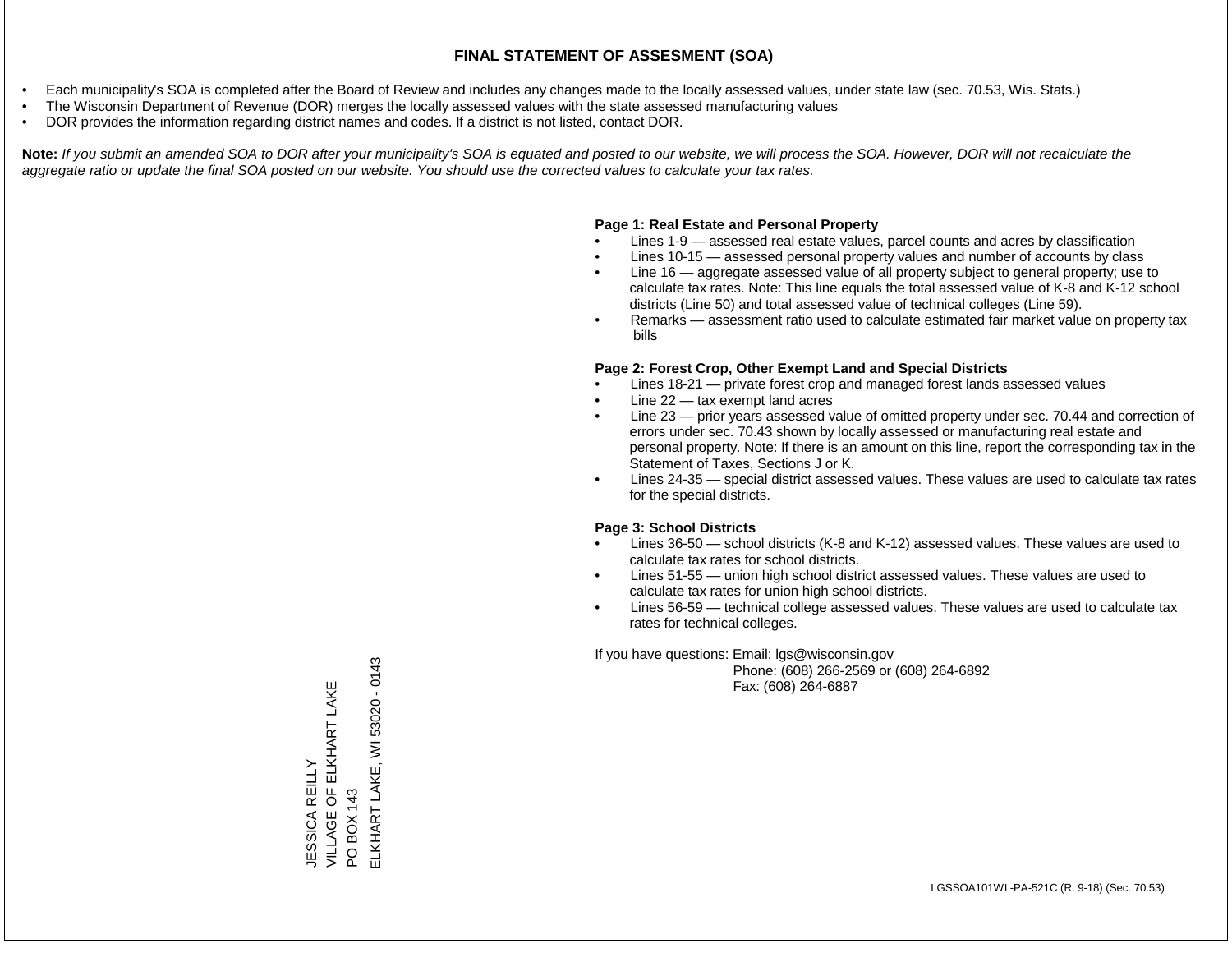# FINAL STATEMENT OF ASSESMENT (SOA)

- Each municipality's SOA is completed after the Board of Review and includes any changes made to the locally assessed values, under state law (sec. 70.53, Wis. Stats.)
- The Wisconsin Department of Revenue (DOR) merges the locally assessed values with the state assessed manufacturing values
- DOR provides the information regarding district names and codes. If a district is not listed, contact DOR.

**Note:** *If you submit an amended SOA to DOR after your municipality's SOA is equated and posted to our website, we will process the SOA. However, DOR will not recalculate the aggregate ratio or update the final SOA posted on our website. You should use the corrected values to calculate your tax rates.*

**Page 1: Real Estate and Personal Property**

- Lines 1-9 — assessed real estate values, parcel counts and acres by classification
- Lines 10-15 — assessed personal property values and number of accounts by class
- Line 16 — aggregate assessed value of all property subject to general property; use to calculate tax rates. Note: This line equals the total assessed value of K-8 and K-12 school districts (Line 50) and total assessed value of technical colleges (Line 59).
- Remarks — assessment ratio used to calculate estimated fair market value on property tax bills

**Page 2: Forest Crop, Other Exempt Land and Special Districts**

- Lines 18-21 — private forest crop and managed forest lands assessed values
- Line 22 — tax exempt land acres
- Line 23 — prior years assessed value of omitted property under sec. 70.44 and correction of errors under sec. 70.43 shown by locally assessed or manufacturing real estate and personal property. Note: If there is an amount on this line, report the corresponding tax in the Statement of Taxes, Sections J or K.
- Lines 24-35 — special district assessed values. These values are used to calculate tax rates for the special districts.

**Page 3: School Districts**

- Lines 36-50 — school districts (K-8 and K-12) assessed values. These values are used to calculate tax rates for school districts.
- Lines 51-55 — union high school district assessed values. These values are used to calculate tax rates for union high school districts.
- Lines 56-59 — technical college assessed values. These values are used to calculate tax rates for technical colleges.

If you have questions: Email: lgs@wisconsin.gov
Phone: (608) 266-2569 or (608) 264-6892
Fax: (608) 264-6887

JESSICA REILLY
VILLAGE OF ELKHART LAKE
PO BOX 143
ELKHART LAKE, WI 53020 - 0143

LGSSOA101WI -PA-521C (R. 9-18) (Sec. 70.53)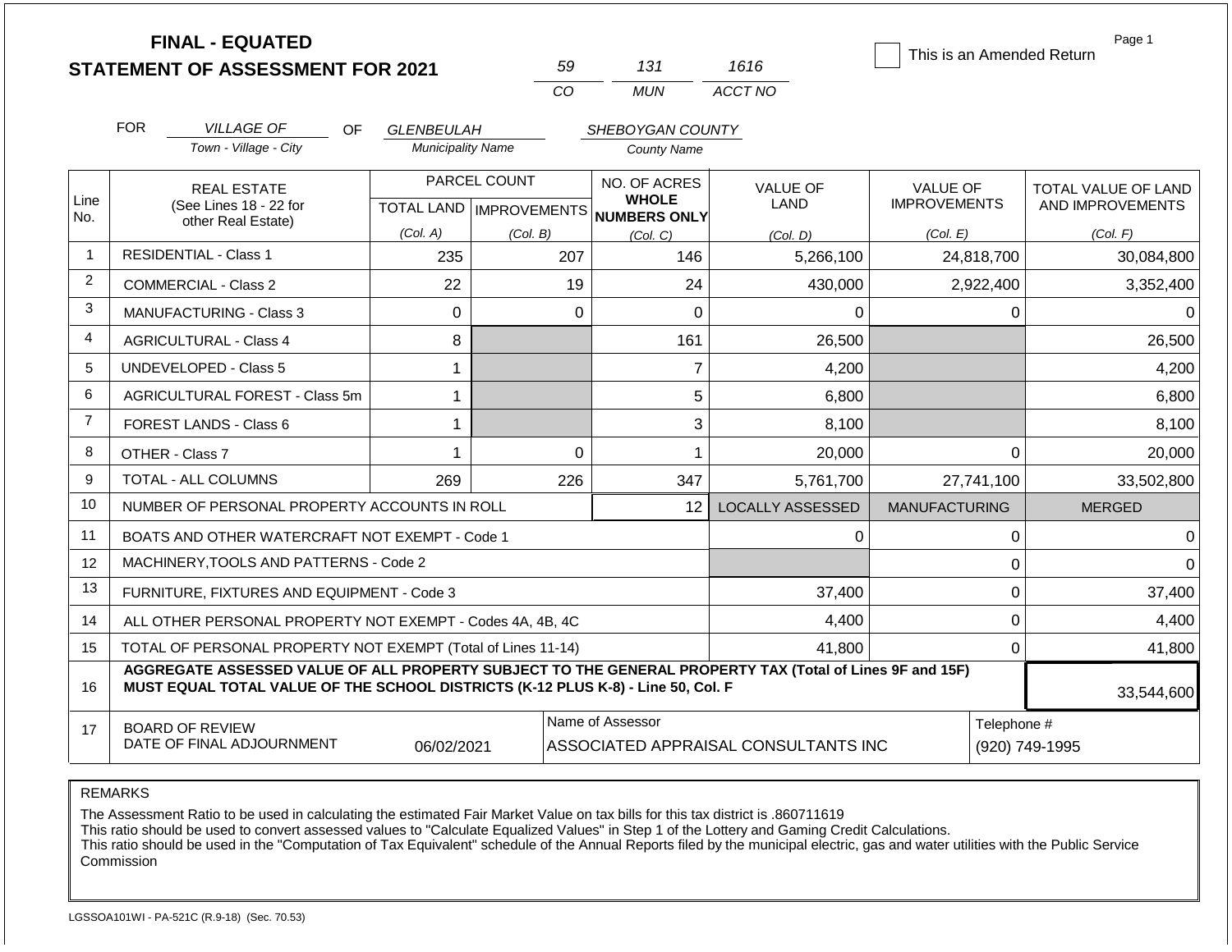**FINAL - EQUATED**
**STATEMENT OF ASSESSMENT FOR 2021**

| 59 | 131 | 1616 |
|---|---|---|
| CO | MUN | ACCT NO |

☐ This is an Amended Return

FOR *VILLAGE OF* (Town - Village - City) OF *GLENBEULAH* (Municipality Name) *SHEBOYGAN COUNTY* (County Name)

| Line No. | REAL ESTATE (See Lines 18 - 22 for other Real Estate) | PARCEL COUNT TOTAL LAND (Col. A) | PARCEL COUNT IMPROVEMENTS (Col. B) | NO. OF ACRES WHOLE NUMBERS ONLY (Col. C) | VALUE OF LAND (Col. D) | VALUE OF IMPROVEMENTS (Col. E) | TOTAL VALUE OF LAND AND IMPROVEMENTS (Col. F) |
|---|---|---|---|---|---|---|---|
| 1 | RESIDENTIAL - Class 1 | 235 | 207 | 146 | 5,266,100 | 24,818,700 | 30,084,800 |
| 2 | COMMERCIAL - Class 2 | 22 | 19 | 24 | 430,000 | 2,922,400 | 3,352,400 |
| 3 | MANUFACTURING - Class 3 | 0 | 0 | 0 | 0 | 0 | 0 |
| 4 | AGRICULTURAL - Class 4 | 8 | | 161 | 26,500 | | 26,500 |
| 5 | UNDEVELOPED - Class 5 | 1 | | 7 | 4,200 | | 4,200 |
| 6 | AGRICULTURAL FOREST - Class 5m | 1 | | 5 | 6,800 | | 6,800 |
| 7 | FOREST LANDS - Class 6 | 1 | | 3 | 8,100 | | 8,100 |
| 8 | OTHER - Class 7 | 1 | 0 | 1 | 20,000 | 0 | 20,000 |
| 9 | TOTAL - ALL COLUMNS | 269 | 226 | 347 | 5,761,700 | 27,741,100 | 33,502,800 |
| 10 | NUMBER OF PERSONAL PROPERTY ACCOUNTS IN ROLL | | | 12 | LOCALLY ASSESSED | MANUFACTURING | MERGED |
| 11 | BOATS AND OTHER WATERCRAFT NOT EXEMPT - Code 1 | | | | 0 | 0 | 0 |
| 12 | MACHINERY,TOOLS AND PATTERNS - Code 2 | | | | | 0 | 0 |
| 13 | FURNITURE, FIXTURES AND EQUIPMENT - Code 3 | | | | 37,400 | 0 | 37,400 |
| 14 | ALL OTHER PERSONAL PROPERTY NOT EXEMPT - Codes 4A, 4B, 4C | | | | 4,400 | 0 | 4,400 |
| 15 | TOTAL OF PERSONAL PROPERTY NOT EXEMPT (Total of Lines 11-14) | | | | 41,800 | 0 | 41,800 |
| 16 | **AGGREGATE ASSESSED VALUE OF ALL PROPERTY SUBJECT TO THE GENERAL PROPERTY TAX (Total of Lines 9F and 15F) MUST EQUAL TOTAL VALUE OF THE SCHOOL DISTRICTS (K-12 PLUS K-8) - Line 50, Col. F** | | | | | | 33,544,600 |
| 17 | BOARD OF REVIEW DATE OF FINAL ADJOURNMENT | 06/02/2021 | | Name of Assessor: ASSOCIATED APPRAISAL CONSULTANTS INC | | | Telephone #: (920) 749-1995 |

REMARKS

The Assessment Ratio to be used in calculating the estimated Fair Market Value on tax bills for this tax district is .860711619
This ratio should be used to convert assessed values to "Calculate Equalized Values" in Step 1 of the Lottery and Gaming Credit Calculations.
This ratio should be used in the "Computation of Tax Equivalent" schedule of the Annual Reports filed by the municipal electric, gas and water utilities with the Public Service Commission

LGSSOA101WI - PA-521C (R.9-18) (Sec. 70.53)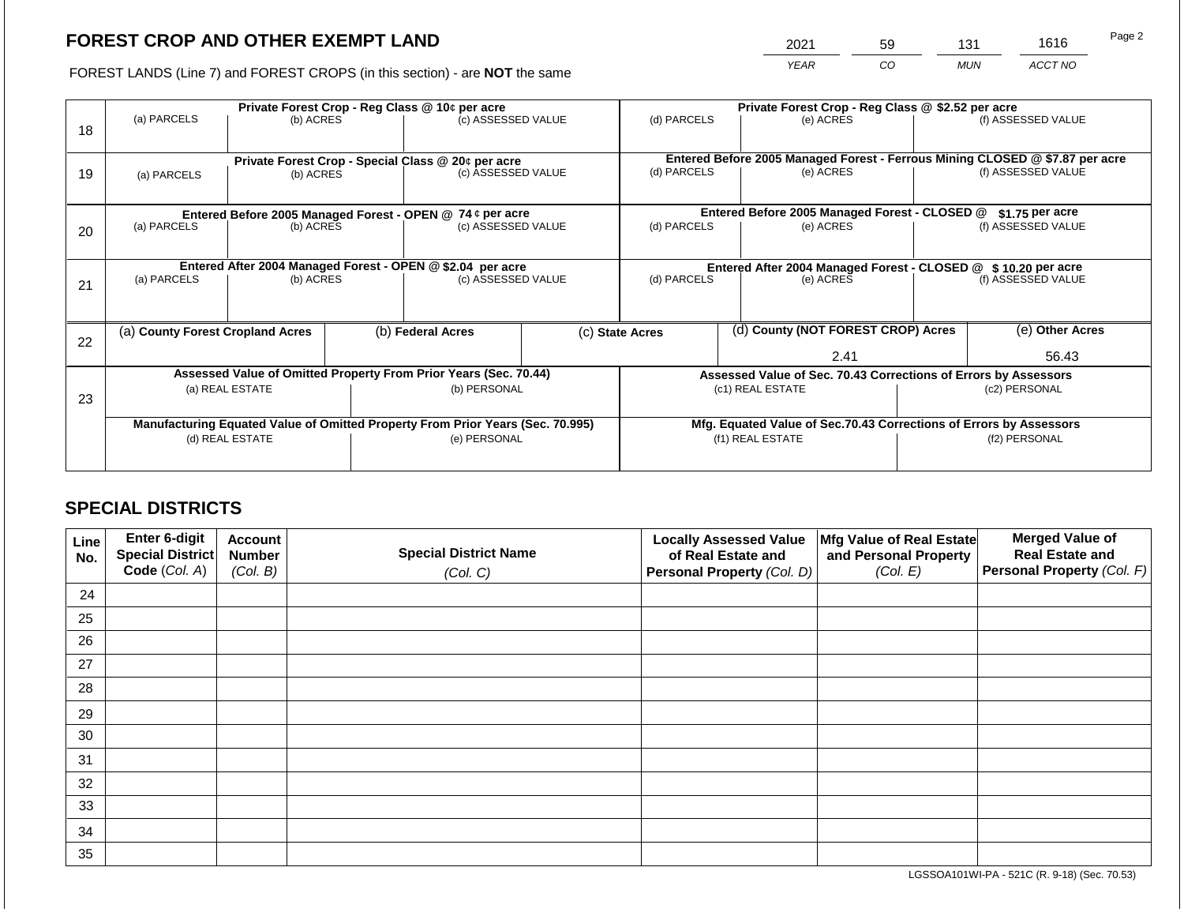# FOREST CROP AND OTHER EXEMPT LAND

FOREST LANDS (Line 7) and FOREST CROPS (in this section) - are **NOT** the same

| 2021 | 59 | 131 | 1616 |
|---|---|---|---|
| YEAR | CO | MUN | ACCT NO |

| Line | Private Forest Crop - Reg Class @ 10¢ per acre | | | Private Forest Crop - Reg Class @ $2.52 per acre | | |
|---|---|---|---|---|---|---|
| | (a) PARCELS | (b) ACRES | (c) ASSESSED VALUE | (d) PARCELS | (e) ACRES | (f) ASSESSED VALUE |
| 18 | | | | | | |
| | **Private Forest Crop - Special Class @ 20¢ per acre** | | | **Entered Before 2005 Managed Forest - Ferrous Mining CLOSED @ $7.87 per acre** | | |
| | (a) PARCELS | (b) ACRES | (c) ASSESSED VALUE | (d) PARCELS | (e) ACRES | (f) ASSESSED VALUE |
| 19 | | | | | | |
| | **Entered Before 2005 Managed Forest - OPEN @ 74 ¢ per acre** | | | **Entered Before 2005 Managed Forest - CLOSED @ $1.75 per acre** | | |
| | (a) PARCELS | (b) ACRES | (c) ASSESSED VALUE | (d) PARCELS | (e) ACRES | (f) ASSESSED VALUE |
| 20 | | | | | | |
| | **Entered After 2004 Managed Forest - OPEN @ $2.04 per acre** | | | **Entered After 2004 Managed Forest - CLOSED @ $ 10.20 per acre** | | |
| | (a) PARCELS | (b) ACRES | (c) ASSESSED VALUE | (d) PARCELS | (e) ACRES | (f) ASSESSED VALUE |
| 21 | | | | | | |

| Line | (a) County Forest Cropland Acres | (b) Federal Acres | (c) State Acres | (d) County (NOT FOREST CROP) Acres | (e) Other Acres |
|---|---|---|---|---|---|
| 22 | | | | 2.41 | 56.43 |

| Line | Assessed Value of Omitted Property From Prior Years (Sec. 70.44) | | Assessed Value of Sec. 70.43 Corrections of Errors by Assessors | |
|---|---|---|---|---|
| | (a) REAL ESTATE | (b) PERSONAL | (c1) REAL ESTATE | (c2) PERSONAL |
| 23 | | | | |
| | **Manufacturing Equated Value of Omitted Property From Prior Years (Sec. 70.995)** | | **Mfg. Equated Value of Sec.70.43 Corrections of Errors by Assessors** | |
| | (d) REAL ESTATE | (e) PERSONAL | (f1) REAL ESTATE | (f2) PERSONAL |
| | | | | |

## SPECIAL DISTRICTS

| Line No. | Enter 6-digit Special District Code (Col. A) | Account Number (Col. B) | Special District Name (Col. C) | Locally Assessed Value of Real Estate and Personal Property (Col. D) | Mfg Value of Real Estate and Personal Property (Col. E) | Merged Value of Real Estate and Personal Property (Col. F) |
|---|---|---|---|---|---|---|
| 24 | | | | | | |
| 25 | | | | | | |
| 26 | | | | | | |
| 27 | | | | | | |
| 28 | | | | | | |
| 29 | | | | | | |
| 30 | | | | | | |
| 31 | | | | | | |
| 32 | | | | | | |
| 33 | | | | | | |
| 34 | | | | | | |
| 35 | | | | | | |

LGSSOA101WI-PA - 521C (R. 9-18) (Sec. 70.53)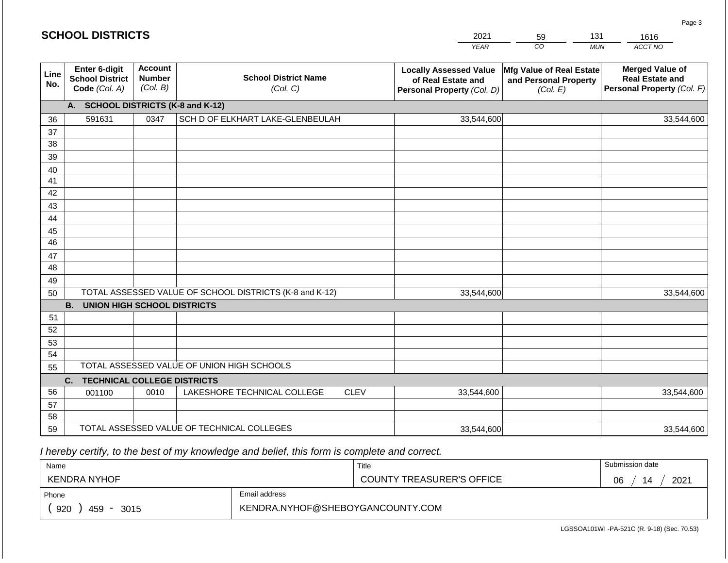## SCHOOL DISTRICTS

| 2021 | 59 | 131 | 1616 |
|---|---|---|---|
| *YEAR* | *CO* | *MUN* | *ACCT NO* |

| Line No. | Enter 6-digit School District Code *(Col. A)* | Account Number *(Col. B)* | School District Name *(Col. C)* | Locally Assessed Value of Real Estate and Personal Property *(Col. D)* | Mfg Value of Real Estate and Personal Property *(Col. E)* | Merged Value of Real Estate and Personal Property *(Col. F)* |
|---|---|---|---|---|---|---|
| | **A. SCHOOL DISTRICTS (K-8 and K-12)** | | | | | |
| 36 | 591631 | 0347 | SCH D OF ELKHART LAKE-GLENBEULAH | 33,544,600 | | 33,544,600 |
| 37 | | | | | | |
| 38 | | | | | | |
| 39 | | | | | | |
| 40 | | | | | | |
| 41 | | | | | | |
| 42 | | | | | | |
| 43 | | | | | | |
| 44 | | | | | | |
| 45 | | | | | | |
| 46 | | | | | | |
| 47 | | | | | | |
| 48 | | | | | | |
| 49 | | | | | | |
| 50 | TOTAL ASSESSED VALUE OF SCHOOL DISTRICTS (K-8 and K-12) | | | 33,544,600 | | 33,544,600 |
| | **B. UNION HIGH SCHOOL DISTRICTS** | | | | | |
| 51 | | | | | | |
| 52 | | | | | | |
| 53 | | | | | | |
| 54 | | | | | | |
| 55 | TOTAL ASSESSED VALUE OF UNION HIGH SCHOOLS | | | | | |
| | **C. TECHNICAL COLLEGE DISTRICTS** | | | | | |
| 56 | 001100 | 0010 | LAKESHORE TECHNICAL COLLEGE CLEV | 33,544,600 | | 33,544,600 |
| 57 | | | | | | |
| 58 | | | | | | |
| 59 | TOTAL ASSESSED VALUE OF TECHNICAL COLLEGES | | | 33,544,600 | | 33,544,600 |

*I hereby certify, to the best of my knowledge and belief, this form is complete and correct.*

| Name | Title | Submission date |
|---|---|---|
| KENDRA NYHOF | COUNTY TREASURER'S OFFICE | 06 / 14 / 2021 |

| Phone | Email address |
|---|---|
| ( 920 ) 459 - 3015 | KENDRA.NYHOF@SHEBOYGANCOUNTY.COM |

LGSSOA101WI -PA-521C (R. 9-18) (Sec. 70.53)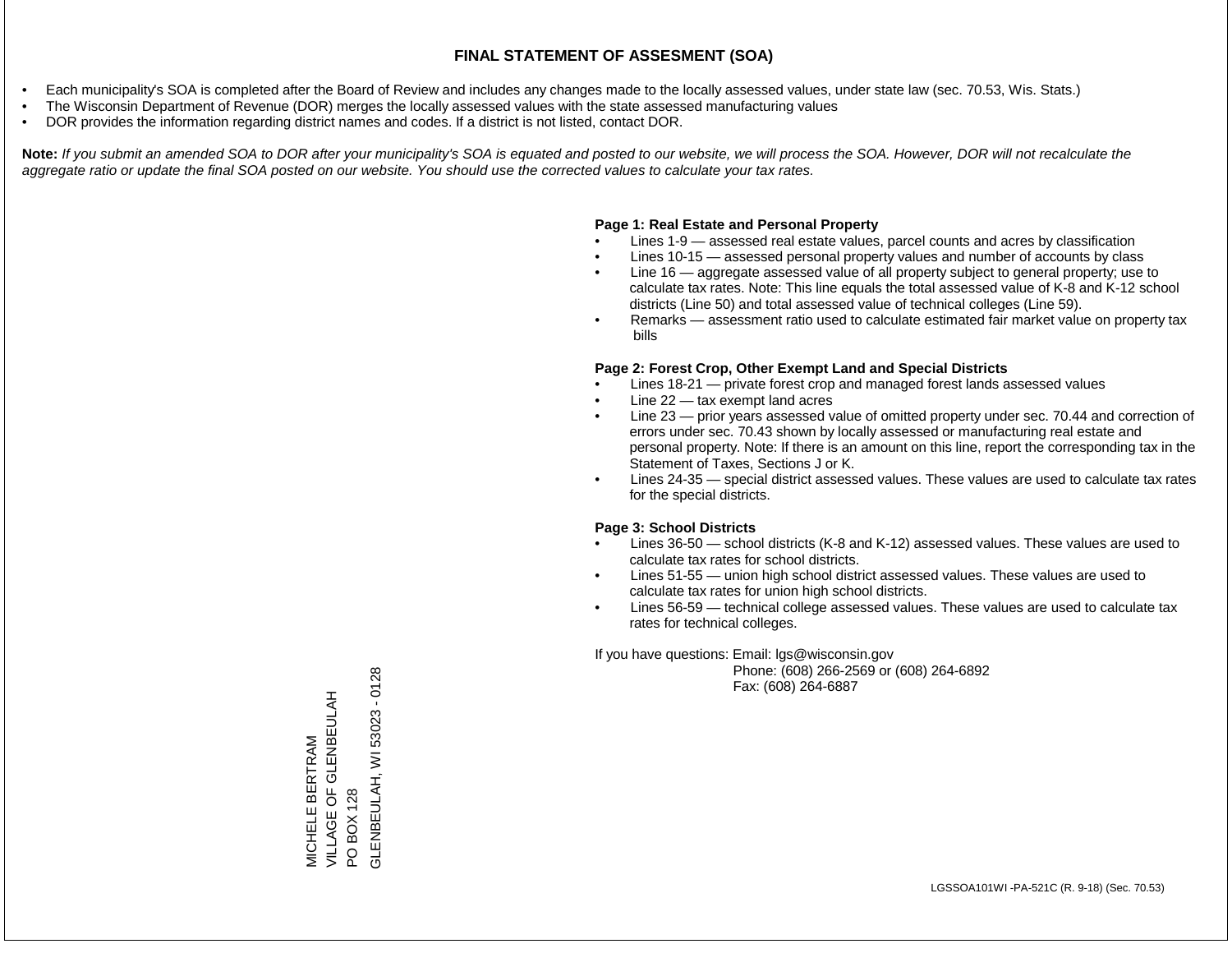# FINAL STATEMENT OF ASSESMENT (SOA)

- Each municipality's SOA is completed after the Board of Review and includes any changes made to the locally assessed values, under state law (sec. 70.53, Wis. Stats.)
- The Wisconsin Department of Revenue (DOR) merges the locally assessed values with the state assessed manufacturing values
- DOR provides the information regarding district names and codes. If a district is not listed, contact DOR.

**Note:** *If you submit an amended SOA to DOR after your municipality's SOA is equated and posted to our website, we will process the SOA. However, DOR will not recalculate the aggregate ratio or update the final SOA posted on our website. You should use the corrected values to calculate your tax rates.*

**Page 1: Real Estate and Personal Property**

- Lines 1-9 — assessed real estate values, parcel counts and acres by classification
- Lines 10-15 — assessed personal property values and number of accounts by class
- Line 16 — aggregate assessed value of all property subject to general property; use to calculate tax rates. Note: This line equals the total assessed value of K-8 and K-12 school districts (Line 50) and total assessed value of technical colleges (Line 59).
- Remarks — assessment ratio used to calculate estimated fair market value on property tax bills

**Page 2: Forest Crop, Other Exempt Land and Special Districts**

- Lines 18-21 — private forest crop and managed forest lands assessed values
- Line 22 — tax exempt land acres
- Line 23 — prior years assessed value of omitted property under sec. 70.44 and correction of errors under sec. 70.43 shown by locally assessed or manufacturing real estate and personal property. Note: If there is an amount on this line, report the corresponding tax in the Statement of Taxes, Sections J or K.
- Lines 24-35 — special district assessed values. These values are used to calculate tax rates for the special districts.

**Page 3: School Districts**

- Lines 36-50 — school districts (K-8 and K-12) assessed values. These values are used to calculate tax rates for school districts.
- Lines 51-55 — union high school district assessed values. These values are used to calculate tax rates for union high school districts.
- Lines 56-59 — technical college assessed values. These values are used to calculate tax rates for technical colleges.

If you have questions: Email: lgs@wisconsin.gov
Phone: (608) 266-2569 or (608) 264-6892
Fax: (608) 264-6887

MICHELE BERTRAM
VILLAGE OF GLENBEULAH
PO BOX 128
GLENBEULAH, WI 53023 - 0128

LGSSOA101WI -PA-521C (R. 9-18) (Sec. 70.53)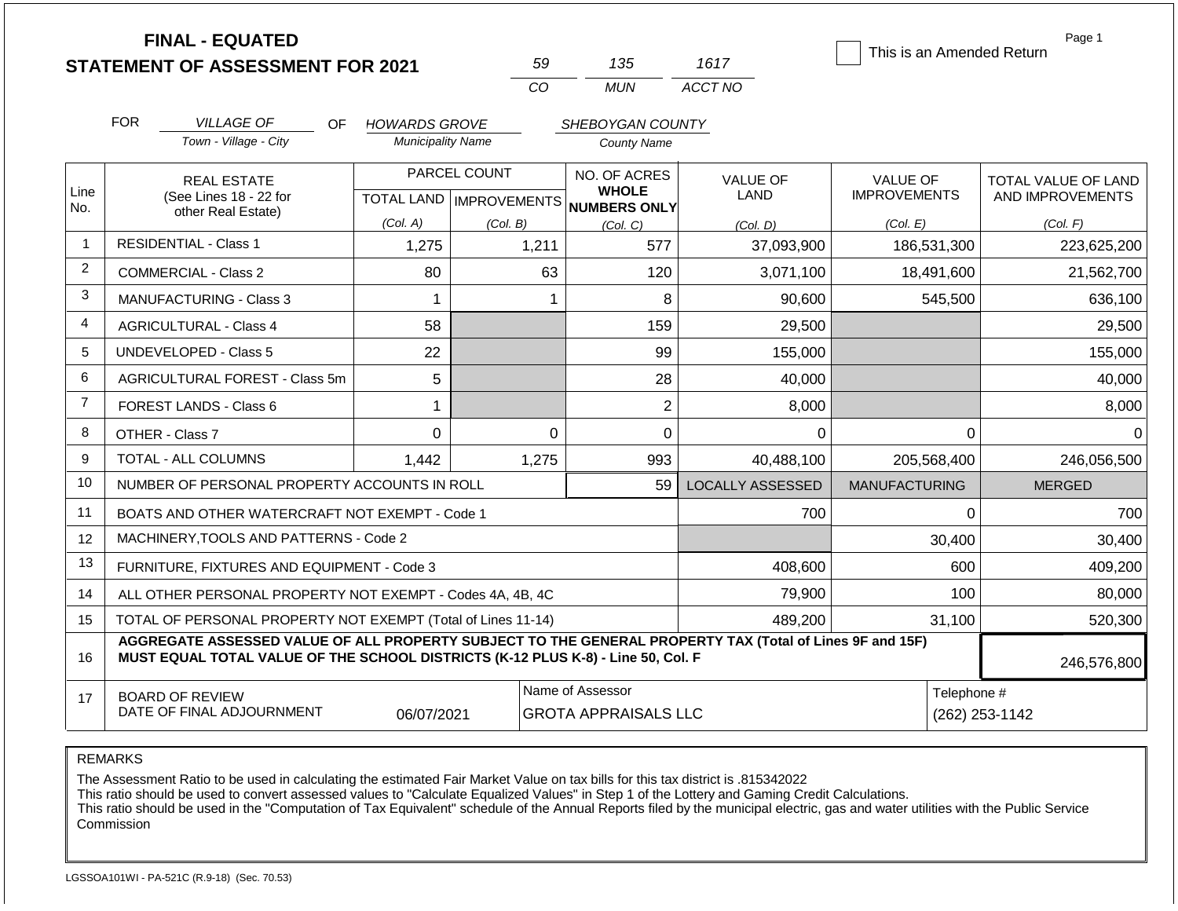**FINAL - EQUATED**
**STATEMENT OF ASSESSMENT FOR 2021**

| 59 | 135 | 1617 |
|---|---|---|
| CO | MUN | ACCT NO |

☐ This is an Amended Return

FOR *VILLAGE OF* (Town - Village - City) OF *HOWARDS GROVE* (Municipality Name) *SHEBOYGAN COUNTY* (County Name)

| Line No. | REAL ESTATE (See Lines 18 - 22 for other Real Estate) | PARCEL COUNT TOTAL LAND (Col. A) | PARCEL COUNT IMPROVEMENTS (Col. B) | NO. OF ACRES **WHOLE NUMBERS ONLY** (Col. C) | VALUE OF LAND (Col. D) | VALUE OF IMPROVEMENTS (Col. E) | TOTAL VALUE OF LAND AND IMPROVEMENTS (Col. F) |
|---|---|---|---|---|---|---|---|
| 1 | RESIDENTIAL - Class 1 | 1,275 | 1,211 | 577 | 37,093,900 | 186,531,300 | 223,625,200 |
| 2 | COMMERCIAL - Class 2 | 80 | 63 | 120 | 3,071,100 | 18,491,600 | 21,562,700 |
| 3 | MANUFACTURING - Class 3 | 1 | 1 | 8 | 90,600 | 545,500 | 636,100 |
| 4 | AGRICULTURAL - Class 4 | 58 | | 159 | 29,500 | | 29,500 |
| 5 | UNDEVELOPED - Class 5 | 22 | | 99 | 155,000 | | 155,000 |
| 6 | AGRICULTURAL FOREST - Class 5m | 5 | | 28 | 40,000 | | 40,000 |
| 7 | FOREST LANDS - Class 6 | 1 | | 2 | 8,000 | | 8,000 |
| 8 | OTHER - Class 7 | 0 | 0 | 0 | 0 | 0 | 0 |
| 9 | TOTAL - ALL COLUMNS | 1,442 | 1,275 | 993 | 40,488,100 | 205,568,400 | 246,056,500 |
| 10 | NUMBER OF PERSONAL PROPERTY ACCOUNTS IN ROLL | | | 59 | LOCALLY ASSESSED | MANUFACTURING | MERGED |
| 11 | BOATS AND OTHER WATERCRAFT NOT EXEMPT - Code 1 | | | | 700 | 0 | 700 |
| 12 | MACHINERY,TOOLS AND PATTERNS - Code 2 | | | | | 30,400 | 30,400 |
| 13 | FURNITURE, FIXTURES AND EQUIPMENT - Code 3 | | | | 408,600 | 600 | 409,200 |
| 14 | ALL OTHER PERSONAL PROPERTY NOT EXEMPT - Codes 4A, 4B, 4C | | | | 79,900 | 100 | 80,000 |
| 15 | TOTAL OF PERSONAL PROPERTY NOT EXEMPT (Total of Lines 11-14) | | | | 489,200 | 31,100 | 520,300 |
| 16 | **AGGREGATE ASSESSED VALUE OF ALL PROPERTY SUBJECT TO THE GENERAL PROPERTY TAX (Total of Lines 9F and 15F) MUST EQUAL TOTAL VALUE OF THE SCHOOL DISTRICTS (K-12 PLUS K-8) - Line 50, Col. F** | | | | | | 246,576,800 |
| 17 | BOARD OF REVIEW DATE OF FINAL ADJOURNMENT | 06/07/2021 | | Name of Assessor: GROTA APPRAISALS LLC | | | Telephone #: (262) 253-1142 |

REMARKS

The Assessment Ratio to be used in calculating the estimated Fair Market Value on tax bills for this tax district is .815342022
This ratio should be used to convert assessed values to "Calculate Equalized Values" in Step 1 of the Lottery and Gaming Credit Calculations.
This ratio should be used in the "Computation of Tax Equivalent" schedule of the Annual Reports filed by the municipal electric, gas and water utilities with the Public Service Commission

LGSSOA101WI - PA-521C (R.9-18) (Sec. 70.53)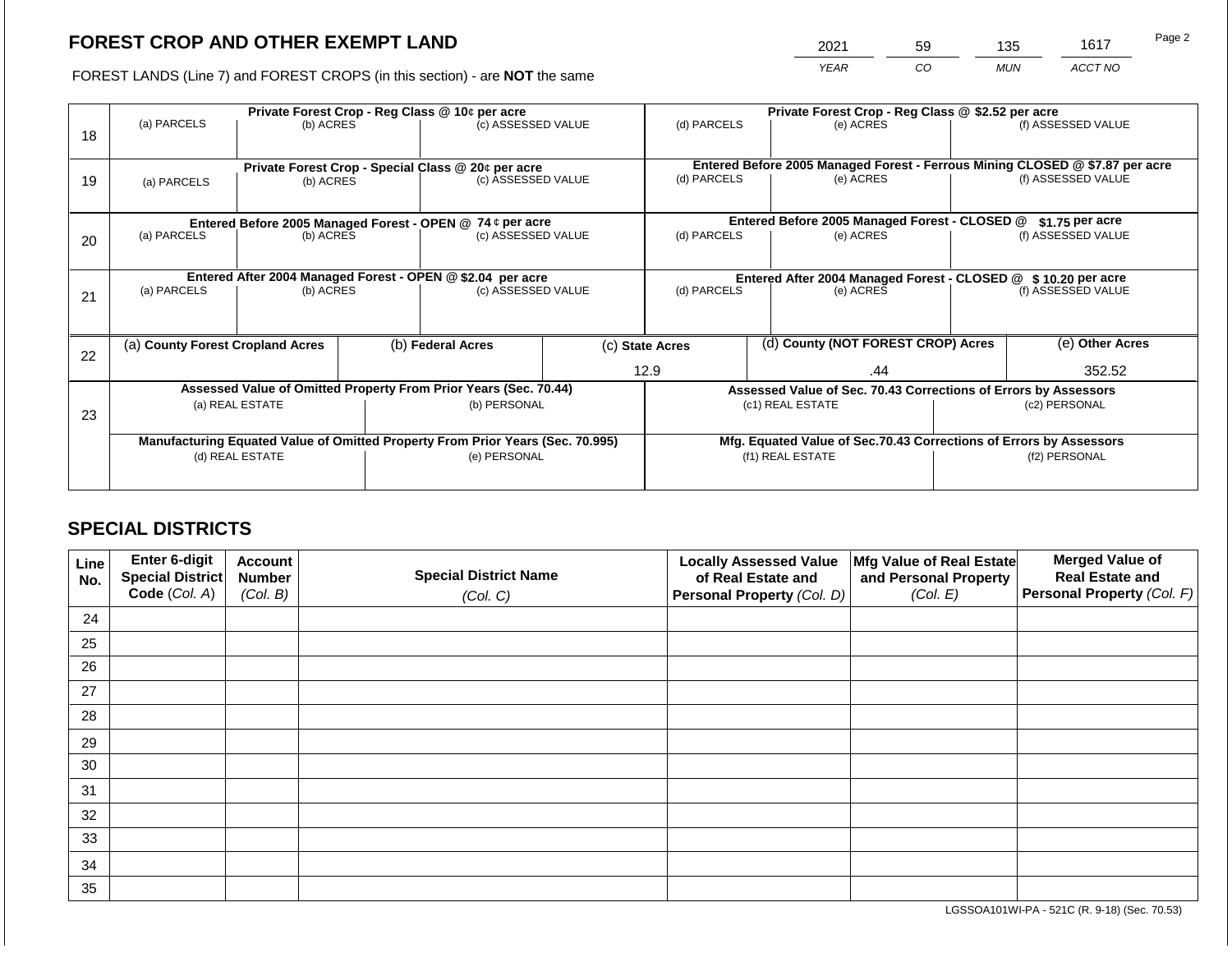## FOREST CROP AND OTHER EXEMPT LAND

FOREST LANDS (Line 7) and FOREST CROPS (in this section) - are **NOT** the same

| YEAR | CO | MUN | ACCT NO |
|---|---|---|---|
| 2021 | 59 | 135 | 1617 |

| Line | Private Forest Crop - Reg Class @ 10¢ per acre | | | Private Forest Crop - Reg Class @ $2.52 per acre | | |
|---|---|---|---|---|---|---|
| 18 | (a) PARCELS | (b) ACRES | (c) ASSESSED VALUE | (d) PARCELS | (e) ACRES | (f) ASSESSED VALUE |
| | | | | | | |
| | **Private Forest Crop - Special Class @ 20¢ per acre** | | | **Entered Before 2005 Managed Forest - Ferrous Mining CLOSED @ $7.87 per acre** | | |
| 19 | (a) PARCELS | (b) ACRES | (c) ASSESSED VALUE | (d) PARCELS | (e) ACRES | (f) ASSESSED VALUE |
| | | | | | | |
| | **Entered Before 2005 Managed Forest - OPEN @ 74 ¢ per acre** | | | **Entered Before 2005 Managed Forest - CLOSED @ $1.75 per acre** | | |
| 20 | (a) PARCELS | (b) ACRES | (c) ASSESSED VALUE | (d) PARCELS | (e) ACRES | (f) ASSESSED VALUE |
| | | | | | | |
| | **Entered After 2004 Managed Forest - OPEN @ $2.04 per acre** | | | **Entered After 2004 Managed Forest - CLOSED @ $ 10.20 per acre** | | |
| 21 | (a) PARCELS | (b) ACRES | (c) ASSESSED VALUE | (d) PARCELS | (e) ACRES | (f) ASSESSED VALUE |
| | | | | | | |

| Line | (a) County Forest Cropland Acres | (b) Federal Acres | (c) State Acres | (d) County (NOT FOREST CROP) Acres | (e) Other Acres |
|---|---|---|---|---|---|
| 22 | | | 12.9 | .44 | 352.52 |

| Line | Assessed Value of Omitted Property From Prior Years (Sec. 70.44) | | Assessed Value of Sec. 70.43 Corrections of Errors by Assessors | |
|---|---|---|---|---|
| 23 | (a) REAL ESTATE | (b) PERSONAL | (c1) REAL ESTATE | (c2) PERSONAL |
| | | | | |
| | **Manufacturing Equated Value of Omitted Property From Prior Years (Sec. 70.995)** | | **Mfg. Equated Value of Sec.70.43 Corrections of Errors by Assessors** | |
| | (d) REAL ESTATE | (e) PERSONAL | (f1) REAL ESTATE | (f2) PERSONAL |
| | | | | |

## SPECIAL DISTRICTS

| Line No. | Enter 6-digit Special District Code (Col. A) | Account Number (Col. B) | Special District Name (Col. C) | Locally Assessed Value of Real Estate and Personal Property (Col. D) | Mfg Value of Real Estate and Personal Property (Col. E) | Merged Value of Real Estate and Personal Property (Col. F) |
|---|---|---|---|---|---|---|
| 24 | | | | | | |
| 25 | | | | | | |
| 26 | | | | | | |
| 27 | | | | | | |
| 28 | | | | | | |
| 29 | | | | | | |
| 30 | | | | | | |
| 31 | | | | | | |
| 32 | | | | | | |
| 33 | | | | | | |
| 34 | | | | | | |
| 35 | | | | | | |

LGSSOA101WI-PA - 521C (R. 9-18) (Sec. 70.53)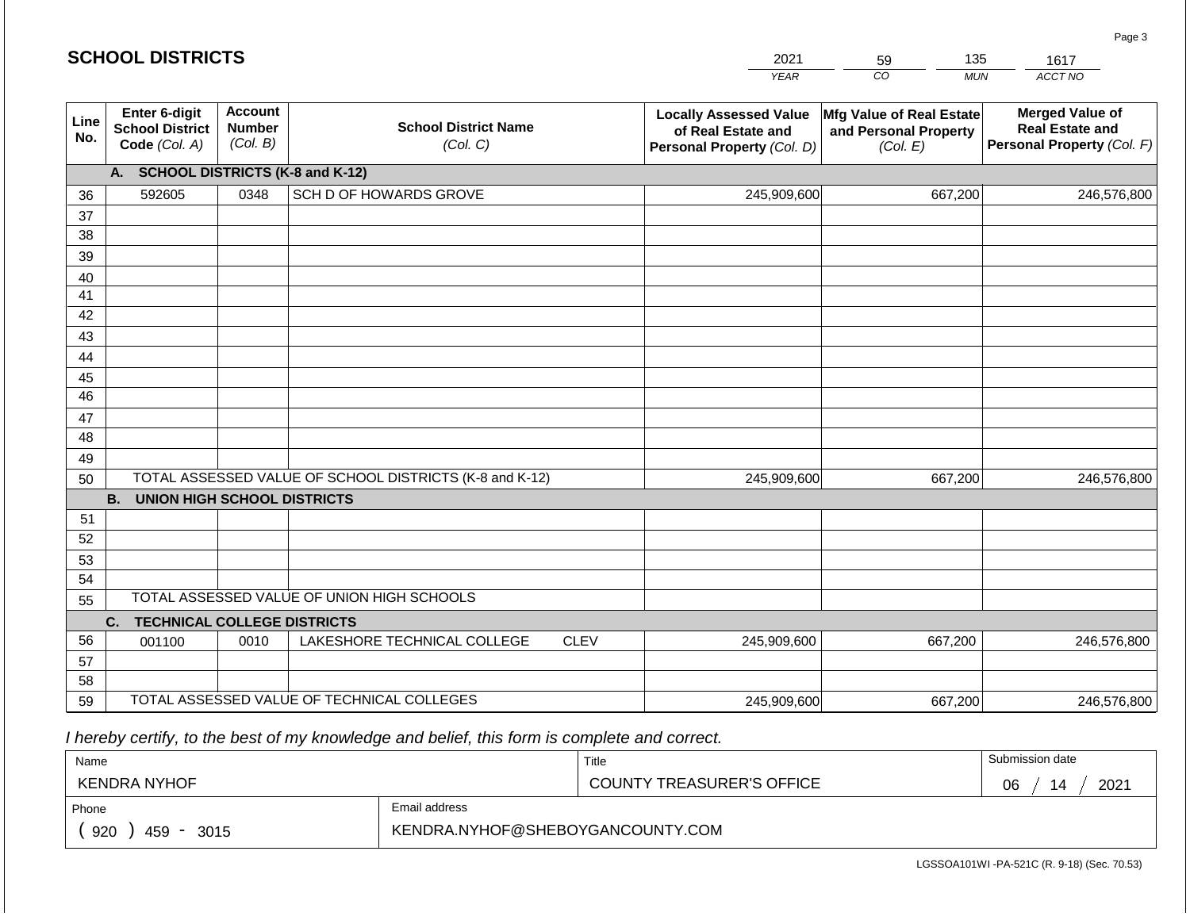## SCHOOL DISTRICTS

| 2021 | 59 | 135 | 1617 |
|---|---|---|---|
| *YEAR* | *CO* | *MUN* | *ACCT NO* |

| Line No. | Enter 6-digit School District Code *(Col. A)* | Account Number *(Col. B)* | School District Name *(Col. C)* | Locally Assessed Value of Real Estate and Personal Property *(Col. D)* | Mfg Value of Real Estate and Personal Property *(Col. E)* | Merged Value of Real Estate and Personal Property *(Col. F)* |
|---|---|---|---|---|---|---|
| | **A. SCHOOL DISTRICTS (K-8 and K-12)** | | | | | |
| 36 | 592605 | 0348 | SCH D OF HOWARDS GROVE | 245,909,600 | 667,200 | 246,576,800 |
| 37 | | | | | | |
| 38 | | | | | | |
| 39 | | | | | | |
| 40 | | | | | | |
| 41 | | | | | | |
| 42 | | | | | | |
| 43 | | | | | | |
| 44 | | | | | | |
| 45 | | | | | | |
| 46 | | | | | | |
| 47 | | | | | | |
| 48 | | | | | | |
| 49 | | | | | | |
| 50 | TOTAL ASSESSED VALUE OF SCHOOL DISTRICTS (K-8 and K-12) | | | 245,909,600 | 667,200 | 246,576,800 |
| | **B. UNION HIGH SCHOOL DISTRICTS** | | | | | |
| 51 | | | | | | |
| 52 | | | | | | |
| 53 | | | | | | |
| 54 | | | | | | |
| 55 | TOTAL ASSESSED VALUE OF UNION HIGH SCHOOLS | | | | | |
| | **C. TECHNICAL COLLEGE DISTRICTS** | | | | | |
| 56 | 001100 | 0010 | LAKESHORE TECHNICAL COLLEGE CLEV | 245,909,600 | 667,200 | 246,576,800 |
| 57 | | | | | | |
| 58 | | | | | | |
| 59 | TOTAL ASSESSED VALUE OF TECHNICAL COLLEGES | | | 245,909,600 | 667,200 | 246,576,800 |

*I hereby certify, to the best of my knowledge and belief, this form is complete and correct.*

| Name | Title | Submission date |
|---|---|---|
| KENDRA NYHOF | COUNTY TREASURER'S OFFICE | 06 / 14 / 2021 |
| **Phone** | **Email address** | |
| ( 920 ) 459 - 3015 | KENDRA.NYHOF@SHEBOYGANCOUNTY.COM | |

LGSSOA101WI -PA-521C (R. 9-18) (Sec. 70.53)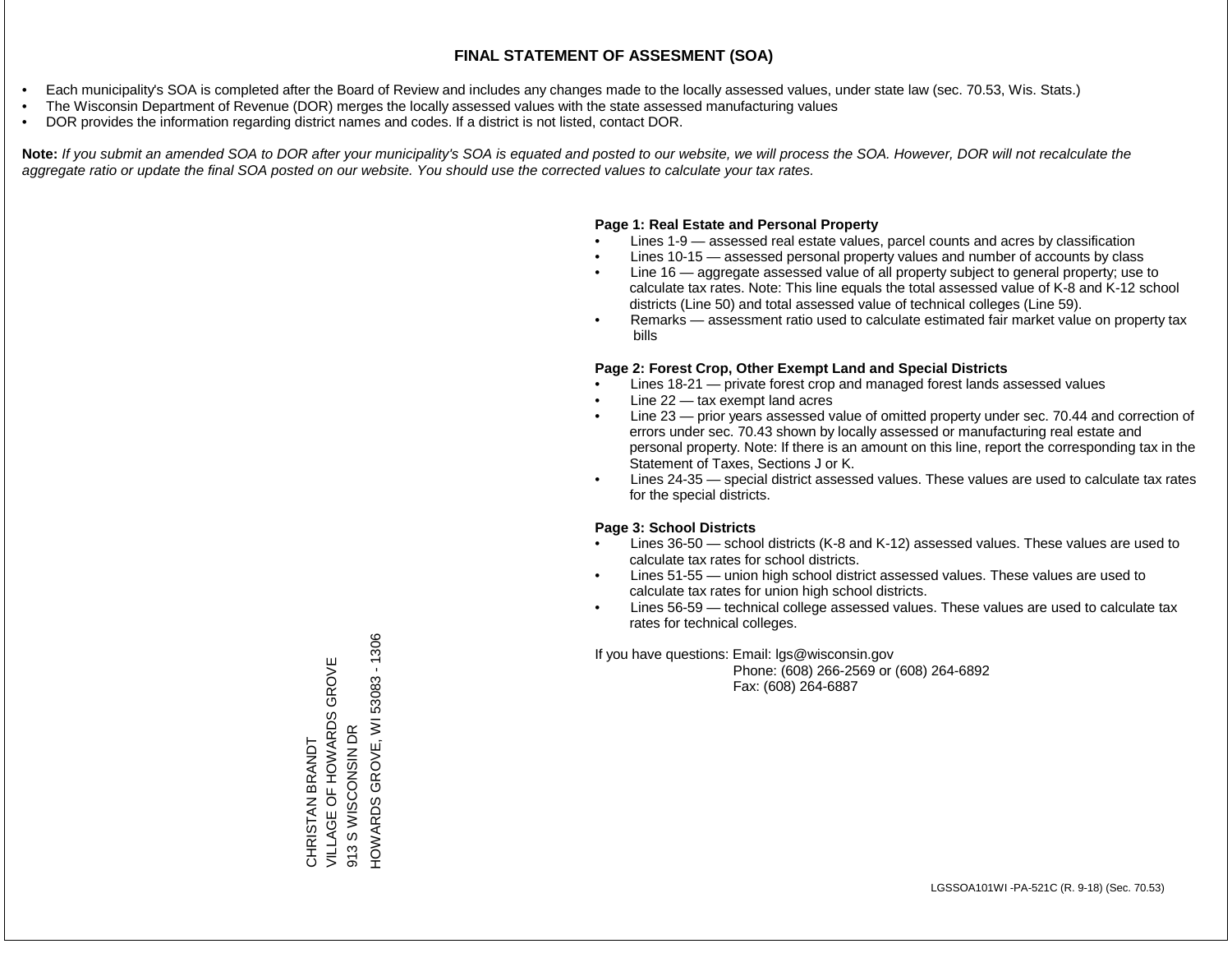# FINAL STATEMENT OF ASSESMENT (SOA)

- Each municipality's SOA is completed after the Board of Review and includes any changes made to the locally assessed values, under state law (sec. 70.53, Wis. Stats.)
- The Wisconsin Department of Revenue (DOR) merges the locally assessed values with the state assessed manufacturing values
- DOR provides the information regarding district names and codes. If a district is not listed, contact DOR.

**Note:** *If you submit an amended SOA to DOR after your municipality's SOA is equated and posted to our website, we will process the SOA. However, DOR will not recalculate the aggregate ratio or update the final SOA posted on our website. You should use the corrected values to calculate your tax rates.*

**Page 1: Real Estate and Personal Property**

- Lines 1-9 — assessed real estate values, parcel counts and acres by classification
- Lines 10-15 — assessed personal property values and number of accounts by class
- Line 16 — aggregate assessed value of all property subject to general property; use to calculate tax rates. Note: This line equals the total assessed value of K-8 and K-12 school districts (Line 50) and total assessed value of technical colleges (Line 59).
- Remarks — assessment ratio used to calculate estimated fair market value on property tax bills

**Page 2: Forest Crop, Other Exempt Land and Special Districts**

- Lines 18-21 — private forest crop and managed forest lands assessed values
- Line 22 — tax exempt land acres
- Line 23 — prior years assessed value of omitted property under sec. 70.44 and correction of errors under sec. 70.43 shown by locally assessed or manufacturing real estate and personal property. Note: If there is an amount on this line, report the corresponding tax in the Statement of Taxes, Sections J or K.
- Lines 24-35 — special district assessed values. These values are used to calculate tax rates for the special districts.

**Page 3: School Districts**

- Lines 36-50 — school districts (K-8 and K-12) assessed values. These values are used to calculate tax rates for school districts.
- Lines 51-55 — union high school district assessed values. These values are used to calculate tax rates for union high school districts.
- Lines 56-59 — technical college assessed values. These values are used to calculate tax rates for technical colleges.

If you have questions: Email: lgs@wisconsin.gov
Phone: (608) 266-2569 or (608) 264-6892
Fax: (608) 264-6887

CHRISTAN BRANDT
VILLAGE OF HOWARDS GROVE
913 S WISCONSIN DR
HOWARDS GROVE, WI 53083 - 1306

LGSSOA101WI -PA-521C (R. 9-18) (Sec. 70.53)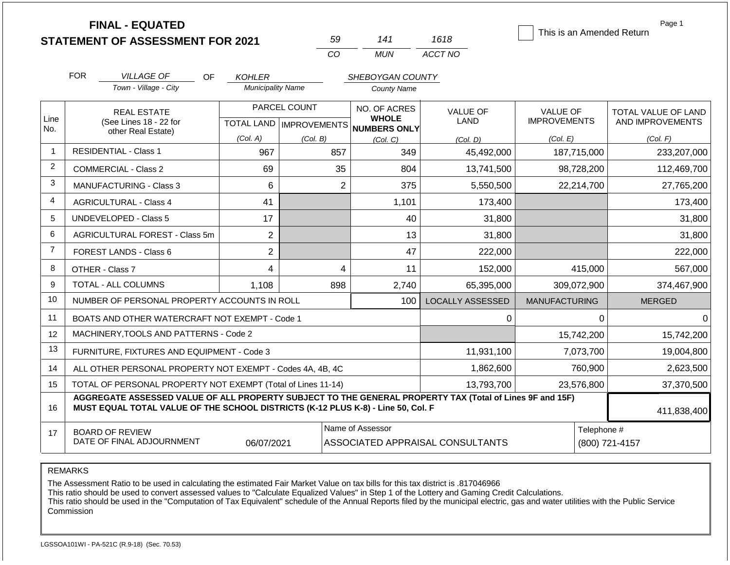**FINAL - EQUATED**
**STATEMENT OF ASSESSMENT FOR 2021**

| 59 | 141 | 1618 |
|---|---|---|
| CO | MUN | ACCT NO |

☐ This is an Amended Return

Page 1

FOR *VILLAGE OF* (Town - Village - City) OF *KOHLER* (Municipality Name) *SHEBOYGAN COUNTY* (County Name)

| Line No. | REAL ESTATE (See Lines 18 - 22 for other Real Estate) | PARCEL COUNT TOTAL LAND (Col. A) | PARCEL COUNT IMPROVEMENTS (Col. B) | NO. OF ACRES WHOLE NUMBERS ONLY (Col. C) | VALUE OF LAND (Col. D) | VALUE OF IMPROVEMENTS (Col. E) | TOTAL VALUE OF LAND AND IMPROVEMENTS (Col. F) |
|---|---|---|---|---|---|---|---|
| 1 | RESIDENTIAL - Class 1 | 967 | 857 | 349 | 45,492,000 | 187,715,000 | 233,207,000 |
| 2 | COMMERCIAL - Class 2 | 69 | 35 | 804 | 13,741,500 | 98,728,200 | 112,469,700 |
| 3 | MANUFACTURING - Class 3 | 6 | 2 | 375 | 5,550,500 | 22,214,700 | 27,765,200 |
| 4 | AGRICULTURAL - Class 4 | 41 | | 1,101 | 173,400 | | 173,400 |
| 5 | UNDEVELOPED - Class 5 | 17 | | 40 | 31,800 | | 31,800 |
| 6 | AGRICULTURAL FOREST - Class 5m | 2 | | 13 | 31,800 | | 31,800 |
| 7 | FOREST LANDS - Class 6 | 2 | | 47 | 222,000 | | 222,000 |
| 8 | OTHER - Class 7 | 4 | 4 | 11 | 152,000 | 415,000 | 567,000 |
| 9 | TOTAL - ALL COLUMNS | 1,108 | 898 | 2,740 | 65,395,000 | 309,072,900 | 374,467,900 |
| 10 | NUMBER OF PERSONAL PROPERTY ACCOUNTS IN ROLL | | | 100 | LOCALLY ASSESSED | MANUFACTURING | MERGED |
| 11 | BOATS AND OTHER WATERCRAFT NOT EXEMPT - Code 1 | | | | 0 | 0 | 0 |
| 12 | MACHINERY,TOOLS AND PATTERNS - Code 2 | | | | | 15,742,200 | 15,742,200 |
| 13 | FURNITURE, FIXTURES AND EQUIPMENT - Code 3 | | | | 11,931,100 | 7,073,700 | 19,004,800 |
| 14 | ALL OTHER PERSONAL PROPERTY NOT EXEMPT - Codes 4A, 4B, 4C | | | | 1,862,600 | 760,900 | 2,623,500 |
| 15 | TOTAL OF PERSONAL PROPERTY NOT EXEMPT (Total of Lines 11-14) | | | | 13,793,700 | 23,576,800 | 37,370,500 |
| 16 | **AGGREGATE ASSESSED VALUE OF ALL PROPERTY SUBJECT TO THE GENERAL PROPERTY TAX (Total of Lines 9F and 15F) MUST EQUAL TOTAL VALUE OF THE SCHOOL DISTRICTS (K-12 PLUS K-8) - Line 50, Col. F** | | | | | | 411,838,400 |
| 17 | BOARD OF REVIEW DATE OF FINAL ADJOURNMENT | 06/07/2021 | | Name of Assessor: ASSOCIATED APPRAISAL CONSULTANTS | | | Telephone #: (800) 721-4157 |

REMARKS

The Assessment Ratio to be used in calculating the estimated Fair Market Value on tax bills for this tax district is .817046966
This ratio should be used to convert assessed values to "Calculate Equalized Values" in Step 1 of the Lottery and Gaming Credit Calculations.
This ratio should be used in the "Computation of Tax Equivalent" schedule of the Annual Reports filed by the municipal electric, gas and water utilities with the Public Service Commission

LGSSOA101WI - PA-521C (R.9-18) (Sec. 70.53)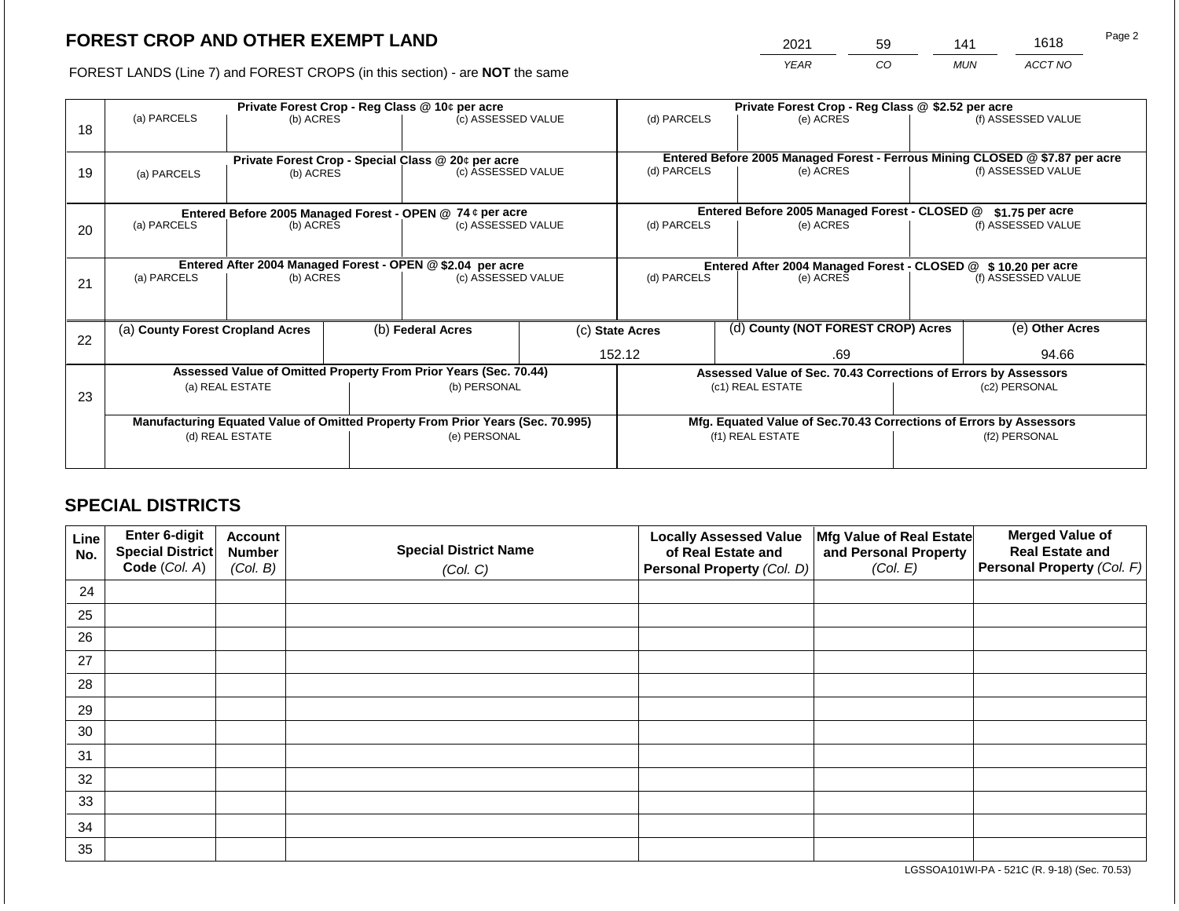## FOREST CROP AND OTHER EXEMPT LAND

FOREST LANDS (Line 7) and FOREST CROPS (in this section) - are **NOT** the same

| 2021 | 59 | 141 | 1618 |
|---|---|---|---|
| *YEAR* | *CO* | *MUN* | *ACCT NO* |

Page 2

| Line | Private Forest Crop - Reg Class @ 10¢ per acre | | | Private Forest Crop - Reg Class @ $2.52 per acre | | |
|---|---|---|---|---|---|---|
| | (a) PARCELS | (b) ACRES | (c) ASSESSED VALUE | (d) PARCELS | (e) ACRES | (f) ASSESSED VALUE |
| 18 | | | | | | |
| | **Private Forest Crop - Special Class @ 20¢ per acre** | | | **Entered Before 2005 Managed Forest - Ferrous Mining CLOSED @ $7.87 per acre** | | |
| 19 | (a) PARCELS | (b) ACRES | (c) ASSESSED VALUE | (d) PARCELS | (e) ACRES | (f) ASSESSED VALUE |
| | **Entered Before 2005 Managed Forest - OPEN @ 74 ¢ per acre** | | | **Entered Before 2005 Managed Forest - CLOSED @ $1.75 per acre** | | |
| 20 | (a) PARCELS | (b) ACRES | (c) ASSESSED VALUE | (d) PARCELS | (e) ACRES | (f) ASSESSED VALUE |
| | **Entered After 2004 Managed Forest - OPEN @ $2.04 per acre** | | | **Entered After 2004 Managed Forest - CLOSED @ $ 10.20 per acre** | | |
| 21 | (a) PARCELS | (b) ACRES | (c) ASSESSED VALUE | (d) PARCELS | (e) ACRES | (f) ASSESSED VALUE |

| Line | (a) **County Forest Cropland Acres** | (b) **Federal Acres** | (c) **State Acres** | (d) **County (NOT FOREST CROP) Acres** | (e) **Other Acres** |
|---|---|---|---|---|---|
| 22 | | | 152.12 | .69 | 94.66 |

| Line | Assessed Value of Omitted Property From Prior Years (Sec. 70.44) | | Assessed Value of Sec. 70.43 Corrections of Errors by Assessors | |
|---|---|---|---|---|
| 23 | (a) REAL ESTATE | (b) PERSONAL | (c1) REAL ESTATE | (c2) PERSONAL |
| | | | | |
| | **Manufacturing Equated Value of Omitted Property From Prior Years (Sec. 70.995)** | | **Mfg. Equated Value of Sec.70.43 Corrections of Errors by Assessors** | |
| | (d) REAL ESTATE | (e) PERSONAL | (f1) REAL ESTATE | (f2) PERSONAL |
| | | | | |

## SPECIAL DISTRICTS

| Line No. | Enter 6-digit Special District Code (*Col. A*) | Account Number (*Col. B*) | Special District Name (*Col. C*) | Locally Assessed Value of Real Estate and Personal Property (*Col. D*) | Mfg Value of Real Estate and Personal Property (*Col. E*) | Merged Value of Real Estate and Personal Property (*Col. F*) |
|---|---|---|---|---|---|---|
| 24 | | | | | | |
| 25 | | | | | | |
| 26 | | | | | | |
| 27 | | | | | | |
| 28 | | | | | | |
| 29 | | | | | | |
| 30 | | | | | | |
| 31 | | | | | | |
| 32 | | | | | | |
| 33 | | | | | | |
| 34 | | | | | | |
| 35 | | | | | | |

LGSSOA101WI-PA - 521C (R. 9-18) (Sec. 70.53)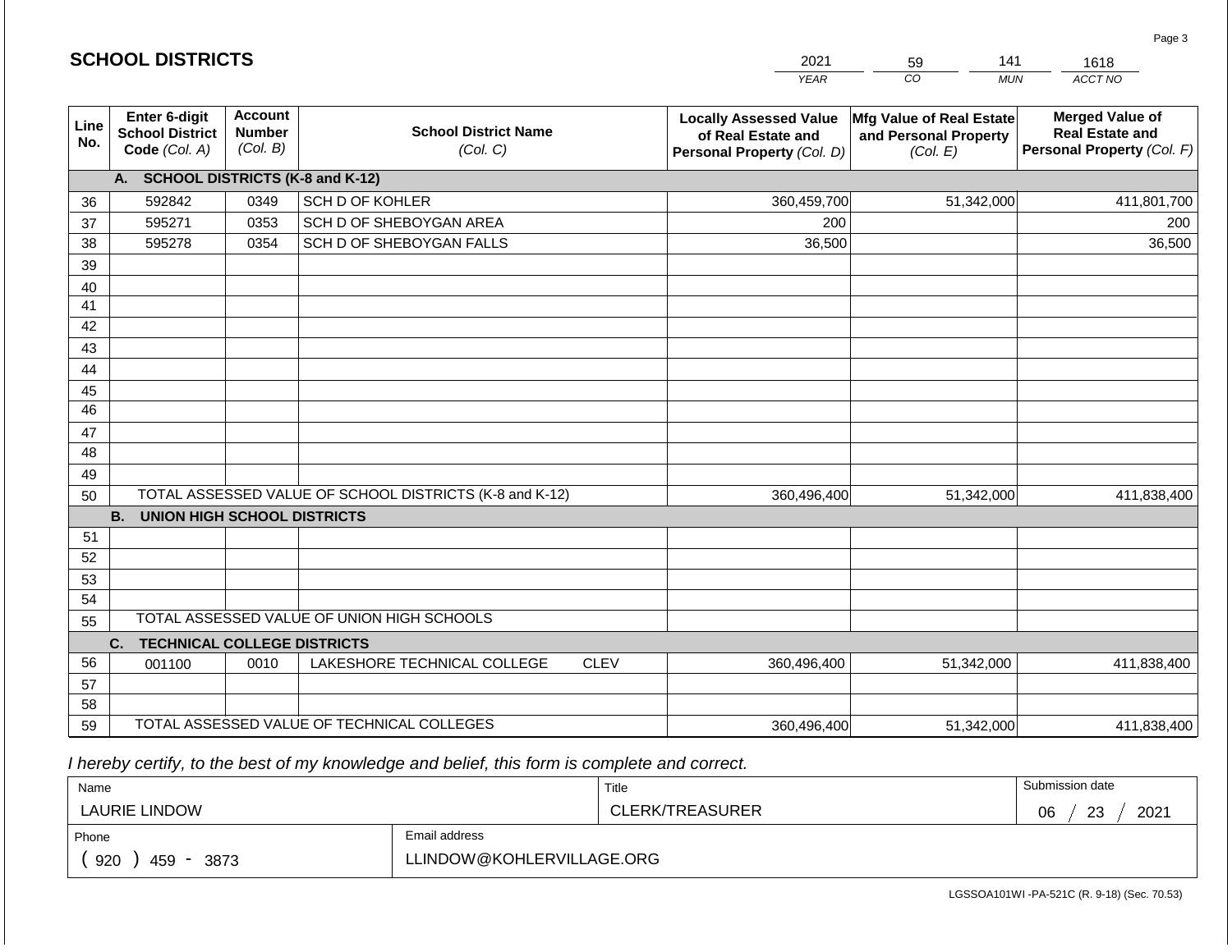## SCHOOL DISTRICTS

| 2021 | 59 | 141 | 1618 |
|---|---|---|---|
| *YEAR* | *CO* | *MUN* | *ACCT NO* |

| Line No. | Enter 6-digit School District Code *(Col. A)* | Account Number *(Col. B)* | School District Name *(Col. C)* | Locally Assessed Value of Real Estate and Personal Property *(Col. D)* | Mfg Value of Real Estate and Personal Property *(Col. E)* | Merged Value of Real Estate and Personal Property *(Col. F)* |
|---|---|---|---|---|---|---|
| | **A. SCHOOL DISTRICTS (K-8 and K-12)** | | | | | |
| 36 | 592842 | 0349 | SCH D OF KOHLER | 360,459,700 | 51,342,000 | 411,801,700 |
| 37 | 595271 | 0353 | SCH D OF SHEBOYGAN AREA | 200 | | 200 |
| 38 | 595278 | 0354 | SCH D OF SHEBOYGAN FALLS | 36,500 | | 36,500 |
| 39 | | | | | | |
| 40 | | | | | | |
| 41 | | | | | | |
| 42 | | | | | | |
| 43 | | | | | | |
| 44 | | | | | | |
| 45 | | | | | | |
| 46 | | | | | | |
| 47 | | | | | | |
| 48 | | | | | | |
| 49 | | | | | | |
| 50 | TOTAL ASSESSED VALUE OF SCHOOL DISTRICTS (K-8 and K-12) | | | 360,496,400 | 51,342,000 | 411,838,400 |
| | **B. UNION HIGH SCHOOL DISTRICTS** | | | | | |
| 51 | | | | | | |
| 52 | | | | | | |
| 53 | | | | | | |
| 54 | | | | | | |
| 55 | TOTAL ASSESSED VALUE OF UNION HIGH SCHOOLS | | | | | |
| | **C. TECHNICAL COLLEGE DISTRICTS** | | | | | |
| 56 | 001100 | 0010 | LAKESHORE TECHNICAL COLLEGE CLEV | 360,496,400 | 51,342,000 | 411,838,400 |
| 57 | | | | | | |
| 58 | | | | | | |
| 59 | TOTAL ASSESSED VALUE OF TECHNICAL COLLEGES | | | 360,496,400 | 51,342,000 | 411,838,400 |

*I hereby certify, to the best of my knowledge and belief, this form is complete and correct.*

| Name | Title | Submission date |
|---|---|---|
| LAURIE LINDOW | CLERK/TREASURER | 06 / 23 / 2021 |
| Phone | Email address | |
| ( 920 ) 459 - 3873 | LLINDOW@KOHLERVILLAGE.ORG | |

LGSSOA101WI -PA-521C (R. 9-18) (Sec. 70.53)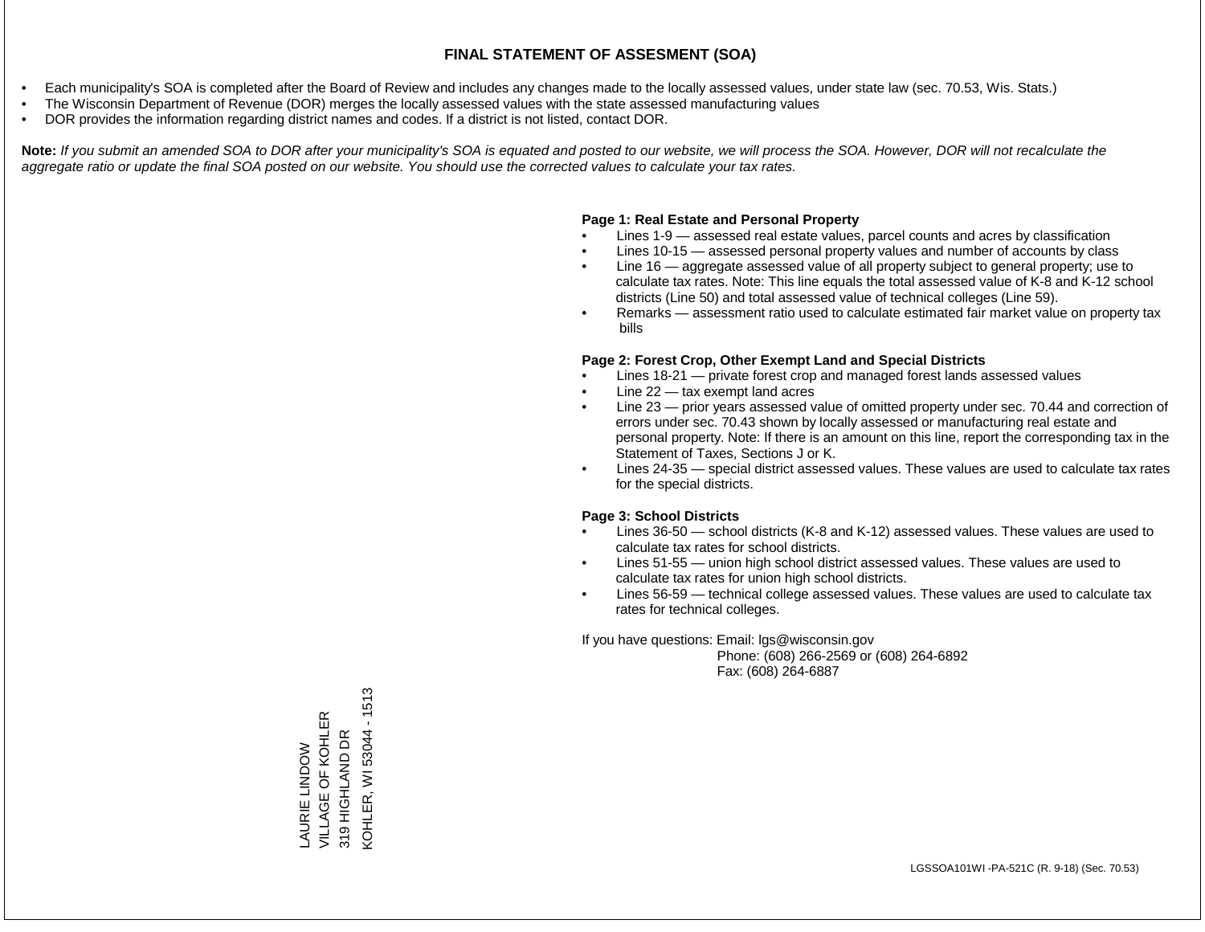# FINAL STATEMENT OF ASSESMENT (SOA)

- Each municipality's SOA is completed after the Board of Review and includes any changes made to the locally assessed values, under state law (sec. 70.53, Wis. Stats.)
- The Wisconsin Department of Revenue (DOR) merges the locally assessed values with the state assessed manufacturing values
- DOR provides the information regarding district names and codes. If a district is not listed, contact DOR.

**Note:** *If you submit an amended SOA to DOR after your municipality's SOA is equated and posted to our website, we will process the SOA. However, DOR will not recalculate the aggregate ratio or update the final SOA posted on our website. You should use the corrected values to calculate your tax rates.*

**Page 1: Real Estate and Personal Property**

- Lines 1-9 — assessed real estate values, parcel counts and acres by classification
- Lines 10-15 — assessed personal property values and number of accounts by class
- Line 16 — aggregate assessed value of all property subject to general property; use to calculate tax rates. Note: This line equals the total assessed value of K-8 and K-12 school districts (Line 50) and total assessed value of technical colleges (Line 59).
- Remarks — assessment ratio used to calculate estimated fair market value on property tax bills

**Page 2: Forest Crop, Other Exempt Land and Special Districts**

- Lines 18-21 — private forest crop and managed forest lands assessed values
- Line 22 — tax exempt land acres
- Line 23 — prior years assessed value of omitted property under sec. 70.44 and correction of errors under sec. 70.43 shown by locally assessed or manufacturing real estate and personal property. Note: If there is an amount on this line, report the corresponding tax in the Statement of Taxes, Sections J or K.
- Lines 24-35 — special district assessed values. These values are used to calculate tax rates for the special districts.

**Page 3: School Districts**

- Lines 36-50 — school districts (K-8 and K-12) assessed values. These values are used to calculate tax rates for school districts.
- Lines 51-55 — union high school district assessed values. These values are used to calculate tax rates for union high school districts.
- Lines 56-59 — technical college assessed values. These values are used to calculate tax rates for technical colleges.

If you have questions: Email: lgs@wisconsin.gov
Phone: (608) 266-2569 or (608) 264-6892
Fax: (608) 264-6887

LAURIE LINDOW
VILLAGE OF KOHLER
319 HIGHLAND DR
KOHLER, WI 53044 - 1513

LGSSOA101WI -PA-521C (R. 9-18) (Sec. 70.53)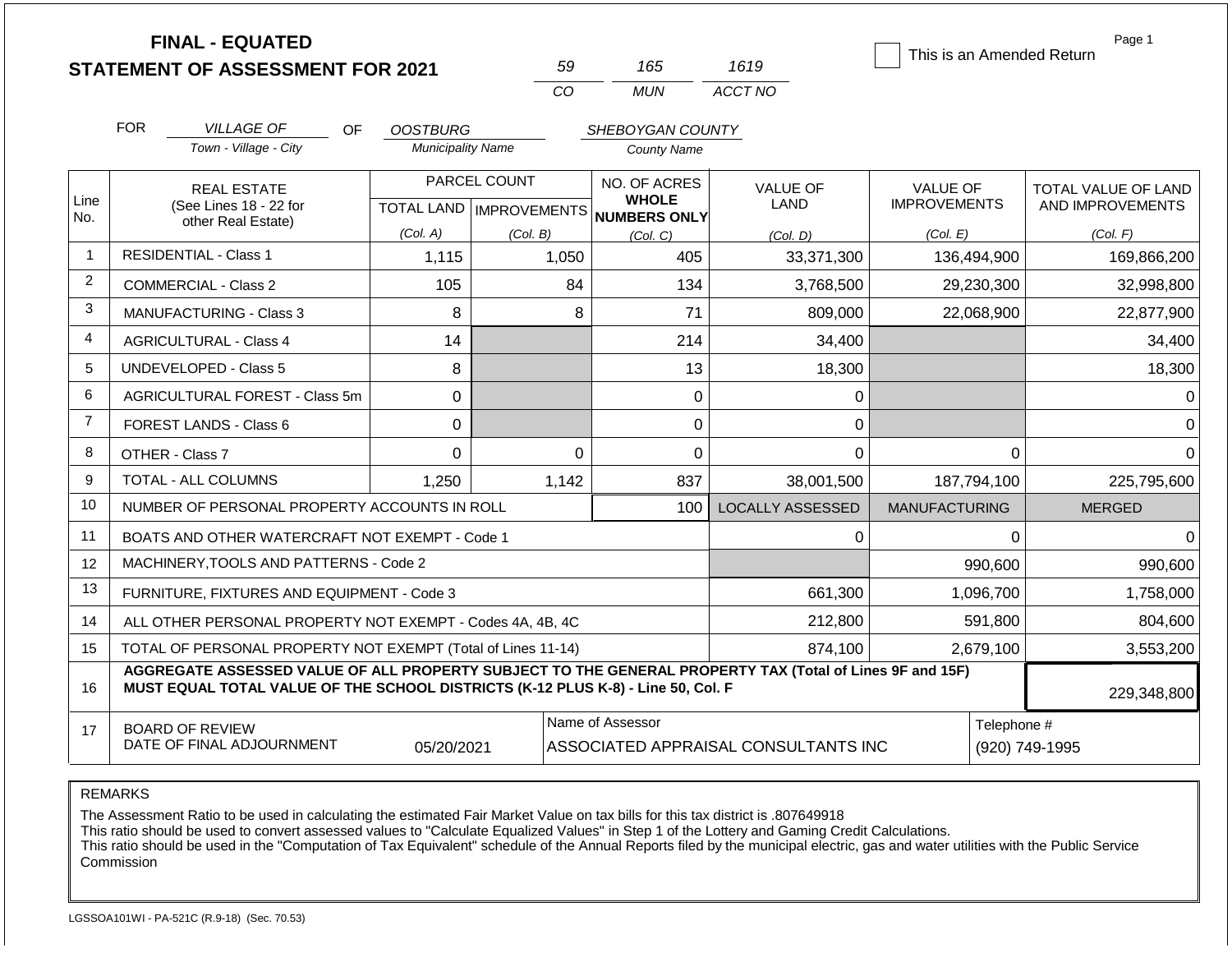# FINAL - EQUATED
# STATEMENT OF ASSESSMENT FOR 2021

| 59 | 165 | 1619 |
|---|---|---|
| CO | MUN | ACCT NO |

☐ This is an Amended Return

FOR *VILLAGE OF* (Town - Village - City) OF *OOSTBURG* (Municipality Name) *SHEBOYGAN COUNTY* (County Name)

| Line No. | REAL ESTATE (See Lines 18 - 22 for other Real Estate) | PARCEL COUNT TOTAL LAND (Col. A) | PARCEL COUNT IMPROVEMENTS (Col. B) | NO. OF ACRES WHOLE NUMBERS ONLY (Col. C) | VALUE OF LAND (Col. D) | VALUE OF IMPROVEMENTS (Col. E) | TOTAL VALUE OF LAND AND IMPROVEMENTS (Col. F) |
|---|---|---|---|---|---|---|---|
| 1 | RESIDENTIAL - Class 1 | 1,115 | 1,050 | 405 | 33,371,300 | 136,494,900 | 169,866,200 |
| 2 | COMMERCIAL - Class 2 | 105 | 84 | 134 | 3,768,500 | 29,230,300 | 32,998,800 |
| 3 | MANUFACTURING - Class 3 | 8 | 8 | 71 | 809,000 | 22,068,900 | 22,877,900 |
| 4 | AGRICULTURAL - Class 4 | 14 | | 214 | 34,400 | | 34,400 |
| 5 | UNDEVELOPED - Class 5 | 8 | | 13 | 18,300 | | 18,300 |
| 6 | AGRICULTURAL FOREST - Class 5m | 0 | | 0 | 0 | | 0 |
| 7 | FOREST LANDS - Class 6 | 0 | | 0 | 0 | | 0 |
| 8 | OTHER - Class 7 | 0 | 0 | 0 | 0 | 0 | 0 |
| 9 | TOTAL - ALL COLUMNS | 1,250 | 1,142 | 837 | 38,001,500 | 187,794,100 | 225,795,600 |
| 10 | NUMBER OF PERSONAL PROPERTY ACCOUNTS IN ROLL | | | 100 | LOCALLY ASSESSED | MANUFACTURING | MERGED |
| 11 | BOATS AND OTHER WATERCRAFT NOT EXEMPT - Code 1 | | | | 0 | 0 | 0 |
| 12 | MACHINERY,TOOLS AND PATTERNS - Code 2 | | | | | 990,600 | 990,600 |
| 13 | FURNITURE, FIXTURES AND EQUIPMENT - Code 3 | | | | 661,300 | 1,096,700 | 1,758,000 |
| 14 | ALL OTHER PERSONAL PROPERTY NOT EXEMPT - Codes 4A, 4B, 4C | | | | 212,800 | 591,800 | 804,600 |
| 15 | TOTAL OF PERSONAL PROPERTY NOT EXEMPT (Total of Lines 11-14) | | | | 874,100 | 2,679,100 | 3,553,200 |
| 16 | **AGGREGATE ASSESSED VALUE OF ALL PROPERTY SUBJECT TO THE GENERAL PROPERTY TAX (Total of Lines 9F and 15F) MUST EQUAL TOTAL VALUE OF THE SCHOOL DISTRICTS (K-12 PLUS K-8) - Line 50, Col. F** | | | | | | 229,348,800 |
| 17 | BOARD OF REVIEW DATE OF FINAL ADJOURNMENT | 05/20/2021 | | Name of Assessor: ASSOCIATED APPRAISAL CONSULTANTS INC | | | Telephone #: (920) 749-1995 |

REMARKS

The Assessment Ratio to be used in calculating the estimated Fair Market Value on tax bills for this tax district is .807649918
This ratio should be used to convert assessed values to "Calculate Equalized Values" in Step 1 of the Lottery and Gaming Credit Calculations.
This ratio should be used in the "Computation of Tax Equivalent" schedule of the Annual Reports filed by the municipal electric, gas and water utilities with the Public Service Commission

LGSSOA101WI - PA-521C (R.9-18) (Sec. 70.53)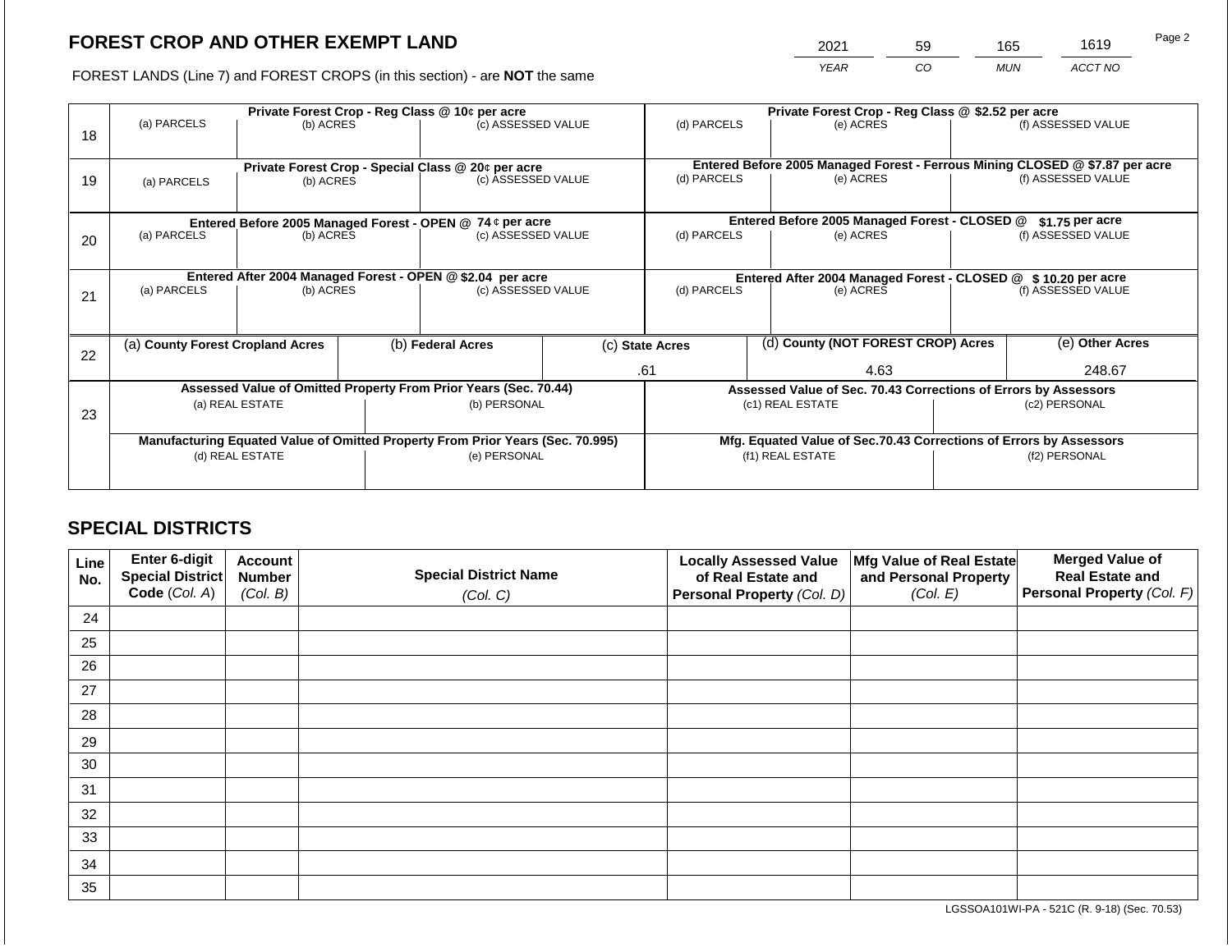# FOREST CROP AND OTHER EXEMPT LAND

| 2021 | 59 | 165 | 1619 |
|---|---|---|---|
| YEAR | CO | MUN | ACCT NO |

FOREST LANDS (Line 7) and FOREST CROPS (in this section) - are **NOT** the same

| Line | Private Forest Crop - Reg Class @ 10¢ per acre | | | Private Forest Crop - Reg Class @ $2.52 per acre | | |
|---|---|---|---|---|---|---|
| | (a) PARCELS | (b) ACRES | (c) ASSESSED VALUE | (d) PARCELS | (e) ACRES | (f) ASSESSED VALUE |
| 18 | | | | | | |
| | **Private Forest Crop - Special Class @ 20¢ per acre** | | | **Entered Before 2005 Managed Forest - Ferrous Mining CLOSED @ $7.87 per acre** | | |
| | (a) PARCELS | (b) ACRES | (c) ASSESSED VALUE | (d) PARCELS | (e) ACRES | (f) ASSESSED VALUE |
| 19 | | | | | | |
| | **Entered Before 2005 Managed Forest - OPEN @ 74 ¢ per acre** | | | **Entered Before 2005 Managed Forest - CLOSED @ $1.75 per acre** | | |
| | (a) PARCELS | (b) ACRES | (c) ASSESSED VALUE | (d) PARCELS | (e) ACRES | (f) ASSESSED VALUE |
| 20 | | | | | | |
| | **Entered After 2004 Managed Forest - OPEN @ $2.04 per acre** | | | **Entered After 2004 Managed Forest - CLOSED @ $ 10.20 per acre** | | |
| | (a) PARCELS | (b) ACRES | (c) ASSESSED VALUE | (d) PARCELS | (e) ACRES | (f) ASSESSED VALUE |
| 21 | | | | | | |

| Line | (a) County Forest Cropland Acres | (b) Federal Acres | (c) State Acres | (d) County (NOT FOREST CROP) Acres | (e) Other Acres |
|---|---|---|---|---|---|
| 22 | | | .61 | 4.63 | 248.67 |

| Line | Assessed Value of Omitted Property From Prior Years (Sec. 70.44) | | Assessed Value of Sec. 70.43 Corrections of Errors by Assessors | |
|---|---|---|---|---|
| | (a) REAL ESTATE | (b) PERSONAL | (c1) REAL ESTATE | (c2) PERSONAL |
| 23 | | | | |
| | **Manufacturing Equated Value of Omitted Property From Prior Years (Sec. 70.995)** | | **Mfg. Equated Value of Sec.70.43 Corrections of Errors by Assessors** | |
| | (d) REAL ESTATE | (e) PERSONAL | (f1) REAL ESTATE | (f2) PERSONAL |
| | | | | |

## SPECIAL DISTRICTS

| Line No. | Enter 6-digit Special District Code (Col. A) | Account Number (Col. B) | Special District Name (Col. C) | Locally Assessed Value of Real Estate and Personal Property (Col. D) | Mfg Value of Real Estate and Personal Property (Col. E) | Merged Value of Real Estate and Personal Property (Col. F) |
|---|---|---|---|---|---|---|
| 24 | | | | | | |
| 25 | | | | | | |
| 26 | | | | | | |
| 27 | | | | | | |
| 28 | | | | | | |
| 29 | | | | | | |
| 30 | | | | | | |
| 31 | | | | | | |
| 32 | | | | | | |
| 33 | | | | | | |
| 34 | | | | | | |
| 35 | | | | | | |

LGSSOA101WI-PA - 521C (R. 9-18) (Sec. 70.53)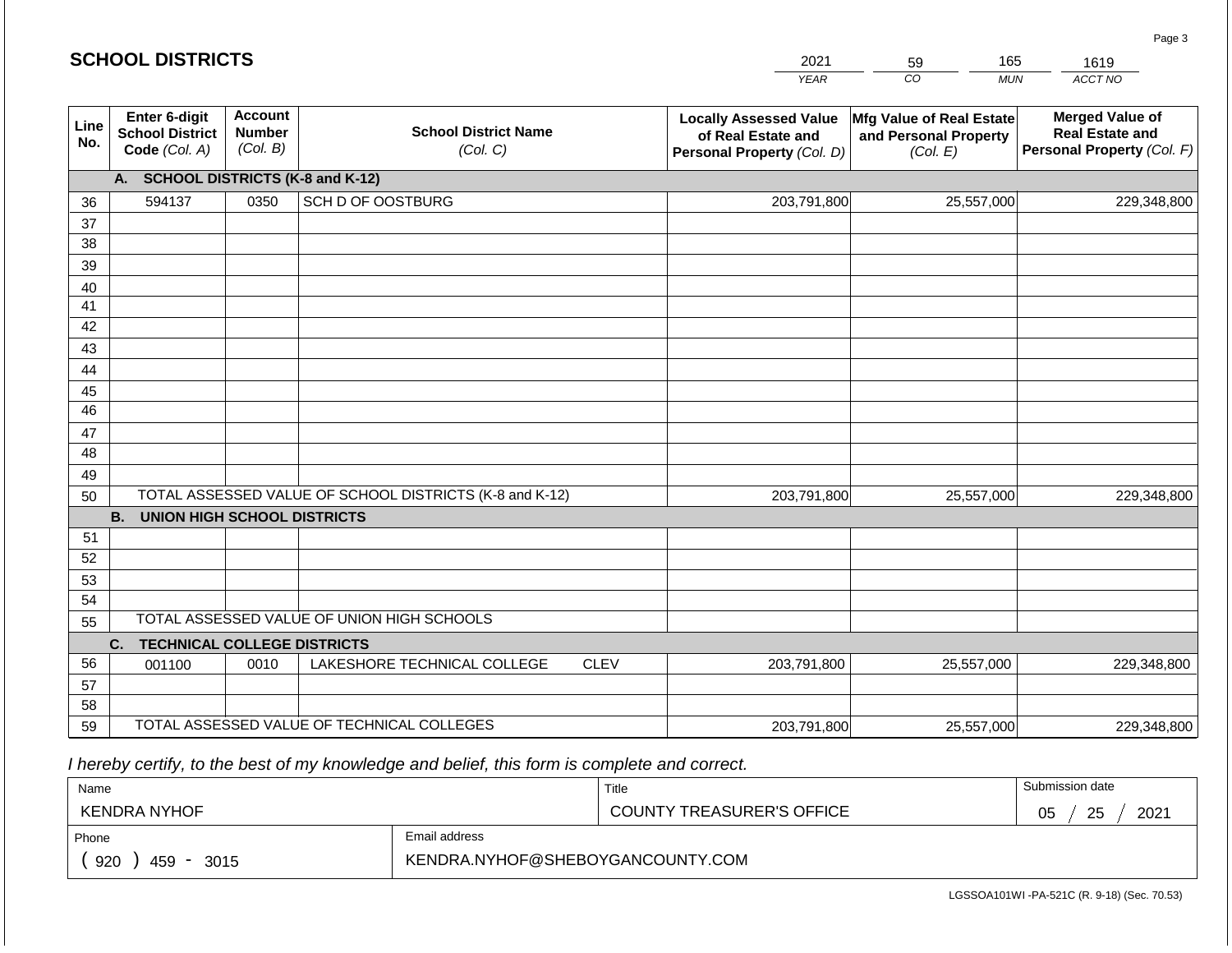# SCHOOL DISTRICTS

| 2021 | 59 | 165 | 1619 |
|---|---|---|---|
| *YEAR* | *CO* | *MUN* | *ACCT NO* |

| Line No. | Enter 6-digit School District Code *(Col. A)* | Account Number *(Col. B)* | School District Name *(Col. C)* | Locally Assessed Value of Real Estate and Personal Property *(Col. D)* | Mfg Value of Real Estate and Personal Property *(Col. E)* | Merged Value of Real Estate and Personal Property *(Col. F)* |
|---|---|---|---|---|---|---|
| | **A. SCHOOL DISTRICTS (K-8 and K-12)** | | | | | |
| 36 | 594137 | 0350 | SCH D OF OOSTBURG | 203,791,800 | 25,557,000 | 229,348,800 |
| 37 | | | | | | |
| 38 | | | | | | |
| 39 | | | | | | |
| 40 | | | | | | |
| 41 | | | | | | |
| 42 | | | | | | |
| 43 | | | | | | |
| 44 | | | | | | |
| 45 | | | | | | |
| 46 | | | | | | |
| 47 | | | | | | |
| 48 | | | | | | |
| 49 | | | | | | |
| 50 | TOTAL ASSESSED VALUE OF SCHOOL DISTRICTS (K-8 and K-12) | | | 203,791,800 | 25,557,000 | 229,348,800 |
| | **B. UNION HIGH SCHOOL DISTRICTS** | | | | | |
| 51 | | | | | | |
| 52 | | | | | | |
| 53 | | | | | | |
| 54 | | | | | | |
| 55 | TOTAL ASSESSED VALUE OF UNION HIGH SCHOOLS | | | | | |
| | **C. TECHNICAL COLLEGE DISTRICTS** | | | | | |
| 56 | 001100 | 0010 | LAKESHORE TECHNICAL COLLEGE CLEV | 203,791,800 | 25,557,000 | 229,348,800 |
| 57 | | | | | | |
| 58 | | | | | | |
| 59 | TOTAL ASSESSED VALUE OF TECHNICAL COLLEGES | | | 203,791,800 | 25,557,000 | 229,348,800 |

*I hereby certify, to the best of my knowledge and belief, this form is complete and correct.*

| Name | Title | Submission date |
|---|---|---|
| KENDRA NYHOF | COUNTY TREASURER'S OFFICE | 05 / 25 / 2021 |
| **Phone** | **Email address** | |
| ( 920 ) 459 - 3015 | KENDRA.NYHOF@SHEBOYGANCOUNTY.COM | |

LGSSOA101WI -PA-521C (R. 9-18) (Sec. 70.53)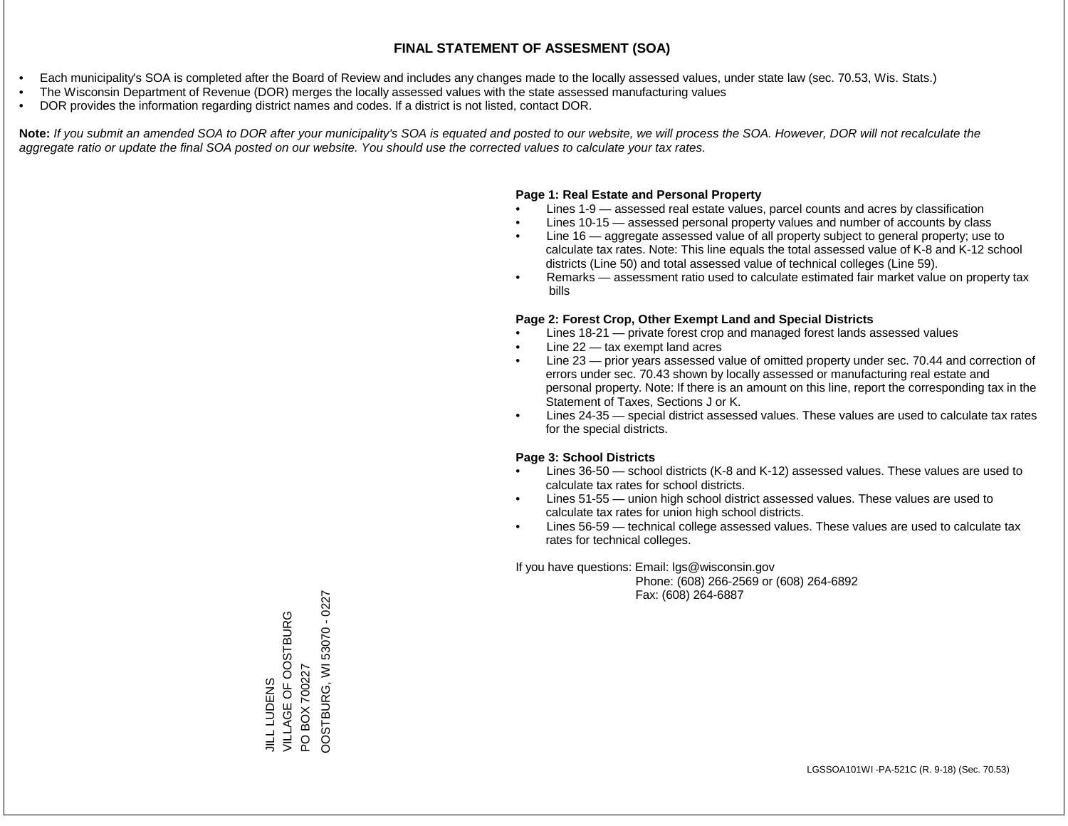# FINAL STATEMENT OF ASSESMENT (SOA)

- Each municipality's SOA is completed after the Board of Review and includes any changes made to the locally assessed values, under state law (sec. 70.53, Wis. Stats.)
- The Wisconsin Department of Revenue (DOR) merges the locally assessed values with the state assessed manufacturing values
- DOR provides the information regarding district names and codes. If a district is not listed, contact DOR.

**Note:** *If you submit an amended SOA to DOR after your municipality's SOA is equated and posted to our website, we will process the SOA. However, DOR will not recalculate the aggregate ratio or update the final SOA posted on our website. You should use the corrected values to calculate your tax rates.*

**Page 1: Real Estate and Personal Property**

- Lines 1-9 — assessed real estate values, parcel counts and acres by classification
- Lines 10-15 — assessed personal property values and number of accounts by class
- Line 16 — aggregate assessed value of all property subject to general property; use to calculate tax rates. Note: This line equals the total assessed value of K-8 and K-12 school districts (Line 50) and total assessed value of technical colleges (Line 59).
- Remarks — assessment ratio used to calculate estimated fair market value on property tax bills

**Page 2: Forest Crop, Other Exempt Land and Special Districts**

- Lines 18-21 — private forest crop and managed forest lands assessed values
- Line 22 — tax exempt land acres
- Line 23 — prior years assessed value of omitted property under sec. 70.44 and correction of errors under sec. 70.43 shown by locally assessed or manufacturing real estate and personal property. Note: If there is an amount on this line, report the corresponding tax in the Statement of Taxes, Sections J or K.
- Lines 24-35 — special district assessed values. These values are used to calculate tax rates for the special districts.

**Page 3: School Districts**

- Lines 36-50 — school districts (K-8 and K-12) assessed values. These values are used to calculate tax rates for school districts.
- Lines 51-55 — union high school district assessed values. These values are used to calculate tax rates for union high school districts.
- Lines 56-59 — technical college assessed values. These values are used to calculate tax rates for technical colleges.

If you have questions: Email: lgs@wisconsin.gov
Phone: (608) 266-2569 or (608) 264-6892
Fax: (608) 264-6887

JILL LUDENS
VILLAGE OF OOSTBURG
PO BOX 700227
OOSTBURG, WI 53070 - 0227

LGSSOA101WI -PA-521C (R. 9-18) (Sec. 70.53)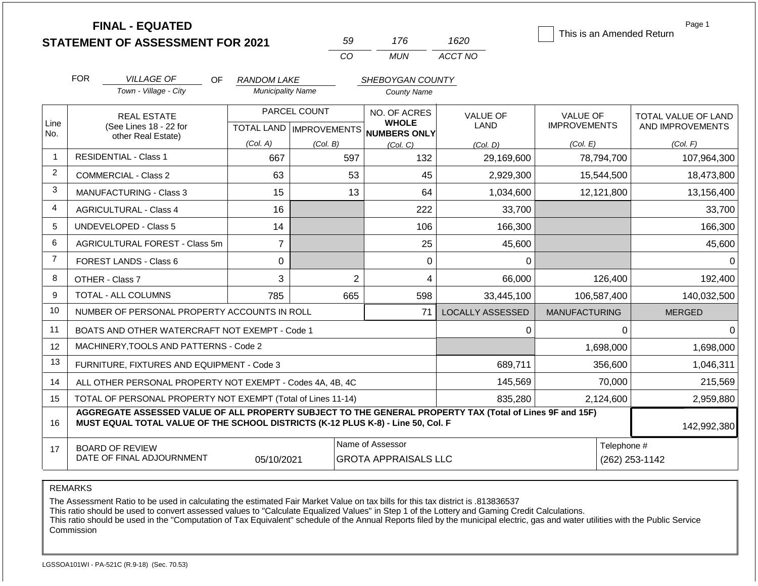# FINAL - EQUATED
# STATEMENT OF ASSESSMENT FOR 2021

| 59 | 176 | 1620 |
|---|---|---|
| CO | MUN | ACCT NO |

This is an Amended Return

FOR *VILLAGE OF* (Town - Village - City) OF *RANDOM LAKE* (Municipality Name) *SHEBOYGAN COUNTY* (County Name)

| Line No. | REAL ESTATE (See Lines 18 - 22 for other Real Estate) | PARCEL COUNT TOTAL LAND (Col. A) | PARCEL COUNT IMPROVEMENTS (Col. B) | NO. OF ACRES WHOLE NUMBERS ONLY (Col. C) | VALUE OF LAND (Col. D) | VALUE OF IMPROVEMENTS (Col. E) | TOTAL VALUE OF LAND AND IMPROVEMENTS (Col. F) |
|---|---|---|---|---|---|---|---|
| 1 | RESIDENTIAL - Class 1 | 667 | 597 | 132 | 29,169,600 | 78,794,700 | 107,964,300 |
| 2 | COMMERCIAL - Class 2 | 63 | 53 | 45 | 2,929,300 | 15,544,500 | 18,473,800 |
| 3 | MANUFACTURING - Class 3 | 15 | 13 | 64 | 1,034,600 | 12,121,800 | 13,156,400 |
| 4 | AGRICULTURAL - Class 4 | 16 | | 222 | 33,700 | | 33,700 |
| 5 | UNDEVELOPED - Class 5 | 14 | | 106 | 166,300 | | 166,300 |
| 6 | AGRICULTURAL FOREST - Class 5m | 7 | | 25 | 45,600 | | 45,600 |
| 7 | FOREST LANDS - Class 6 | 0 | | 0 | 0 | | 0 |
| 8 | OTHER - Class 7 | 3 | 2 | 4 | 66,000 | 126,400 | 192,400 |
| 9 | TOTAL - ALL COLUMNS | 785 | 665 | 598 | 33,445,100 | 106,587,400 | 140,032,500 |
| 10 | NUMBER OF PERSONAL PROPERTY ACCOUNTS IN ROLL | | | 71 | LOCALLY ASSESSED | MANUFACTURING | MERGED |
| 11 | BOATS AND OTHER WATERCRAFT NOT EXEMPT - Code 1 | | | | 0 | 0 | 0 |
| 12 | MACHINERY,TOOLS AND PATTERNS - Code 2 | | | | | 1,698,000 | 1,698,000 |
| 13 | FURNITURE, FIXTURES AND EQUIPMENT - Code 3 | | | | 689,711 | 356,600 | 1,046,311 |
| 14 | ALL OTHER PERSONAL PROPERTY NOT EXEMPT - Codes 4A, 4B, 4C | | | | 145,569 | 70,000 | 215,569 |
| 15 | TOTAL OF PERSONAL PROPERTY NOT EXEMPT (Total of Lines 11-14) | | | | 835,280 | 2,124,600 | 2,959,880 |
| 16 | **AGGREGATE ASSESSED VALUE OF ALL PROPERTY SUBJECT TO THE GENERAL PROPERTY TAX (Total of Lines 9F and 15F) MUST EQUAL TOTAL VALUE OF THE SCHOOL DISTRICTS (K-12 PLUS K-8) - Line 50, Col. F** | | | | | | 142,992,380 |
| 17 | BOARD OF REVIEW DATE OF FINAL ADJOURNMENT | 05/10/2021 | | Name of Assessor: GROTA APPRAISALS LLC | | | Telephone #: (262) 253-1142 |

REMARKS

The Assessment Ratio to be used in calculating the estimated Fair Market Value on tax bills for this tax district is .813836537
This ratio should be used to convert assessed values to "Calculate Equalized Values" in Step 1 of the Lottery and Gaming Credit Calculations.
This ratio should be used in the "Computation of Tax Equivalent" schedule of the Annual Reports filed by the municipal electric, gas and water utilities with the Public Service Commission

LGSSOA101WI - PA-521C (R.9-18) (Sec. 70.53)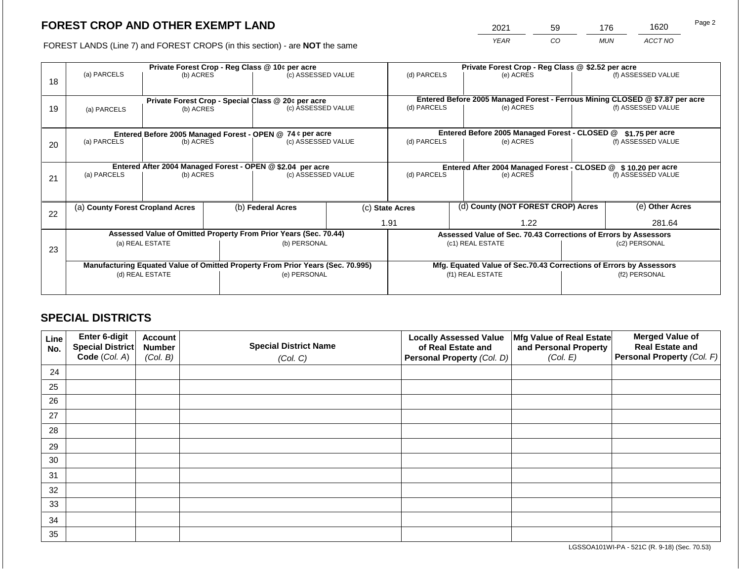# FOREST CROP AND OTHER EXEMPT LAND

FOREST LANDS (Line 7) and FOREST CROPS (in this section) - are **NOT** the same

| 2021 | 59 | 176 | 1620 |
|---|---|---|---|
| *YEAR* | *CO* | *MUN* | *ACCT NO* |

Page 2

| | Private Forest Crop - Reg Class @ 10¢ per acre | | | Private Forest Crop - Reg Class @ $2.52 per acre | | |
|---|---|---|---|---|---|---|
| 18 | (a) PARCELS | (b) ACRES | (c) ASSESSED VALUE | (d) PARCELS | (e) ACRES | (f) ASSESSED VALUE |
| | | | | | | |
| | **Private Forest Crop - Special Class @ 20¢ per acre** | | | **Entered Before 2005 Managed Forest - Ferrous Mining CLOSED @ $7.87 per acre** | | |
| 19 | (a) PARCELS | (b) ACRES | (c) ASSESSED VALUE | (d) PARCELS | (e) ACRES | (f) ASSESSED VALUE |
| | | | | | | |
| | **Entered Before 2005 Managed Forest - OPEN @ 74 ¢ per acre** | | | **Entered Before 2005 Managed Forest - CLOSED @ $1.75 per acre** | | |
| 20 | (a) PARCELS | (b) ACRES | (c) ASSESSED VALUE | (d) PARCELS | (e) ACRES | (f) ASSESSED VALUE |
| | | | | | | |
| | **Entered After 2004 Managed Forest - OPEN @ $2.04 per acre** | | | **Entered After 2004 Managed Forest - CLOSED @ $ 10.20 per acre** | | |
| 21 | (a) PARCELS | (b) ACRES | (c) ASSESSED VALUE | (d) PARCELS | (e) ACRES | (f) ASSESSED VALUE |
| | | | | | | |

| | (a) County Forest Cropland Acres | (b) Federal Acres | (c) State Acres | (d) County (NOT FOREST CROP) Acres | (e) Other Acres |
|---|---|---|---|---|---|
| 22 | | | 1.91 | 1.22 | 281.64 |

| | Assessed Value of Omitted Property From Prior Years (Sec. 70.44) | | Assessed Value of Sec. 70.43 Corrections of Errors by Assessors | |
|---|---|---|---|---|
| 23 | (a) REAL ESTATE | (b) PERSONAL | (c1) REAL ESTATE | (c2) PERSONAL |
| | | | | |
| | **Manufacturing Equated Value of Omitted Property From Prior Years (Sec. 70.995)** | | **Mfg. Equated Value of Sec.70.43 Corrections of Errors by Assessors** | |
| | (d) REAL ESTATE | (e) PERSONAL | (f1) REAL ESTATE | (f2) PERSONAL |
| | | | | |

## SPECIAL DISTRICTS

| Line No. | Enter 6-digit Special District Code (*Col. A*) | Account Number (*Col. B*) | Special District Name (*Col. C*) | Locally Assessed Value of Real Estate and Personal Property (*Col. D*) | Mfg Value of Real Estate and Personal Property (*Col. E*) | Merged Value of Real Estate and Personal Property (*Col. F*) |
|---|---|---|---|---|---|---|
| 24 | | | | | | |
| 25 | | | | | | |
| 26 | | | | | | |
| 27 | | | | | | |
| 28 | | | | | | |
| 29 | | | | | | |
| 30 | | | | | | |
| 31 | | | | | | |
| 32 | | | | | | |
| 33 | | | | | | |
| 34 | | | | | | |
| 35 | | | | | | |

LGSSOA101WI-PA - 521C (R. 9-18) (Sec. 70.53)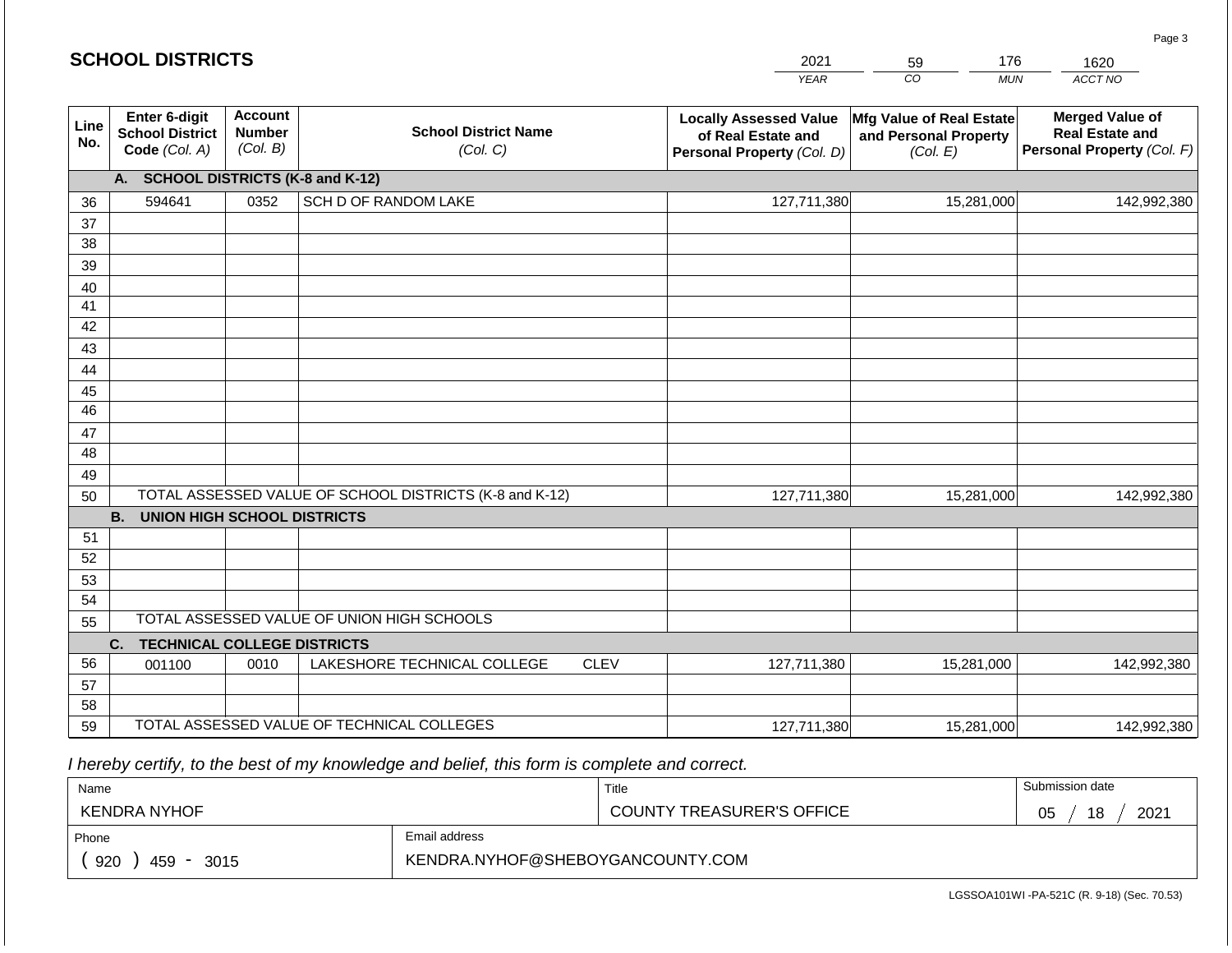## SCHOOL DISTRICTS

| 2021 | 59 | 176 | 1620 |
|---|---|---|---|
| YEAR | CO | MUN | ACCT NO |

| Line No. | Enter 6-digit School District Code (Col. A) | Account Number (Col. B) | School District Name (Col. C) | Locally Assessed Value of Real Estate and Personal Property (Col. D) | Mfg Value of Real Estate and Personal Property (Col. E) | Merged Value of Real Estate and Personal Property (Col. F) |
|---|---|---|---|---|---|---|
| | **A. SCHOOL DISTRICTS (K-8 and K-12)** | | | | | |
| 36 | 594641 | 0352 | SCH D OF RANDOM LAKE | 127,711,380 | 15,281,000 | 142,992,380 |
| 37 | | | | | | |
| 38 | | | | | | |
| 39 | | | | | | |
| 40 | | | | | | |
| 41 | | | | | | |
| 42 | | | | | | |
| 43 | | | | | | |
| 44 | | | | | | |
| 45 | | | | | | |
| 46 | | | | | | |
| 47 | | | | | | |
| 48 | | | | | | |
| 49 | | | | | | |
| 50 | TOTAL ASSESSED VALUE OF SCHOOL DISTRICTS (K-8 and K-12) | | | 127,711,380 | 15,281,000 | 142,992,380 |
| | **B. UNION HIGH SCHOOL DISTRICTS** | | | | | |
| 51 | | | | | | |
| 52 | | | | | | |
| 53 | | | | | | |
| 54 | | | | | | |
| 55 | TOTAL ASSESSED VALUE OF UNION HIGH SCHOOLS | | | | | |
| | **C. TECHNICAL COLLEGE DISTRICTS** | | | | | |
| 56 | 001100 | 0010 | LAKESHORE TECHNICAL COLLEGE CLEV | 127,711,380 | 15,281,000 | 142,992,380 |
| 57 | | | | | | |
| 58 | | | | | | |
| 59 | TOTAL ASSESSED VALUE OF TECHNICAL COLLEGES | | | 127,711,380 | 15,281,000 | 142,992,380 |

*I hereby certify, to the best of my knowledge and belief, this form is complete and correct.*

| Name | Title | Submission date |
|---|---|---|
| KENDRA NYHOF | COUNTY TREASURER'S OFFICE | 05 / 18 / 2021 |

| Phone | Email address |
|---|---|
| ( 920 ) 459 - 3015 | KENDRA.NYHOF@SHEBOYGANCOUNTY.COM |

LGSSOA101WI -PA-521C (R. 9-18) (Sec. 70.53)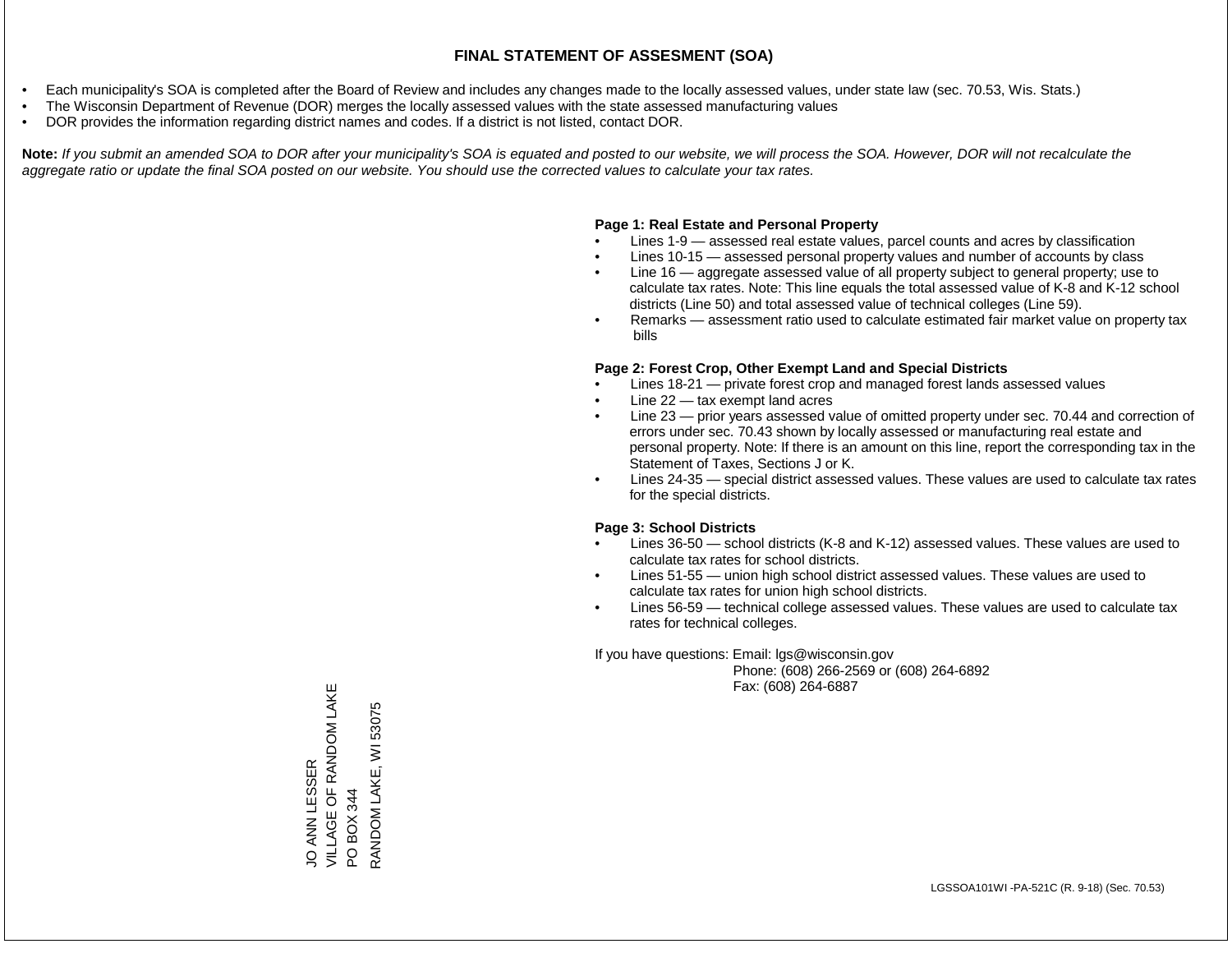# FINAL STATEMENT OF ASSESMENT (SOA)

- Each municipality's SOA is completed after the Board of Review and includes any changes made to the locally assessed values, under state law (sec. 70.53, Wis. Stats.)
- The Wisconsin Department of Revenue (DOR) merges the locally assessed values with the state assessed manufacturing values
- DOR provides the information regarding district names and codes. If a district is not listed, contact DOR.

**Note:** *If you submit an amended SOA to DOR after your municipality's SOA is equated and posted to our website, we will process the SOA. However, DOR will not recalculate the aggregate ratio or update the final SOA posted on our website. You should use the corrected values to calculate your tax rates.*

**Page 1: Real Estate and Personal Property**

- Lines 1-9 — assessed real estate values, parcel counts and acres by classification
- Lines 10-15 — assessed personal property values and number of accounts by class
- Line 16 — aggregate assessed value of all property subject to general property; use to calculate tax rates. Note: This line equals the total assessed value of K-8 and K-12 school districts (Line 50) and total assessed value of technical colleges (Line 59).
- Remarks — assessment ratio used to calculate estimated fair market value on property tax bills

**Page 2: Forest Crop, Other Exempt Land and Special Districts**

- Lines 18-21 — private forest crop and managed forest lands assessed values
- Line 22 — tax exempt land acres
- Line 23 — prior years assessed value of omitted property under sec. 70.44 and correction of errors under sec. 70.43 shown by locally assessed or manufacturing real estate and personal property. Note: If there is an amount on this line, report the corresponding tax in the Statement of Taxes, Sections J or K.
- Lines 24-35 — special district assessed values. These values are used to calculate tax rates for the special districts.

**Page 3: School Districts**

- Lines 36-50 — school districts (K-8 and K-12) assessed values. These values are used to calculate tax rates for school districts.
- Lines 51-55 — union high school district assessed values. These values are used to calculate tax rates for union high school districts.
- Lines 56-59 — technical college assessed values. These values are used to calculate tax rates for technical colleges.

If you have questions: Email: lgs@wisconsin.gov
Phone: (608) 266-2569 or (608) 264-6892
Fax: (608) 264-6887

JO ANN LESSER
VILLAGE OF RANDOM LAKE
PO BOX 344
RANDOM LAKE, WI 53075

LGSSOA101WI -PA-521C (R. 9-18) (Sec. 70.53)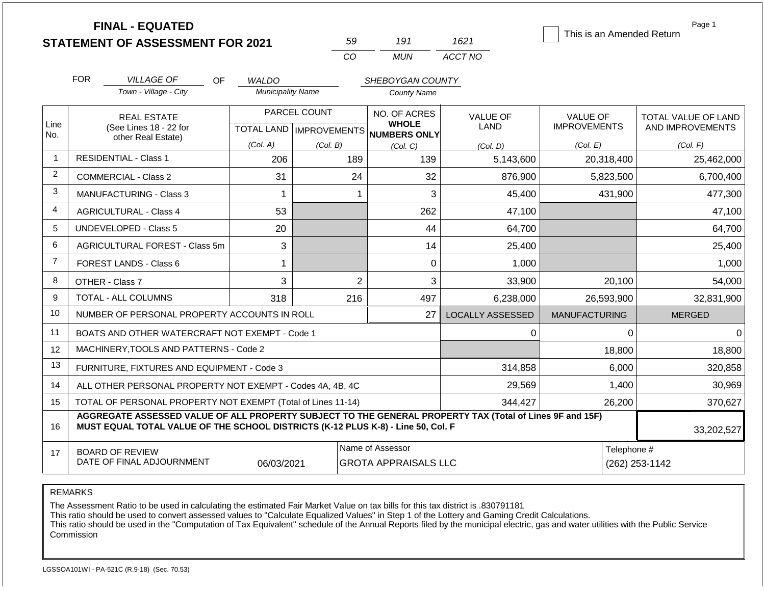# FINAL - EQUATED
## STATEMENT OF ASSESSMENT FOR 2021

| 59 | 191 | 1621 |
|---|---|---|
| CO | MUN | ACCT NO |

☐ This is an Amended Return

FOR *VILLAGE OF* (Town - Village - City) OF *WALDO* (Municipality Name) *SHEBOYGAN COUNTY* (County Name)

| Line No. | REAL ESTATE (See Lines 18 - 22 for other Real Estate) | PARCEL COUNT TOTAL LAND (Col. A) | PARCEL COUNT IMPROVEMENTS (Col. B) | NO. OF ACRES WHOLE NUMBERS ONLY (Col. C) | VALUE OF LAND (Col. D) | VALUE OF IMPROVEMENTS (Col. E) | TOTAL VALUE OF LAND AND IMPROVEMENTS (Col. F) |
|---|---|---|---|---|---|---|---|
| 1 | RESIDENTIAL - Class 1 | 206 | 189 | 139 | 5,143,600 | 20,318,400 | 25,462,000 |
| 2 | COMMERCIAL - Class 2 | 31 | 24 | 32 | 876,900 | 5,823,500 | 6,700,400 |
| 3 | MANUFACTURING - Class 3 | 1 | 1 | 3 | 45,400 | 431,900 | 477,300 |
| 4 | AGRICULTURAL - Class 4 | 53 | | 262 | 47,100 | | 47,100 |
| 5 | UNDEVELOPED - Class 5 | 20 | | 44 | 64,700 | | 64,700 |
| 6 | AGRICULTURAL FOREST - Class 5m | 3 | | 14 | 25,400 | | 25,400 |
| 7 | FOREST LANDS - Class 6 | 1 | | 0 | 1,000 | | 1,000 |
| 8 | OTHER - Class 7 | 3 | 2 | 3 | 33,900 | 20,100 | 54,000 |
| 9 | TOTAL - ALL COLUMNS | 318 | 216 | 497 | 6,238,000 | 26,593,900 | 32,831,900 |
| 10 | NUMBER OF PERSONAL PROPERTY ACCOUNTS IN ROLL | | | 27 | LOCALLY ASSESSED | MANUFACTURING | MERGED |
| 11 | BOATS AND OTHER WATERCRAFT NOT EXEMPT - Code 1 | | | | 0 | 0 | 0 |
| 12 | MACHINERY,TOOLS AND PATTERNS - Code 2 | | | | | 18,800 | 18,800 |
| 13 | FURNITURE, FIXTURES AND EQUIPMENT - Code 3 | | | | 314,858 | 6,000 | 320,858 |
| 14 | ALL OTHER PERSONAL PROPERTY NOT EXEMPT - Codes 4A, 4B, 4C | | | | 29,569 | 1,400 | 30,969 |
| 15 | TOTAL OF PERSONAL PROPERTY NOT EXEMPT (Total of Lines 11-14) | | | | 344,427 | 26,200 | 370,627 |
| 16 | AGGREGATE ASSESSED VALUE OF ALL PROPERTY SUBJECT TO THE GENERAL PROPERTY TAX (Total of Lines 9F and 15F) MUST EQUAL TOTAL VALUE OF THE SCHOOL DISTRICTS (K-12 PLUS K-8) - Line 50, Col. F | | | | | | 33,202,527 |
| 17 | BOARD OF REVIEW DATE OF FINAL ADJOURNMENT | 06/03/2021 | | Name of Assessor: GROTA APPRAISALS LLC | | Telephone #: (262) 253-1142 | |

REMARKS

The Assessment Ratio to be used in calculating the estimated Fair Market Value on tax bills for this tax district is .830791181
This ratio should be used to convert assessed values to "Calculate Equalized Values" in Step 1 of the Lottery and Gaming Credit Calculations.
This ratio should be used in the "Computation of Tax Equivalent" schedule of the Annual Reports filed by the municipal electric, gas and water utilities with the Public Service Commission

LGSSOA101WI - PA-521C (R.9-18) (Sec. 70.53)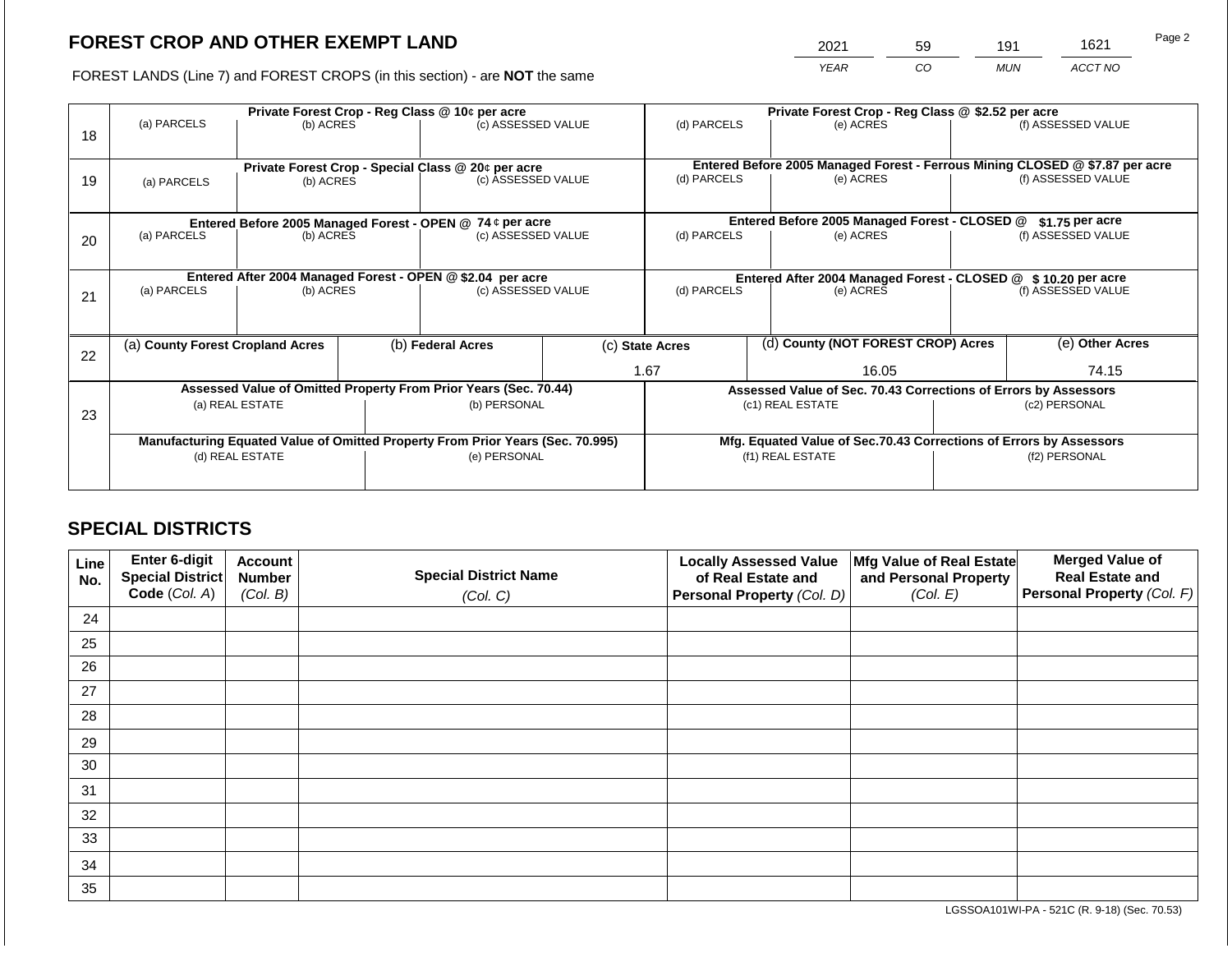# FOREST CROP AND OTHER EXEMPT LAND

FOREST LANDS (Line 7) and FOREST CROPS (in this section) - are **NOT** the same

| YEAR | CO | MUN | ACCT NO |
|---|---|---|---|
| 2021 | 59 | 191 | 1621 |

| Line | Private Forest Crop - Reg Class @ 10¢ per acre | | | Private Forest Crop - Reg Class @ $2.52 per acre | | |
|---|---|---|---|---|---|---|
| 18 | (a) PARCELS | (b) ACRES | (c) ASSESSED VALUE | (d) PARCELS | (e) ACRES | (f) ASSESSED VALUE |
| | **Private Forest Crop - Special Class @ 20¢ per acre** | | | **Entered Before 2005 Managed Forest - Ferrous Mining CLOSED @ $7.87 per acre** | | |
| 19 | (a) PARCELS | (b) ACRES | (c) ASSESSED VALUE | (d) PARCELS | (e) ACRES | (f) ASSESSED VALUE |
| | **Entered Before 2005 Managed Forest - OPEN @ 74 ¢ per acre** | | | **Entered Before 2005 Managed Forest - CLOSED @ $1.75 per acre** | | |
| 20 | (a) PARCELS | (b) ACRES | (c) ASSESSED VALUE | (d) PARCELS | (e) ACRES | (f) ASSESSED VALUE |
| | **Entered After 2004 Managed Forest - OPEN @ $2.04 per acre** | | | **Entered After 2004 Managed Forest - CLOSED @ $ 10.20 per acre** | | |
| 21 | (a) PARCELS | (b) ACRES | (c) ASSESSED VALUE | (d) PARCELS | (e) ACRES | (f) ASSESSED VALUE |

| Line | (a) County Forest Cropland Acres | (b) Federal Acres | (c) State Acres | (d) County (NOT FOREST CROP) Acres | (e) Other Acres |
|---|---|---|---|---|---|
| 22 | | | 1.67 | 16.05 | 74.15 |

| Line | Assessed Value of Omitted Property From Prior Years (Sec. 70.44) | | Assessed Value of Sec. 70.43 Corrections of Errors by Assessors | |
|---|---|---|---|---|
| 23 | (a) REAL ESTATE | (b) PERSONAL | (c1) REAL ESTATE | (c2) PERSONAL |
| | **Manufacturing Equated Value of Omitted Property From Prior Years (Sec. 70.995)** | | **Mfg. Equated Value of Sec.70.43 Corrections of Errors by Assessors** | |
| | (d) REAL ESTATE | (e) PERSONAL | (f1) REAL ESTATE | (f2) PERSONAL |

## SPECIAL DISTRICTS

| Line No. | Enter 6-digit Special District Code (Col. A) | Account Number (Col. B) | Special District Name (Col. C) | Locally Assessed Value of Real Estate and Personal Property (Col. D) | Mfg Value of Real Estate and Personal Property (Col. E) | Merged Value of Real Estate and Personal Property (Col. F) |
|---|---|---|---|---|---|---|
| 24 | | | | | | |
| 25 | | | | | | |
| 26 | | | | | | |
| 27 | | | | | | |
| 28 | | | | | | |
| 29 | | | | | | |
| 30 | | | | | | |
| 31 | | | | | | |
| 32 | | | | | | |
| 33 | | | | | | |
| 34 | | | | | | |
| 35 | | | | | | |

LGSSOA101WI-PA - 521C (R. 9-18) (Sec. 70.53)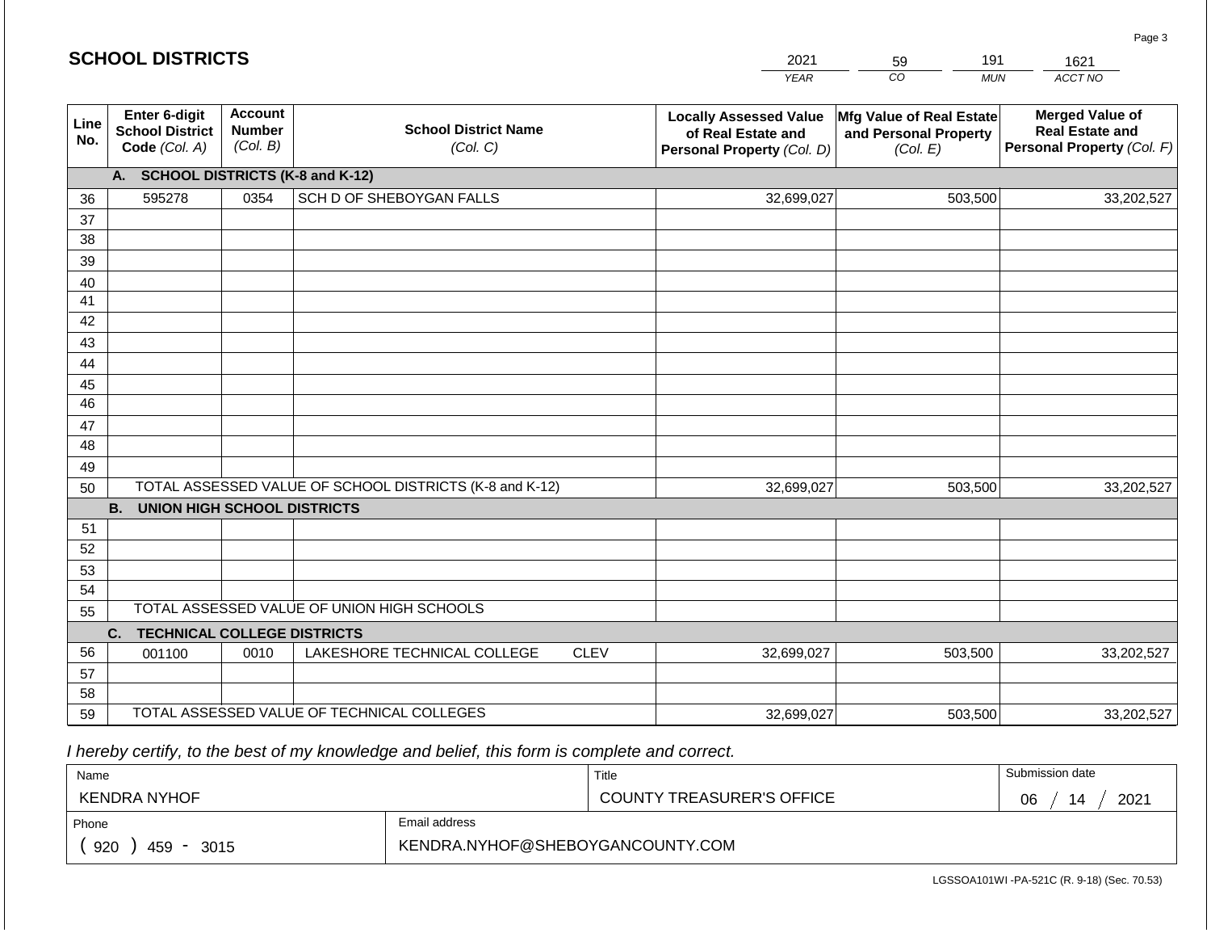## SCHOOL DISTRICTS

| 2021 | 59 | 191 | 1621 |
|---|---|---|---|
| YEAR | CO | MUN | ACCT NO |

| Line No. | Enter 6-digit School District Code (Col. A) | Account Number (Col. B) | School District Name (Col. C) | Locally Assessed Value of Real Estate and Personal Property (Col. D) | Mfg Value of Real Estate and Personal Property (Col. E) | Merged Value of Real Estate and Personal Property (Col. F) |
|---|---|---|---|---|---|---|
| | **A. SCHOOL DISTRICTS (K-8 and K-12)** | | | | | |
| 36 | 595278 | 0354 | SCH D OF SHEBOYGAN FALLS | 32,699,027 | 503,500 | 33,202,527 |
| 37 | | | | | | |
| 38 | | | | | | |
| 39 | | | | | | |
| 40 | | | | | | |
| 41 | | | | | | |
| 42 | | | | | | |
| 43 | | | | | | |
| 44 | | | | | | |
| 45 | | | | | | |
| 46 | | | | | | |
| 47 | | | | | | |
| 48 | | | | | | |
| 49 | | | | | | |
| 50 | TOTAL ASSESSED VALUE OF SCHOOL DISTRICTS (K-8 and K-12) | | | 32,699,027 | 503,500 | 33,202,527 |
| | **B. UNION HIGH SCHOOL DISTRICTS** | | | | | |
| 51 | | | | | | |
| 52 | | | | | | |
| 53 | | | | | | |
| 54 | | | | | | |
| 55 | TOTAL ASSESSED VALUE OF UNION HIGH SCHOOLS | | | | | |
| | **C. TECHNICAL COLLEGE DISTRICTS** | | | | | |
| 56 | 001100 | 0010 | LAKESHORE TECHNICAL COLLEGE CLEV | 32,699,027 | 503,500 | 33,202,527 |
| 57 | | | | | | |
| 58 | | | | | | |
| 59 | TOTAL ASSESSED VALUE OF TECHNICAL COLLEGES | | | 32,699,027 | 503,500 | 33,202,527 |

*I hereby certify, to the best of my knowledge and belief, this form is complete and correct.*

| Name | Title | Submission date |
|---|---|---|
| KENDRA NYHOF | COUNTY TREASURER'S OFFICE | 06 / 14 / 2021 |
| Phone | Email address | |
| ( 920 ) 459 - 3015 | KENDRA.NYHOF@SHEBOYGANCOUNTY.COM | |

LGSSOA101WI -PA-521C (R. 9-18) (Sec. 70.53)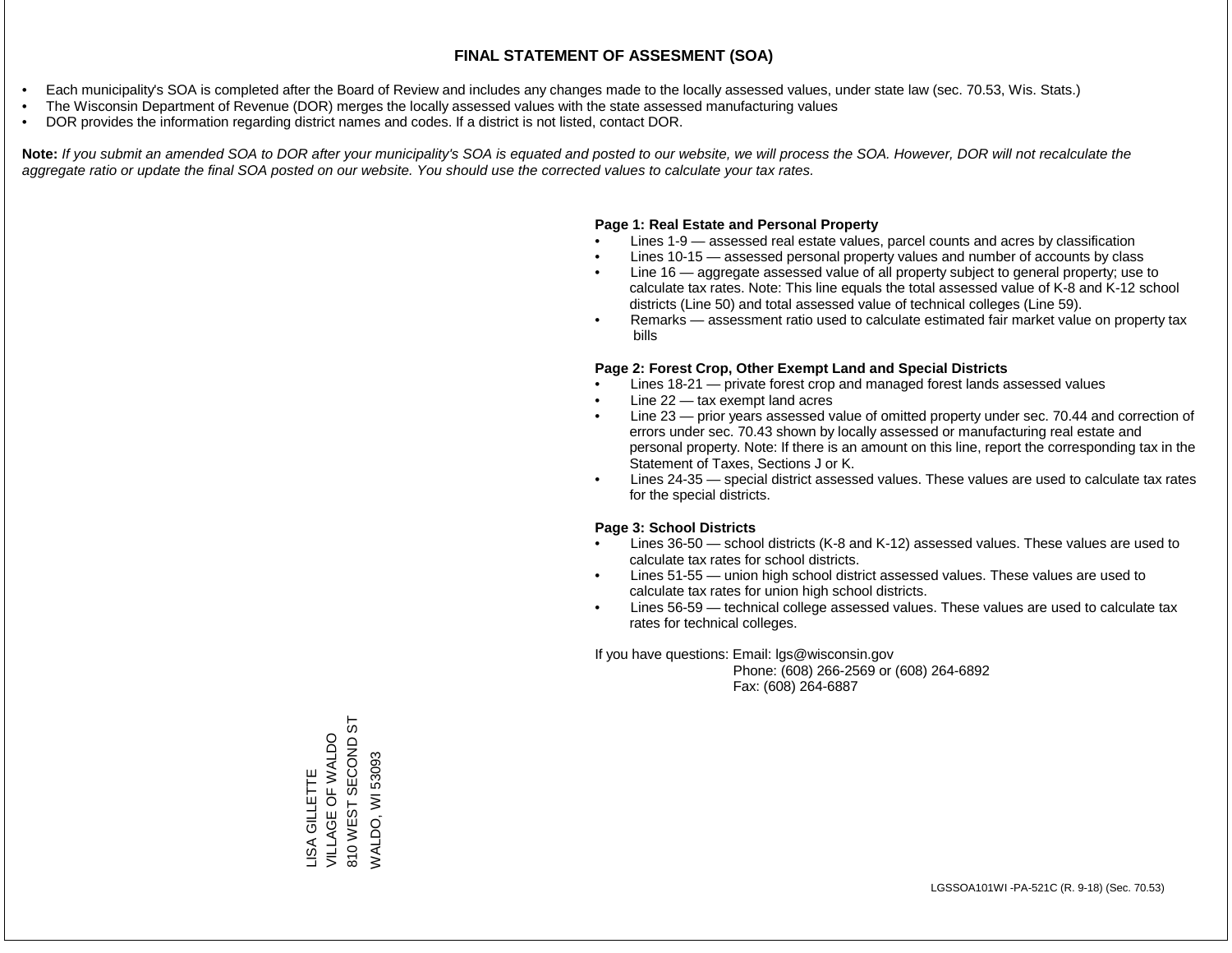# FINAL STATEMENT OF ASSESMENT (SOA)

- Each municipality's SOA is completed after the Board of Review and includes any changes made to the locally assessed values, under state law (sec. 70.53, Wis. Stats.)
- The Wisconsin Department of Revenue (DOR) merges the locally assessed values with the state assessed manufacturing values
- DOR provides the information regarding district names and codes. If a district is not listed, contact DOR.

**Note:** *If you submit an amended SOA to DOR after your municipality's SOA is equated and posted to our website, we will process the SOA. However, DOR will not recalculate the aggregate ratio or update the final SOA posted on our website. You should use the corrected values to calculate your tax rates.*

**Page 1: Real Estate and Personal Property**

- Lines 1-9 — assessed real estate values, parcel counts and acres by classification
- Lines 10-15 — assessed personal property values and number of accounts by class
- Line 16 — aggregate assessed value of all property subject to general property; use to calculate tax rates. Note: This line equals the total assessed value of K-8 and K-12 school districts (Line 50) and total assessed value of technical colleges (Line 59).
- Remarks — assessment ratio used to calculate estimated fair market value on property tax bills

**Page 2: Forest Crop, Other Exempt Land and Special Districts**

- Lines 18-21 — private forest crop and managed forest lands assessed values
- Line 22 — tax exempt land acres
- Line 23 — prior years assessed value of omitted property under sec. 70.44 and correction of errors under sec. 70.43 shown by locally assessed or manufacturing real estate and personal property. Note: If there is an amount on this line, report the corresponding tax in the Statement of Taxes, Sections J or K.
- Lines 24-35 — special district assessed values. These values are used to calculate tax rates for the special districts.

**Page 3: School Districts**

- Lines 36-50 — school districts (K-8 and K-12) assessed values. These values are used to calculate tax rates for school districts.
- Lines 51-55 — union high school district assessed values. These values are used to calculate tax rates for union high school districts.
- Lines 56-59 — technical college assessed values. These values are used to calculate tax rates for technical colleges.

If you have questions: Email: lgs@wisconsin.gov
Phone: (608) 266-2569 or (608) 264-6892
Fax: (608) 264-6887

LISA GILLETTE
VILLAGE OF WALDO
810 WEST SECOND ST
WALDO, WI 53093

LGSSOA101WI -PA-521C (R. 9-18) (Sec. 70.53)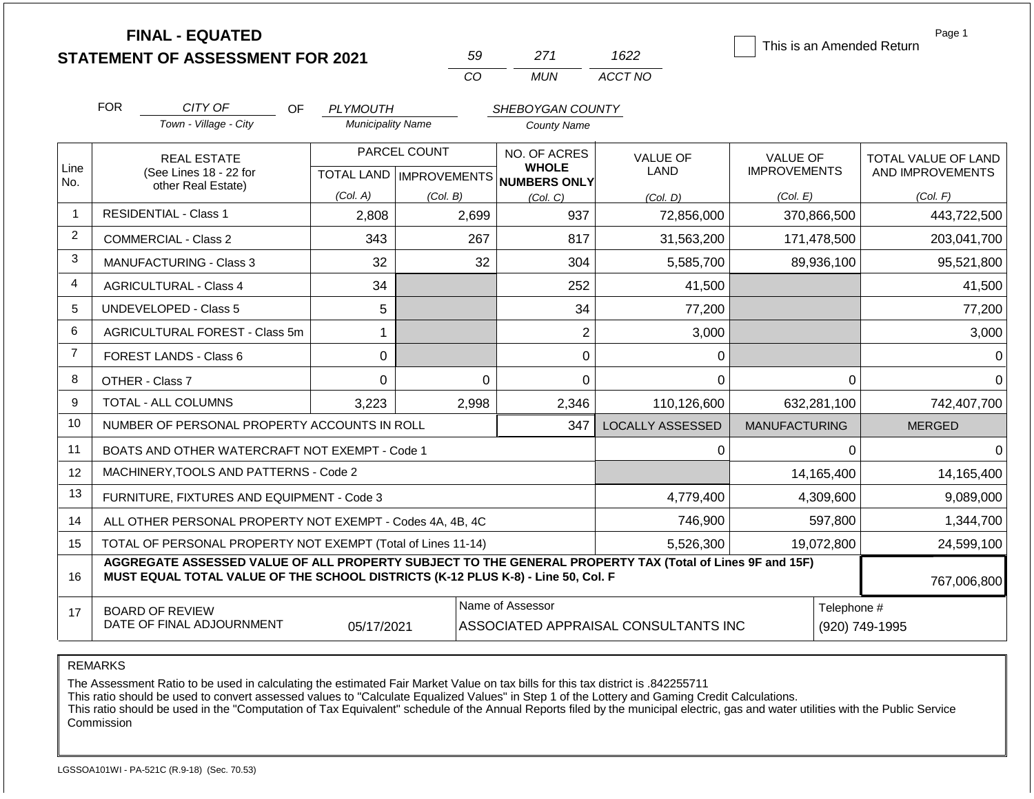# FINAL - EQUATED
## STATEMENT OF ASSESSMENT FOR 2021

| 59 | 271 | 1622 |
|---|---|---|
| CO | MUN | ACCT NO |

This is an Amended Return

FOR CITY OF (Town - Village - City) OF PLYMOUTH (Municipality Name) SHEBOYGAN COUNTY (County Name)

| Line No. | REAL ESTATE (See Lines 18 - 22 for other Real Estate) | PARCEL COUNT TOTAL LAND (Col. A) | PARCEL COUNT IMPROVEMENTS (Col. B) | NO. OF ACRES WHOLE NUMBERS ONLY (Col. C) | VALUE OF LAND (Col. D) | VALUE OF IMPROVEMENTS (Col. E) | TOTAL VALUE OF LAND AND IMPROVEMENTS (Col. F) |
|---|---|---|---|---|---|---|---|
| 1 | RESIDENTIAL - Class 1 | 2,808 | 2,699 | 937 | 72,856,000 | 370,866,500 | 443,722,500 |
| 2 | COMMERCIAL - Class 2 | 343 | 267 | 817 | 31,563,200 | 171,478,500 | 203,041,700 |
| 3 | MANUFACTURING - Class 3 | 32 | 32 | 304 | 5,585,700 | 89,936,100 | 95,521,800 |
| 4 | AGRICULTURAL - Class 4 | 34 | | 252 | 41,500 | | 41,500 |
| 5 | UNDEVELOPED - Class 5 | 5 | | 34 | 77,200 | | 77,200 |
| 6 | AGRICULTURAL FOREST - Class 5m | 1 | | 2 | 3,000 | | 3,000 |
| 7 | FOREST LANDS - Class 6 | 0 | | 0 | 0 | | 0 |
| 8 | OTHER - Class 7 | 0 | 0 | 0 | 0 | 0 | 0 |
| 9 | TOTAL - ALL COLUMNS | 3,223 | 2,998 | 2,346 | 110,126,600 | 632,281,100 | 742,407,700 |
| 10 | NUMBER OF PERSONAL PROPERTY ACCOUNTS IN ROLL | | | 347 | LOCALLY ASSESSED | MANUFACTURING | MERGED |
| 11 | BOATS AND OTHER WATERCRAFT NOT EXEMPT - Code 1 | | | | 0 | 0 | 0 |
| 12 | MACHINERY,TOOLS AND PATTERNS - Code 2 | | | | | 14,165,400 | 14,165,400 |
| 13 | FURNITURE, FIXTURES AND EQUIPMENT - Code 3 | | | | 4,779,400 | 4,309,600 | 9,089,000 |
| 14 | ALL OTHER PERSONAL PROPERTY NOT EXEMPT - Codes 4A, 4B, 4C | | | | 746,900 | 597,800 | 1,344,700 |
| 15 | TOTAL OF PERSONAL PROPERTY NOT EXEMPT (Total of Lines 11-14) | | | | 5,526,300 | 19,072,800 | 24,599,100 |
| 16 | **AGGREGATE ASSESSED VALUE OF ALL PROPERTY SUBJECT TO THE GENERAL PROPERTY TAX (Total of Lines 9F and 15F) MUST EQUAL TOTAL VALUE OF THE SCHOOL DISTRICTS (K-12 PLUS K-8) - Line 50, Col. F** | | | | | | 767,006,800 |
| 17 | BOARD OF REVIEW DATE OF FINAL ADJOURNMENT | 05/17/2021 | | Name of Assessor: ASSOCIATED APPRAISAL CONSULTANTS INC | | | Telephone #: (920) 749-1995 |

REMARKS

The Assessment Ratio to be used in calculating the estimated Fair Market Value on tax bills for this tax district is .842255711
This ratio should be used to convert assessed values to "Calculate Equalized Values" in Step 1 of the Lottery and Gaming Credit Calculations.
This ratio should be used in the "Computation of Tax Equivalent" schedule of the Annual Reports filed by the municipal electric, gas and water utilities with the Public Service Commission

LGSSOA101WI - PA-521C (R.9-18) (Sec. 70.53)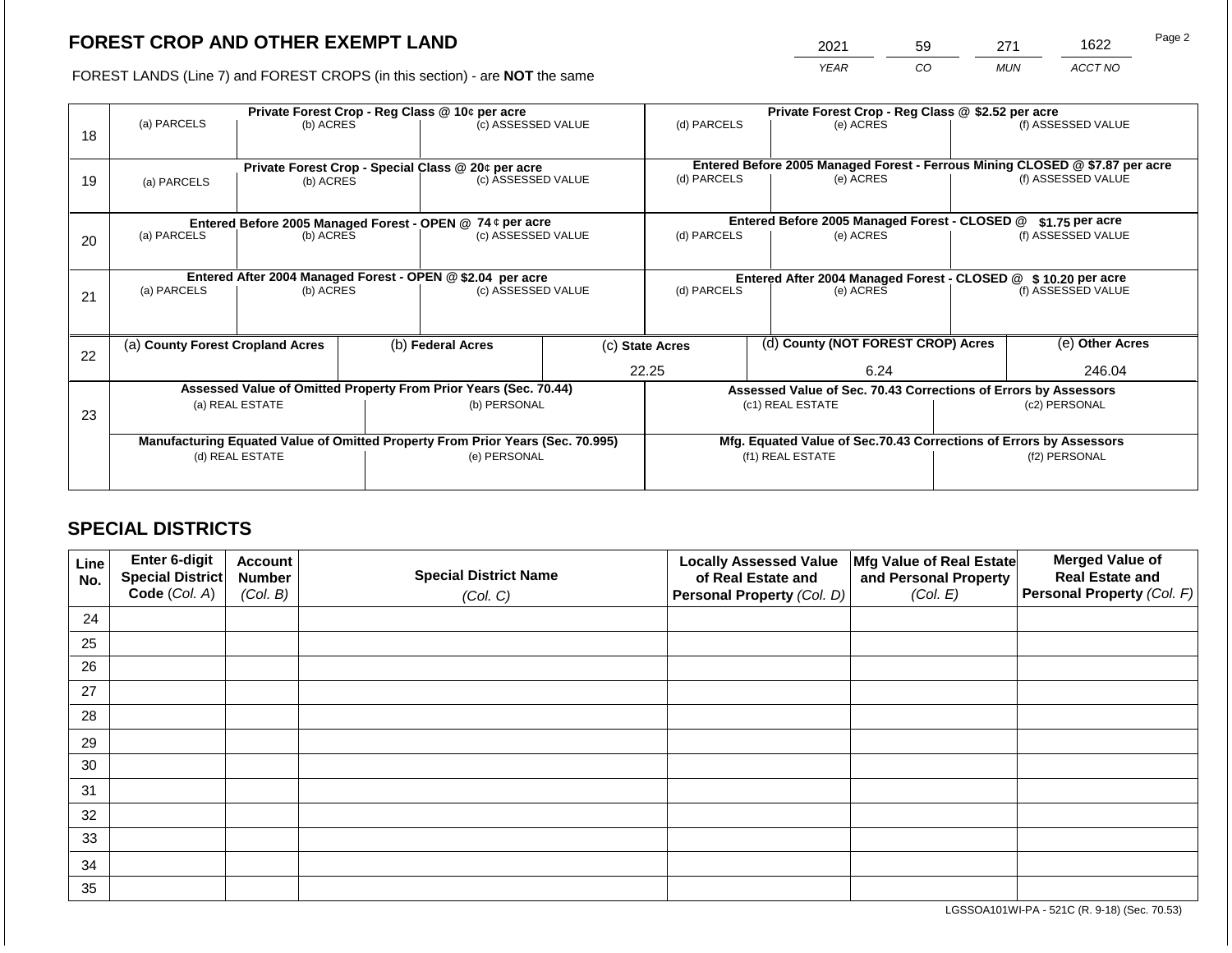## FOREST CROP AND OTHER EXEMPT LAND

FOREST LANDS (Line 7) and FOREST CROPS (in this section) - are **NOT** the same

| 2021 | 59 | 271 | 1622 |
|---|---|---|---|
| *YEAR* | *CO* | *MUN* | *ACCT NO* |

| Line | Private Forest Crop - Reg Class @ 10¢ per acre | | | Private Forest Crop - Reg Class @ $2.52 per acre | | |
|---|---|---|---|---|---|---|
| | (a) PARCELS | (b) ACRES | (c) ASSESSED VALUE | (d) PARCELS | (e) ACRES | (f) ASSESSED VALUE |
| 18 | | | | | | |
| | **Private Forest Crop - Special Class @ 20¢ per acre** | | | **Entered Before 2005 Managed Forest - Ferrous Mining CLOSED @ $7.87 per acre** | | |
| | (a) PARCELS | (b) ACRES | (c) ASSESSED VALUE | (d) PARCELS | (e) ACRES | (f) ASSESSED VALUE |
| 19 | | | | | | |
| | **Entered Before 2005 Managed Forest - OPEN @ 74 ¢ per acre** | | | **Entered Before 2005 Managed Forest - CLOSED @ $1.75 per acre** | | |
| | (a) PARCELS | (b) ACRES | (c) ASSESSED VALUE | (d) PARCELS | (e) ACRES | (f) ASSESSED VALUE |
| 20 | | | | | | |
| | **Entered After 2004 Managed Forest - OPEN @ $2.04 per acre** | | | **Entered After 2004 Managed Forest - CLOSED @ $ 10.20 per acre** | | |
| | (a) PARCELS | (b) ACRES | (c) ASSESSED VALUE | (d) PARCELS | (e) ACRES | (f) ASSESSED VALUE |
| 21 | | | | | | |

| Line | (a) **County Forest Cropland Acres** | (b) **Federal Acres** | (c) **State Acres** | (d) **County (NOT FOREST CROP) Acres** | (e) **Other Acres** |
|---|---|---|---|---|---|
| 22 | | | 22.25 | 6.24 | 246.04 |

| Line | **Assessed Value of Omitted Property From Prior Years (Sec. 70.44)** | | **Assessed Value of Sec. 70.43 Corrections of Errors by Assessors** | |
|---|---|---|---|---|
| | (a) REAL ESTATE | (b) PERSONAL | (c1) REAL ESTATE | (c2) PERSONAL |
| 23 | | | | |
| | **Manufacturing Equated Value of Omitted Property From Prior Years (Sec. 70.995)** | | **Mfg. Equated Value of Sec.70.43 Corrections of Errors by Assessors** | |
| | (d) REAL ESTATE | (e) PERSONAL | (f1) REAL ESTATE | (f2) PERSONAL |
| | | | | |

## SPECIAL DISTRICTS

| Line No. | Enter 6-digit Special District Code (*Col. A*) | Account Number (*Col. B*) | Special District Name (*Col. C*) | Locally Assessed Value of Real Estate and Personal Property (*Col. D*) | Mfg Value of Real Estate and Personal Property (*Col. E*) | Merged Value of Real Estate and Personal Property (*Col. F*) |
|---|---|---|---|---|---|---|
| 24 | | | | | | |
| 25 | | | | | | |
| 26 | | | | | | |
| 27 | | | | | | |
| 28 | | | | | | |
| 29 | | | | | | |
| 30 | | | | | | |
| 31 | | | | | | |
| 32 | | | | | | |
| 33 | | | | | | |
| 34 | | | | | | |
| 35 | | | | | | |

LGSSOA101WI-PA - 521C (R. 9-18) (Sec. 70.53)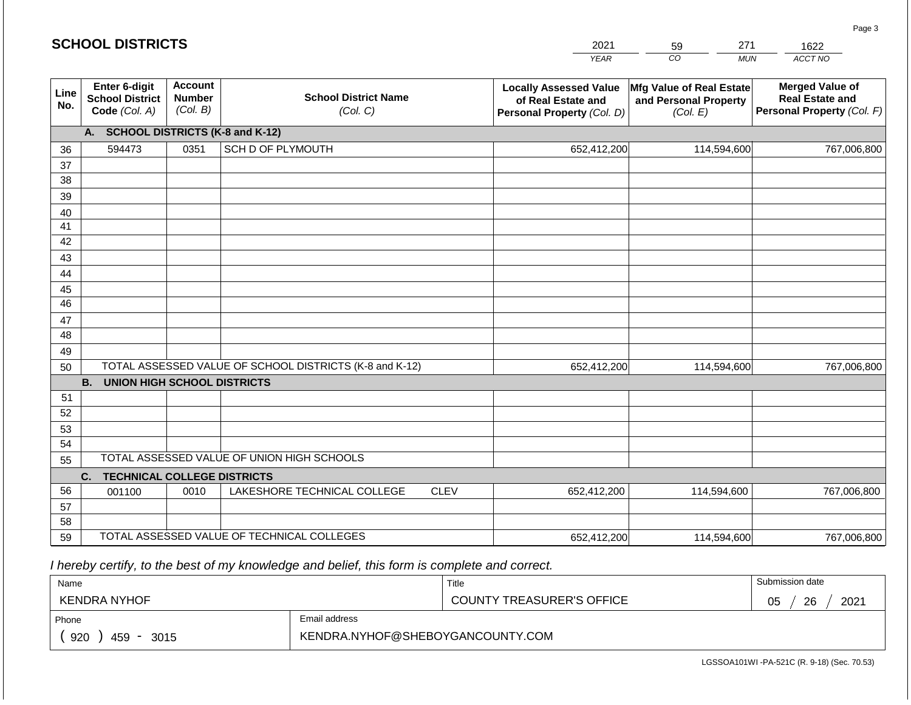## SCHOOL DISTRICTS

| 2021 | 59 | 271 | 1622 |
|---|---|---|---|
| *YEAR* | *CO* | *MUN* | *ACCT NO* |

| Line No. | Enter 6-digit School District Code *(Col. A)* | Account Number *(Col. B)* | School District Name *(Col. C)* | Locally Assessed Value of Real Estate and Personal Property *(Col. D)* | Mfg Value of Real Estate and Personal Property *(Col. E)* | Merged Value of Real Estate and Personal Property *(Col. F)* |
|---|---|---|---|---|---|---|
| | **A. SCHOOL DISTRICTS (K-8 and K-12)** | | | | | |
| 36 | 594473 | 0351 | SCH D OF PLYMOUTH | 652,412,200 | 114,594,600 | 767,006,800 |
| 37 | | | | | | |
| 38 | | | | | | |
| 39 | | | | | | |
| 40 | | | | | | |
| 41 | | | | | | |
| 42 | | | | | | |
| 43 | | | | | | |
| 44 | | | | | | |
| 45 | | | | | | |
| 46 | | | | | | |
| 47 | | | | | | |
| 48 | | | | | | |
| 49 | | | | | | |
| 50 | TOTAL ASSESSED VALUE OF SCHOOL DISTRICTS (K-8 and K-12) | | | 652,412,200 | 114,594,600 | 767,006,800 |
| | **B. UNION HIGH SCHOOL DISTRICTS** | | | | | |
| 51 | | | | | | |
| 52 | | | | | | |
| 53 | | | | | | |
| 54 | | | | | | |
| 55 | TOTAL ASSESSED VALUE OF UNION HIGH SCHOOLS | | | | | |
| | **C. TECHNICAL COLLEGE DISTRICTS** | | | | | |
| 56 | 001100 | 0010 | LAKESHORE TECHNICAL COLLEGE CLEV | 652,412,200 | 114,594,600 | 767,006,800 |
| 57 | | | | | | |
| 58 | | | | | | |
| 59 | TOTAL ASSESSED VALUE OF TECHNICAL COLLEGES | | | 652,412,200 | 114,594,600 | 767,006,800 |

*I hereby certify, to the best of my knowledge and belief, this form is complete and correct.*

| Name | | Title | Submission date |
|---|---|---|---|
| KENDRA NYHOF | | COUNTY TREASURER'S OFFICE | 05 / 26 / 2021 |
| Phone | Email address | | |
| ( 920 ) 459 - 3015 | KENDRA.NYHOF@SHEBOYGANCOUNTY.COM | | |

LGSSOA101WI -PA-521C (R. 9-18) (Sec. 70.53)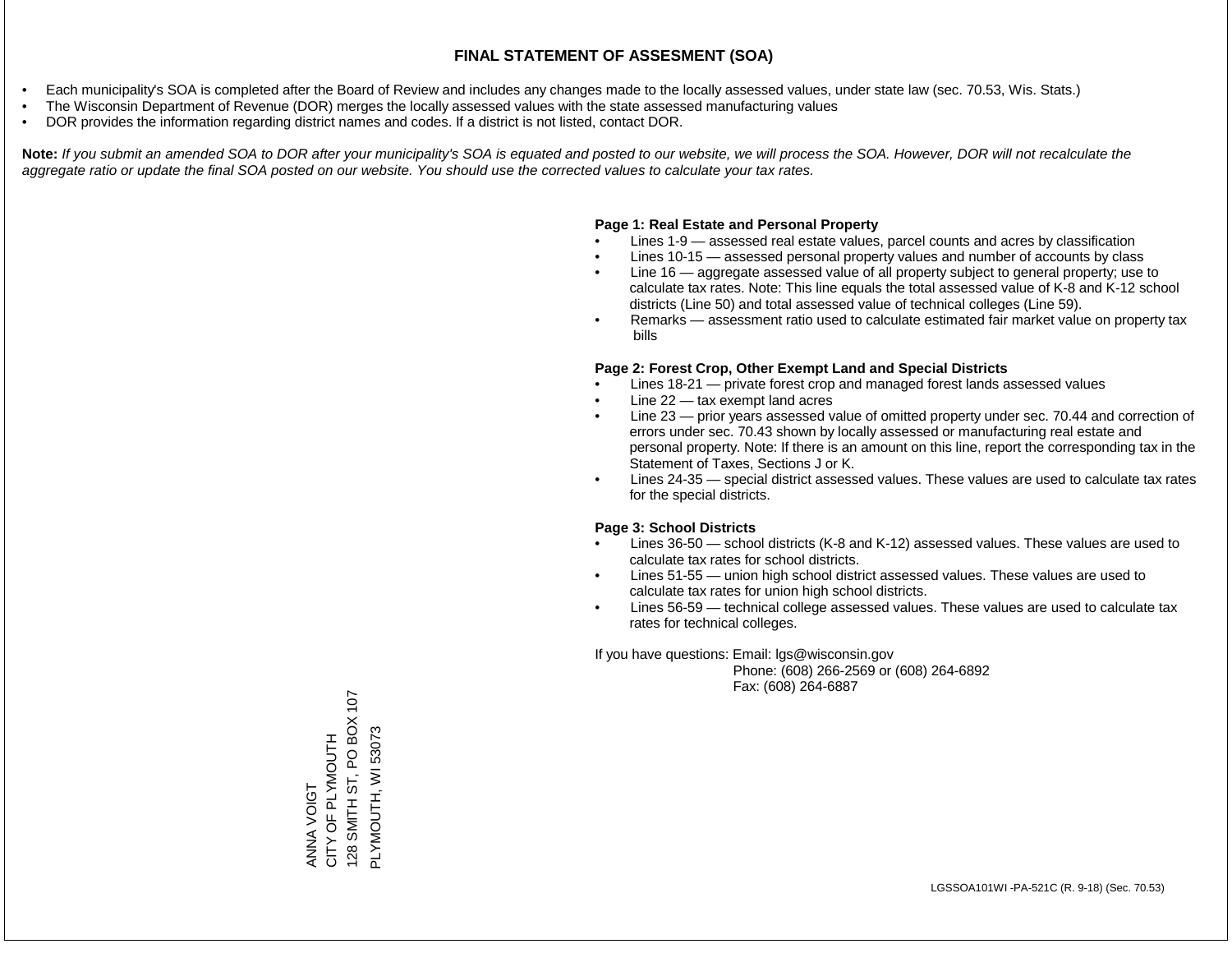# FINAL STATEMENT OF ASSESMENT (SOA)

- Each municipality's SOA is completed after the Board of Review and includes any changes made to the locally assessed values, under state law (sec. 70.53, Wis. Stats.)
- The Wisconsin Department of Revenue (DOR) merges the locally assessed values with the state assessed manufacturing values
- DOR provides the information regarding district names and codes. If a district is not listed, contact DOR.

**Note:** *If you submit an amended SOA to DOR after your municipality's SOA is equated and posted to our website, we will process the SOA. However, DOR will not recalculate the aggregate ratio or update the final SOA posted on our website. You should use the corrected values to calculate your tax rates.*

**Page 1: Real Estate and Personal Property**

- Lines 1-9 — assessed real estate values, parcel counts and acres by classification
- Lines 10-15 — assessed personal property values and number of accounts by class
- Line 16 — aggregate assessed value of all property subject to general property; use to calculate tax rates. Note: This line equals the total assessed value of K-8 and K-12 school districts (Line 50) and total assessed value of technical colleges (Line 59).
- Remarks — assessment ratio used to calculate estimated fair market value on property tax bills

**Page 2: Forest Crop, Other Exempt Land and Special Districts**

- Lines 18-21 — private forest crop and managed forest lands assessed values
- Line 22 — tax exempt land acres
- Line 23 — prior years assessed value of omitted property under sec. 70.44 and correction of errors under sec. 70.43 shown by locally assessed or manufacturing real estate and personal property. Note: If there is an amount on this line, report the corresponding tax in the Statement of Taxes, Sections J or K.
- Lines 24-35 — special district assessed values. These values are used to calculate tax rates for the special districts.

**Page 3: School Districts**

- Lines 36-50 — school districts (K-8 and K-12) assessed values. These values are used to calculate tax rates for school districts.
- Lines 51-55 — union high school district assessed values. These values are used to calculate tax rates for union high school districts.
- Lines 56-59 — technical college assessed values. These values are used to calculate tax rates for technical colleges.

If you have questions: Email: lgs@wisconsin.gov
Phone: (608) 266-2569 or (608) 264-6892
Fax: (608) 264-6887

ANNA VOIGT
CITY OF PLYMOUTH
128 SMITH ST, PO BOX 107
PLYMOUTH, WI 53073

LGSSOA101WI -PA-521C (R. 9-18) (Sec. 70.53)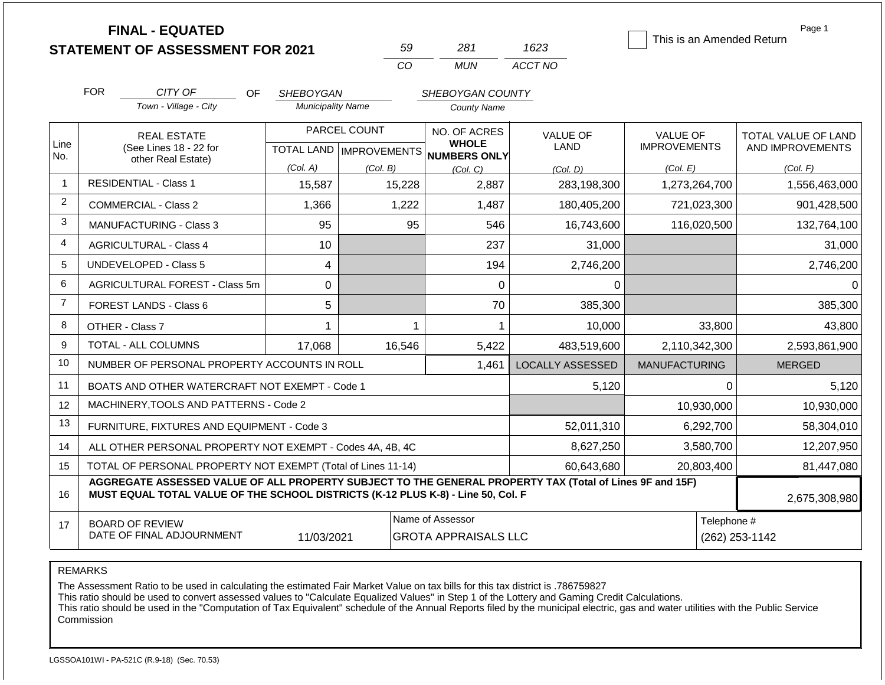# FINAL - EQUATED
# STATEMENT OF ASSESSMENT FOR 2021

| 59 | 281 | 1623 |
|---|---|---|
| CO | MUN | ACCT NO |

☐ This is an Amended Return

FOR *CITY OF* (Town - Village - City) OF *SHEBOYGAN* (Municipality Name) *SHEBOYGAN COUNTY* (County Name)

| Line No. | REAL ESTATE (See Lines 18 - 22 for other Real Estate) | PARCEL COUNT TOTAL LAND (Col. A) | PARCEL COUNT IMPROVEMENTS (Col. B) | NO. OF ACRES WHOLE NUMBERS ONLY (Col. C) | VALUE OF LAND (Col. D) | VALUE OF IMPROVEMENTS (Col. E) | TOTAL VALUE OF LAND AND IMPROVEMENTS (Col. F) |
|---|---|---|---|---|---|---|---|
| 1 | RESIDENTIAL - Class 1 | 15,587 | 15,228 | 2,887 | 283,198,300 | 1,273,264,700 | 1,556,463,000 |
| 2 | COMMERCIAL - Class 2 | 1,366 | 1,222 | 1,487 | 180,405,200 | 721,023,300 | 901,428,500 |
| 3 | MANUFACTURING - Class 3 | 95 | 95 | 546 | 16,743,600 | 116,020,500 | 132,764,100 |
| 4 | AGRICULTURAL - Class 4 | 10 | | 237 | 31,000 | | 31,000 |
| 5 | UNDEVELOPED - Class 5 | 4 | | 194 | 2,746,200 | | 2,746,200 |
| 6 | AGRICULTURAL FOREST - Class 5m | 0 | | 0 | 0 | | 0 |
| 7 | FOREST LANDS - Class 6 | 5 | | 70 | 385,300 | | 385,300 |
| 8 | OTHER - Class 7 | 1 | 1 | 1 | 10,000 | 33,800 | 43,800 |
| 9 | TOTAL - ALL COLUMNS | 17,068 | 16,546 | 5,422 | 483,519,600 | 2,110,342,300 | 2,593,861,900 |
| 10 | NUMBER OF PERSONAL PROPERTY ACCOUNTS IN ROLL | | | 1,461 | LOCALLY ASSESSED | MANUFACTURING | MERGED |
| 11 | BOATS AND OTHER WATERCRAFT NOT EXEMPT - Code 1 | | | | 5,120 | 0 | 5,120 |
| 12 | MACHINERY,TOOLS AND PATTERNS - Code 2 | | | | | 10,930,000 | 10,930,000 |
| 13 | FURNITURE, FIXTURES AND EQUIPMENT - Code 3 | | | | 52,011,310 | 6,292,700 | 58,304,010 |
| 14 | ALL OTHER PERSONAL PROPERTY NOT EXEMPT - Codes 4A, 4B, 4C | | | | 8,627,250 | 3,580,700 | 12,207,950 |
| 15 | TOTAL OF PERSONAL PROPERTY NOT EXEMPT (Total of Lines 11-14) | | | | 60,643,680 | 20,803,400 | 81,447,080 |
| 16 | **AGGREGATE ASSESSED VALUE OF ALL PROPERTY SUBJECT TO THE GENERAL PROPERTY TAX (Total of Lines 9F and 15F) MUST EQUAL TOTAL VALUE OF THE SCHOOL DISTRICTS (K-12 PLUS K-8) - Line 50, Col. F** | | | | | | 2,675,308,980 |
| 17 | BOARD OF REVIEW DATE OF FINAL ADJOURNMENT | 11/03/2021 | Name of Assessor: GROTA APPRAISALS LLC | | | Telephone #: (262) 253-1142 | |

REMARKS

The Assessment Ratio to be used in calculating the estimated Fair Market Value on tax bills for this tax district is .786759827
This ratio should be used to convert assessed values to "Calculate Equalized Values" in Step 1 of the Lottery and Gaming Credit Calculations.
This ratio should be used in the "Computation of Tax Equivalent" schedule of the Annual Reports filed by the municipal electric, gas and water utilities with the Public Service Commission

LGSSOA101WI - PA-521C (R.9-18) (Sec. 70.53)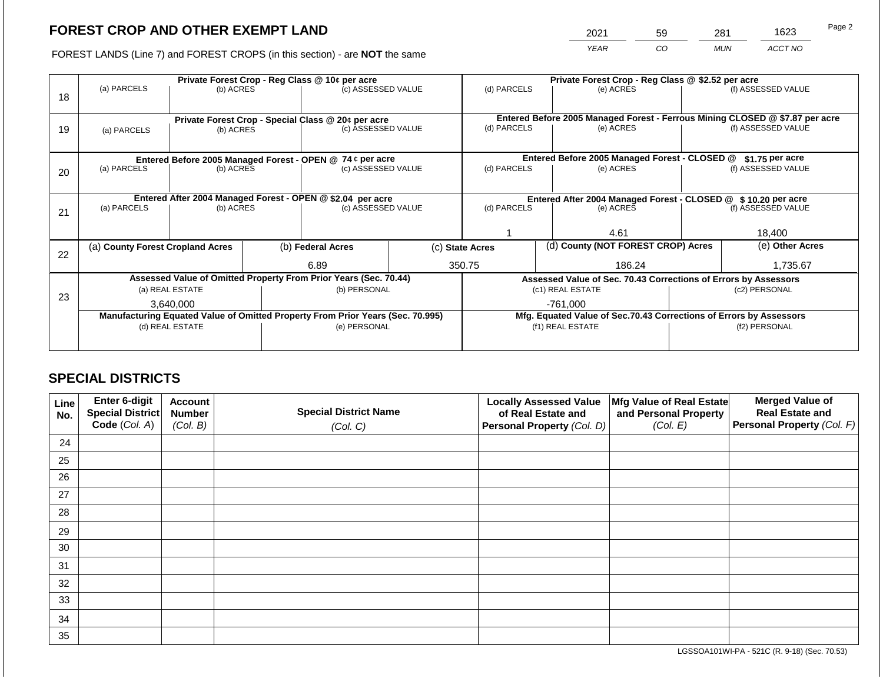# FOREST CROP AND OTHER EXEMPT LAND

FOREST LANDS (Line 7) and FOREST CROPS (in this section) - are **NOT** the same

| 2021 | 59 | 281 | 1623 |
|---|---|---|---|
| YEAR | CO | MUN | ACCT NO |

| Line | Private Forest Crop - Reg Class @ 10¢ per acre | | | Private Forest Crop - Reg Class @ $2.52 per acre | | |
|---|---|---|---|---|---|---|
| | (a) PARCELS | (b) ACRES | (c) ASSESSED VALUE | (d) PARCELS | (e) ACRES | (f) ASSESSED VALUE |
| 18 | | | | | | |
| | **Private Forest Crop - Special Class @ 20¢ per acre** | | | **Entered Before 2005 Managed Forest - Ferrous Mining CLOSED @ $7.87 per acre** | | |
| | (a) PARCELS | (b) ACRES | (c) ASSESSED VALUE | (d) PARCELS | (e) ACRES | (f) ASSESSED VALUE |
| 19 | | | | | | |
| | **Entered Before 2005 Managed Forest - OPEN @ 74 ¢ per acre** | | | **Entered Before 2005 Managed Forest - CLOSED @ $1.75 per acre** | | |
| | (a) PARCELS | (b) ACRES | (c) ASSESSED VALUE | (d) PARCELS | (e) ACRES | (f) ASSESSED VALUE |
| 20 | | | | | | |
| | **Entered After 2004 Managed Forest - OPEN @ $2.04 per acre** | | | **Entered After 2004 Managed Forest - CLOSED @ $ 10.20 per acre** | | |
| | (a) PARCELS | (b) ACRES | (c) ASSESSED VALUE | (d) PARCELS | (e) ACRES | (f) ASSESSED VALUE |
| 21 | | | | 1 | 4.61 | 18,400 |

| Line | (a) County Forest Cropland Acres | (b) Federal Acres | (c) State Acres | (d) County (NOT FOREST CROP) Acres | (e) Other Acres |
|---|---|---|---|---|---|
| 22 | | 6.89 | 350.75 | 186.24 | 1,735.67 |

| Line | Assessed Value of Omitted Property From Prior Years (Sec. 70.44) | | Assessed Value of Sec. 70.43 Corrections of Errors by Assessors | |
|---|---|---|---|---|
| | (a) REAL ESTATE | (b) PERSONAL | (c1) REAL ESTATE | (c2) PERSONAL |
| 23 | 3,640,000 | | -761,000 | |
| | **Manufacturing Equated Value of Omitted Property From Prior Years (Sec. 70.995)** | | **Mfg. Equated Value of Sec.70.43 Corrections of Errors by Assessors** | |
| | (d) REAL ESTATE | (e) PERSONAL | (f1) REAL ESTATE | (f2) PERSONAL |
| | | | | |

## SPECIAL DISTRICTS

| Line No. | Enter 6-digit Special District Code (Col. A) | Account Number (Col. B) | Special District Name (Col. C) | Locally Assessed Value of Real Estate and Personal Property (Col. D) | Mfg Value of Real Estate and Personal Property (Col. E) | Merged Value of Real Estate and Personal Property (Col. F) |
|---|---|---|---|---|---|---|
| 24 | | | | | | |
| 25 | | | | | | |
| 26 | | | | | | |
| 27 | | | | | | |
| 28 | | | | | | |
| 29 | | | | | | |
| 30 | | | | | | |
| 31 | | | | | | |
| 32 | | | | | | |
| 33 | | | | | | |
| 34 | | | | | | |
| 35 | | | | | | |

LGSSOA101WI-PA - 521C (R. 9-18) (Sec. 70.53)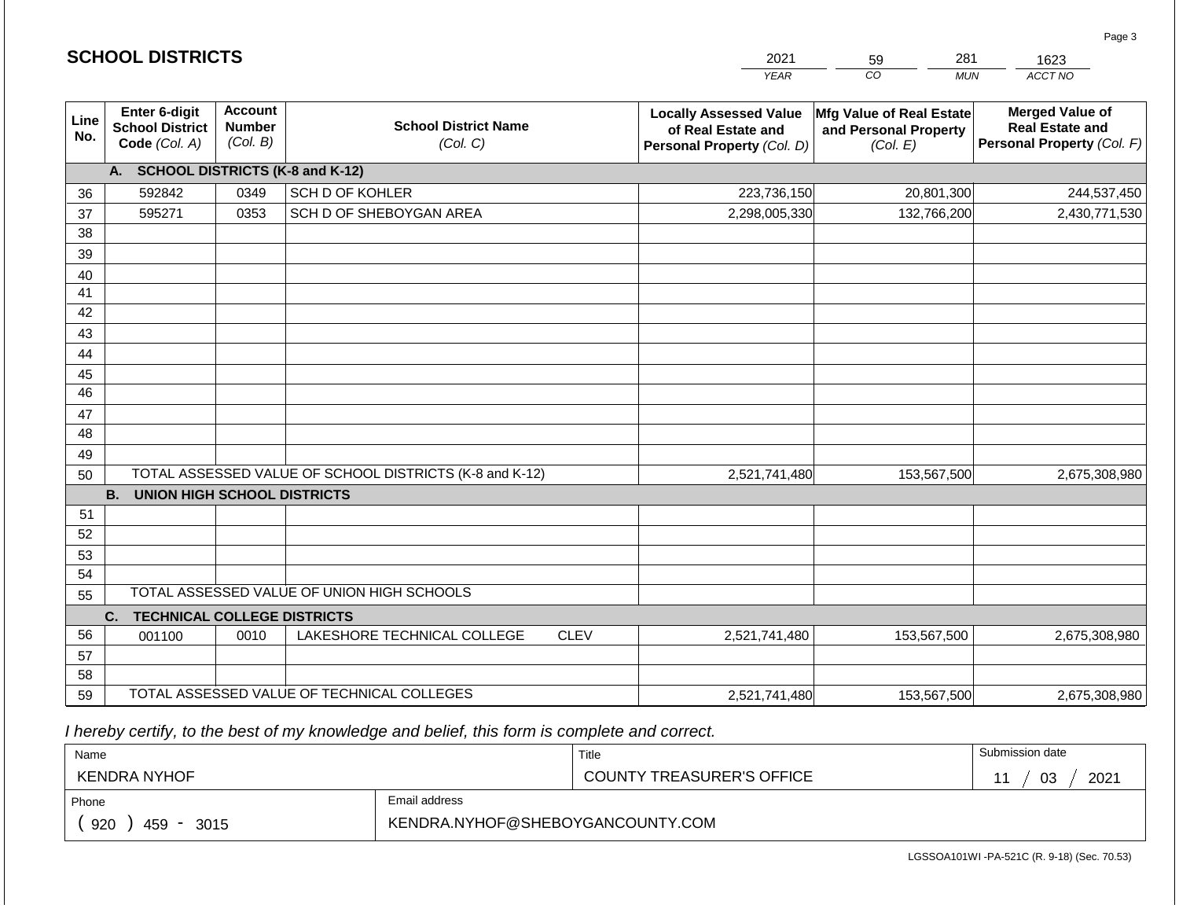# SCHOOL DISTRICTS

| 2021 | 59 | 281 | 1623 |
|---|---|---|---|
| YEAR | CO | MUN | ACCT NO |

| Line No. | Enter 6-digit School District Code (Col. A) | Account Number (Col. B) | School District Name (Col. C) | Locally Assessed Value of Real Estate and Personal Property (Col. D) | Mfg Value of Real Estate and Personal Property (Col. E) | Merged Value of Real Estate and Personal Property (Col. F) |
|---|---|---|---|---|---|---|
| | **A. SCHOOL DISTRICTS (K-8 and K-12)** | | | | | |
| 36 | 592842 | 0349 | SCH D OF KOHLER | 223,736,150 | 20,801,300 | 244,537,450 |
| 37 | 595271 | 0353 | SCH D OF SHEBOYGAN AREA | 2,298,005,330 | 132,766,200 | 2,430,771,530 |
| 38 | | | | | | |
| 39 | | | | | | |
| 40 | | | | | | |
| 41 | | | | | | |
| 42 | | | | | | |
| 43 | | | | | | |
| 44 | | | | | | |
| 45 | | | | | | |
| 46 | | | | | | |
| 47 | | | | | | |
| 48 | | | | | | |
| 49 | | | | | | |
| 50 | TOTAL ASSESSED VALUE OF SCHOOL DISTRICTS (K-8 and K-12) | | | 2,521,741,480 | 153,567,500 | 2,675,308,980 |
| | **B. UNION HIGH SCHOOL DISTRICTS** | | | | | |
| 51 | | | | | | |
| 52 | | | | | | |
| 53 | | | | | | |
| 54 | | | | | | |
| 55 | TOTAL ASSESSED VALUE OF UNION HIGH SCHOOLS | | | | | |
| | **C. TECHNICAL COLLEGE DISTRICTS** | | | | | |
| 56 | 001100 | 0010 | LAKESHORE TECHNICAL COLLEGE CLEV | 2,521,741,480 | 153,567,500 | 2,675,308,980 |
| 57 | | | | | | |
| 58 | | | | | | |
| 59 | TOTAL ASSESSED VALUE OF TECHNICAL COLLEGES | | | 2,521,741,480 | 153,567,500 | 2,675,308,980 |

*I hereby certify, to the best of my knowledge and belief, this form is complete and correct.*

| Name | Title | Submission date |
|---|---|---|
| KENDRA NYHOF | COUNTY TREASURER'S OFFICE | 11 / 03 / 2021 |
| Phone | Email address | |
| ( 920 ) 459 - 3015 | KENDRA.NYHOF@SHEBOYGANCOUNTY.COM | |

LGSSOA101WI -PA-521C (R. 9-18) (Sec. 70.53)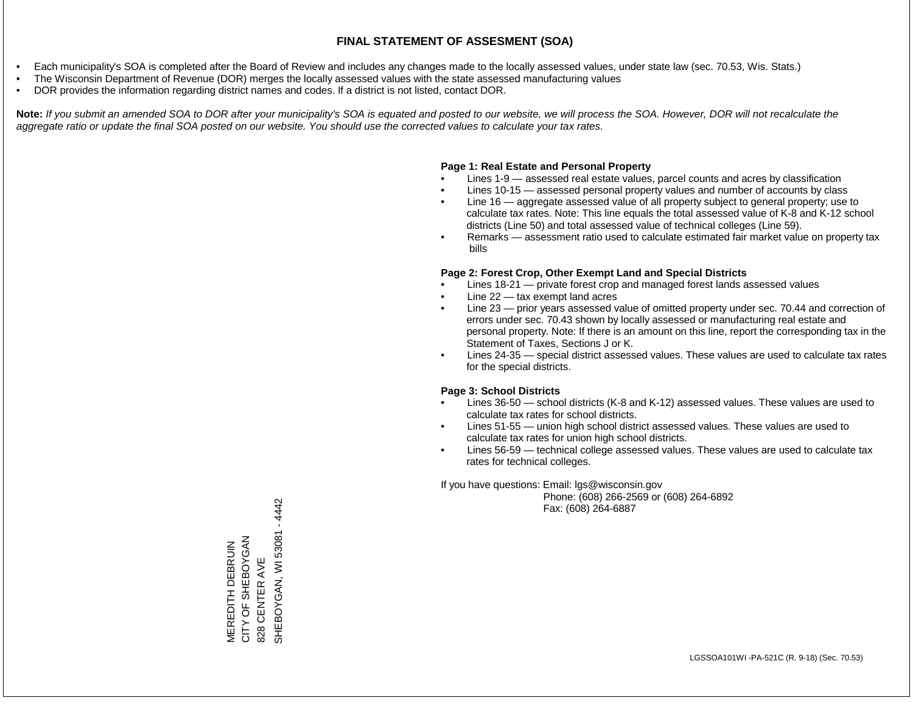# FINAL STATEMENT OF ASSESMENT (SOA)

- Each municipality's SOA is completed after the Board of Review and includes any changes made to the locally assessed values, under state law (sec. 70.53, Wis. Stats.)
- The Wisconsin Department of Revenue (DOR) merges the locally assessed values with the state assessed manufacturing values
- DOR provides the information regarding district names and codes. If a district is not listed, contact DOR.

**Note:** *If you submit an amended SOA to DOR after your municipality's SOA is equated and posted to our website, we will process the SOA. However, DOR will not recalculate the aggregate ratio or update the final SOA posted on our website. You should use the corrected values to calculate your tax rates.*

**Page 1: Real Estate and Personal Property**

- Lines 1-9 — assessed real estate values, parcel counts and acres by classification
- Lines 10-15 — assessed personal property values and number of accounts by class
- Line 16 — aggregate assessed value of all property subject to general property; use to calculate tax rates. Note: This line equals the total assessed value of K-8 and K-12 school districts (Line 50) and total assessed value of technical colleges (Line 59).
- Remarks — assessment ratio used to calculate estimated fair market value on property tax bills

**Page 2: Forest Crop, Other Exempt Land and Special Districts**

- Lines 18-21 — private forest crop and managed forest lands assessed values
- Line 22 — tax exempt land acres
- Line 23 — prior years assessed value of omitted property under sec. 70.44 and correction of errors under sec. 70.43 shown by locally assessed or manufacturing real estate and personal property. Note: If there is an amount on this line, report the corresponding tax in the Statement of Taxes, Sections J or K.
- Lines 24-35 — special district assessed values. These values are used to calculate tax rates for the special districts.

**Page 3: School Districts**

- Lines 36-50 — school districts (K-8 and K-12) assessed values. These values are used to calculate tax rates for school districts.
- Lines 51-55 — union high school district assessed values. These values are used to calculate tax rates for union high school districts.
- Lines 56-59 — technical college assessed values. These values are used to calculate tax rates for technical colleges.

If you have questions: Email: lgs@wisconsin.gov
Phone: (608) 266-2569 or (608) 264-6892
Fax: (608) 264-6887

MEREDITH DEBRUIN
CITY OF SHEBOYGAN
828 CENTER AVE
SHEBOYGAN, WI 53081 - 4442

LGSSOA101WI -PA-521C (R. 9-18) (Sec. 70.53)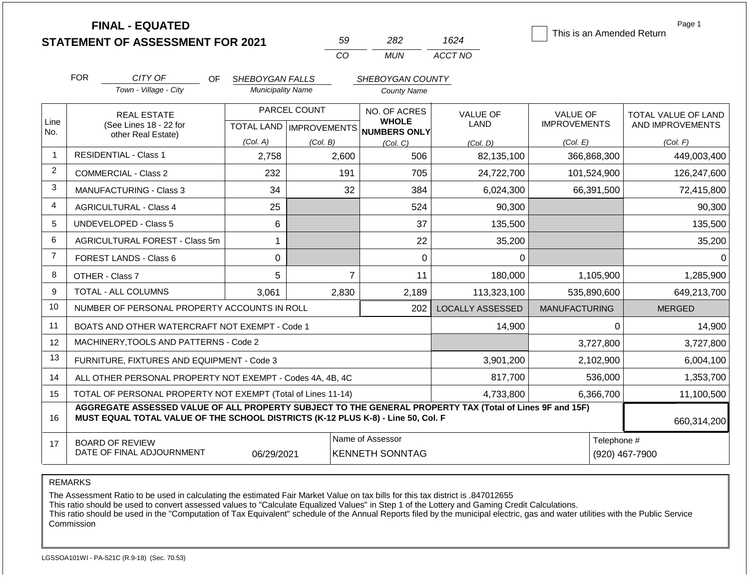# FINAL - EQUATED
## STATEMENT OF ASSESSMENT FOR 2021

| 59 | 282 | 1624 |
|---|---|---|
| CO | MUN | ACCT NO |

This is an Amended Return

FOR CITY OF (Town - Village - City) OF SHEBOYGAN FALLS (Municipality Name) SHEBOYGAN COUNTY (County Name)

| Line No. | REAL ESTATE (See Lines 18 - 22 for other Real Estate) | PARCEL COUNT TOTAL LAND (Col. A) | PARCEL COUNT IMPROVEMENTS (Col. B) | NO. OF ACRES WHOLE NUMBERS ONLY (Col. C) | VALUE OF LAND (Col. D) | VALUE OF IMPROVEMENTS (Col. E) | TOTAL VALUE OF LAND AND IMPROVEMENTS (Col. F) |
|---|---|---|---|---|---|---|---|
| 1 | RESIDENTIAL - Class 1 | 2,758 | 2,600 | 506 | 82,135,100 | 366,868,300 | 449,003,400 |
| 2 | COMMERCIAL - Class 2 | 232 | 191 | 705 | 24,722,700 | 101,524,900 | 126,247,600 |
| 3 | MANUFACTURING - Class 3 | 34 | 32 | 384 | 6,024,300 | 66,391,500 | 72,415,800 |
| 4 | AGRICULTURAL - Class 4 | 25 | | 524 | 90,300 | | 90,300 |
| 5 | UNDEVELOPED - Class 5 | 6 | | 37 | 135,500 | | 135,500 |
| 6 | AGRICULTURAL FOREST - Class 5m | 1 | | 22 | 35,200 | | 35,200 |
| 7 | FOREST LANDS - Class 6 | 0 | | 0 | 0 | | 0 |
| 8 | OTHER - Class 7 | 5 | 7 | 11 | 180,000 | 1,105,900 | 1,285,900 |
| 9 | TOTAL - ALL COLUMNS | 3,061 | 2,830 | 2,189 | 113,323,100 | 535,890,600 | 649,213,700 |
| 10 | NUMBER OF PERSONAL PROPERTY ACCOUNTS IN ROLL | | | 202 | LOCALLY ASSESSED | MANUFACTURING | MERGED |
| 11 | BOATS AND OTHER WATERCRAFT NOT EXEMPT - Code 1 | | | | 14,900 | 0 | 14,900 |
| 12 | MACHINERY,TOOLS AND PATTERNS - Code 2 | | | | | 3,727,800 | 3,727,800 |
| 13 | FURNITURE, FIXTURES AND EQUIPMENT - Code 3 | | | | 3,901,200 | 2,102,900 | 6,004,100 |
| 14 | ALL OTHER PERSONAL PROPERTY NOT EXEMPT - Codes 4A, 4B, 4C | | | | 817,700 | 536,000 | 1,353,700 |
| 15 | TOTAL OF PERSONAL PROPERTY NOT EXEMPT (Total of Lines 11-14) | | | | 4,733,800 | 6,366,700 | 11,100,500 |
| 16 | **AGGREGATE ASSESSED VALUE OF ALL PROPERTY SUBJECT TO THE GENERAL PROPERTY TAX (Total of Lines 9F and 15F) MUST EQUAL TOTAL VALUE OF THE SCHOOL DISTRICTS (K-12 PLUS K-8) - Line 50, Col. F** | | | | | | 660,314,200 |
| 17 | BOARD OF REVIEW DATE OF FINAL ADJOURNMENT | 06/29/2021 | | Name of Assessor: KENNETH SONNTAG | | | Telephone #: (920) 467-7900 |

REMARKS

The Assessment Ratio to be used in calculating the estimated Fair Market Value on tax bills for this tax district is .847012655
This ratio should be used to convert assessed values to "Calculate Equalized Values" in Step 1 of the Lottery and Gaming Credit Calculations.
This ratio should be used in the "Computation of Tax Equivalent" schedule of the Annual Reports filed by the municipal electric, gas and water utilities with the Public Service Commission

LGSSOA101WI - PA-521C (R.9-18) (Sec. 70.53)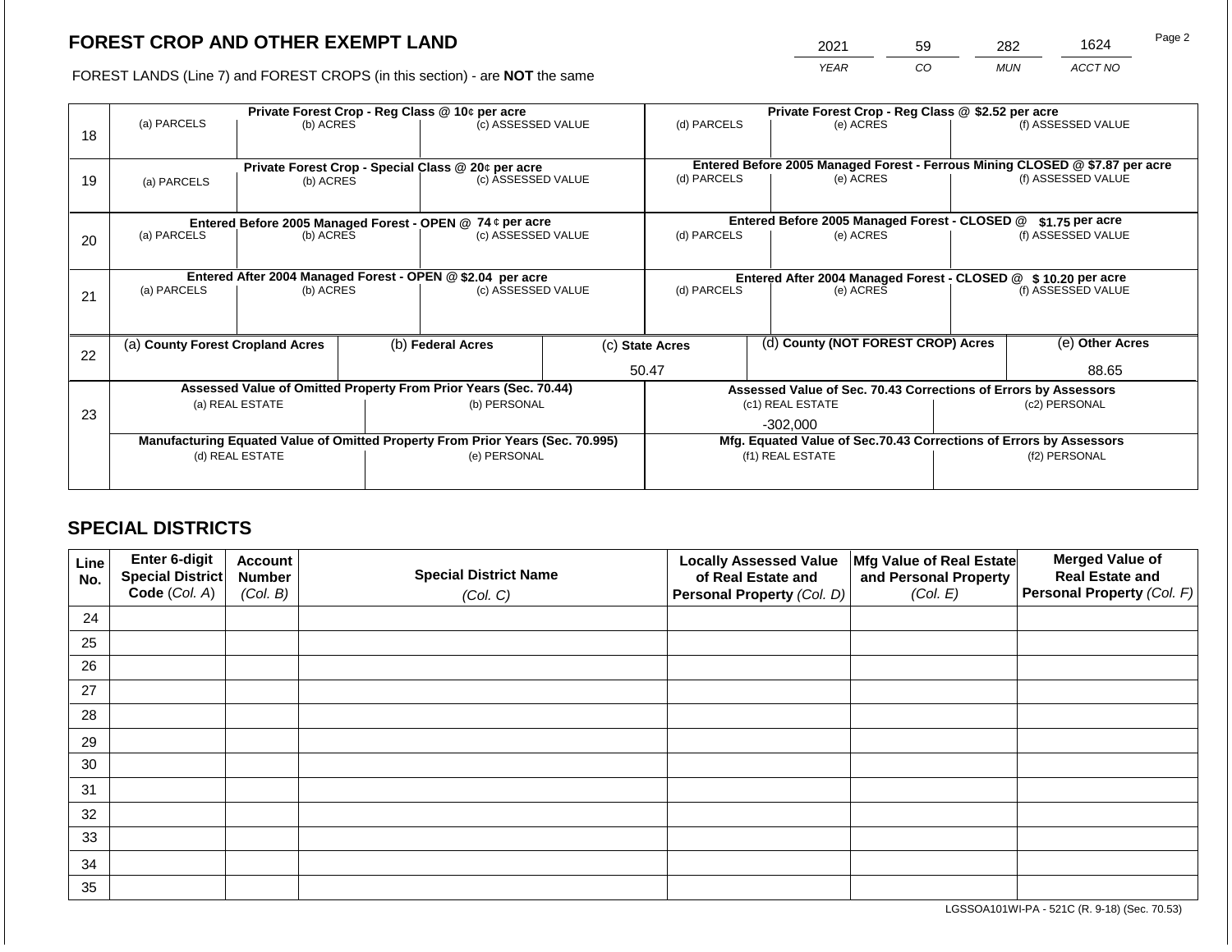# FOREST CROP AND OTHER EXEMPT LAND

FOREST LANDS (Line 7) and FOREST CROPS (in this section) - are **NOT** the same

| 2021 | 59 | 282 | 1624 |
|---|---|---|---|
| YEAR | CO | MUN | ACCT NO |

| Line | | | | | | |
|---|---|---|---|---|---|---|
| 18 | **Private Forest Crop - Reg Class @ 10¢ per acre** | | | **Private Forest Crop - Reg Class @ $2.52 per acre** | | |
| | (a) PARCELS | (b) ACRES | (c) ASSESSED VALUE | (d) PARCELS | (e) ACRES | (f) ASSESSED VALUE |
| | | | | | | |
| 19 | **Private Forest Crop - Special Class @ 20¢ per acre** | | | **Entered Before 2005 Managed Forest - Ferrous Mining CLOSED @ $7.87 per acre** | | |
| | (a) PARCELS | (b) ACRES | (c) ASSESSED VALUE | (d) PARCELS | (e) ACRES | (f) ASSESSED VALUE |
| | | | | | | |
| 20 | **Entered Before 2005 Managed Forest - OPEN @ 74 ¢ per acre** | | | **Entered Before 2005 Managed Forest - CLOSED @ $1.75 per acre** | | |
| | (a) PARCELS | (b) ACRES | (c) ASSESSED VALUE | (d) PARCELS | (e) ACRES | (f) ASSESSED VALUE |
| | | | | | | |
| 21 | **Entered After 2004 Managed Forest - OPEN @ $2.04 per acre** | | | **Entered After 2004 Managed Forest - CLOSED @ $ 10.20 per acre** | | |
| | (a) PARCELS | (b) ACRES | (c) ASSESSED VALUE | (d) PARCELS | (e) ACRES | (f) ASSESSED VALUE |
| | | | | | | |

| Line | (a) County Forest Cropland Acres | (b) Federal Acres | (c) State Acres | (d) County (NOT FOREST CROP) Acres | (e) Other Acres |
|---|---|---|---|---|---|
| 22 | | | 50.47 | | 88.65 |

| Line | Assessed Value of Omitted Property From Prior Years (Sec. 70.44) | | Assessed Value of Sec. 70.43 Corrections of Errors by Assessors | |
|---|---|---|---|---|
| 23 | (a) REAL ESTATE | (b) PERSONAL | (c1) REAL ESTATE | (c2) PERSONAL |
| | | | -302,000 | |
| | **Manufacturing Equated Value of Omitted Property From Prior Years (Sec. 70.995)** | | **Mfg. Equated Value of Sec.70.43 Corrections of Errors by Assessors** | |
| | (d) REAL ESTATE | (e) PERSONAL | (f1) REAL ESTATE | (f2) PERSONAL |
| | | | | |

## SPECIAL DISTRICTS

| Line No. | Enter 6-digit Special District Code (Col. A) | Account Number (Col. B) | Special District Name (Col. C) | Locally Assessed Value of Real Estate and Personal Property (Col. D) | Mfg Value of Real Estate and Personal Property (Col. E) | Merged Value of Real Estate and Personal Property (Col. F) |
|---|---|---|---|---|---|---|
| 24 | | | | | | |
| 25 | | | | | | |
| 26 | | | | | | |
| 27 | | | | | | |
| 28 | | | | | | |
| 29 | | | | | | |
| 30 | | | | | | |
| 31 | | | | | | |
| 32 | | | | | | |
| 33 | | | | | | |
| 34 | | | | | | |
| 35 | | | | | | |

LGSSOA101WI-PA - 521C (R. 9-18) (Sec. 70.53)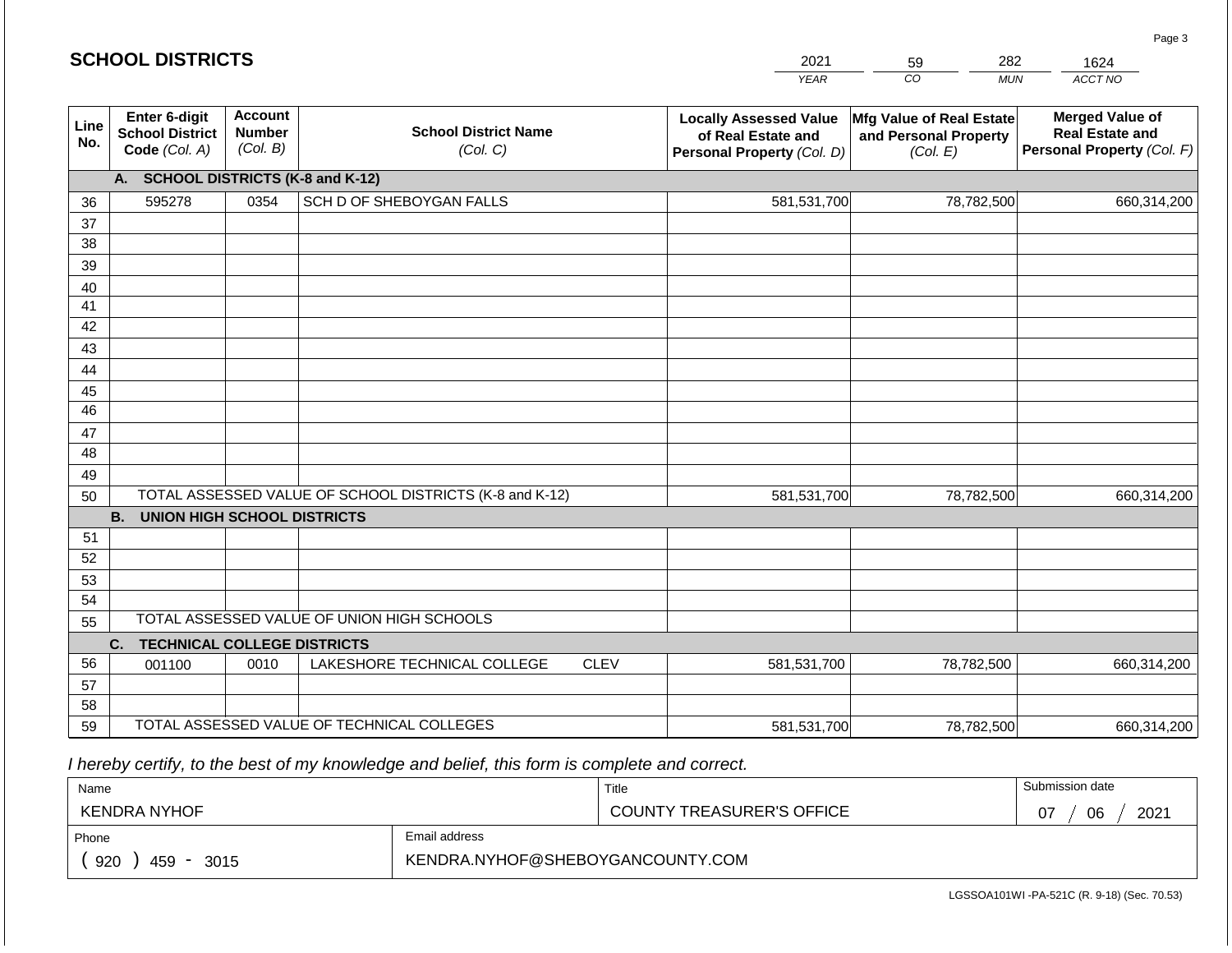# SCHOOL DISTRICTS

| 2021 | 59 | 282 | 1624 |
|---|---|---|---|
| *YEAR* | *CO* | *MUN* | *ACCT NO* |

| Line No. | Enter 6-digit School District Code *(Col. A)* | Account Number *(Col. B)* | School District Name *(Col. C)* | Locally Assessed Value of Real Estate and Personal Property *(Col. D)* | Mfg Value of Real Estate and Personal Property *(Col. E)* | Merged Value of Real Estate and Personal Property *(Col. F)* |
|---|---|---|---|---|---|---|
| | **A. SCHOOL DISTRICTS (K-8 and K-12)** | | | | | |
| 36 | 595278 | 0354 | SCH D OF SHEBOYGAN FALLS | 581,531,700 | 78,782,500 | 660,314,200 |
| 37 | | | | | | |
| 38 | | | | | | |
| 39 | | | | | | |
| 40 | | | | | | |
| 41 | | | | | | |
| 42 | | | | | | |
| 43 | | | | | | |
| 44 | | | | | | |
| 45 | | | | | | |
| 46 | | | | | | |
| 47 | | | | | | |
| 48 | | | | | | |
| 49 | | | | | | |
| 50 | TOTAL ASSESSED VALUE OF SCHOOL DISTRICTS (K-8 and K-12) | | | 581,531,700 | 78,782,500 | 660,314,200 |
| | **B. UNION HIGH SCHOOL DISTRICTS** | | | | | |
| 51 | | | | | | |
| 52 | | | | | | |
| 53 | | | | | | |
| 54 | | | | | | |
| 55 | TOTAL ASSESSED VALUE OF UNION HIGH SCHOOLS | | | | | |
| | **C. TECHNICAL COLLEGE DISTRICTS** | | | | | |
| 56 | 001100 | 0010 | LAKESHORE TECHNICAL COLLEGE CLEV | 581,531,700 | 78,782,500 | 660,314,200 |
| 57 | | | | | | |
| 58 | | | | | | |
| 59 | TOTAL ASSESSED VALUE OF TECHNICAL COLLEGES | | | 581,531,700 | 78,782,500 | 660,314,200 |

*I hereby certify, to the best of my knowledge and belief, this form is complete and correct.*

| Name | Title | Submission date |
|---|---|---|
| KENDRA NYHOF | COUNTY TREASURER'S OFFICE | 07 / 06 / 2021 |
| **Phone** | **Email address** | |
| ( 920 ) 459 - 3015 | KENDRA.NYHOF@SHEBOYGANCOUNTY.COM | |

LGSSOA101WI -PA-521C (R. 9-18) (Sec. 70.53)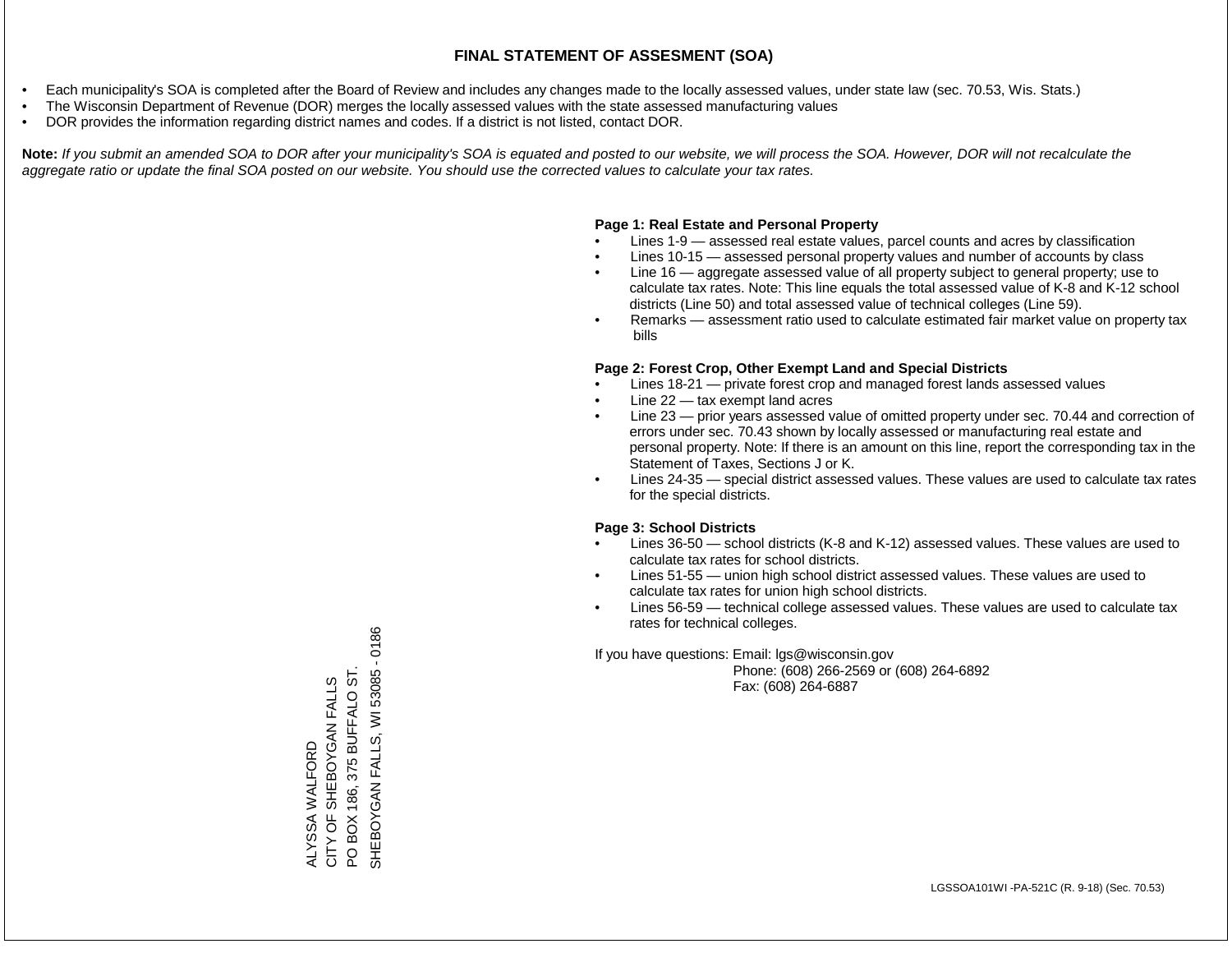# FINAL STATEMENT OF ASSESMENT (SOA)

- Each municipality's SOA is completed after the Board of Review and includes any changes made to the locally assessed values, under state law (sec. 70.53, Wis. Stats.)
- The Wisconsin Department of Revenue (DOR) merges the locally assessed values with the state assessed manufacturing values
- DOR provides the information regarding district names and codes. If a district is not listed, contact DOR.

**Note:** *If you submit an amended SOA to DOR after your municipality's SOA is equated and posted to our website, we will process the SOA. However, DOR will not recalculate the aggregate ratio or update the final SOA posted on our website. You should use the corrected values to calculate your tax rates.*

ALYSSA WALFORD
CITY OF SHEBOYGAN FALLS
PO BOX 186, 375 BUFFALO ST.
SHEBOYGAN FALLS, WI 53085 - 0186

**Page 1: Real Estate and Personal Property**

- Lines 1-9 — assessed real estate values, parcel counts and acres by classification
- Lines 10-15 — assessed personal property values and number of accounts by class
- Line 16 — aggregate assessed value of all property subject to general property; use to calculate tax rates. Note: This line equals the total assessed value of K-8 and K-12 school districts (Line 50) and total assessed value of technical colleges (Line 59).
- Remarks — assessment ratio used to calculate estimated fair market value on property tax bills

**Page 2: Forest Crop, Other Exempt Land and Special Districts**

- Lines 18-21 — private forest crop and managed forest lands assessed values
- Line 22 — tax exempt land acres
- Line 23 — prior years assessed value of omitted property under sec. 70.44 and correction of errors under sec. 70.43 shown by locally assessed or manufacturing real estate and personal property. Note: If there is an amount on this line, report the corresponding tax in the Statement of Taxes, Sections J or K.
- Lines 24-35 — special district assessed values. These values are used to calculate tax rates for the special districts.

**Page 3: School Districts**

- Lines 36-50 — school districts (K-8 and K-12) assessed values. These values are used to calculate tax rates for school districts.
- Lines 51-55 — union high school district assessed values. These values are used to calculate tax rates for union high school districts.
- Lines 56-59 — technical college assessed values. These values are used to calculate tax rates for technical colleges.

If you have questions: Email: lgs@wisconsin.gov
Phone: (608) 266-2569 or (608) 264-6892
Fax: (608) 264-6887

LGSSOA101WI -PA-521C (R. 9-18) (Sec. 70.53)